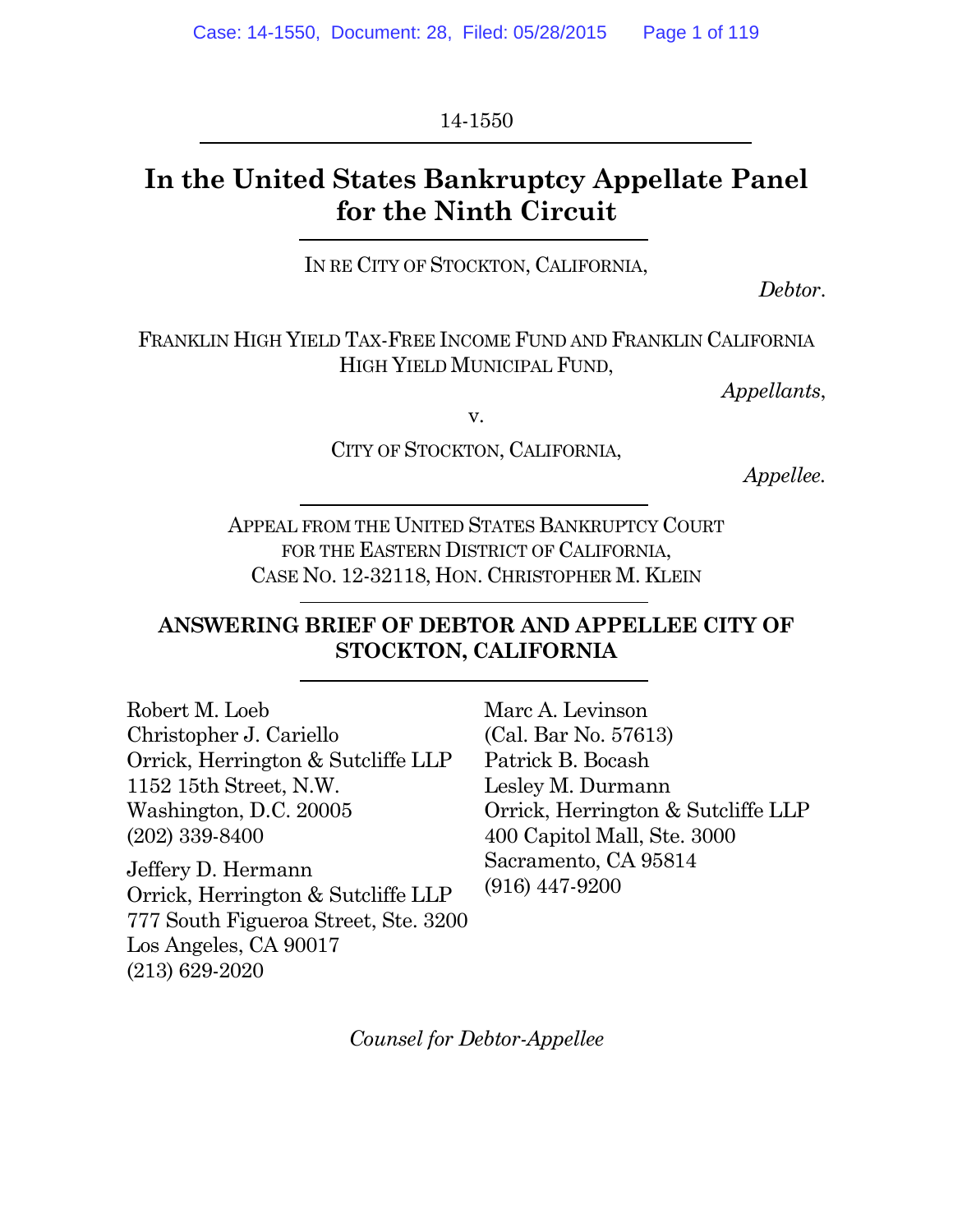14-1550

# In the United States Bankruptcy Appellate Panel for the Ninth Circuit

IN RE CITY OF STOCKTON, CALIFORNIA,

*Debtor*.

FRANKLIN HIGH YIELD TAX-FREE INCOME FUND AND FRANKLIN CALIFORNIA HIGH YIELD MUNICIPAL FUND,

*Appellants*,

v.

CITY OF STOCKTON, CALIFORNIA,

*Appellee.*

APPEAL FROM THE UNITED STATES BANKRUPTCY COURT FOR THE EASTERN DISTRICT OF CALIFORNIA, CASE NO. 12-32118, HON. CHRISTOPHER M. KLEIN

**ANSWERING BRIEF OF DEBTOR AND APPELLEE CITY OF STOCKTON, CALIFORNIA**

Robert M. Loeb
Christopher J. Cariello
Orrick, Herrington & Sutcliffe LLP
1152 15th Street, N.W.
Washington, D.C. 20005
(202) 339-8400

Jeffery D. Hermann
Orrick, Herrington & Sutcliffe LLP
777 South Figueroa Street, Ste. 3200
Los Angeles, CA 90017
(213) 629-2020

Marc A. Levinson
(Cal. Bar No. 57613)
Patrick B. Bocash
Lesley M. Durmann
Orrick, Herrington & Sutcliffe LLP
400 Capitol Mall, Ste. 3000
Sacramento, CA 95814
(916) 447-9200

*Counsel for Debtor-Appellee*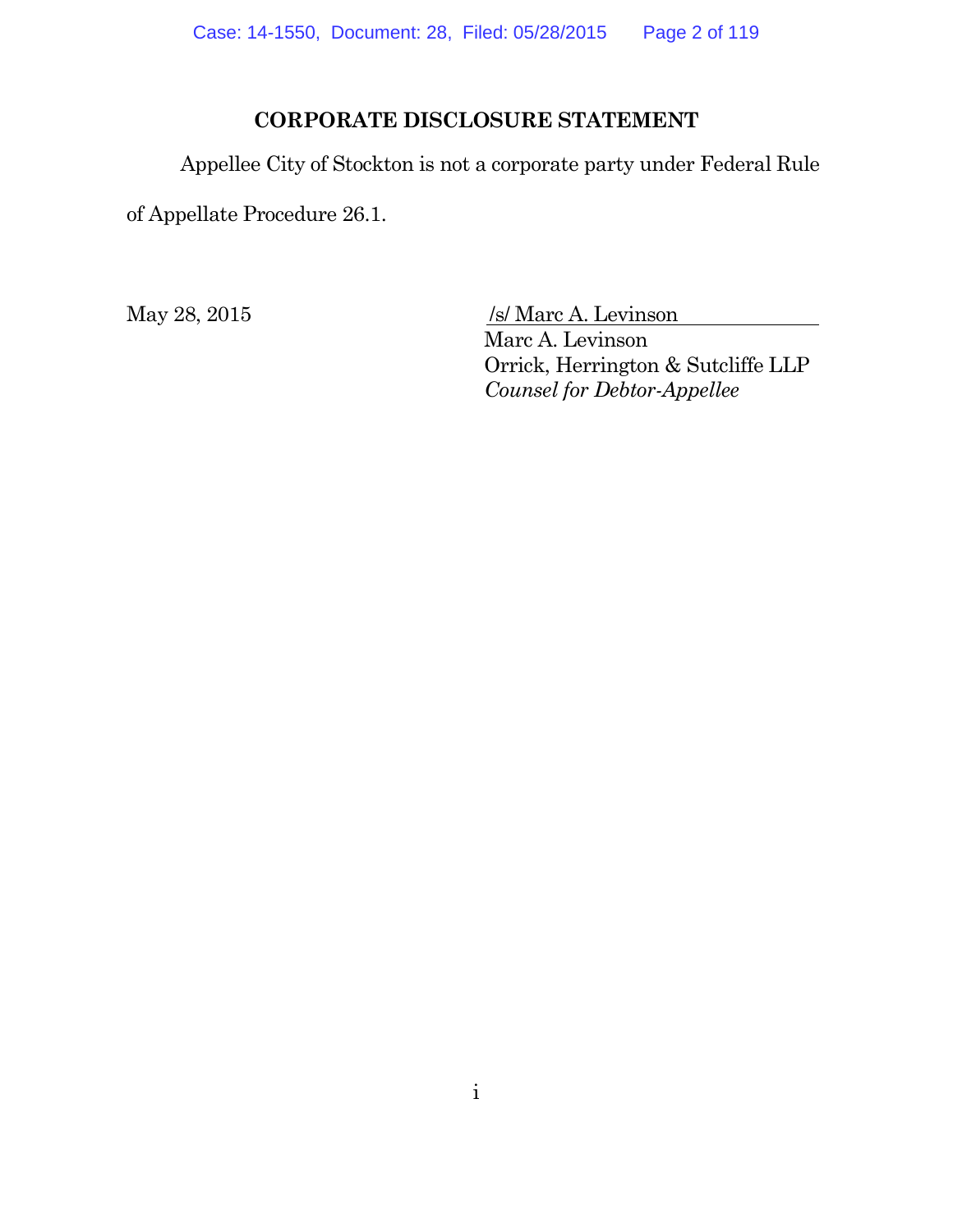## CORPORATE DISCLOSURE STATEMENT

Appellee City of Stockton is not a corporate party under Federal Rule of Appellate Procedure 26.1.

May 28, 2015

/s/ Marc A. Levinson
Marc A. Levinson
Orrick, Herrington & Sutcliffe LLP
*Counsel for Debtor-Appellee*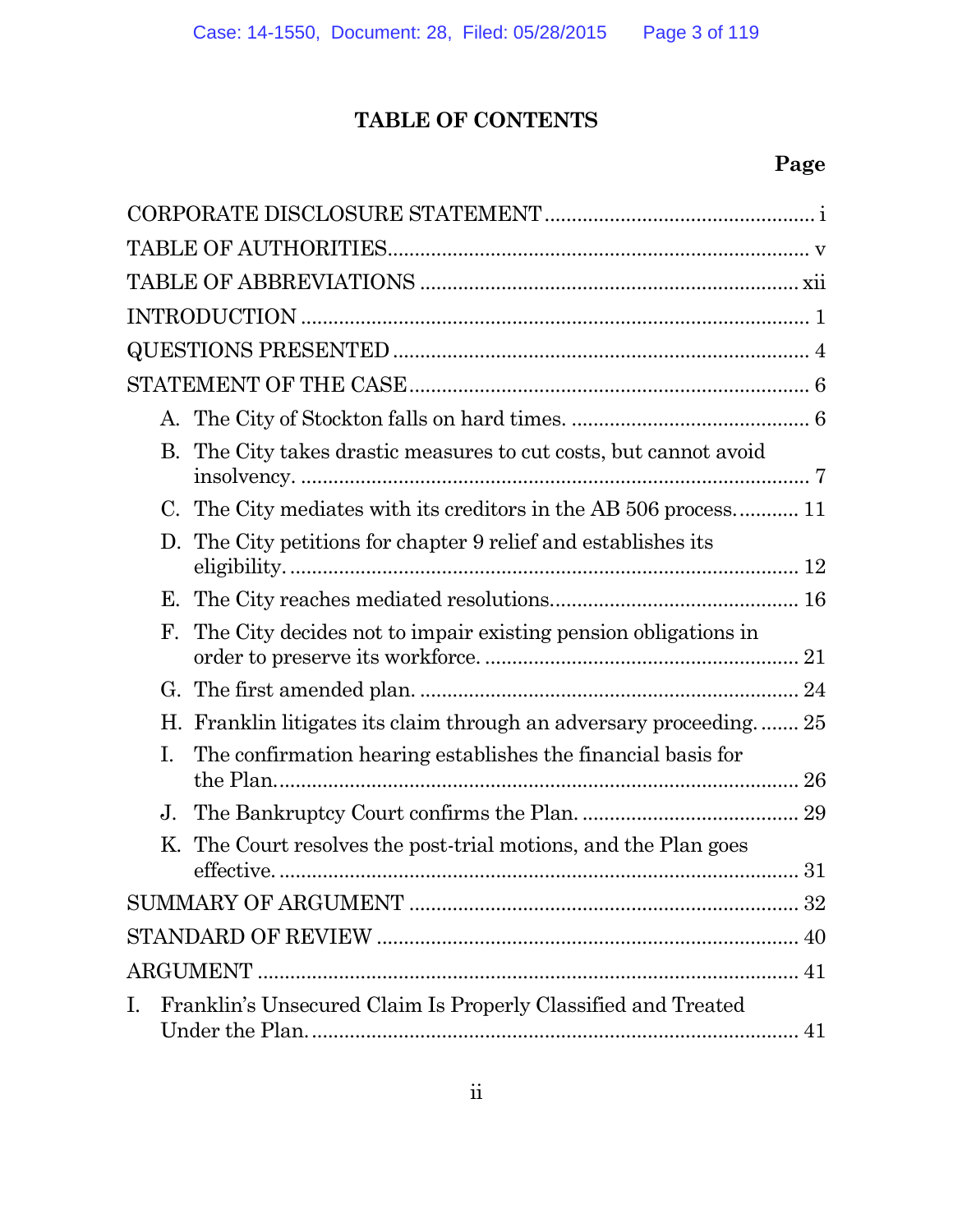# TABLE OF CONTENTS

| | Page |
|---|---|
| CORPORATE DISCLOSURE STATEMENT | i |
| TABLE OF AUTHORITIES | v |
| TABLE OF ABBREVIATIONS | xii |
| INTRODUCTION | 1 |
| QUESTIONS PRESENTED | 4 |
| STATEMENT OF THE CASE | 6 |
| A. The City of Stockton falls on hard times. | 6 |
| B. The City takes drastic measures to cut costs, but cannot avoid insolvency. | 7 |
| C. The City mediates with its creditors in the AB 506 process. | 11 |
| D. The City petitions for chapter 9 relief and establishes its eligibility. | 12 |
| E. The City reaches mediated resolutions. | 16 |
| F. The City decides not to impair existing pension obligations in order to preserve its workforce. | 21 |
| G. The first amended plan. | 24 |
| H. Franklin litigates its claim through an adversary proceeding. | 25 |
| I. The confirmation hearing establishes the financial basis for the Plan. | 26 |
| J. The Bankruptcy Court confirms the Plan. | 29 |
| K. The Court resolves the post-trial motions, and the Plan goes effective. | 31 |
| SUMMARY OF ARGUMENT | 32 |
| STANDARD OF REVIEW | 40 |
| ARGUMENT | 41 |
| I. Franklin's Unsecured Claim Is Properly Classified and Treated Under the Plan. | 41 |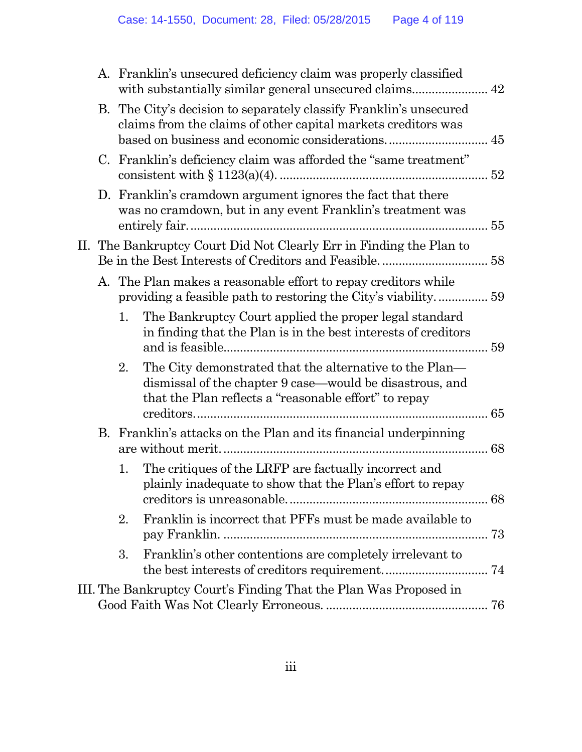A. Franklin's unsecured deficiency claim was properly classified with substantially similar general unsecured claims....................... 42

B. The City's decision to separately classify Franklin's unsecured claims from the claims of other capital markets creditors was based on business and economic considerations.............................. 45

C. Franklin's deficiency claim was afforded the "same treatment" consistent with § 1123(a)(4). ............................................................ 52

D. Franklin's cramdown argument ignores the fact that there was no cramdown, but in any event Franklin's treatment was entirely fair. ....................................................................................... 55

II. The Bankruptcy Court Did Not Clearly Err in Finding the Plan to Be in the Best Interests of Creditors and Feasible. ............................... 58

A. The Plan makes a reasonable effort to repay creditors while providing a feasible path to restoring the City's viability. ............... 59

1. The Bankruptcy Court applied the proper legal standard in finding that the Plan is in the best interests of creditors and is feasible............................................................................... 59

2. The City demonstrated that the alternative to the Plan—dismissal of the chapter 9 case—would be disastrous, and that the Plan reflects a "reasonable effort" to repay creditors..................................................................................... 65

B. Franklin's attacks on the Plan and its financial underpinning are without merit. ............................................................................... 68

1. The critiques of the LRFP are factually incorrect and plainly inadequate to show that the Plan's effort to repay creditors is unreasonable. .......................................................... 68

2. Franklin is incorrect that PFFs must be made available to pay Franklin. .............................................................................. 73

3. Franklin's other contentions are completely irrelevant to the best interests of creditors requirement. .............................. 74

III. The Bankruptcy Court's Finding That the Plan Was Proposed in Good Faith Was Not Clearly Erroneous. ............................................... 76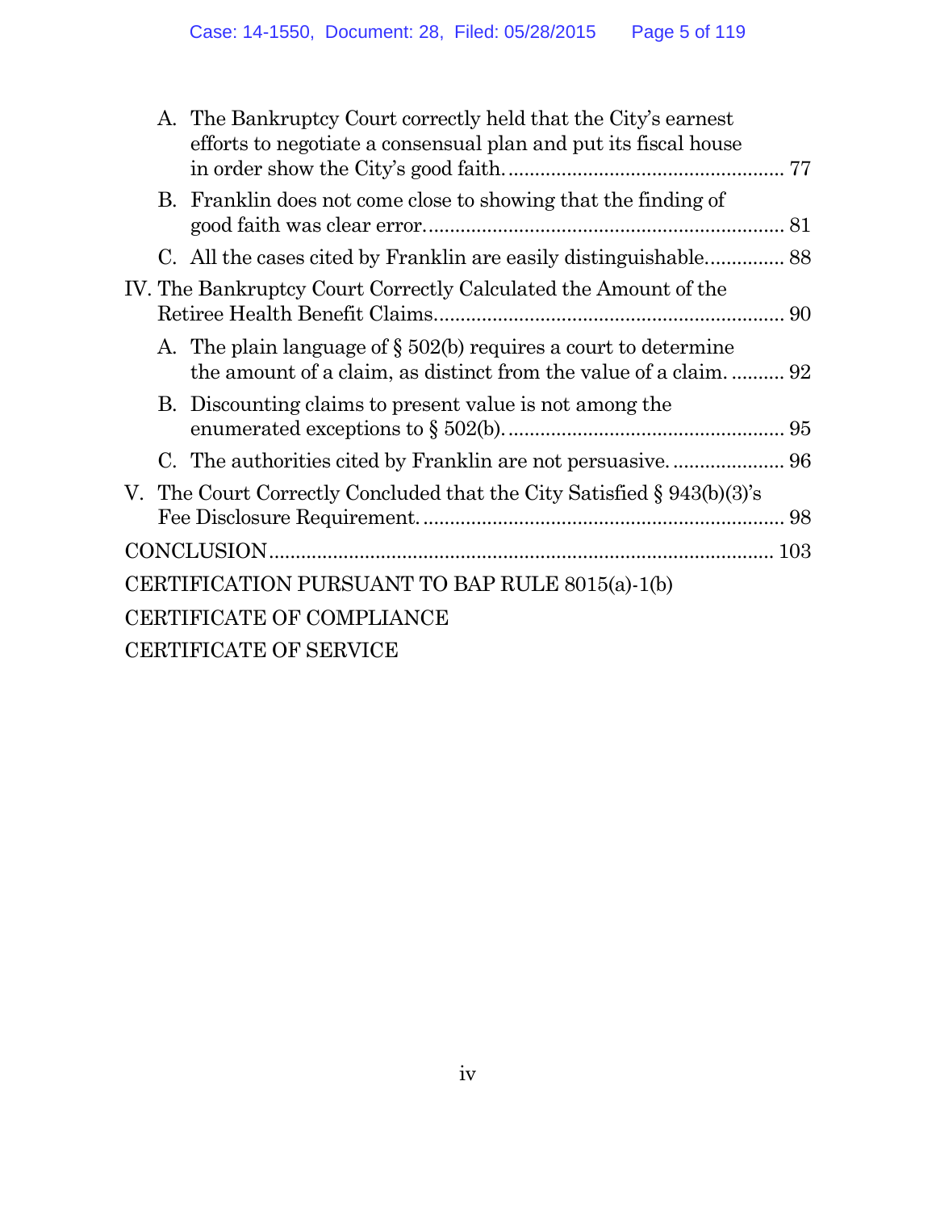- A. The Bankruptcy Court correctly held that the City's earnest efforts to negotiate a consensual plan and put its fiscal house in order show the City's good faith. .................................................... 77
- B. Franklin does not come close to showing that the finding of good faith was clear error. ................................................................... 81
- C. All the cases cited by Franklin are easily distinguishable. .............. 88

IV. The Bankruptcy Court Correctly Calculated the Amount of the Retiree Health Benefit Claims. ................................................................ 90

- A. The plain language of § 502(b) requires a court to determine the amount of a claim, as distinct from the value of a claim. .......... 92
- B. Discounting claims to present value is not among the enumerated exceptions to § 502(b). ................................................... 95
- C. The authorities cited by Franklin are not persuasive. ..................... 96

V. The Court Correctly Concluded that the City Satisfied § 943(b)(3)'s Fee Disclosure Requirement. ................................................................... 98

CONCLUSION ............................................................................................ 103

CERTIFICATION PURSUANT TO BAP RULE 8015(a)-1(b)

CERTIFICATE OF COMPLIANCE

CERTIFICATE OF SERVICE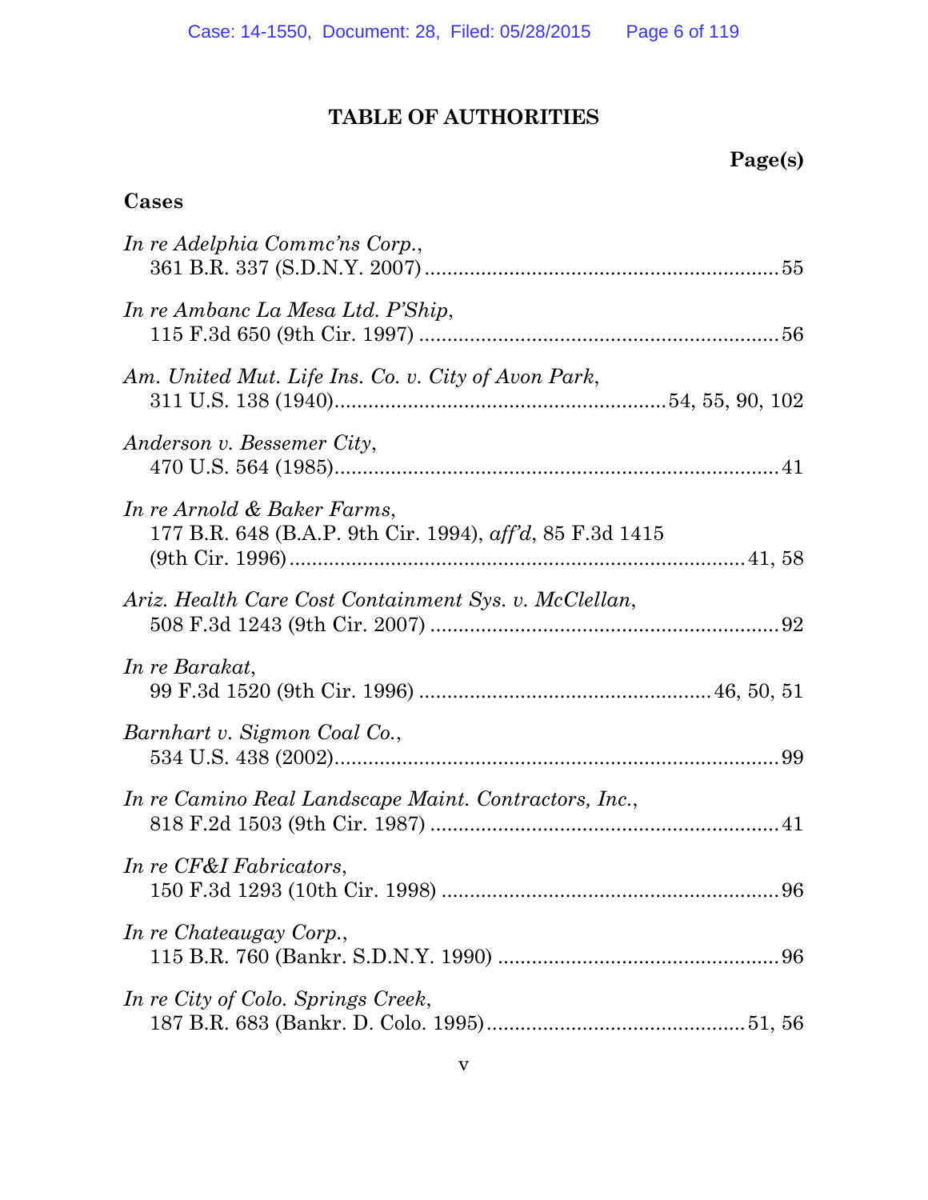# TABLE OF AUTHORITIES

**Page(s)**

## Cases

*In re Adelphia Commc'ns Corp.*, 361 B.R. 337 (S.D.N.Y. 2007) .......... 55

*In re Ambanc La Mesa Ltd. P'Ship*, 115 F.3d 650 (9th Cir. 1997) .......... 56

*Am. United Mut. Life Ins. Co. v. City of Avon Park*, 311 U.S. 138 (1940) .......... 54, 55, 90, 102

*Anderson v. Bessemer City*, 470 U.S. 564 (1985) .......... 41

*In re Arnold & Baker Farms*, 177 B.R. 648 (B.A.P. 9th Cir. 1994), *aff'd*, 85 F.3d 1415 (9th Cir. 1996) .......... 41, 58

*Ariz. Health Care Cost Containment Sys. v. McClellan*, 508 F.3d 1243 (9th Cir. 2007) .......... 92

*In re Barakat*, 99 F.3d 1520 (9th Cir. 1996) .......... 46, 50, 51

*Barnhart v. Sigmon Coal Co.*, 534 U.S. 438 (2002) .......... 99

*In re Camino Real Landscape Maint. Contractors, Inc.*, 818 F.2d 1503 (9th Cir. 1987) .......... 41

*In re CF&I Fabricators*, 150 F.3d 1293 (10th Cir. 1998) .......... 96

*In re Chateaugay Corp.*, 115 B.R. 760 (Bankr. S.D.N.Y. 1990) .......... 96

*In re City of Colo. Springs Creek*, 187 B.R. 683 (Bankr. D. Colo. 1995) .......... 51, 56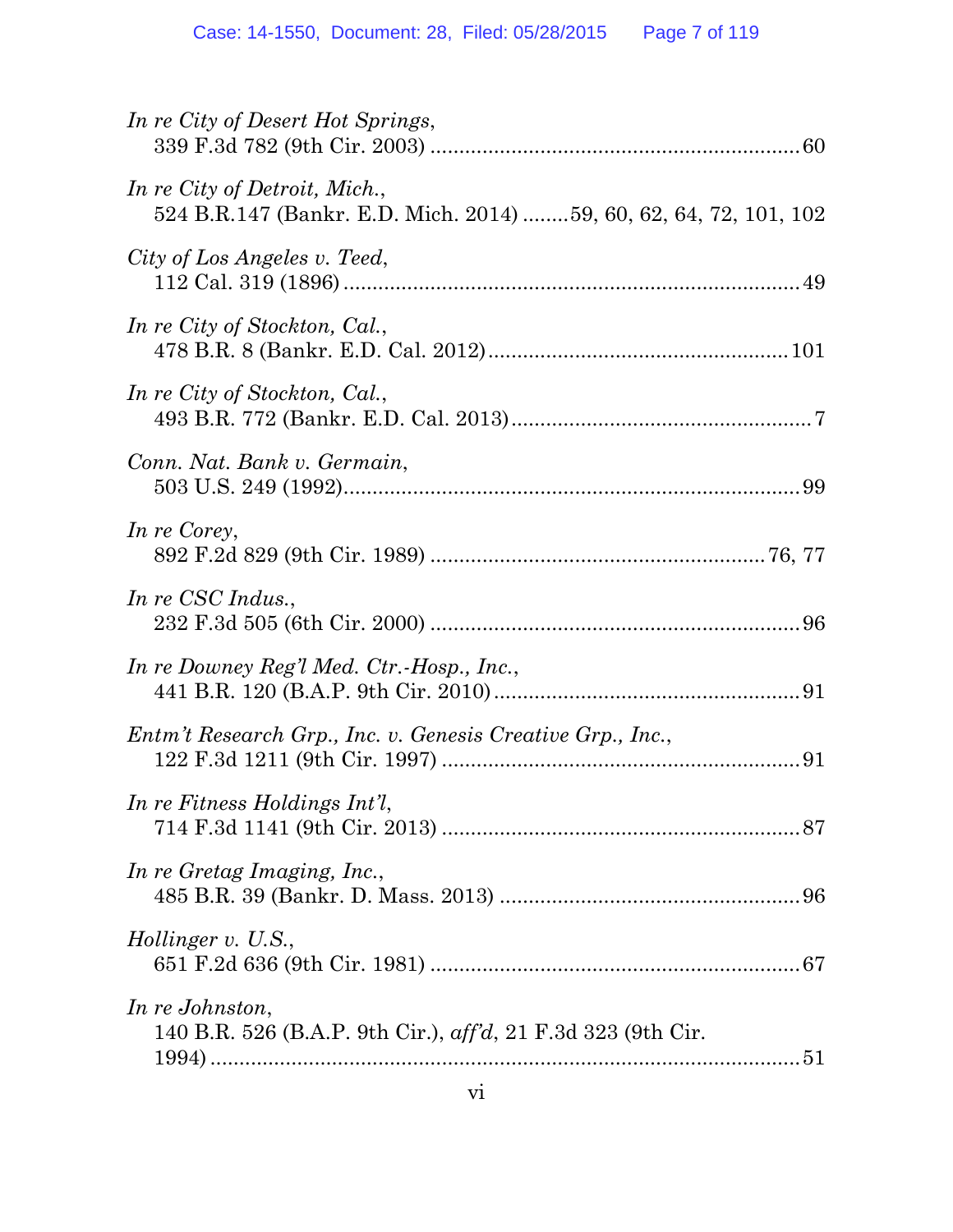*In re City of Desert Hot Springs*,
339 F.3d 782 (9th Cir. 2003) .............................................................. 60

*In re City of Detroit, Mich.*,
524 B.R.147 (Bankr. E.D. Mich. 2014) ........59, 60, 62, 64, 72, 101, 102

*City of Los Angeles v. Teed*,
112 Cal. 319 (1896) ............................................................................. 49

*In re City of Stockton, Cal.*,
478 B.R. 8 (Bankr. E.D. Cal. 2012) .................................................. 101

*In re City of Stockton, Cal.*,
493 B.R. 772 (Bankr. E.D. Cal. 2013) ................................................... 7

*Conn. Nat. Bank v. Germain*,
503 U.S. 249 (1992) ............................................................................. 99

*In re Corey*,
892 F.2d 829 (9th Cir. 1989) ........................................................ 76, 77

*In re CSC Indus.*,
232 F.3d 505 (6th Cir. 2000) .............................................................. 96

*In re Downey Reg'l Med. Ctr.-Hosp., Inc.*,
441 B.R. 120 (B.A.P. 9th Cir. 2010) ................................................... 91

*Entm't Research Grp., Inc. v. Genesis Creative Grp., Inc.*,
122 F.3d 1211 (9th Cir. 1997) ............................................................ 91

*In re Fitness Holdings Int'l*,
714 F.3d 1141 (9th Cir. 2013) ............................................................ 87

*In re Gretag Imaging, Inc.*,
485 B.R. 39 (Bankr. D. Mass. 2013) ................................................... 96

*Hollinger v. U.S.*,
651 F.2d 636 (9th Cir. 1981) .............................................................. 67

*In re Johnston*,
140 B.R. 526 (B.A.P. 9th Cir.), *aff'd*, 21 F.3d 323 (9th Cir.
1994) ..................................................................................................... 51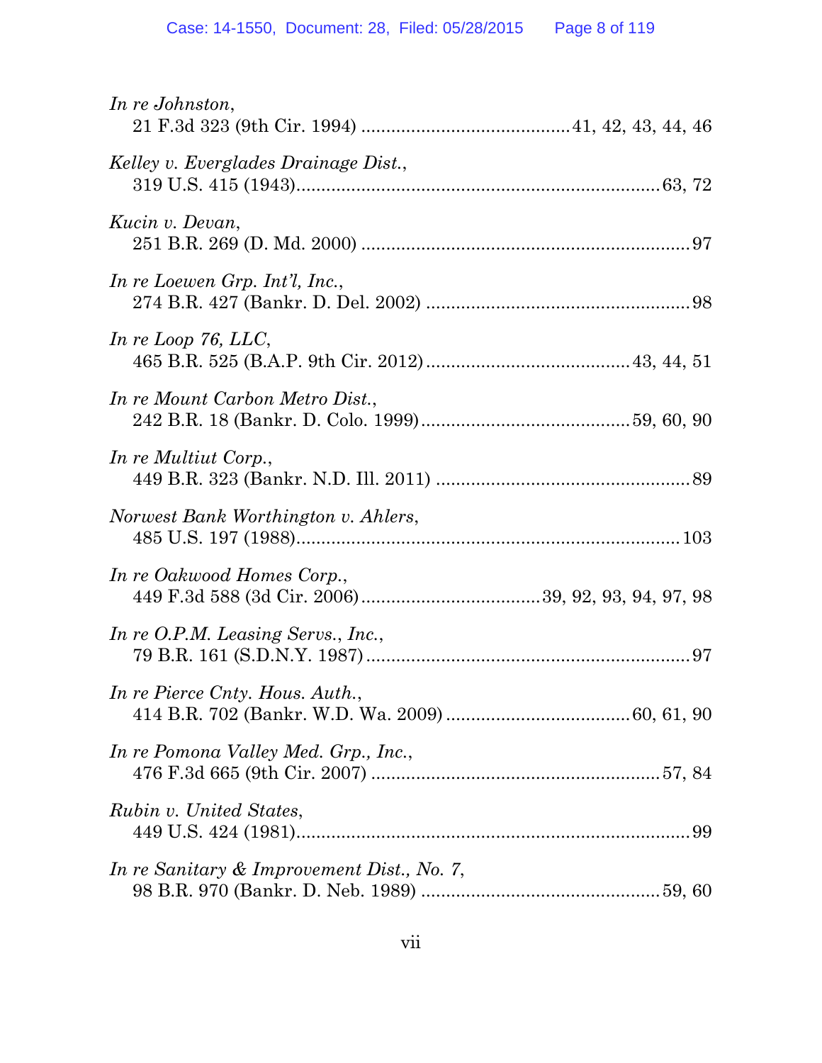*In re Johnston*,
21 F.3d 323 (9th Cir. 1994) ........................................ 41, 42, 43, 44, 46

*Kelley v. Everglades Drainage Dist.*,
319 U.S. 415 (1943) ........................................................................ 63, 72

*Kucin v. Devan*,
251 B.R. 269 (D. Md. 2000) ................................................................. 97

*In re Loewen Grp. Int'l, Inc.*,
274 B.R. 427 (Bankr. D. Del. 2002) .................................................... 98

*In re Loop 76, LLC*,
465 B.R. 525 (B.A.P. 9th Cir. 2012) ........................................ 43, 44, 51

*In re Mount Carbon Metro Dist.*,
242 B.R. 18 (Bankr. D. Colo. 1999) ......................................... 59, 60, 90

*In re Multiut Corp.*,
449 B.R. 323 (Bankr. N.D. Ill. 2011) .................................................. 89

*Norwest Bank Worthington v. Ahlers*,
485 U.S. 197 (1988) ........................................................................... 103

*In re Oakwood Homes Corp.*,
449 F.3d 588 (3d Cir. 2006) .................................. 39, 92, 93, 94, 97, 98

*In re O.P.M. Leasing Servs., Inc.*,
79 B.R. 161 (S.D.N.Y. 1987) ............................................................... 97

*In re Pierce Cnty. Hous. Auth.*,
414 B.R. 702 (Bankr. W.D. Wa. 2009) .................................... 60, 61, 90

*In re Pomona Valley Med. Grp., Inc.*,
476 F.3d 665 (9th Cir. 2007) ......................................................... 57, 84

*Rubin v. United States*,
449 U.S. 424 (1981) ............................................................................. 99

*In re Sanitary & Improvement Dist., No. 7*,
98 B.R. 970 (Bankr. D. Neb. 1989) ............................................... 59, 60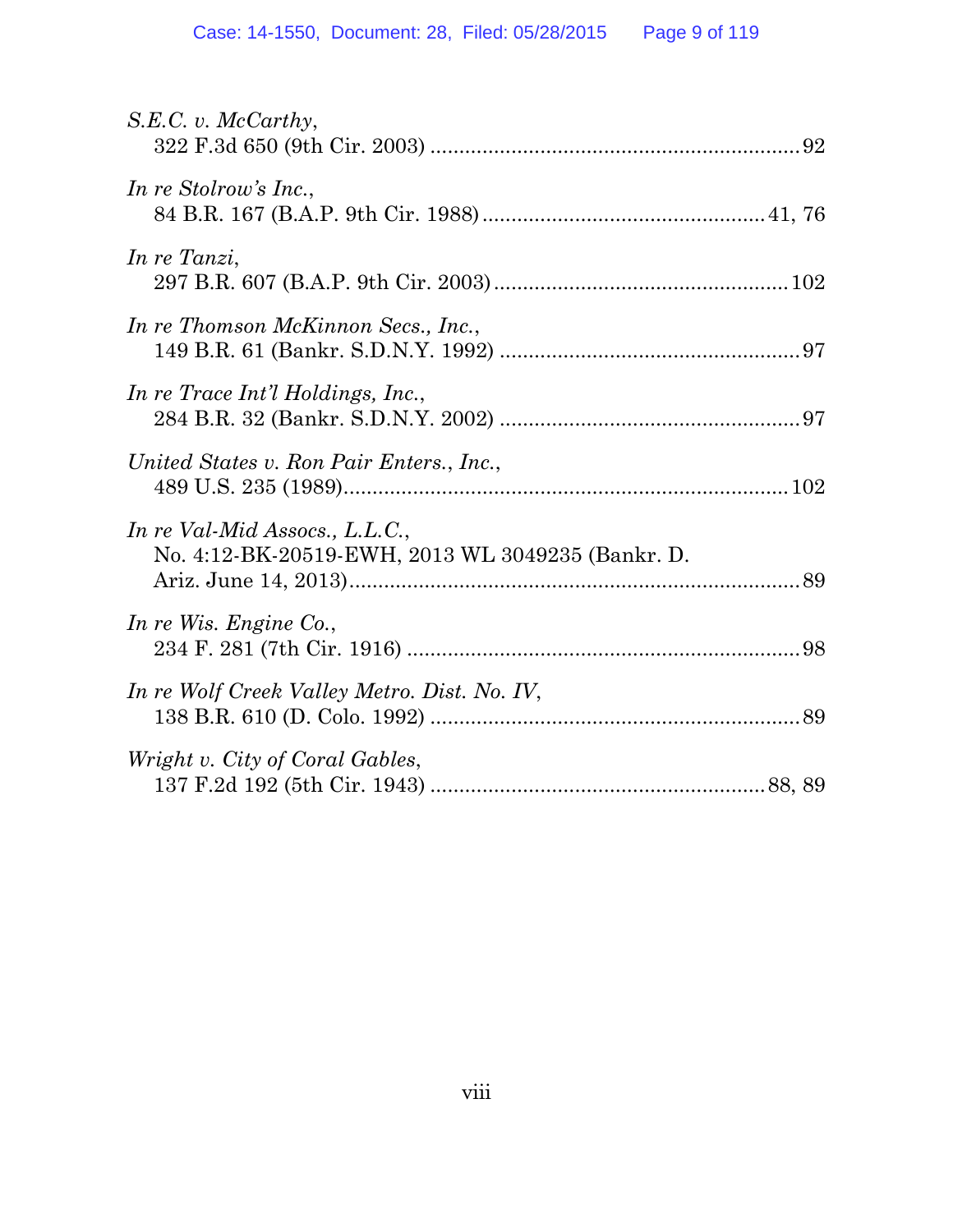*S.E.C. v. McCarthy*,
322 F.3d 650 (9th Cir. 2003) ............................................................... 92

*In re Stolrow's Inc.*,
84 B.R. 167 (B.A.P. 9th Cir. 1988) ................................................ 41, 76

*In re Tanzi*,
297 B.R. 607 (B.A.P. 9th Cir. 2003) .................................................. 102

*In re Thomson McKinnon Secs., Inc.*,
149 B.R. 61 (Bankr. S.D.N.Y. 1992) .................................................... 97

*In re Trace Int'l Holdings, Inc.*,
284 B.R. 32 (Bankr. S.D.N.Y. 2002) .................................................... 97

*United States v. Ron Pair Enters., Inc.*,
489 U.S. 235 (1989)............................................................................ 102

*In re Val-Mid Assocs., L.L.C.*,
No. 4:12-BK-20519-EWH, 2013 WL 3049235 (Bankr. D.
Ariz. June 14, 2013)............................................................................. 89

*In re Wis. Engine Co.*,
234 F. 281 (7th Cir. 1916) .................................................................... 98

*In re Wolf Creek Valley Metro. Dist. No. IV*,
138 B.R. 610 (D. Colo. 1992) ............................................................... 89

*Wright v. City of Coral Gables*,
137 F.2d 192 (5th Cir. 1943) ......................................................... 88, 89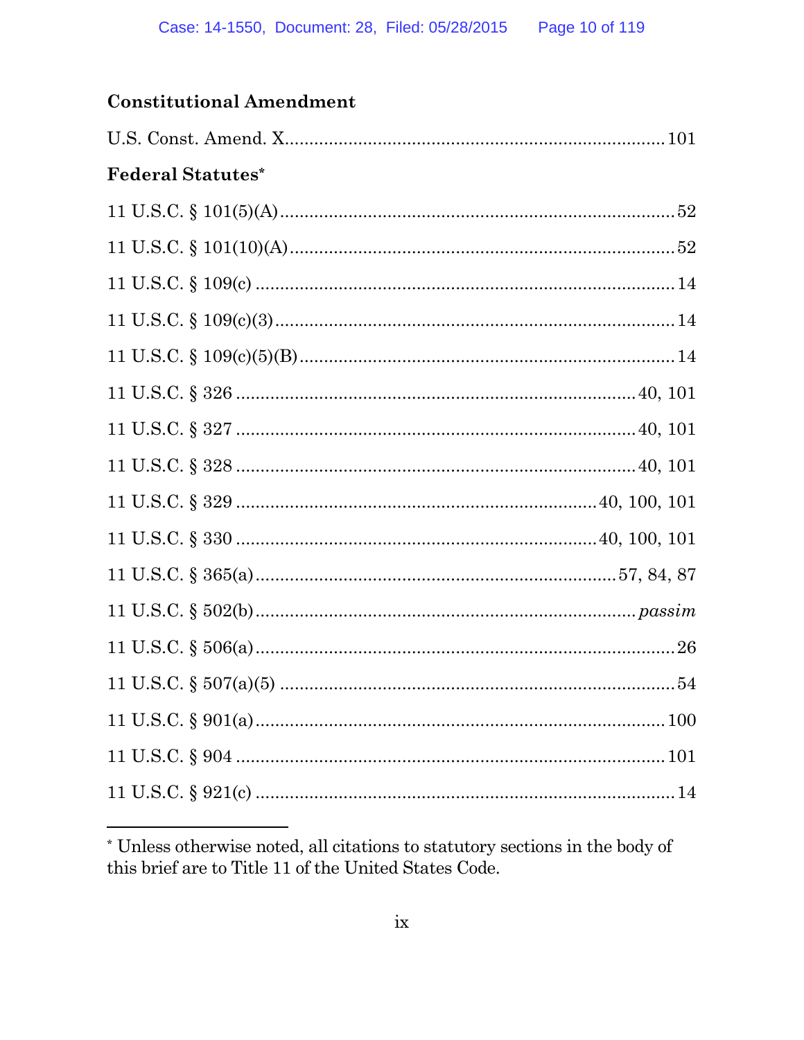### Constitutional Amendment

U.S. Const. Amend. X............................................................................101

### Federal Statutes*

11 U.S.C. § 101(5)(A)................................................................................52

11 U.S.C. § 101(10)(A)..............................................................................52

11 U.S.C. § 109(c) ....................................................................................14

11 U.S.C. § 109(c)(3)................................................................................14

11 U.S.C. § 109(c)(5)(B)...........................................................................14

11 U.S.C. § 326 ................................................................................40, 101

11 U.S.C. § 327 ................................................................................40, 101

11 U.S.C. § 328 ................................................................................40, 101

11 U.S.C. § 329 ........................................................................40, 100, 101

11 U.S.C. § 330 ........................................................................40, 100, 101

11 U.S.C. § 365(a)........................................................................57, 84, 87

11 U.S.C. § 502(b)......................................................................... *passim*

11 U.S.C. § 506(a).....................................................................................26

11 U.S.C. § 507(a)(5) ................................................................................54

11 U.S.C. § 901(a)...................................................................................100

11 U.S.C. § 904 .......................................................................................101

11 U.S.C. § 921(c) .....................................................................................14

---

* Unless otherwise noted, all citations to statutory sections in the body of this brief are to Title 11 of the United States Code.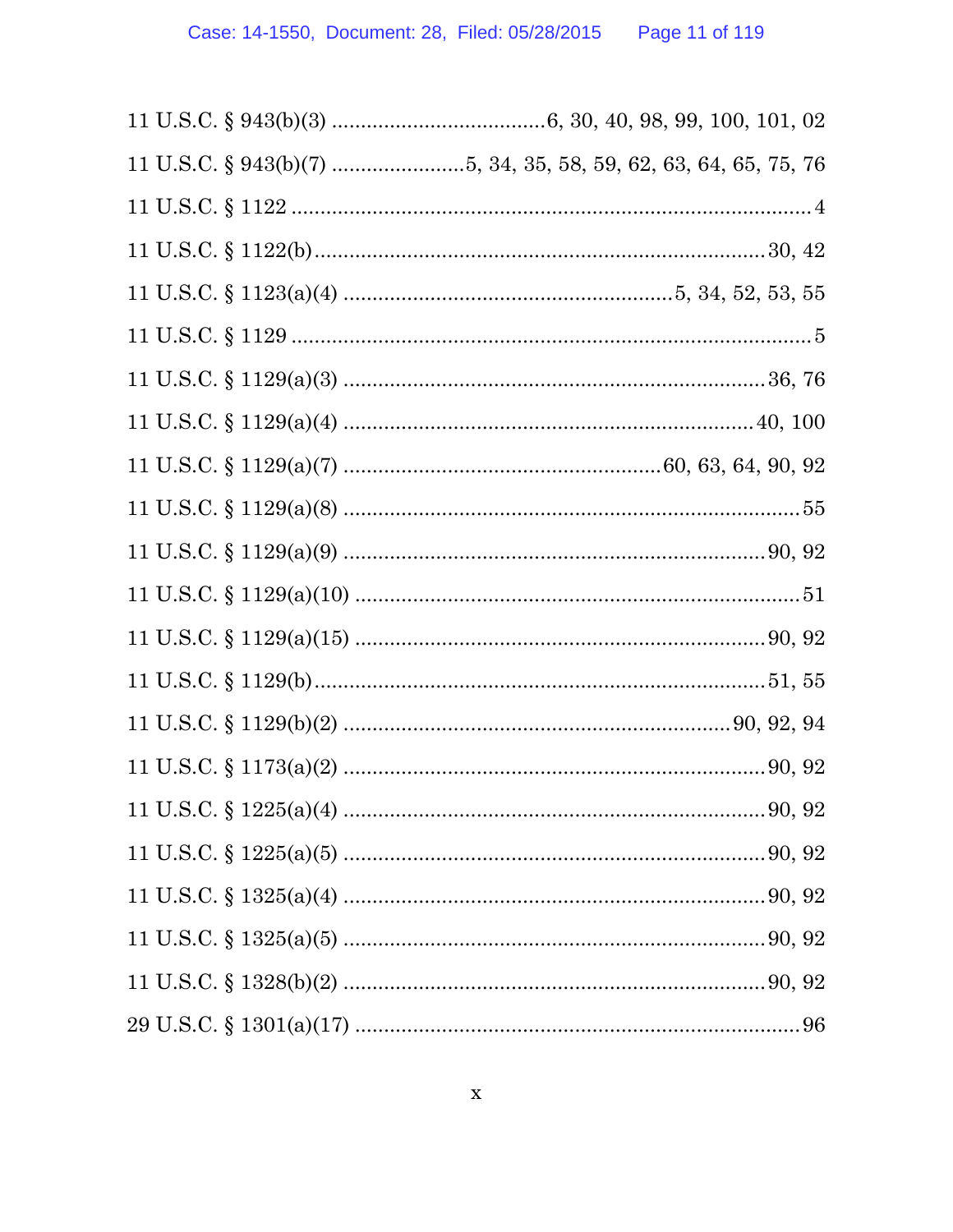11 U.S.C. § 943(b)(3) ....................................6, 30, 40, 98, 99, 100, 101, 02

11 U.S.C. § 943(b)(7) ......................5, 34, 35, 58, 59, 62, 63, 64, 65, 75, 76

11 U.S.C. § 1122 ........................................................................................4

11 U.S.C. § 1122(b)...............................................................................30, 42

11 U.S.C. § 1123(a)(4) .......................................................5, 34, 52, 53, 55

11 U.S.C. § 1129 ........................................................................................5

11 U.S.C. § 1129(a)(3) ........................................................................36, 76

11 U.S.C. § 1129(a)(4) ......................................................................40, 100

11 U.S.C. § 1129(a)(7) ......................................................60, 63, 64, 90, 92

11 U.S.C. § 1129(a)(8) ..............................................................................55

11 U.S.C. § 1129(a)(9) ........................................................................90, 92

11 U.S.C. § 1129(a)(10) ............................................................................51

11 U.S.C. § 1129(a)(15) ......................................................................90, 92

11 U.S.C. § 1129(b).............................................................................51, 55

11 U.S.C. § 1129(b)(2) ...................................................................90, 92, 94

11 U.S.C. § 1173(a)(2) ........................................................................90, 92

11 U.S.C. § 1225(a)(4) ........................................................................90, 92

11 U.S.C. § 1225(a)(5) ........................................................................90, 92

11 U.S.C. § 1325(a)(4) ........................................................................90, 92

11 U.S.C. § 1325(a)(5) ........................................................................90, 92

11 U.S.C. § 1328(b)(2) ........................................................................90, 92

29 U.S.C. § 1301(a)(17) ............................................................................96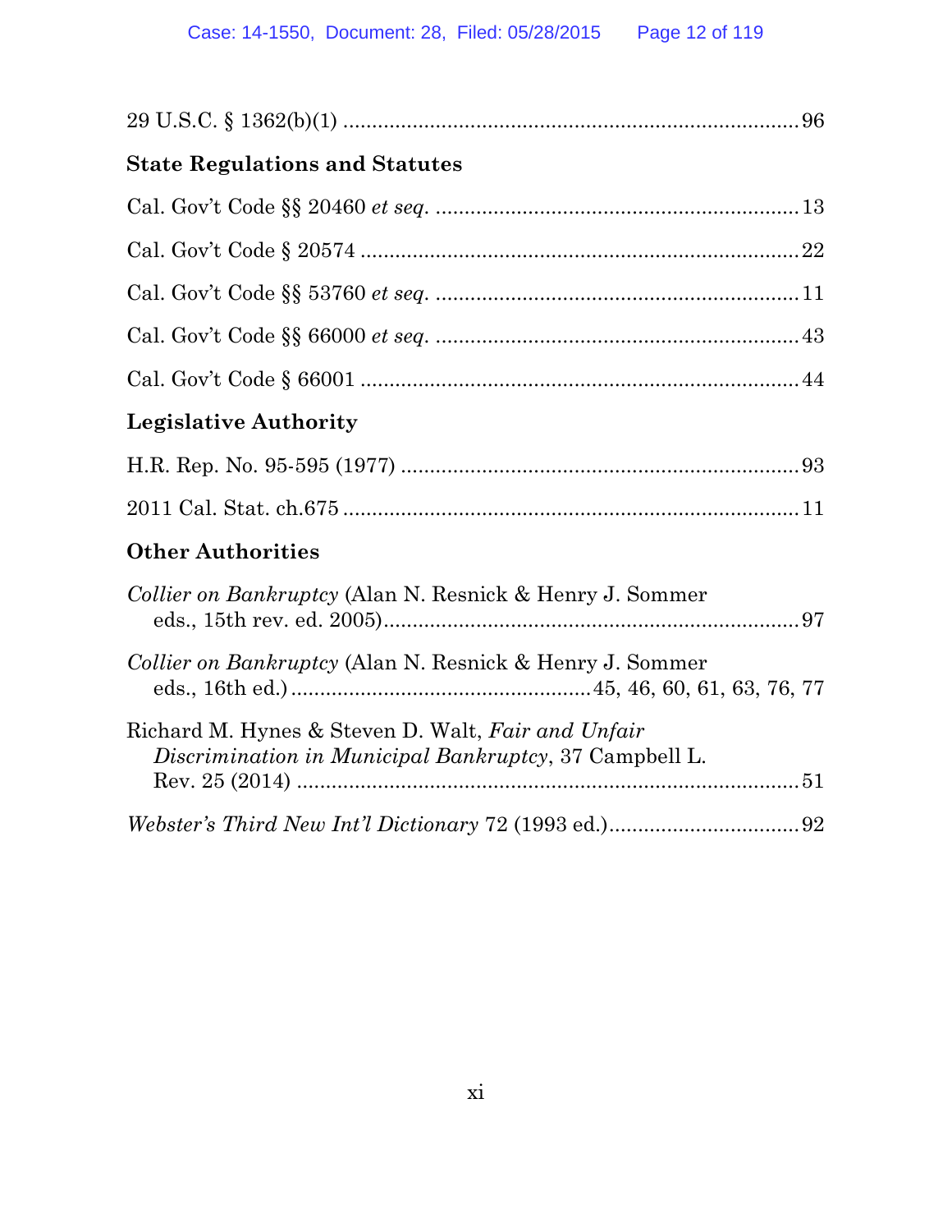29 U.S.C. § 1362(b)(1) ............................................................................96

## State Regulations and Statutes

Cal. Gov't Code §§ 20460 *et seq.* ...........................................................13

Cal. Gov't Code § 20574 .........................................................................22

Cal. Gov't Code §§ 53760 *et seq.* ...........................................................11

Cal. Gov't Code §§ 66000 *et seq.* ...........................................................43

Cal. Gov't Code § 66001 .........................................................................44

## Legislative Authority

H.R. Rep. No. 95-595 (1977) ...................................................................93

2011 Cal. Stat. ch.675 .............................................................................11

## Other Authorities

*Collier on Bankruptcy* (Alan N. Resnick & Henry J. Sommer eds., 15th rev. ed. 2005).........................................................................97

*Collier on Bankruptcy* (Alan N. Resnick & Henry J. Sommer eds., 16th ed.)...................................................45, 46, 60, 61, 63, 76, 77

Richard M. Hynes & Steven D. Walt, *Fair and Unfair Discrimination in Municipal Bankruptcy*, 37 Campbell L. Rev. 25 (2014) .......................................................................................51

*Webster's Third New Int'l Dictionary* 72 (1993 ed.).................................92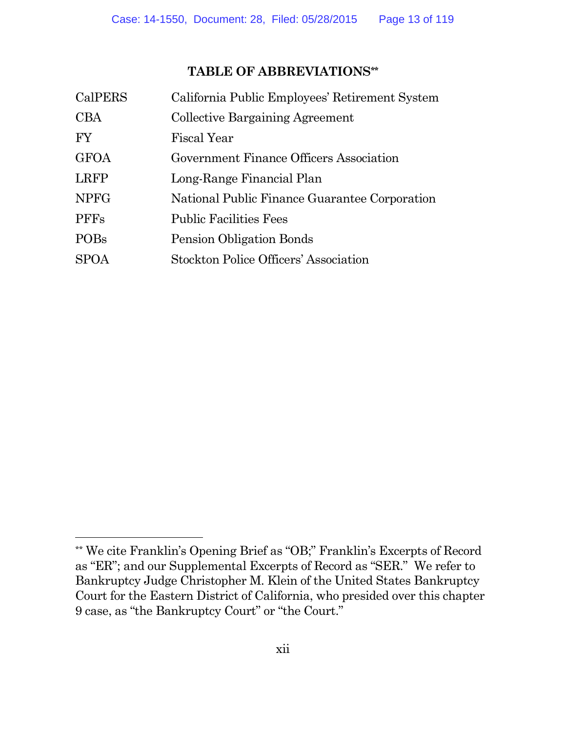## TABLE OF ABBREVIATIONS**

| | |
|---|---|
| CalPERS | California Public Employees' Retirement System |
| CBA | Collective Bargaining Agreement |
| FY | Fiscal Year |
| GFOA | Government Finance Officers Association |
| LRFP | Long-Range Financial Plan |
| NPFG | National Public Finance Guarantee Corporation |
| PFFs | Public Facilities Fees |
| POBs | Pension Obligation Bonds |
| SPOA | Stockton Police Officers' Association |

---

** We cite Franklin's Opening Brief as "OB;" Franklin's Excerpts of Record as "ER"; and our Supplemental Excerpts of Record as "SER." We refer to Bankruptcy Judge Christopher M. Klein of the United States Bankruptcy Court for the Eastern District of California, who presided over this chapter 9 case, as "the Bankruptcy Court" or "the Court."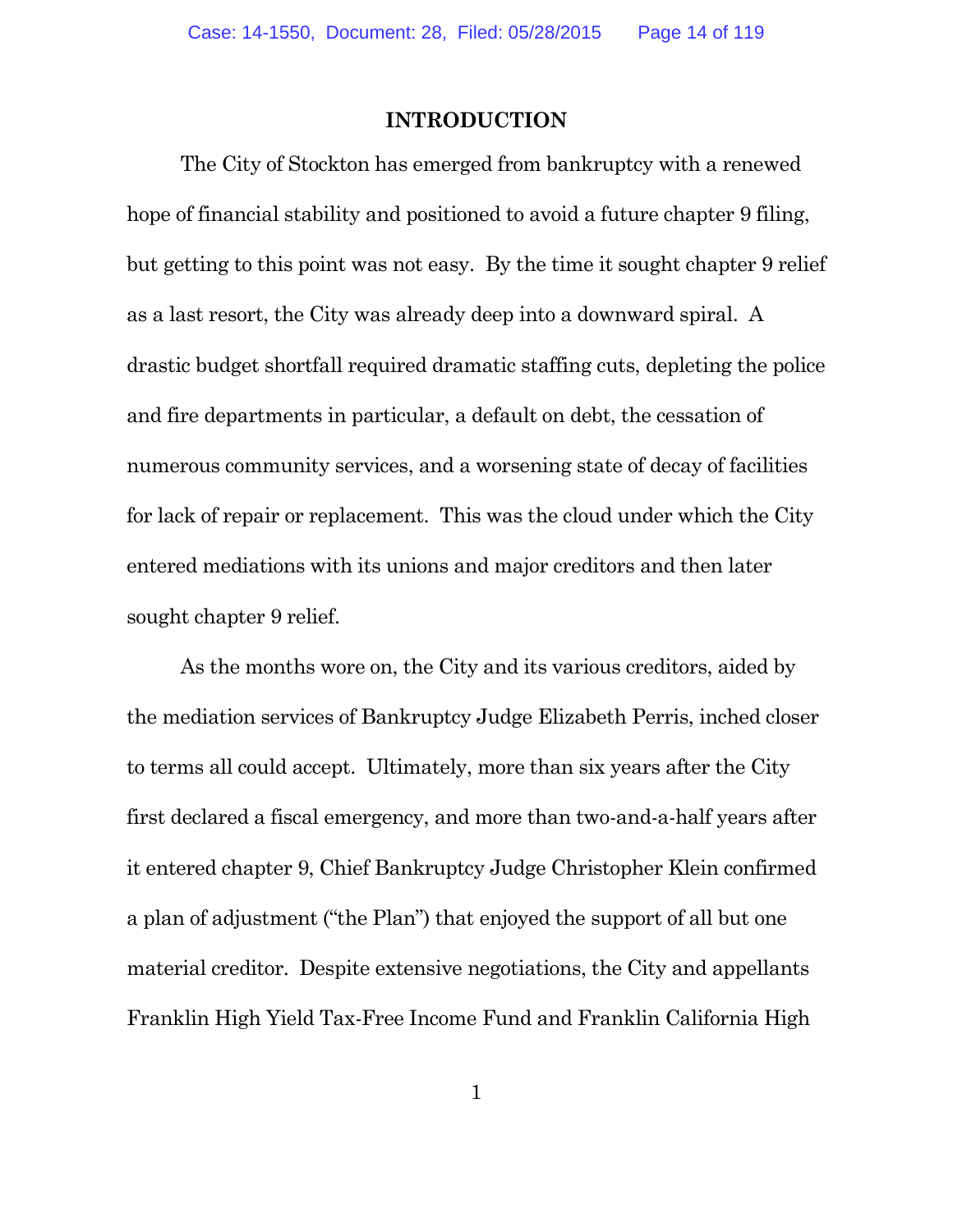# INTRODUCTION

The City of Stockton has emerged from bankruptcy with a renewed hope of financial stability and positioned to avoid a future chapter 9 filing, but getting to this point was not easy. By the time it sought chapter 9 relief as a last resort, the City was already deep into a downward spiral. A drastic budget shortfall required dramatic staffing cuts, depleting the police and fire departments in particular, a default on debt, the cessation of numerous community services, and a worsening state of decay of facilities for lack of repair or replacement. This was the cloud under which the City entered mediations with its unions and major creditors and then later sought chapter 9 relief.

As the months wore on, the City and its various creditors, aided by the mediation services of Bankruptcy Judge Elizabeth Perris, inched closer to terms all could accept. Ultimately, more than six years after the City first declared a fiscal emergency, and more than two-and-a-half years after it entered chapter 9, Chief Bankruptcy Judge Christopher Klein confirmed a plan of adjustment ("the Plan") that enjoyed the support of all but one material creditor. Despite extensive negotiations, the City and appellants Franklin High Yield Tax-Free Income Fund and Franklin California High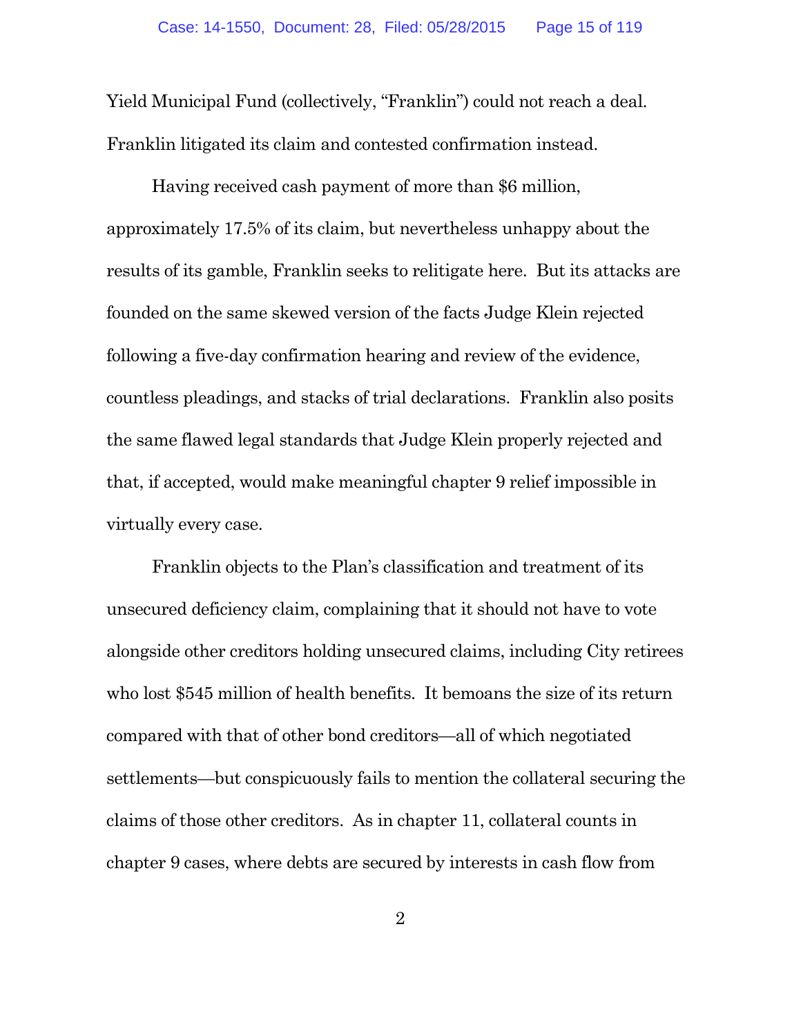Yield Municipal Fund (collectively, "Franklin") could not reach a deal. Franklin litigated its claim and contested confirmation instead.

Having received cash payment of more than $6 million, approximately 17.5% of its claim, but nevertheless unhappy about the results of its gamble, Franklin seeks to relitigate here. But its attacks are founded on the same skewed version of the facts Judge Klein rejected following a five-day confirmation hearing and review of the evidence, countless pleadings, and stacks of trial declarations. Franklin also posits the same flawed legal standards that Judge Klein properly rejected and that, if accepted, would make meaningful chapter 9 relief impossible in virtually every case.

Franklin objects to the Plan's classification and treatment of its unsecured deficiency claim, complaining that it should not have to vote alongside other creditors holding unsecured claims, including City retirees who lost $545 million of health benefits. It bemoans the size of its return compared with that of other bond creditors—all of which negotiated settlements—but conspicuously fails to mention the collateral securing the claims of those other creditors. As in chapter 11, collateral counts in chapter 9 cases, where debts are secured by interests in cash flow from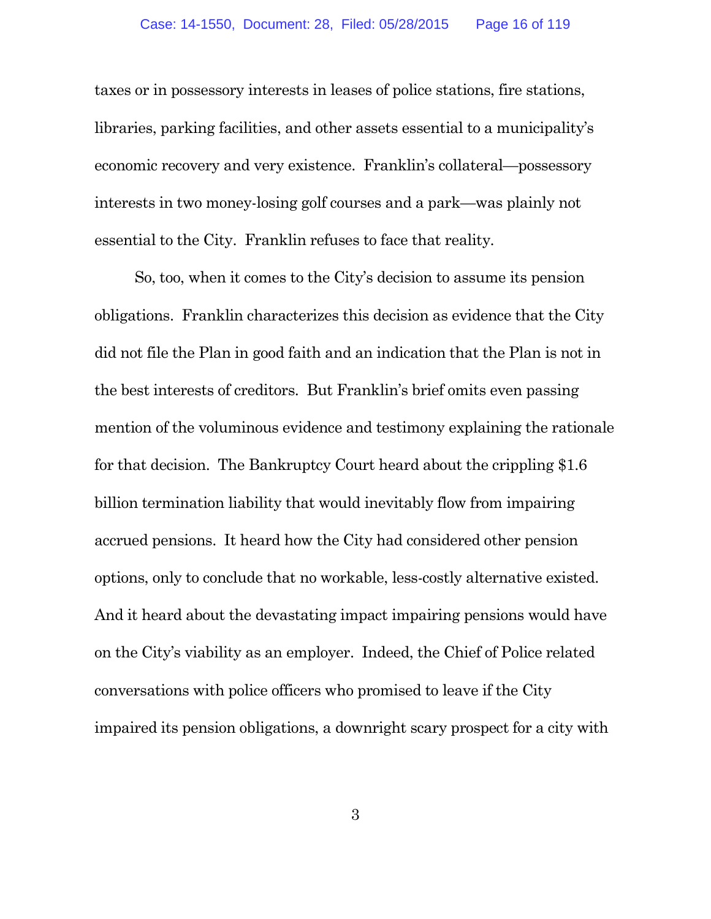taxes or in possessory interests in leases of police stations, fire stations, libraries, parking facilities, and other assets essential to a municipality's economic recovery and very existence. Franklin's collateral—possessory interests in two money-losing golf courses and a park—was plainly not essential to the City. Franklin refuses to face that reality.

So, too, when it comes to the City's decision to assume its pension obligations. Franklin characterizes this decision as evidence that the City did not file the Plan in good faith and an indication that the Plan is not in the best interests of creditors. But Franklin's brief omits even passing mention of the voluminous evidence and testimony explaining the rationale for that decision. The Bankruptcy Court heard about the crippling $1.6 billion termination liability that would inevitably flow from impairing accrued pensions. It heard how the City had considered other pension options, only to conclude that no workable, less-costly alternative existed. And it heard about the devastating impact impairing pensions would have on the City's viability as an employer. Indeed, the Chief of Police related conversations with police officers who promised to leave if the City impaired its pension obligations, a downright scary prospect for a city with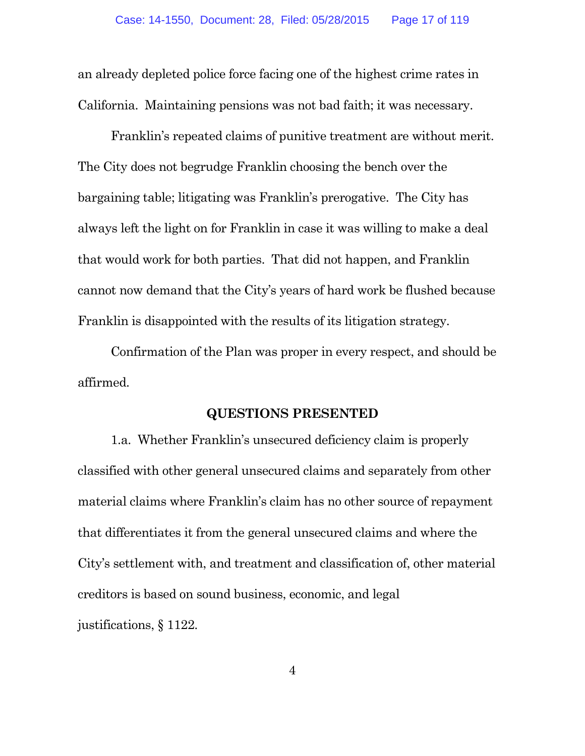an already depleted police force facing one of the highest crime rates in California. Maintaining pensions was not bad faith; it was necessary.

Franklin's repeated claims of punitive treatment are without merit. The City does not begrudge Franklin choosing the bench over the bargaining table; litigating was Franklin's prerogative. The City has always left the light on for Franklin in case it was willing to make a deal that would work for both parties. That did not happen, and Franklin cannot now demand that the City's years of hard work be flushed because Franklin is disappointed with the results of its litigation strategy.

Confirmation of the Plan was proper in every respect, and should be affirmed.

## QUESTIONS PRESENTED

1.a. Whether Franklin's unsecured deficiency claim is properly classified with other general unsecured claims and separately from other material claims where Franklin's claim has no other source of repayment that differentiates it from the general unsecured claims and where the City's settlement with, and treatment and classification of, other material creditors is based on sound business, economic, and legal justifications, § 1122.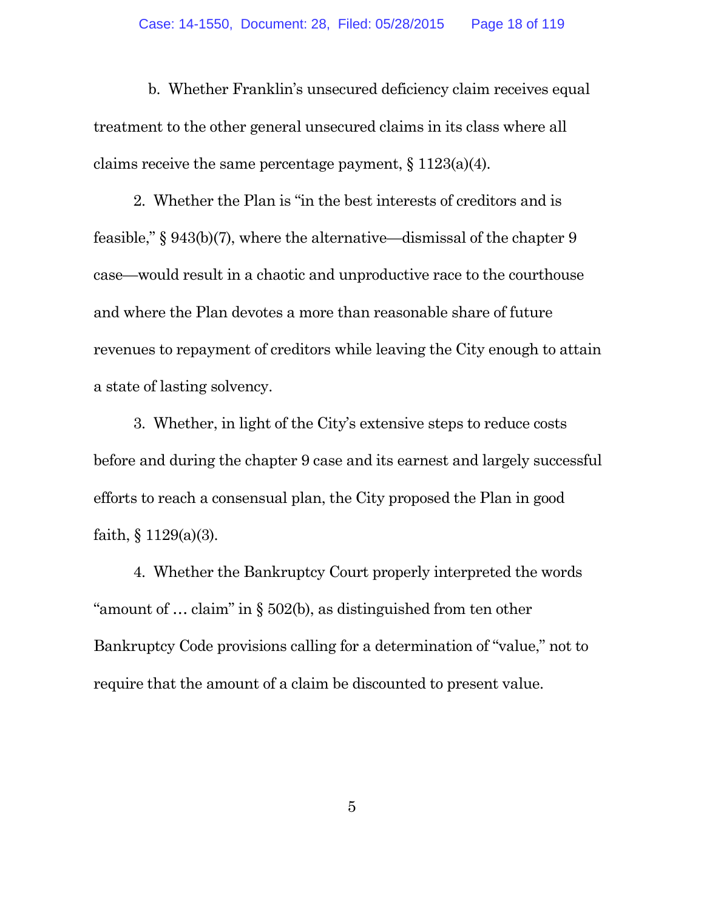b. Whether Franklin's unsecured deficiency claim receives equal treatment to the other general unsecured claims in its class where all claims receive the same percentage payment, § 1123(a)(4).

2. Whether the Plan is "in the best interests of creditors and is feasible," § 943(b)(7), where the alternative—dismissal of the chapter 9 case—would result in a chaotic and unproductive race to the courthouse and where the Plan devotes a more than reasonable share of future revenues to repayment of creditors while leaving the City enough to attain a state of lasting solvency.

3. Whether, in light of the City's extensive steps to reduce costs before and during the chapter 9 case and its earnest and largely successful efforts to reach a consensual plan, the City proposed the Plan in good faith, § 1129(a)(3).

4. Whether the Bankruptcy Court properly interpreted the words "amount of … claim" in § 502(b), as distinguished from ten other Bankruptcy Code provisions calling for a determination of "value," not to require that the amount of a claim be discounted to present value.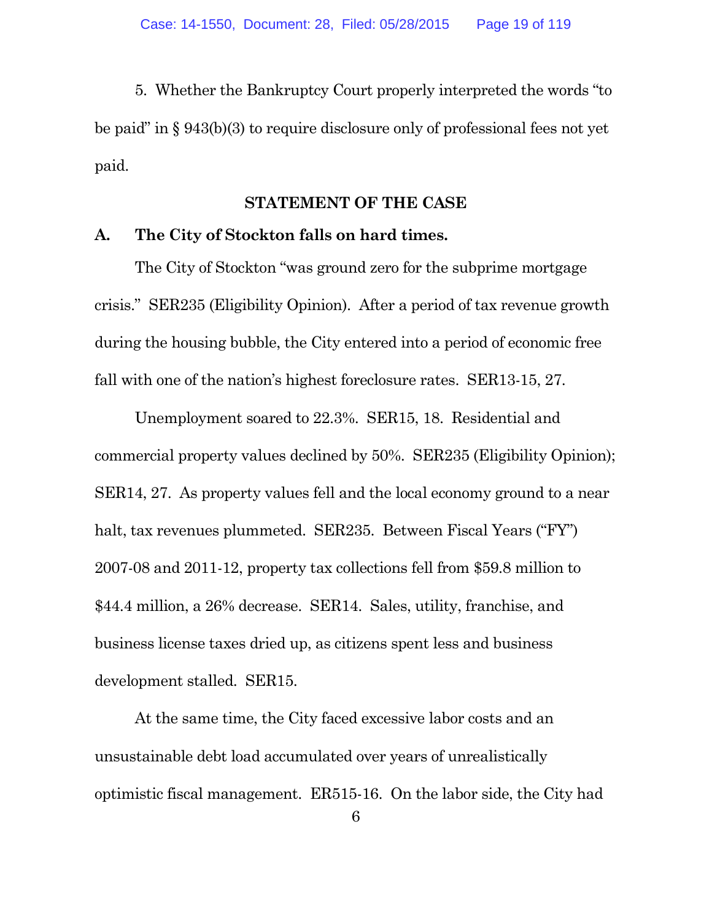5. Whether the Bankruptcy Court properly interpreted the words "to be paid" in § 943(b)(3) to require disclosure only of professional fees not yet paid.

## STATEMENT OF THE CASE

### A. The City of Stockton falls on hard times.

The City of Stockton "was ground zero for the subprime mortgage crisis." SER235 (Eligibility Opinion). After a period of tax revenue growth during the housing bubble, the City entered into a period of economic free fall with one of the nation's highest foreclosure rates. SER13-15, 27.

Unemployment soared to 22.3%. SER15, 18. Residential and commercial property values declined by 50%. SER235 (Eligibility Opinion); SER14, 27. As property values fell and the local economy ground to a near halt, tax revenues plummeted. SER235. Between Fiscal Years ("FY") 2007-08 and 2011-12, property tax collections fell from $59.8 million to $44.4 million, a 26% decrease. SER14. Sales, utility, franchise, and business license taxes dried up, as citizens spent less and business development stalled. SER15.

At the same time, the City faced excessive labor costs and an unsustainable debt load accumulated over years of unrealistically optimistic fiscal management. ER515-16. On the labor side, the City had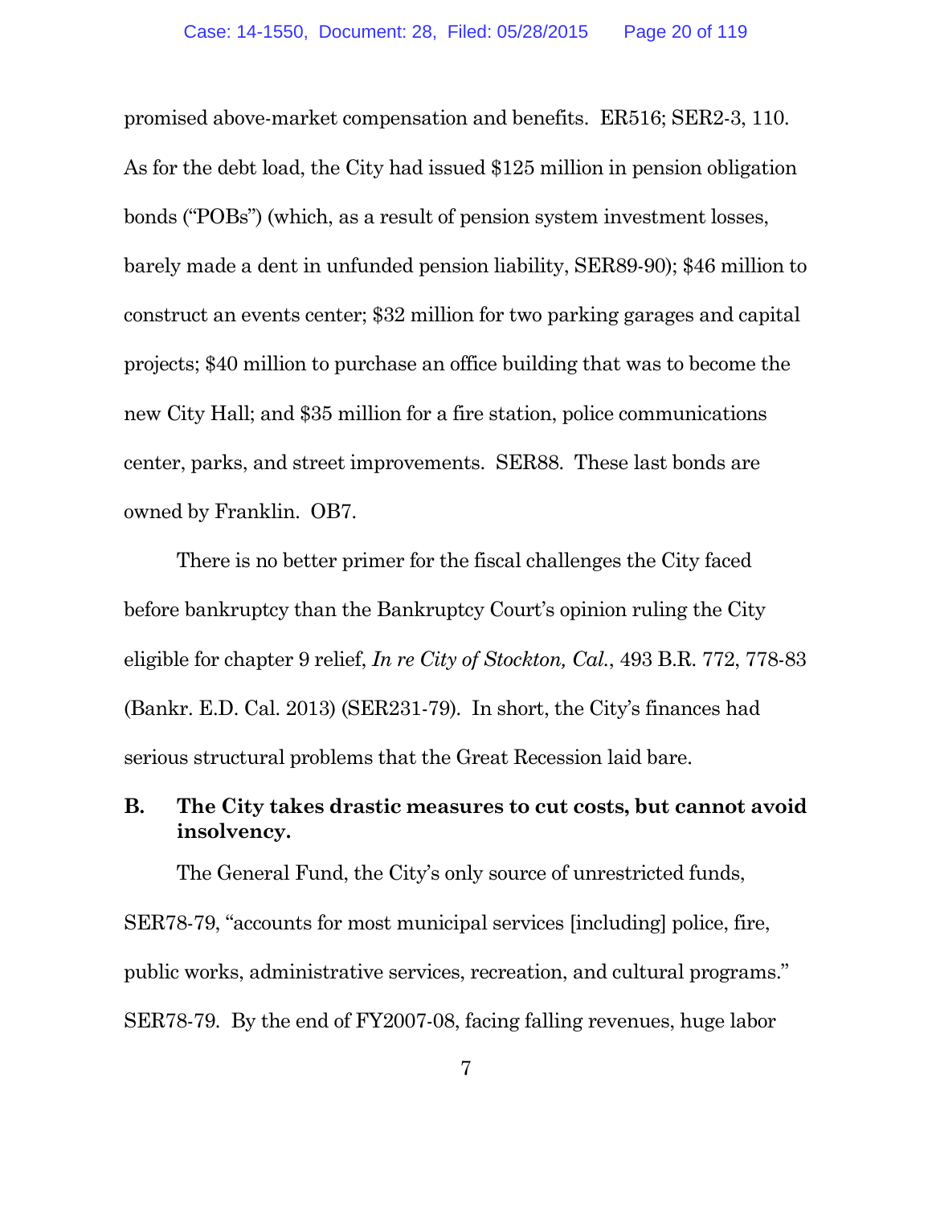promised above-market compensation and benefits. ER516; SER2-3, 110. As for the debt load, the City had issued $125 million in pension obligation bonds ("POBs") (which, as a result of pension system investment losses, barely made a dent in unfunded pension liability, SER89-90); $46 million to construct an events center; $32 million for two parking garages and capital projects; $40 million to purchase an office building that was to become the new City Hall; and $35 million for a fire station, police communications center, parks, and street improvements. SER88. These last bonds are owned by Franklin. OB7.

There is no better primer for the fiscal challenges the City faced before bankruptcy than the Bankruptcy Court's opinion ruling the City eligible for chapter 9 relief, *In re City of Stockton, Cal.*, 493 B.R. 772, 778-83 (Bankr. E.D. Cal. 2013) (SER231-79). In short, the City's finances had serious structural problems that the Great Recession laid bare.

### B. The City takes drastic measures to cut costs, but cannot avoid insolvency.

The General Fund, the City's only source of unrestricted funds, SER78-79, "accounts for most municipal services [including] police, fire, public works, administrative services, recreation, and cultural programs." SER78-79. By the end of FY2007-08, facing falling revenues, huge labor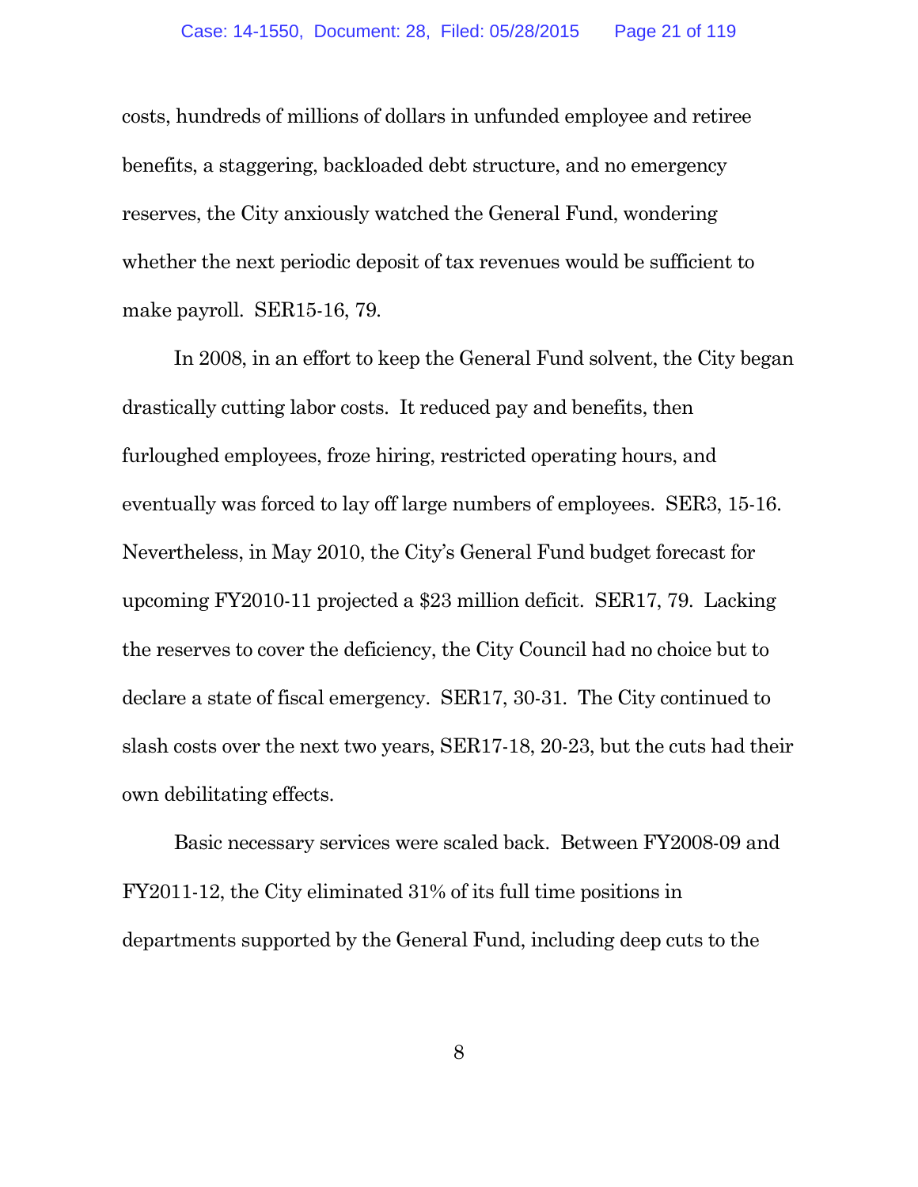costs, hundreds of millions of dollars in unfunded employee and retiree benefits, a staggering, backloaded debt structure, and no emergency reserves, the City anxiously watched the General Fund, wondering whether the next periodic deposit of tax revenues would be sufficient to make payroll. SER15-16, 79.

In 2008, in an effort to keep the General Fund solvent, the City began drastically cutting labor costs. It reduced pay and benefits, then furloughed employees, froze hiring, restricted operating hours, and eventually was forced to lay off large numbers of employees. SER3, 15-16. Nevertheless, in May 2010, the City's General Fund budget forecast for upcoming FY2010-11 projected a $23 million deficit. SER17, 79. Lacking the reserves to cover the deficiency, the City Council had no choice but to declare a state of fiscal emergency. SER17, 30-31. The City continued to slash costs over the next two years, SER17-18, 20-23, but the cuts had their own debilitating effects.

Basic necessary services were scaled back. Between FY2008-09 and FY2011-12, the City eliminated 31% of its full time positions in departments supported by the General Fund, including deep cuts to the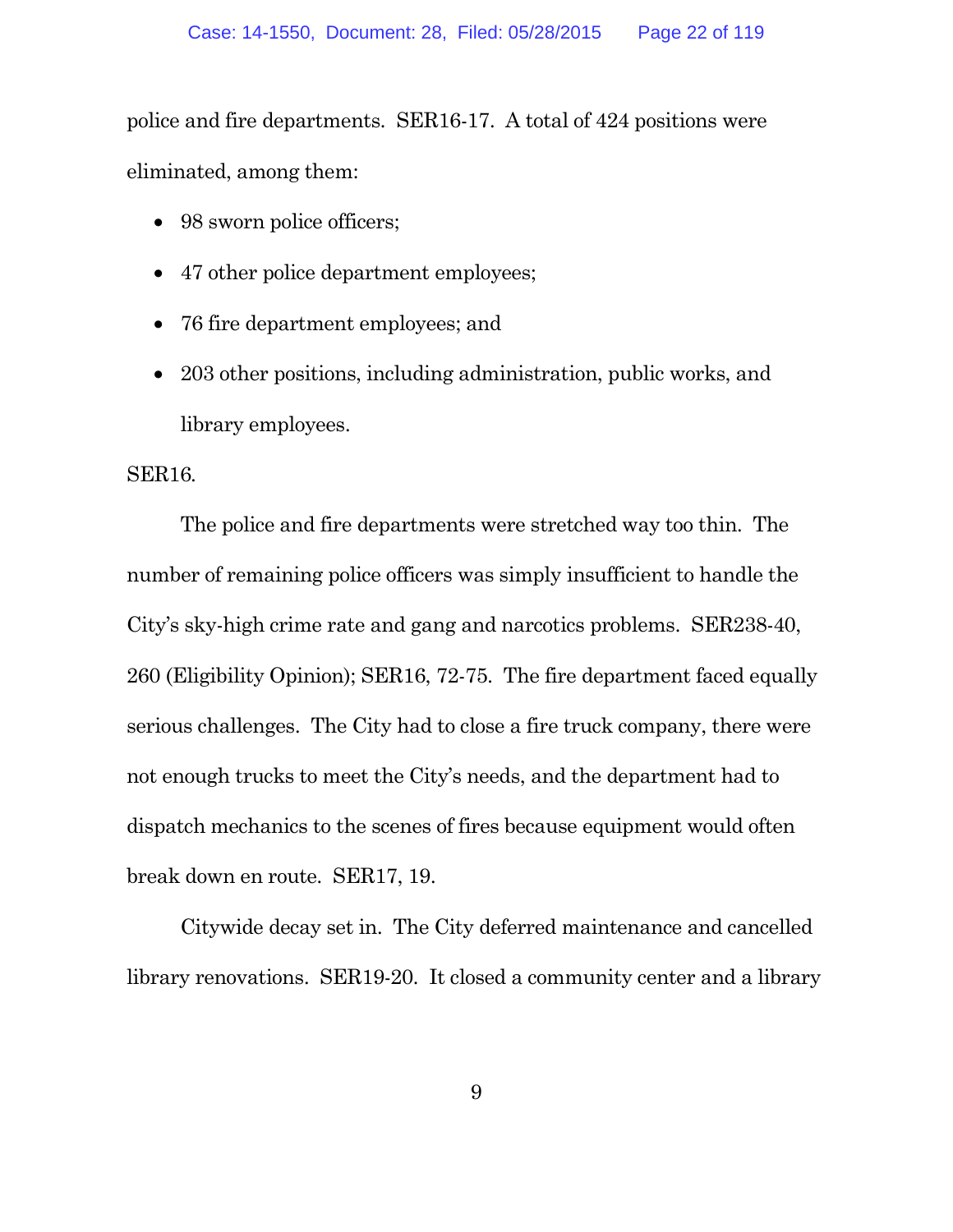police and fire departments. SER16-17. A total of 424 positions were eliminated, among them:

- 98 sworn police officers;
- 47 other police department employees;
- 76 fire department employees; and
- 203 other positions, including administration, public works, and library employees.

SER16.

The police and fire departments were stretched way too thin. The number of remaining police officers was simply insufficient to handle the City's sky-high crime rate and gang and narcotics problems. SER238-40, 260 (Eligibility Opinion); SER16, 72-75. The fire department faced equally serious challenges. The City had to close a fire truck company, there were not enough trucks to meet the City's needs, and the department had to dispatch mechanics to the scenes of fires because equipment would often break down en route. SER17, 19.

Citywide decay set in. The City deferred maintenance and cancelled library renovations. SER19-20. It closed a community center and a library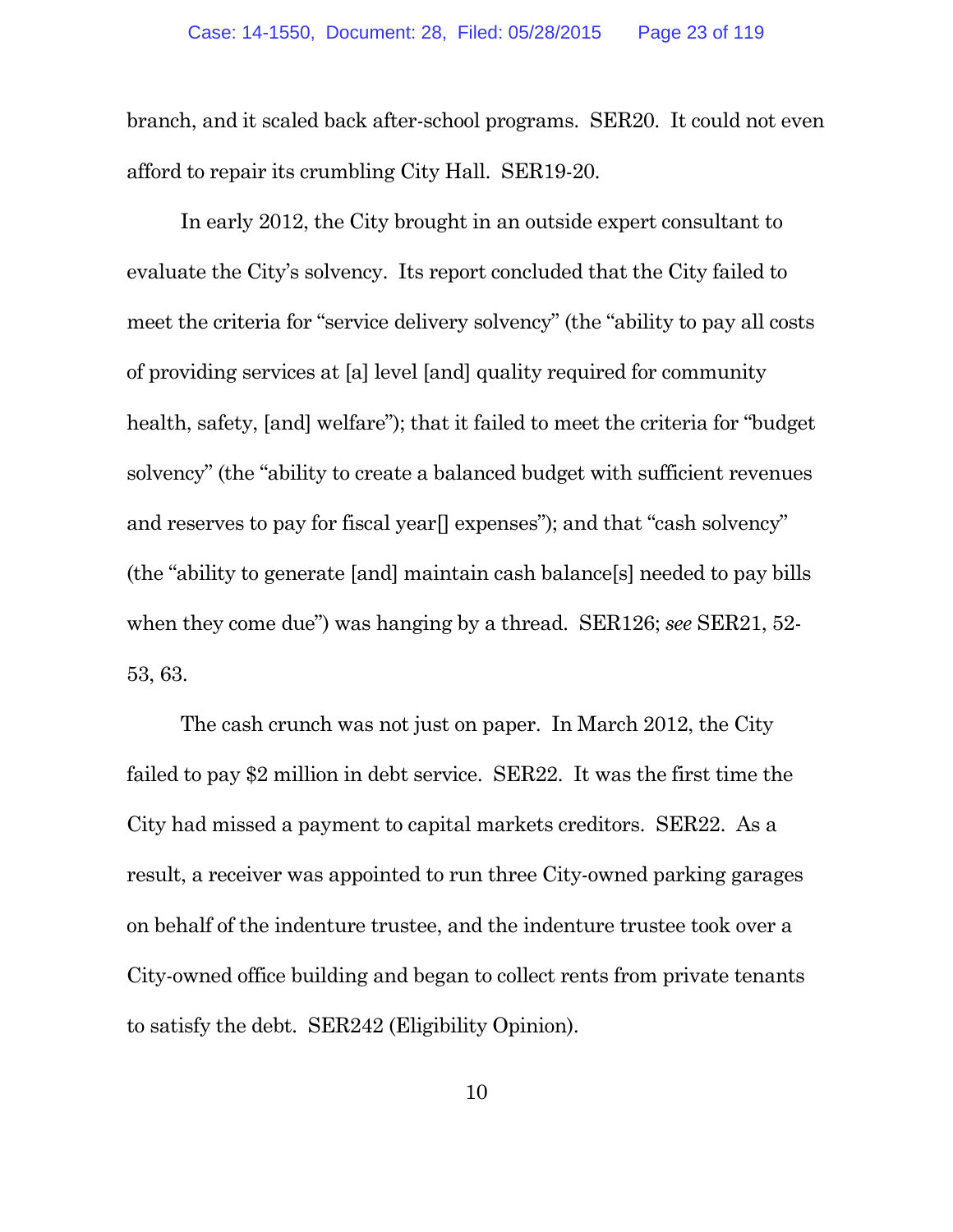branch, and it scaled back after-school programs. SER20. It could not even afford to repair its crumbling City Hall. SER19-20.

In early 2012, the City brought in an outside expert consultant to evaluate the City's solvency. Its report concluded that the City failed to meet the criteria for "service delivery solvency" (the "ability to pay all costs of providing services at [a] level [and] quality required for community health, safety, [and] welfare"); that it failed to meet the criteria for "budget solvency" (the "ability to create a balanced budget with sufficient revenues and reserves to pay for fiscal year[] expenses"); and that "cash solvency" (the "ability to generate [and] maintain cash balance[s] needed to pay bills when they come due") was hanging by a thread. SER126; *see* SER21, 52-53, 63.

The cash crunch was not just on paper. In March 2012, the City failed to pay $2 million in debt service. SER22. It was the first time the City had missed a payment to capital markets creditors. SER22. As a result, a receiver was appointed to run three City-owned parking garages on behalf of the indenture trustee, and the indenture trustee took over a City-owned office building and began to collect rents from private tenants to satisfy the debt. SER242 (Eligibility Opinion).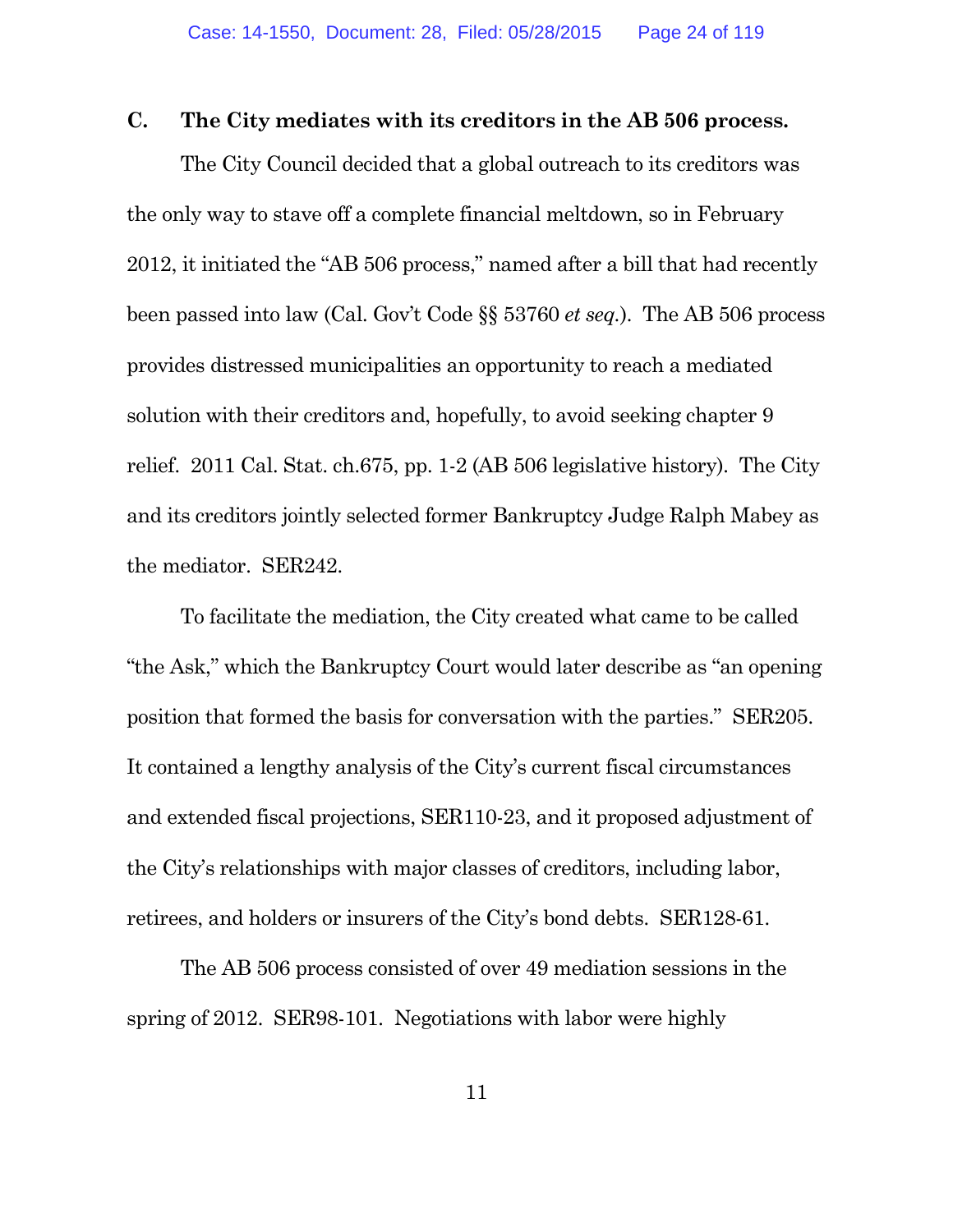### C. The City mediates with its creditors in the AB 506 process.

The City Council decided that a global outreach to its creditors was the only way to stave off a complete financial meltdown, so in February 2012, it initiated the "AB 506 process," named after a bill that had recently been passed into law (Cal. Gov't Code §§ 53760 *et seq.*). The AB 506 process provides distressed municipalities an opportunity to reach a mediated solution with their creditors and, hopefully, to avoid seeking chapter 9 relief. 2011 Cal. Stat. ch.675, pp. 1-2 (AB 506 legislative history). The City and its creditors jointly selected former Bankruptcy Judge Ralph Mabey as the mediator. SER242.

To facilitate the mediation, the City created what came to be called "the Ask," which the Bankruptcy Court would later describe as "an opening position that formed the basis for conversation with the parties." SER205. It contained a lengthy analysis of the City's current fiscal circumstances and extended fiscal projections, SER110-23, and it proposed adjustment of the City's relationships with major classes of creditors, including labor, retirees, and holders or insurers of the City's bond debts. SER128-61.

The AB 506 process consisted of over 49 mediation sessions in the spring of 2012. SER98-101. Negotiations with labor were highly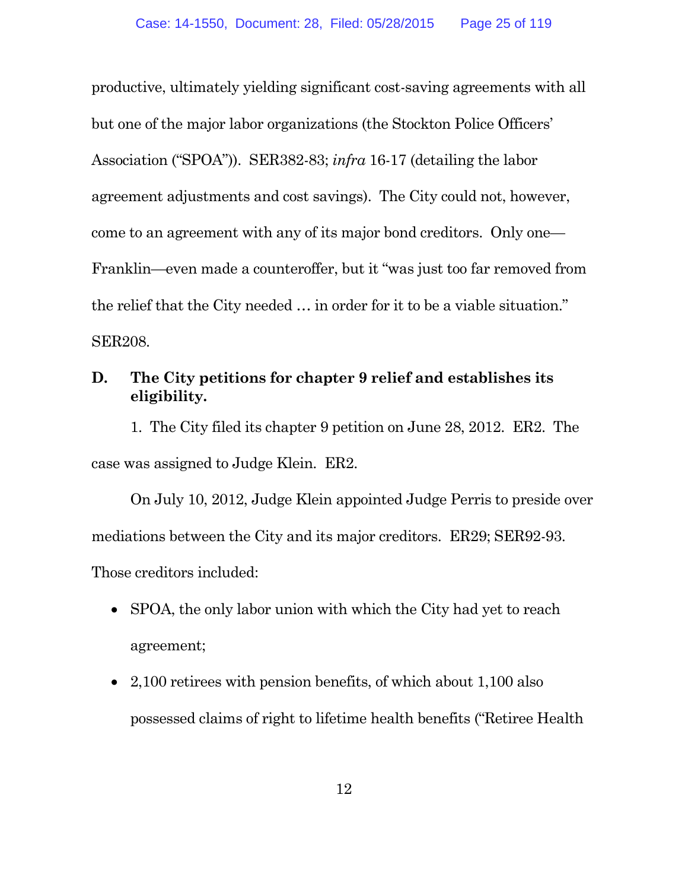productive, ultimately yielding significant cost-saving agreements with all but one of the major labor organizations (the Stockton Police Officers' Association ("SPOA")). SER382-83; *infra* 16-17 (detailing the labor agreement adjustments and cost savings). The City could not, however, come to an agreement with any of its major bond creditors. Only one—Franklin—even made a counteroffer, but it "was just too far removed from the relief that the City needed … in order for it to be a viable situation." SER208.

### D. The City petitions for chapter 9 relief and establishes its eligibility.

1. The City filed its chapter 9 petition on June 28, 2012. ER2. The case was assigned to Judge Klein. ER2.

On July 10, 2012, Judge Klein appointed Judge Perris to preside over mediations between the City and its major creditors. ER29; SER92-93. Those creditors included:

- SPOA, the only labor union with which the City had yet to reach agreement;
- 2,100 retirees with pension benefits, of which about 1,100 also possessed claims of right to lifetime health benefits ("Retiree Health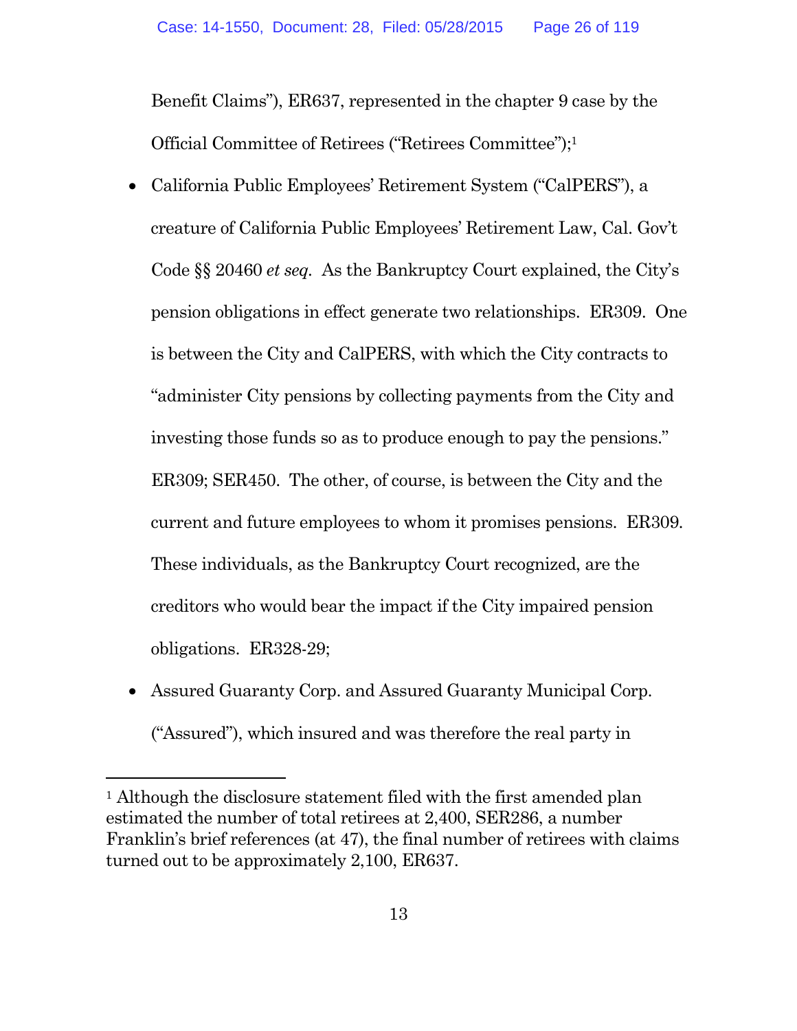Benefit Claims"), ER637, represented in the chapter 9 case by the Official Committee of Retirees ("Retirees Committee");[1]

- California Public Employees' Retirement System ("CalPERS"), a creature of California Public Employees' Retirement Law, Cal. Gov't Code §§ 20460 *et seq.* As the Bankruptcy Court explained, the City's pension obligations in effect generate two relationships. ER309. One is between the City and CalPERS, with which the City contracts to "administer City pensions by collecting payments from the City and investing those funds so as to produce enough to pay the pensions." ER309; SER450. The other, of course, is between the City and the current and future employees to whom it promises pensions. ER309. These individuals, as the Bankruptcy Court recognized, are the creditors who would bear the impact if the City impaired pension obligations. ER328-29;

- Assured Guaranty Corp. and Assured Guaranty Municipal Corp. ("Assured"), which insured and was therefore the real party in

---

[1] Although the disclosure statement filed with the first amended plan estimated the number of total retirees at 2,400, SER286, a number Franklin's brief references (at 47), the final number of retirees with claims turned out to be approximately 2,100, ER637.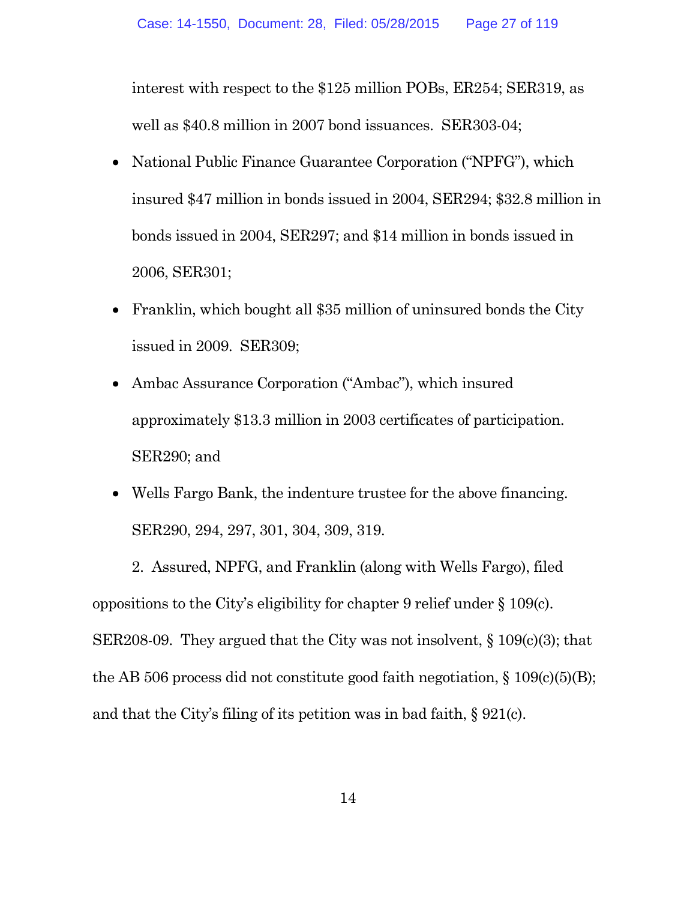interest with respect to the $125 million POBs, ER254; SER319, as well as $40.8 million in 2007 bond issuances. SER303-04;

- National Public Finance Guarantee Corporation ("NPFG"), which insured $47 million in bonds issued in 2004, SER294; $32.8 million in bonds issued in 2004, SER297; and $14 million in bonds issued in 2006, SER301;
- Franklin, which bought all $35 million of uninsured bonds the City issued in 2009. SER309;
- Ambac Assurance Corporation ("Ambac"), which insured approximately $13.3 million in 2003 certificates of participation. SER290; and
- Wells Fargo Bank, the indenture trustee for the above financing. SER290, 294, 297, 301, 304, 309, 319.

2. Assured, NPFG, and Franklin (along with Wells Fargo), filed oppositions to the City's eligibility for chapter 9 relief under § 109(c). SER208-09. They argued that the City was not insolvent, § 109(c)(3); that the AB 506 process did not constitute good faith negotiation, § 109(c)(5)(B); and that the City's filing of its petition was in bad faith, § 921(c).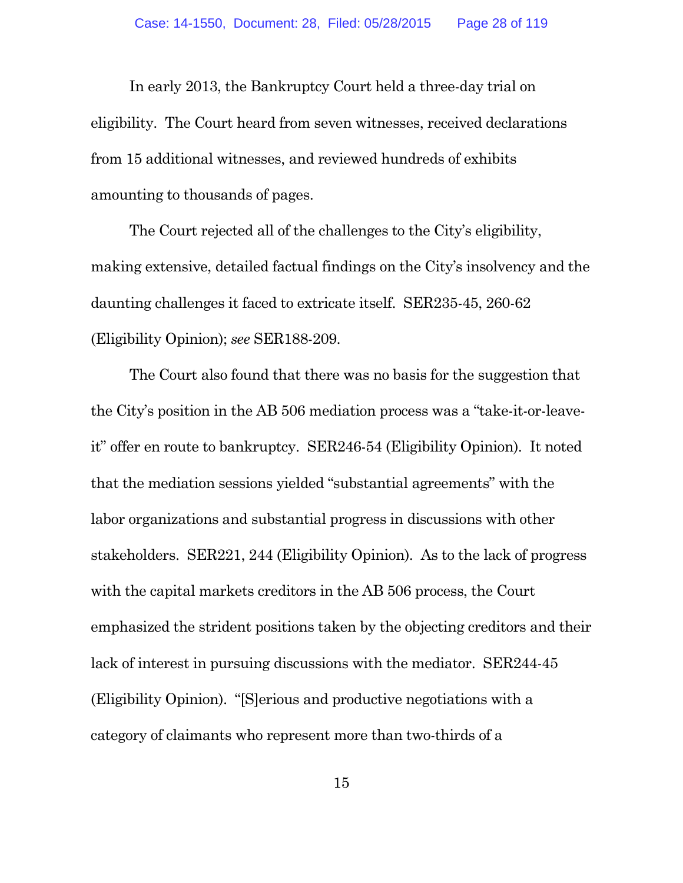In early 2013, the Bankruptcy Court held a three-day trial on eligibility. The Court heard from seven witnesses, received declarations from 15 additional witnesses, and reviewed hundreds of exhibits amounting to thousands of pages.

The Court rejected all of the challenges to the City's eligibility, making extensive, detailed factual findings on the City's insolvency and the daunting challenges it faced to extricate itself. SER235-45, 260-62 (Eligibility Opinion); *see* SER188-209.

The Court also found that there was no basis for the suggestion that the City's position in the AB 506 mediation process was a "take-it-or-leave-it" offer en route to bankruptcy. SER246-54 (Eligibility Opinion). It noted that the mediation sessions yielded "substantial agreements" with the labor organizations and substantial progress in discussions with other stakeholders. SER221, 244 (Eligibility Opinion). As to the lack of progress with the capital markets creditors in the AB 506 process, the Court emphasized the strident positions taken by the objecting creditors and their lack of interest in pursuing discussions with the mediator. SER244-45 (Eligibility Opinion). "[S]erious and productive negotiations with a category of claimants who represent more than two-thirds of a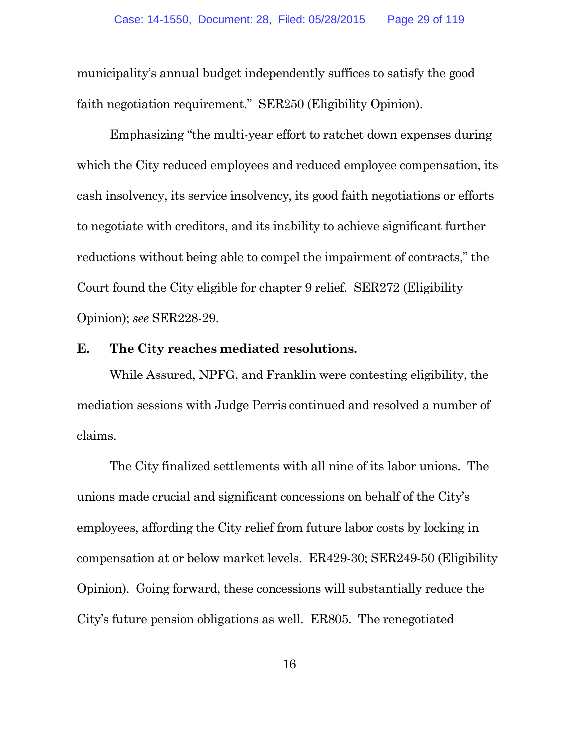municipality's annual budget independently suffices to satisfy the good faith negotiation requirement." SER250 (Eligibility Opinion).

Emphasizing "the multi-year effort to ratchet down expenses during which the City reduced employees and reduced employee compensation, its cash insolvency, its service insolvency, its good faith negotiations or efforts to negotiate with creditors, and its inability to achieve significant further reductions without being able to compel the impairment of contracts," the Court found the City eligible for chapter 9 relief. SER272 (Eligibility Opinion); *see* SER228-29.

### E. The City reaches mediated resolutions.

While Assured, NPFG, and Franklin were contesting eligibility, the mediation sessions with Judge Perris continued and resolved a number of claims.

The City finalized settlements with all nine of its labor unions. The unions made crucial and significant concessions on behalf of the City's employees, affording the City relief from future labor costs by locking in compensation at or below market levels. ER429-30; SER249-50 (Eligibility Opinion). Going forward, these concessions will substantially reduce the City's future pension obligations as well. ER805. The renegotiated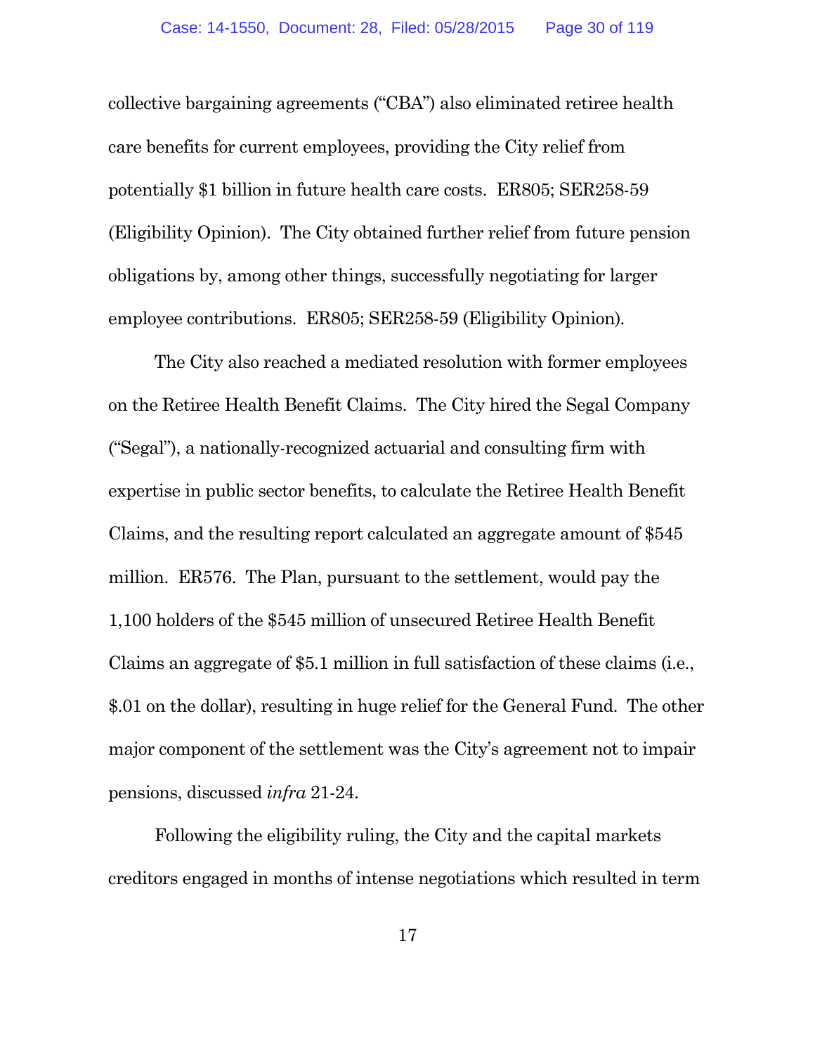collective bargaining agreements ("CBA") also eliminated retiree health care benefits for current employees, providing the City relief from potentially $1 billion in future health care costs. ER805; SER258-59 (Eligibility Opinion). The City obtained further relief from future pension obligations by, among other things, successfully negotiating for larger employee contributions. ER805; SER258-59 (Eligibility Opinion).

The City also reached a mediated resolution with former employees on the Retiree Health Benefit Claims. The City hired the Segal Company ("Segal"), a nationally-recognized actuarial and consulting firm with expertise in public sector benefits, to calculate the Retiree Health Benefit Claims, and the resulting report calculated an aggregate amount of $545 million. ER576. The Plan, pursuant to the settlement, would pay the 1,100 holders of the $545 million of unsecured Retiree Health Benefit Claims an aggregate of $5.1 million in full satisfaction of these claims (i.e., $.01 on the dollar), resulting in huge relief for the General Fund. The other major component of the settlement was the City's agreement not to impair pensions, discussed *infra* 21-24.

Following the eligibility ruling, the City and the capital markets creditors engaged in months of intense negotiations which resulted in term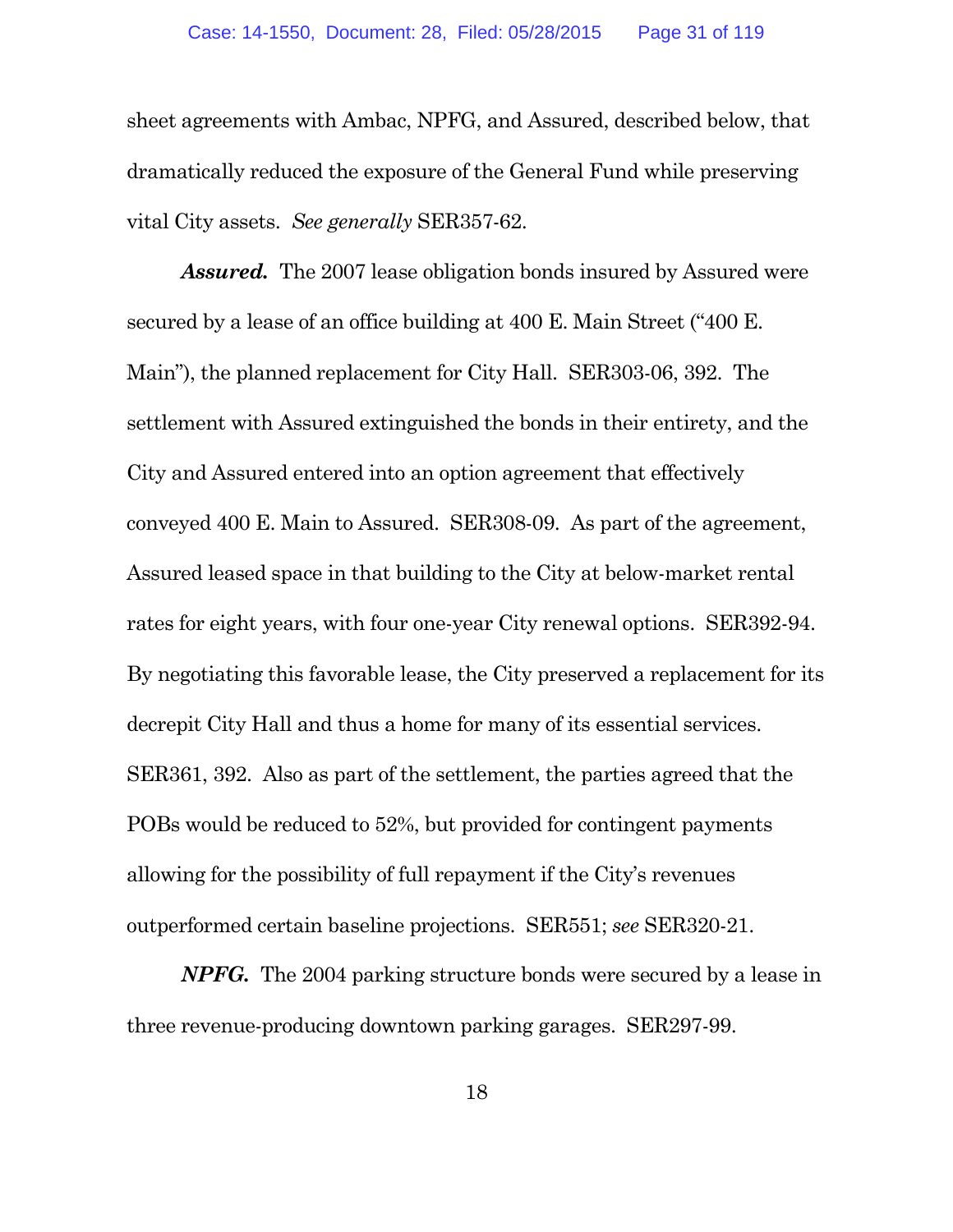sheet agreements with Ambac, NPFG, and Assured, described below, that dramatically reduced the exposure of the General Fund while preserving vital City assets. *See generally* SER357-62.

***Assured.*** The 2007 lease obligation bonds insured by Assured were secured by a lease of an office building at 400 E. Main Street ("400 E. Main"), the planned replacement for City Hall. SER303-06, 392. The settlement with Assured extinguished the bonds in their entirety, and the City and Assured entered into an option agreement that effectively conveyed 400 E. Main to Assured. SER308-09. As part of the agreement, Assured leased space in that building to the City at below-market rental rates for eight years, with four one-year City renewal options. SER392-94. By negotiating this favorable lease, the City preserved a replacement for its decrepit City Hall and thus a home for many of its essential services. SER361, 392. Also as part of the settlement, the parties agreed that the POBs would be reduced to 52%, but provided for contingent payments allowing for the possibility of full repayment if the City's revenues outperformed certain baseline projections. SER551; *see* SER320-21.

***NPFG.*** The 2004 parking structure bonds were secured by a lease in three revenue-producing downtown parking garages. SER297-99.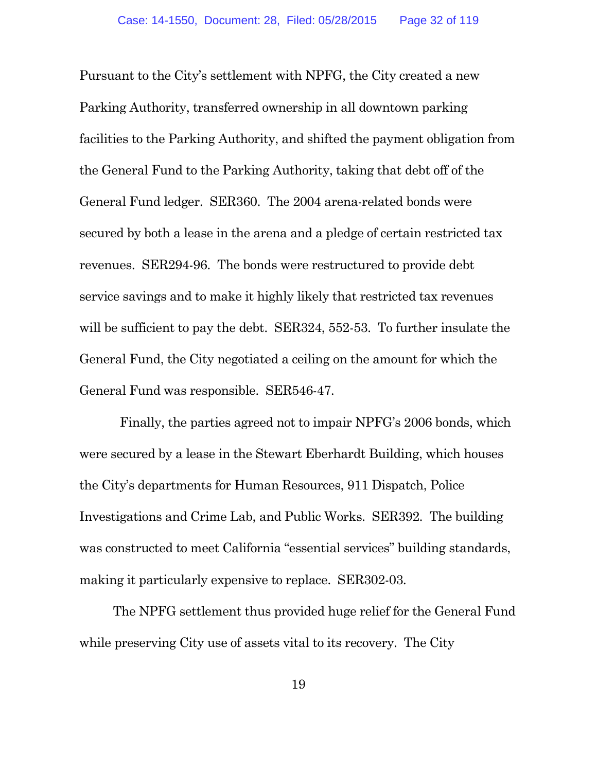Pursuant to the City's settlement with NPFG, the City created a new Parking Authority, transferred ownership in all downtown parking facilities to the Parking Authority, and shifted the payment obligation from the General Fund to the Parking Authority, taking that debt off of the General Fund ledger. SER360. The 2004 arena-related bonds were secured by both a lease in the arena and a pledge of certain restricted tax revenues. SER294-96. The bonds were restructured to provide debt service savings and to make it highly likely that restricted tax revenues will be sufficient to pay the debt. SER324, 552-53. To further insulate the General Fund, the City negotiated a ceiling on the amount for which the General Fund was responsible. SER546-47.

Finally, the parties agreed not to impair NPFG's 2006 bonds, which were secured by a lease in the Stewart Eberhardt Building, which houses the City's departments for Human Resources, 911 Dispatch, Police Investigations and Crime Lab, and Public Works. SER392. The building was constructed to meet California "essential services" building standards, making it particularly expensive to replace. SER302-03.

The NPFG settlement thus provided huge relief for the General Fund while preserving City use of assets vital to its recovery. The City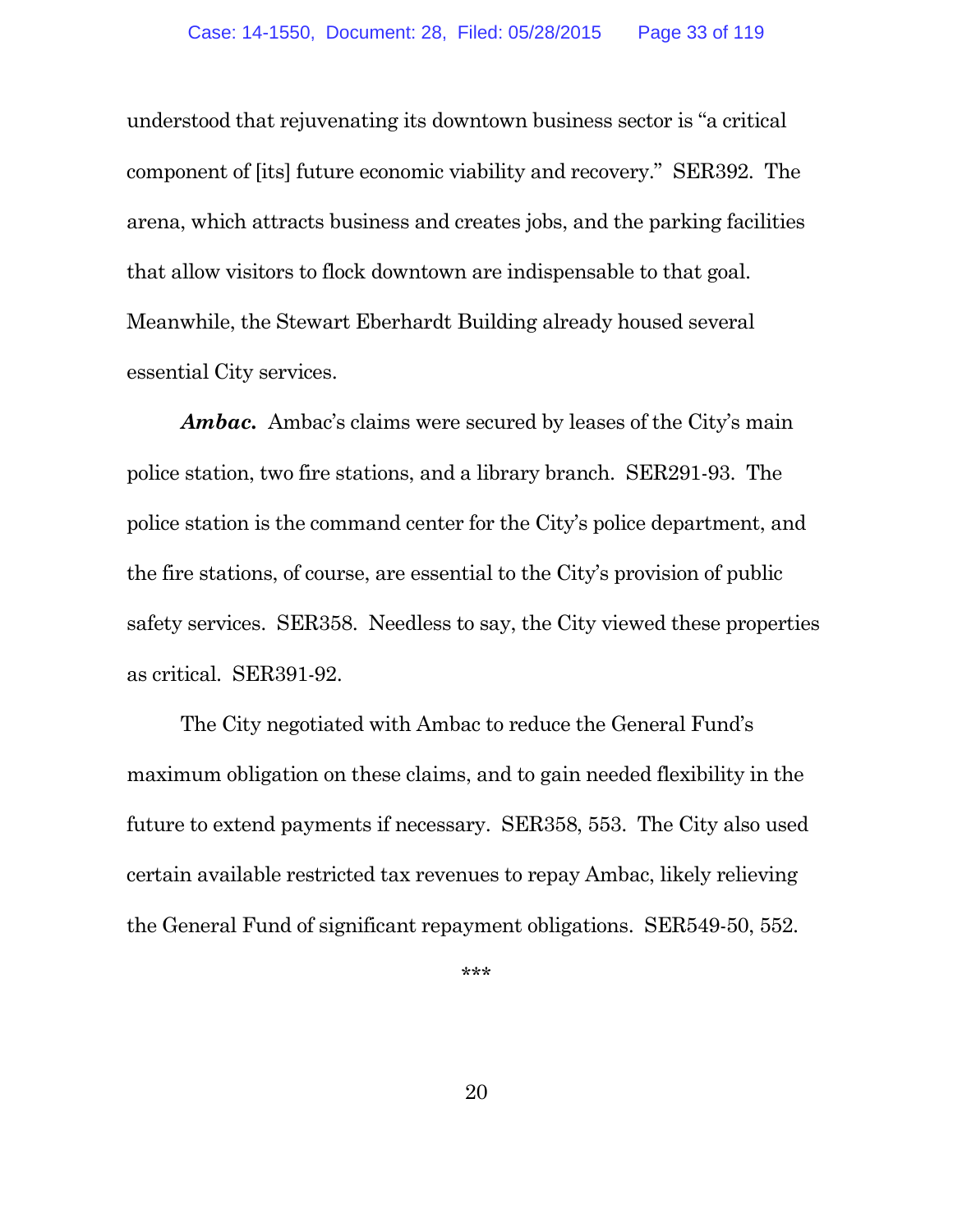understood that rejuvenating its downtown business sector is "a critical component of [its] future economic viability and recovery." SER392. The arena, which attracts business and creates jobs, and the parking facilities that allow visitors to flock downtown are indispensable to that goal. Meanwhile, the Stewart Eberhardt Building already housed several essential City services.

***Ambac.*** Ambac's claims were secured by leases of the City's main police station, two fire stations, and a library branch. SER291-93. The police station is the command center for the City's police department, and the fire stations, of course, are essential to the City's provision of public safety services. SER358. Needless to say, the City viewed these properties as critical. SER391-92.

The City negotiated with Ambac to reduce the General Fund's maximum obligation on these claims, and to gain needed flexibility in the future to extend payments if necessary. SER358, 553. The City also used certain available restricted tax revenues to repay Ambac, likely relieving the General Fund of significant repayment obligations. SER549-50, 552.

***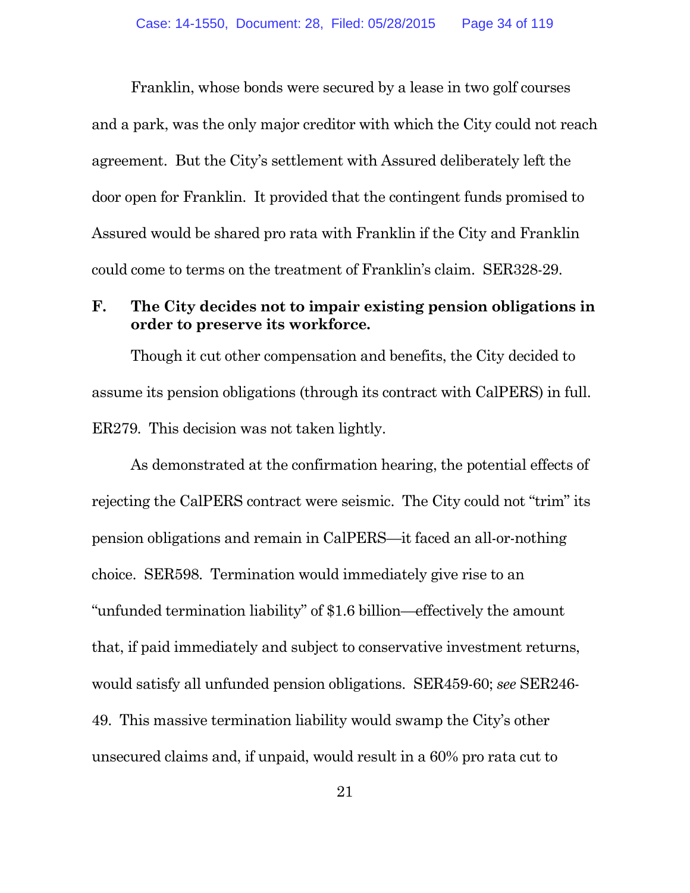Franklin, whose bonds were secured by a lease in two golf courses and a park, was the only major creditor with which the City could not reach agreement. But the City's settlement with Assured deliberately left the door open for Franklin. It provided that the contingent funds promised to Assured would be shared pro rata with Franklin if the City and Franklin could come to terms on the treatment of Franklin's claim. SER328-29.

### F. The City decides not to impair existing pension obligations in order to preserve its workforce.

Though it cut other compensation and benefits, the City decided to assume its pension obligations (through its contract with CalPERS) in full. ER279. This decision was not taken lightly.

As demonstrated at the confirmation hearing, the potential effects of rejecting the CalPERS contract were seismic. The City could not "trim" its pension obligations and remain in CalPERS—it faced an all-or-nothing choice. SER598. Termination would immediately give rise to an "unfunded termination liability" of $1.6 billion—effectively the amount that, if paid immediately and subject to conservative investment returns, would satisfy all unfunded pension obligations. SER459-60; *see* SER246-49. This massive termination liability would swamp the City's other unsecured claims and, if unpaid, would result in a 60% pro rata cut to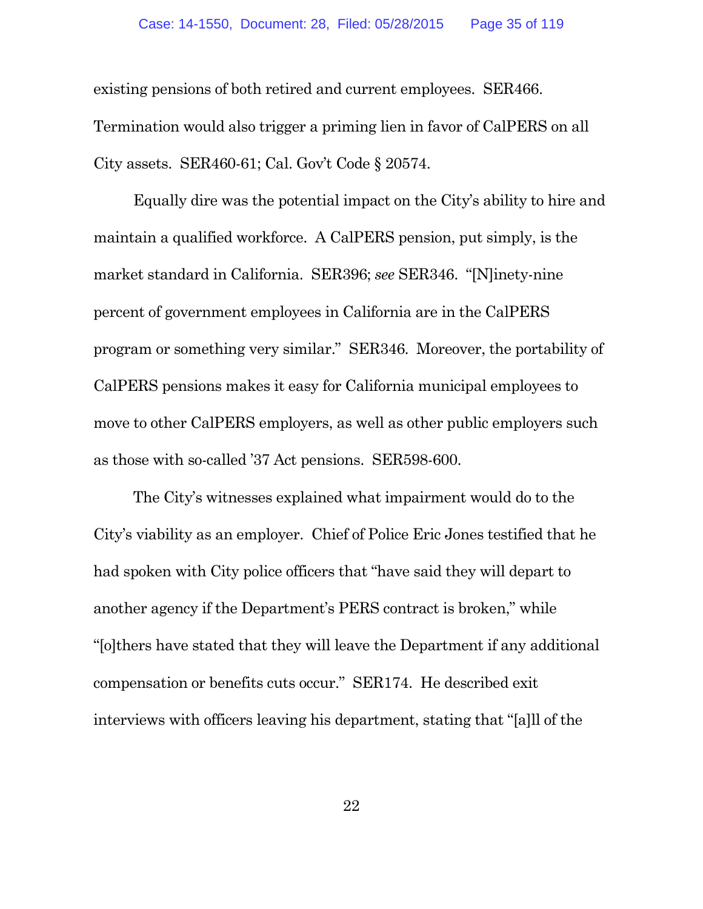existing pensions of both retired and current employees. SER466. Termination would also trigger a priming lien in favor of CalPERS on all City assets. SER460-61; Cal. Gov't Code § 20574.

Equally dire was the potential impact on the City's ability to hire and maintain a qualified workforce. A CalPERS pension, put simply, is the market standard in California. SER396; *see* SER346. "[N]inety-nine percent of government employees in California are in the CalPERS program or something very similar." SER346. Moreover, the portability of CalPERS pensions makes it easy for California municipal employees to move to other CalPERS employers, as well as other public employers such as those with so-called '37 Act pensions. SER598-600.

The City's witnesses explained what impairment would do to the City's viability as an employer. Chief of Police Eric Jones testified that he had spoken with City police officers that "have said they will depart to another agency if the Department's PERS contract is broken," while "[o]thers have stated that they will leave the Department if any additional compensation or benefits cuts occur." SER174. He described exit interviews with officers leaving his department, stating that "[a]ll of the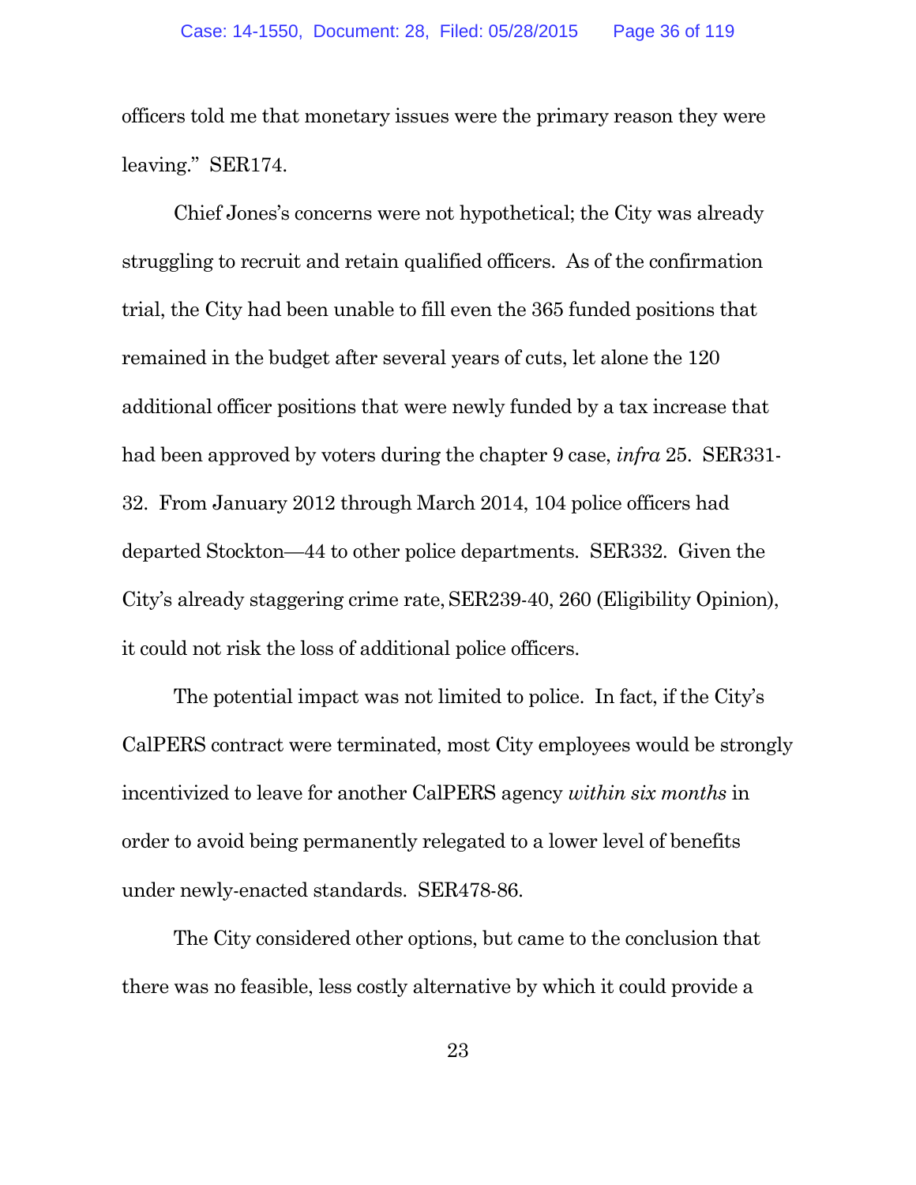officers told me that monetary issues were the primary reason they were leaving." SER174.

Chief Jones's concerns were not hypothetical; the City was already struggling to recruit and retain qualified officers. As of the confirmation trial, the City had been unable to fill even the 365 funded positions that remained in the budget after several years of cuts, let alone the 120 additional officer positions that were newly funded by a tax increase that had been approved by voters during the chapter 9 case, *infra* 25. SER331-32. From January 2012 through March 2014, 104 police officers had departed Stockton—44 to other police departments. SER332. Given the City's already staggering crime rate, SER239-40, 260 (Eligibility Opinion), it could not risk the loss of additional police officers.

The potential impact was not limited to police. In fact, if the City's CalPERS contract were terminated, most City employees would be strongly incentivized to leave for another CalPERS agency *within six months* in order to avoid being permanently relegated to a lower level of benefits under newly-enacted standards. SER478-86.

The City considered other options, but came to the conclusion that there was no feasible, less costly alternative by which it could provide a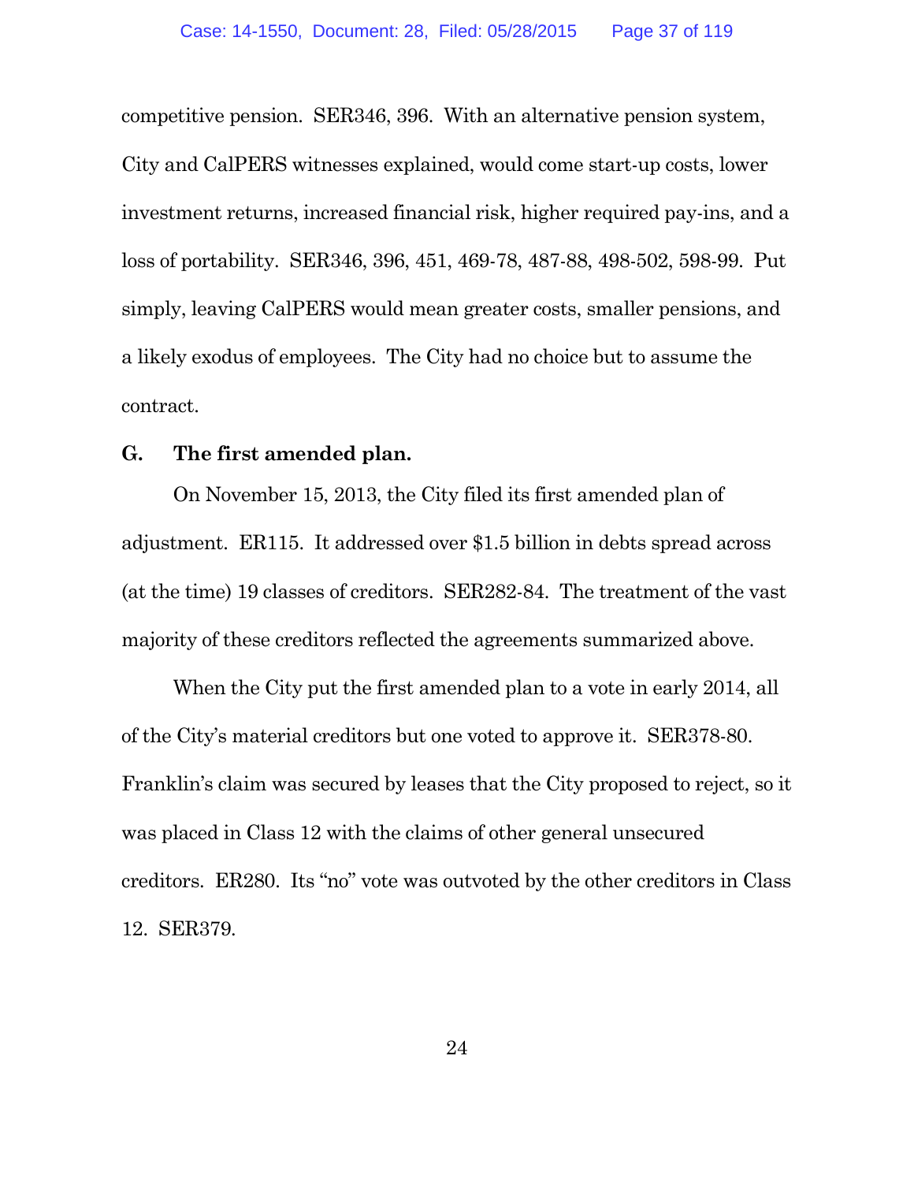competitive pension. SER346, 396. With an alternative pension system, City and CalPERS witnesses explained, would come start-up costs, lower investment returns, increased financial risk, higher required pay-ins, and a loss of portability. SER346, 396, 451, 469-78, 487-88, 498-502, 598-99. Put simply, leaving CalPERS would mean greater costs, smaller pensions, and a likely exodus of employees. The City had no choice but to assume the contract.

### G. The first amended plan.

On November 15, 2013, the City filed its first amended plan of adjustment. ER115. It addressed over $1.5 billion in debts spread across (at the time) 19 classes of creditors. SER282-84. The treatment of the vast majority of these creditors reflected the agreements summarized above.

When the City put the first amended plan to a vote in early 2014, all of the City's material creditors but one voted to approve it. SER378-80. Franklin's claim was secured by leases that the City proposed to reject, so it was placed in Class 12 with the claims of other general unsecured creditors. ER280. Its "no" vote was outvoted by the other creditors in Class 12. SER379.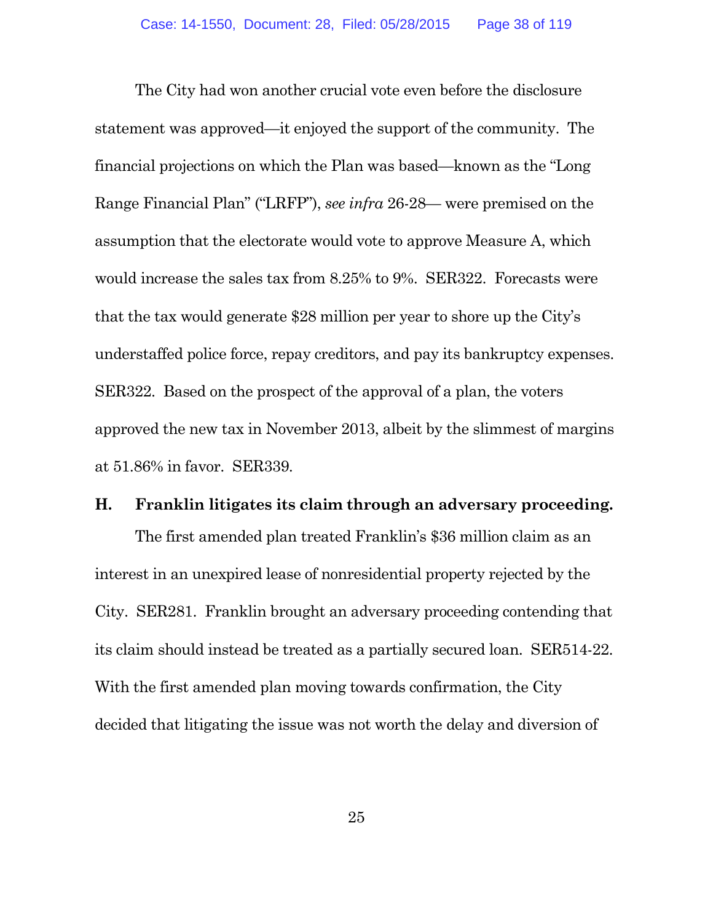The City had won another crucial vote even before the disclosure statement was approved—it enjoyed the support of the community. The financial projections on which the Plan was based—known as the "Long Range Financial Plan" ("LRFP"), *see infra* 26-28— were premised on the assumption that the electorate would vote to approve Measure A, which would increase the sales tax from 8.25% to 9%. SER322. Forecasts were that the tax would generate $28 million per year to shore up the City's understaffed police force, repay creditors, and pay its bankruptcy expenses. SER322. Based on the prospect of the approval of a plan, the voters approved the new tax in November 2013, albeit by the slimmest of margins at 51.86% in favor. SER339.

### H. Franklin litigates its claim through an adversary proceeding.

The first amended plan treated Franklin's $36 million claim as an interest in an unexpired lease of nonresidential property rejected by the City. SER281. Franklin brought an adversary proceeding contending that its claim should instead be treated as a partially secured loan. SER514-22. With the first amended plan moving towards confirmation, the City decided that litigating the issue was not worth the delay and diversion of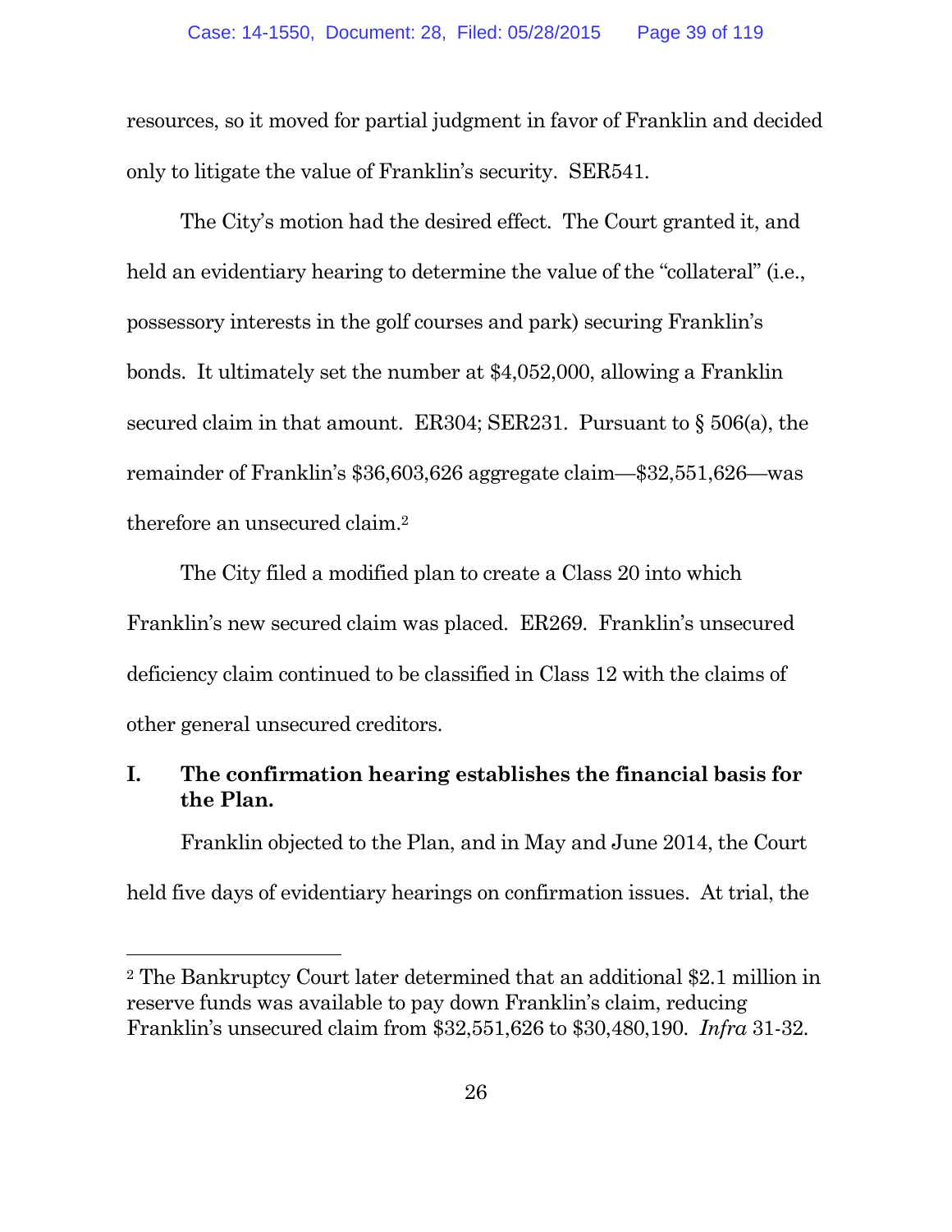resources, so it moved for partial judgment in favor of Franklin and decided only to litigate the value of Franklin's security. SER541.

The City's motion had the desired effect. The Court granted it, and held an evidentiary hearing to determine the value of the "collateral" (i.e., possessory interests in the golf courses and park) securing Franklin's bonds. It ultimately set the number at $4,052,000, allowing a Franklin secured claim in that amount. ER304; SER231. Pursuant to § 506(a), the remainder of Franklin's $36,603,626 aggregate claim—$32,551,626—was therefore an unsecured claim.[2]

The City filed a modified plan to create a Class 20 into which Franklin's new secured claim was placed. ER269. Franklin's unsecured deficiency claim continued to be classified in Class 12 with the claims of other general unsecured creditors.

## I. The confirmation hearing establishes the financial basis for the Plan.

Franklin objected to the Plan, and in May and June 2014, the Court held five days of evidentiary hearings on confirmation issues. At trial, the

[2] The Bankruptcy Court later determined that an additional $2.1 million in reserve funds was available to pay down Franklin's claim, reducing Franklin's unsecured claim from $32,551,626 to $30,480,190. *Infra* 31-32.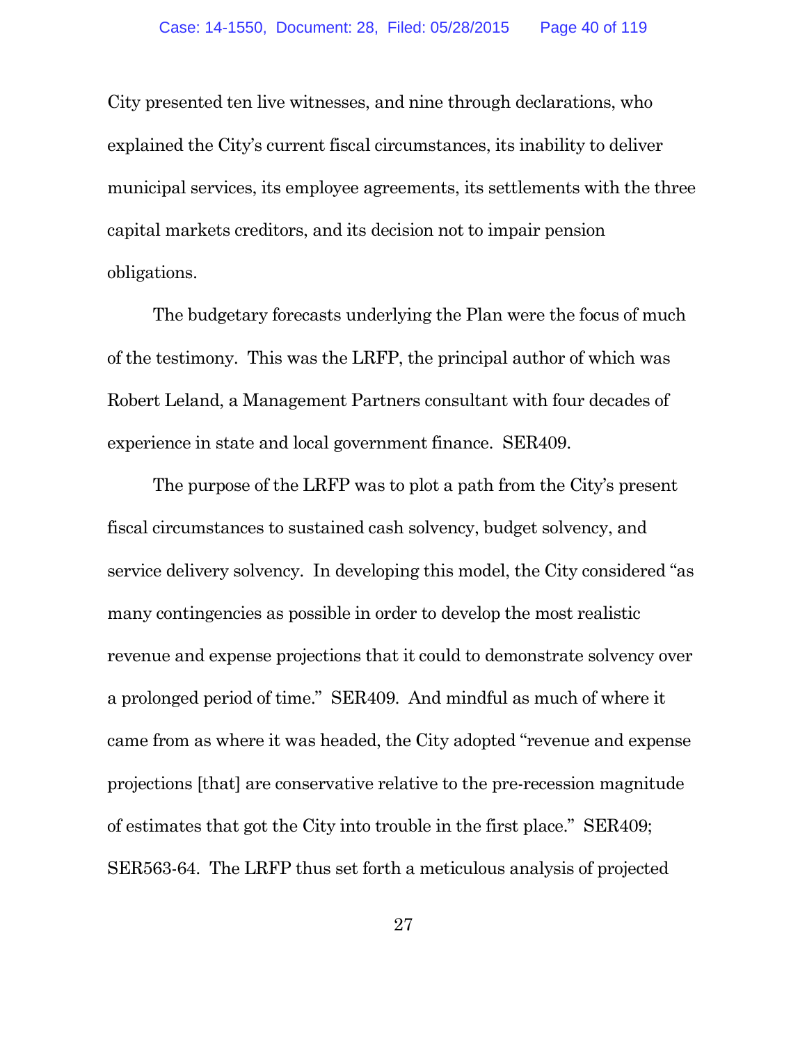City presented ten live witnesses, and nine through declarations, who explained the City's current fiscal circumstances, its inability to deliver municipal services, its employee agreements, its settlements with the three capital markets creditors, and its decision not to impair pension obligations.

The budgetary forecasts underlying the Plan were the focus of much of the testimony. This was the LRFP, the principal author of which was Robert Leland, a Management Partners consultant with four decades of experience in state and local government finance. SER409.

The purpose of the LRFP was to plot a path from the City's present fiscal circumstances to sustained cash solvency, budget solvency, and service delivery solvency. In developing this model, the City considered "as many contingencies as possible in order to develop the most realistic revenue and expense projections that it could to demonstrate solvency over a prolonged period of time." SER409. And mindful as much of where it came from as where it was headed, the City adopted "revenue and expense projections [that] are conservative relative to the pre-recession magnitude of estimates that got the City into trouble in the first place." SER409; SER563-64. The LRFP thus set forth a meticulous analysis of projected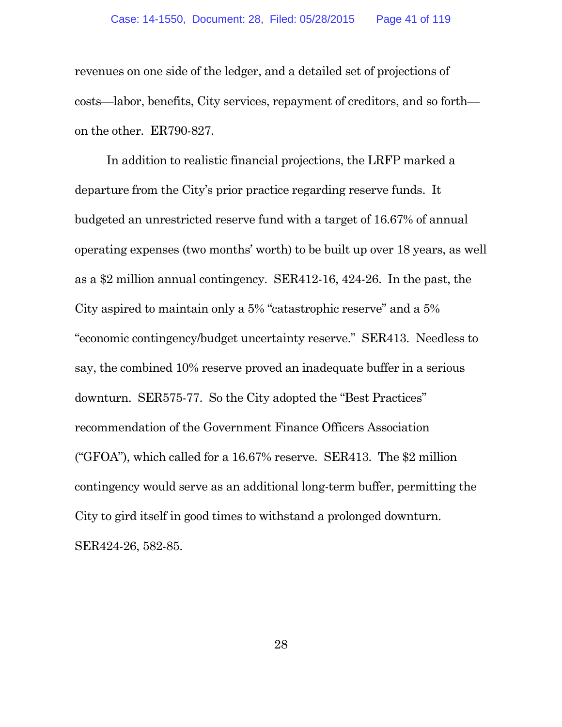revenues on one side of the ledger, and a detailed set of projections of costs—labor, benefits, City services, repayment of creditors, and so forth—on the other. ER790-827.

In addition to realistic financial projections, the LRFP marked a departure from the City's prior practice regarding reserve funds. It budgeted an unrestricted reserve fund with a target of 16.67% of annual operating expenses (two months' worth) to be built up over 18 years, as well as a $2 million annual contingency. SER412-16, 424-26. In the past, the City aspired to maintain only a 5% "catastrophic reserve" and a 5% "economic contingency/budget uncertainty reserve." SER413. Needless to say, the combined 10% reserve proved an inadequate buffer in a serious downturn. SER575-77. So the City adopted the "Best Practices" recommendation of the Government Finance Officers Association ("GFOA"), which called for a 16.67% reserve. SER413. The $2 million contingency would serve as an additional long-term buffer, permitting the City to gird itself in good times to withstand a prolonged downturn. SER424-26, 582-85.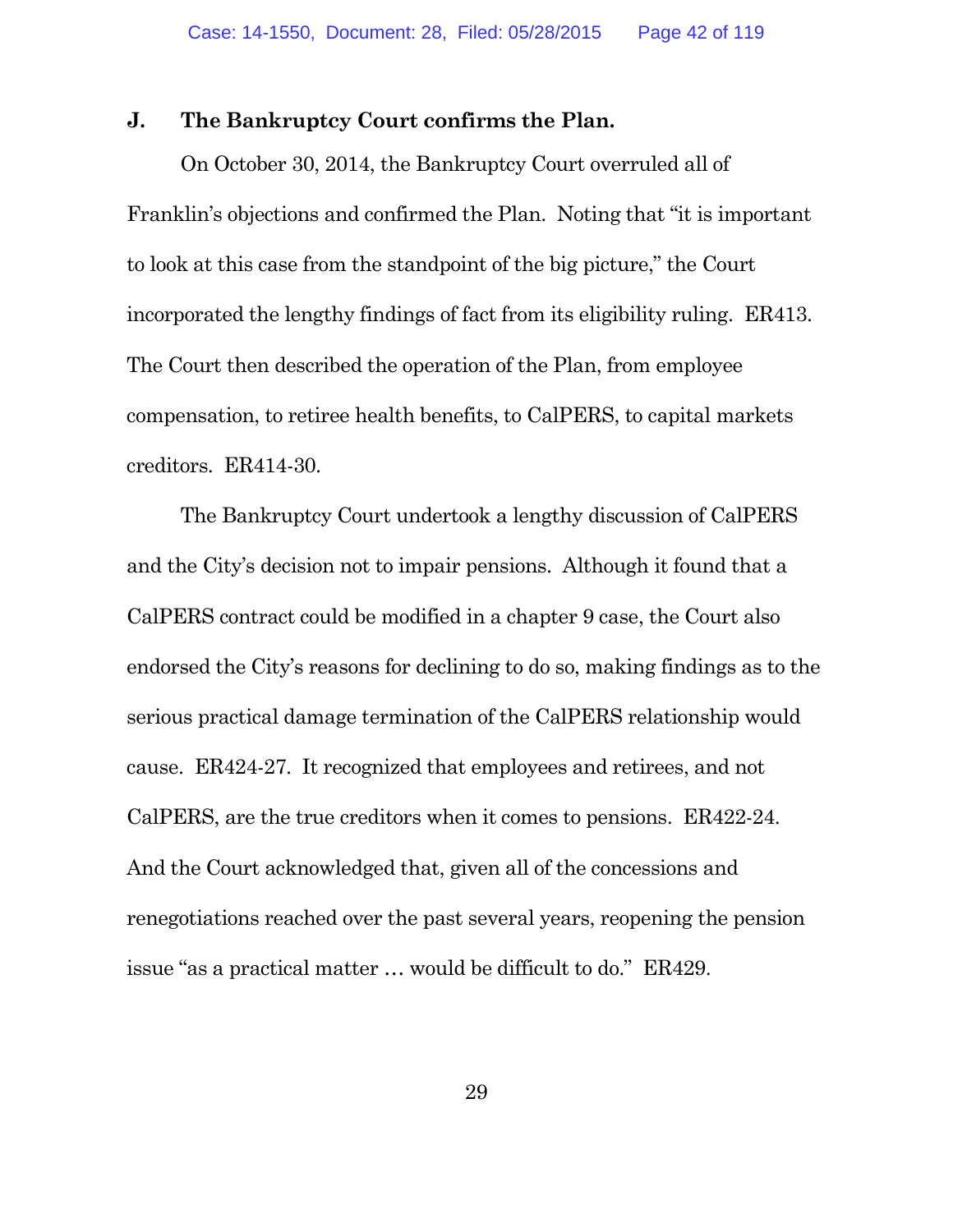### J. The Bankruptcy Court confirms the Plan.

On October 30, 2014, the Bankruptcy Court overruled all of Franklin's objections and confirmed the Plan. Noting that "it is important to look at this case from the standpoint of the big picture," the Court incorporated the lengthy findings of fact from its eligibility ruling. ER413. The Court then described the operation of the Plan, from employee compensation, to retiree health benefits, to CalPERS, to capital markets creditors. ER414-30.

The Bankruptcy Court undertook a lengthy discussion of CalPERS and the City's decision not to impair pensions. Although it found that a CalPERS contract could be modified in a chapter 9 case, the Court also endorsed the City's reasons for declining to do so, making findings as to the serious practical damage termination of the CalPERS relationship would cause. ER424-27. It recognized that employees and retirees, and not CalPERS, are the true creditors when it comes to pensions. ER422-24. And the Court acknowledged that, given all of the concessions and renegotiations reached over the past several years, reopening the pension issue "as a practical matter … would be difficult to do." ER429.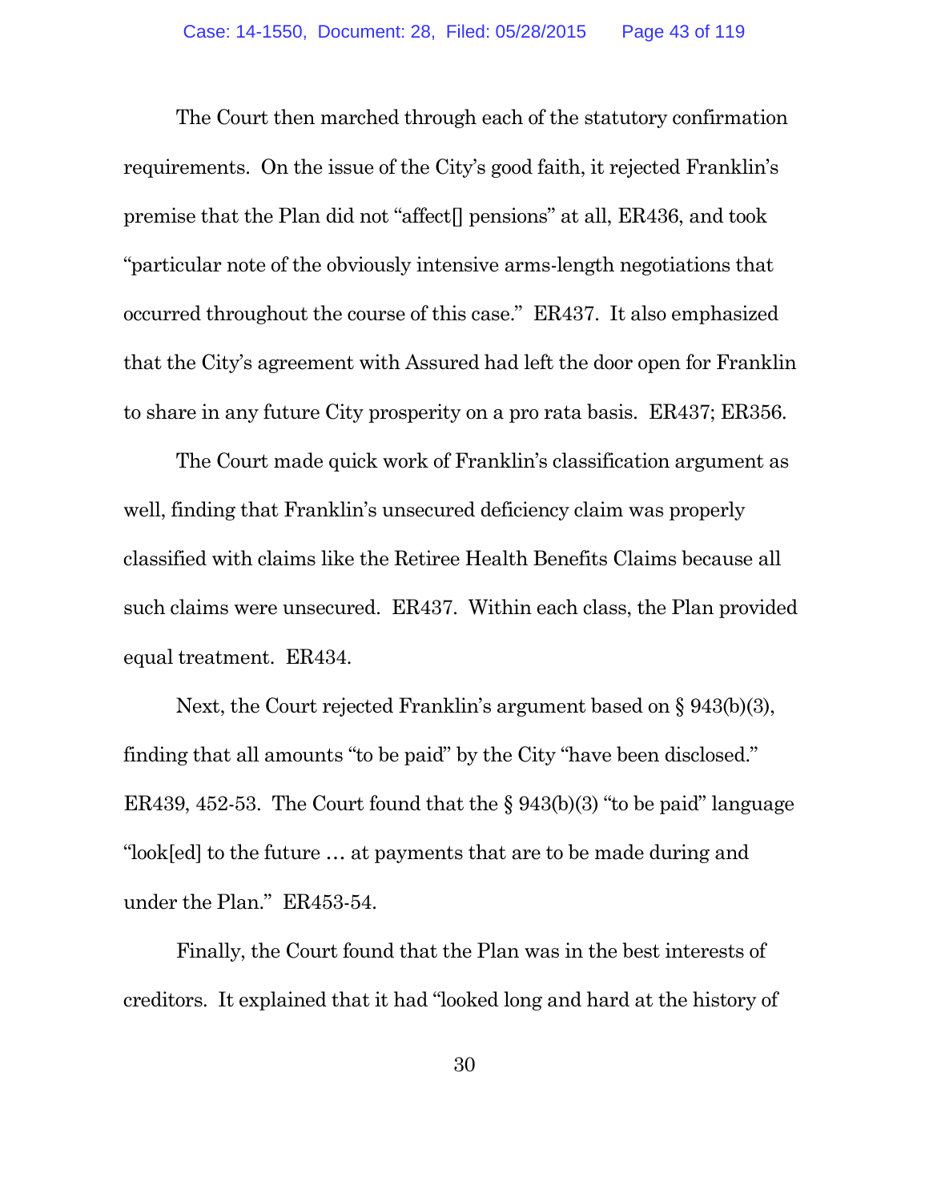The Court then marched through each of the statutory confirmation requirements. On the issue of the City's good faith, it rejected Franklin's premise that the Plan did not "affect[] pensions" at all, ER436, and took "particular note of the obviously intensive arms-length negotiations that occurred throughout the course of this case." ER437. It also emphasized that the City's agreement with Assured had left the door open for Franklin to share in any future City prosperity on a pro rata basis. ER437; ER356.

The Court made quick work of Franklin's classification argument as well, finding that Franklin's unsecured deficiency claim was properly classified with claims like the Retiree Health Benefits Claims because all such claims were unsecured. ER437. Within each class, the Plan provided equal treatment. ER434.

Next, the Court rejected Franklin's argument based on § 943(b)(3), finding that all amounts "to be paid" by the City "have been disclosed." ER439, 452-53. The Court found that the § 943(b)(3) "to be paid" language "look[ed] to the future … at payments that are to be made during and under the Plan." ER453-54.

Finally, the Court found that the Plan was in the best interests of creditors. It explained that it had "looked long and hard at the history of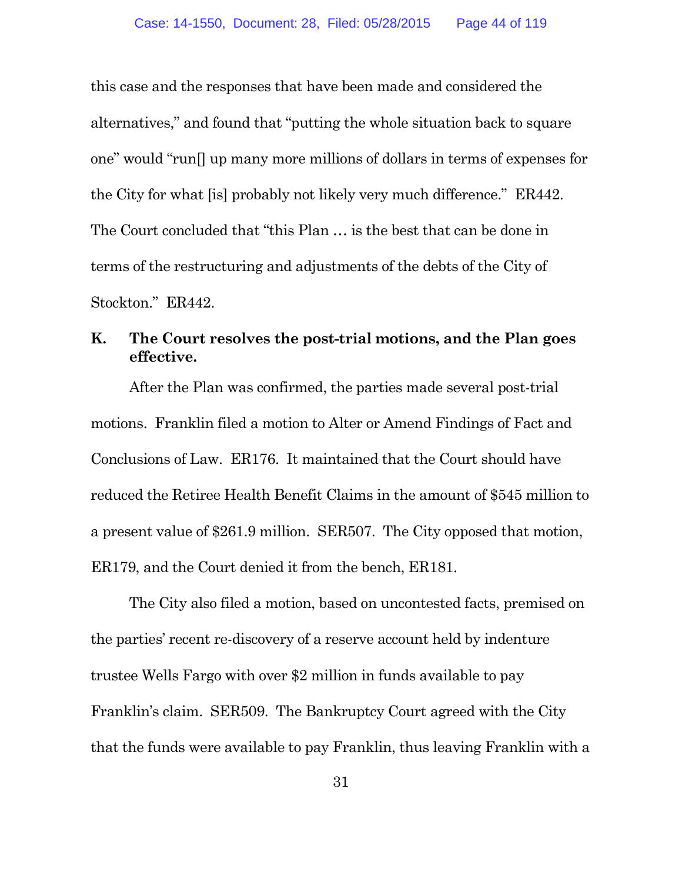this case and the responses that have been made and considered the alternatives," and found that "putting the whole situation back to square one" would "run[] up many more millions of dollars in terms of expenses for the City for what [is] probably not likely very much difference." ER442. The Court concluded that "this Plan … is the best that can be done in terms of the restructuring and adjustments of the debts of the City of Stockton." ER442.

### K. The Court resolves the post-trial motions, and the Plan goes effective.

After the Plan was confirmed, the parties made several post-trial motions. Franklin filed a motion to Alter or Amend Findings of Fact and Conclusions of Law. ER176. It maintained that the Court should have reduced the Retiree Health Benefit Claims in the amount of $545 million to a present value of $261.9 million. SER507. The City opposed that motion, ER179, and the Court denied it from the bench, ER181.

The City also filed a motion, based on uncontested facts, premised on the parties' recent re-discovery of a reserve account held by indenture trustee Wells Fargo with over $2 million in funds available to pay Franklin's claim. SER509. The Bankruptcy Court agreed with the City that the funds were available to pay Franklin, thus leaving Franklin with a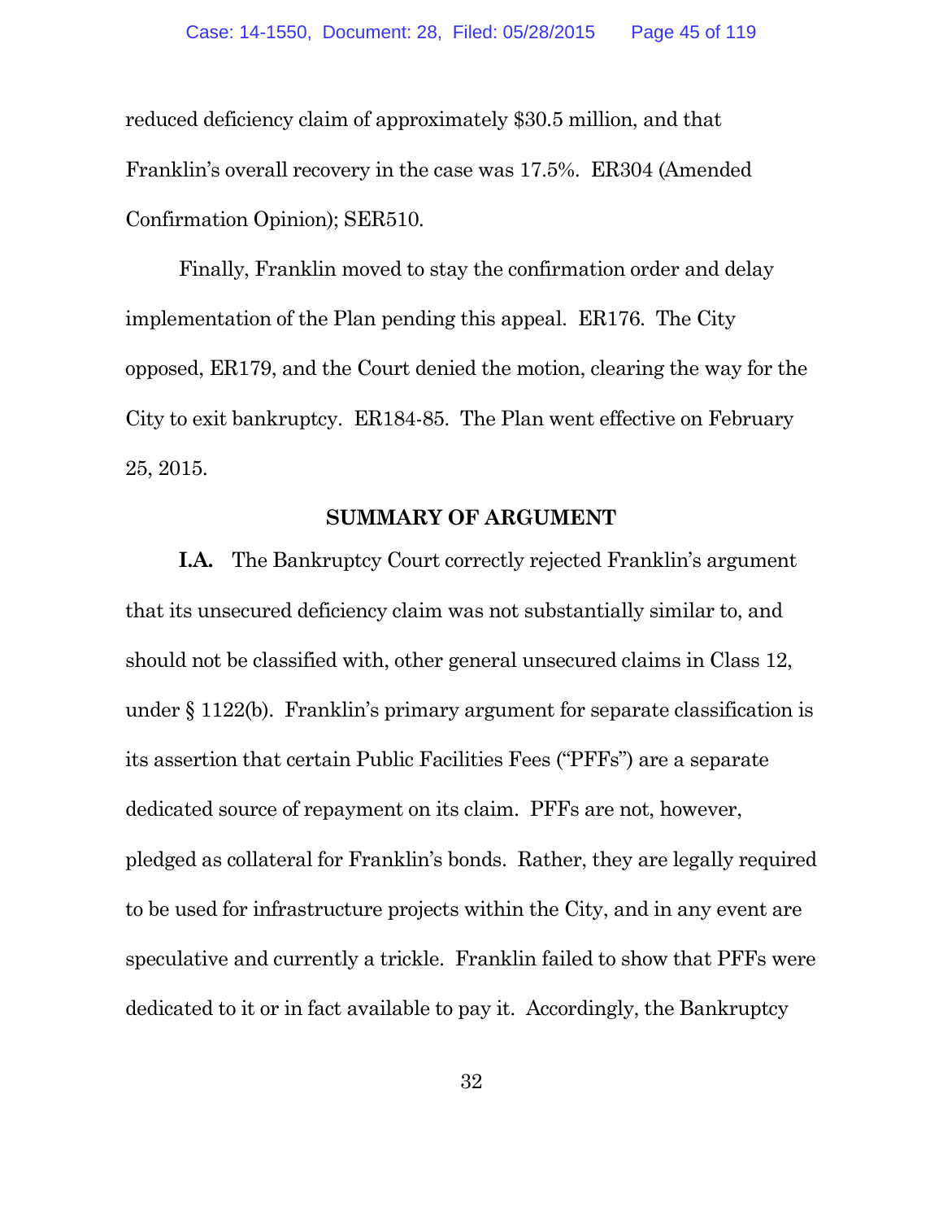reduced deficiency claim of approximately $30.5 million, and that Franklin's overall recovery in the case was 17.5%. ER304 (Amended Confirmation Opinion); SER510.

Finally, Franklin moved to stay the confirmation order and delay implementation of the Plan pending this appeal. ER176. The City opposed, ER179, and the Court denied the motion, clearing the way for the City to exit bankruptcy. ER184-85. The Plan went effective on February 25, 2015.

## SUMMARY OF ARGUMENT

**I.A.** The Bankruptcy Court correctly rejected Franklin's argument that its unsecured deficiency claim was not substantially similar to, and should not be classified with, other general unsecured claims in Class 12, under § 1122(b). Franklin's primary argument for separate classification is its assertion that certain Public Facilities Fees ("PFFs") are a separate dedicated source of repayment on its claim. PFFs are not, however, pledged as collateral for Franklin's bonds. Rather, they are legally required to be used for infrastructure projects within the City, and in any event are speculative and currently a trickle. Franklin failed to show that PFFs were dedicated to it or in fact available to pay it. Accordingly, the Bankruptcy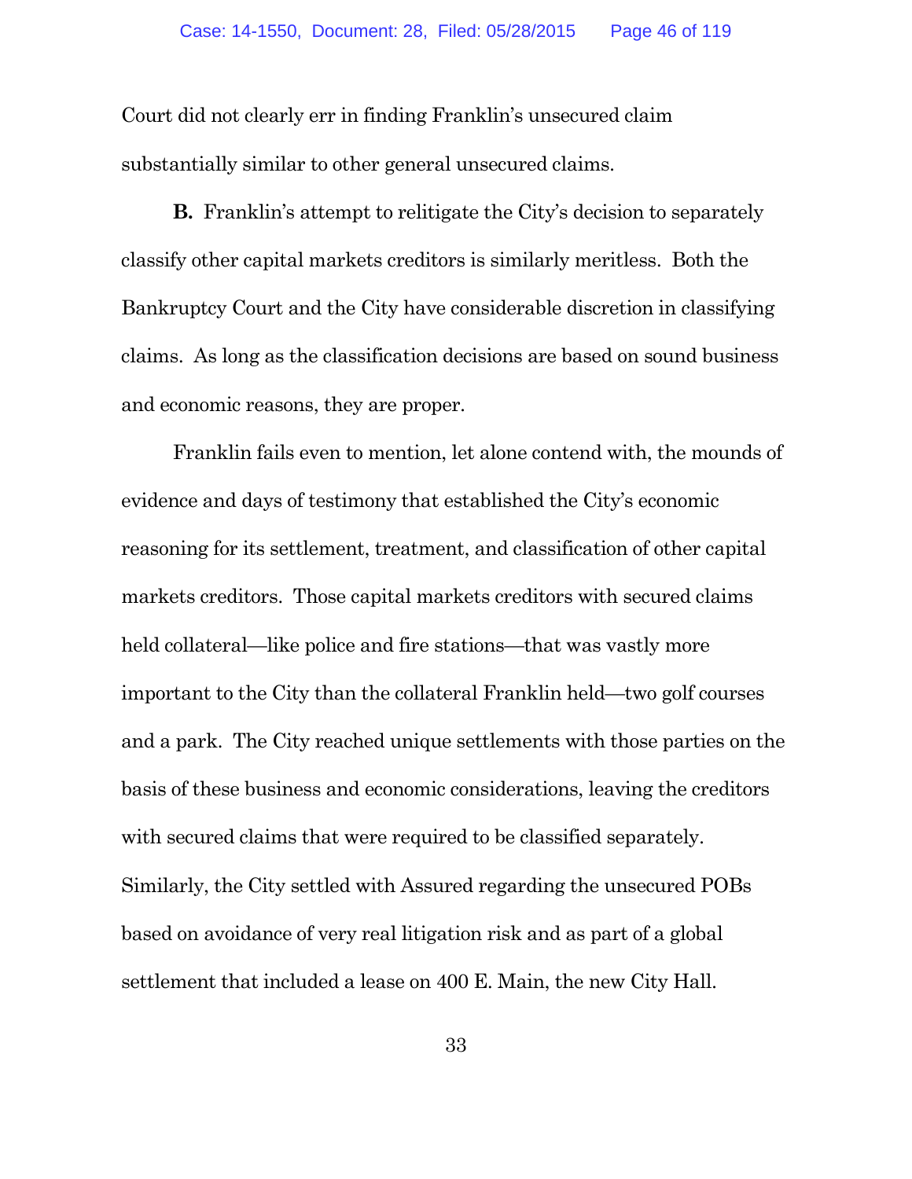Court did not clearly err in finding Franklin's unsecured claim substantially similar to other general unsecured claims.

**B.** Franklin's attempt to relitigate the City's decision to separately classify other capital markets creditors is similarly meritless. Both the Bankruptcy Court and the City have considerable discretion in classifying claims. As long as the classification decisions are based on sound business and economic reasons, they are proper.

Franklin fails even to mention, let alone contend with, the mounds of evidence and days of testimony that established the City's economic reasoning for its settlement, treatment, and classification of other capital markets creditors. Those capital markets creditors with secured claims held collateral—like police and fire stations—that was vastly more important to the City than the collateral Franklin held—two golf courses and a park. The City reached unique settlements with those parties on the basis of these business and economic considerations, leaving the creditors with secured claims that were required to be classified separately. Similarly, the City settled with Assured regarding the unsecured POBs based on avoidance of very real litigation risk and as part of a global settlement that included a lease on 400 E. Main, the new City Hall.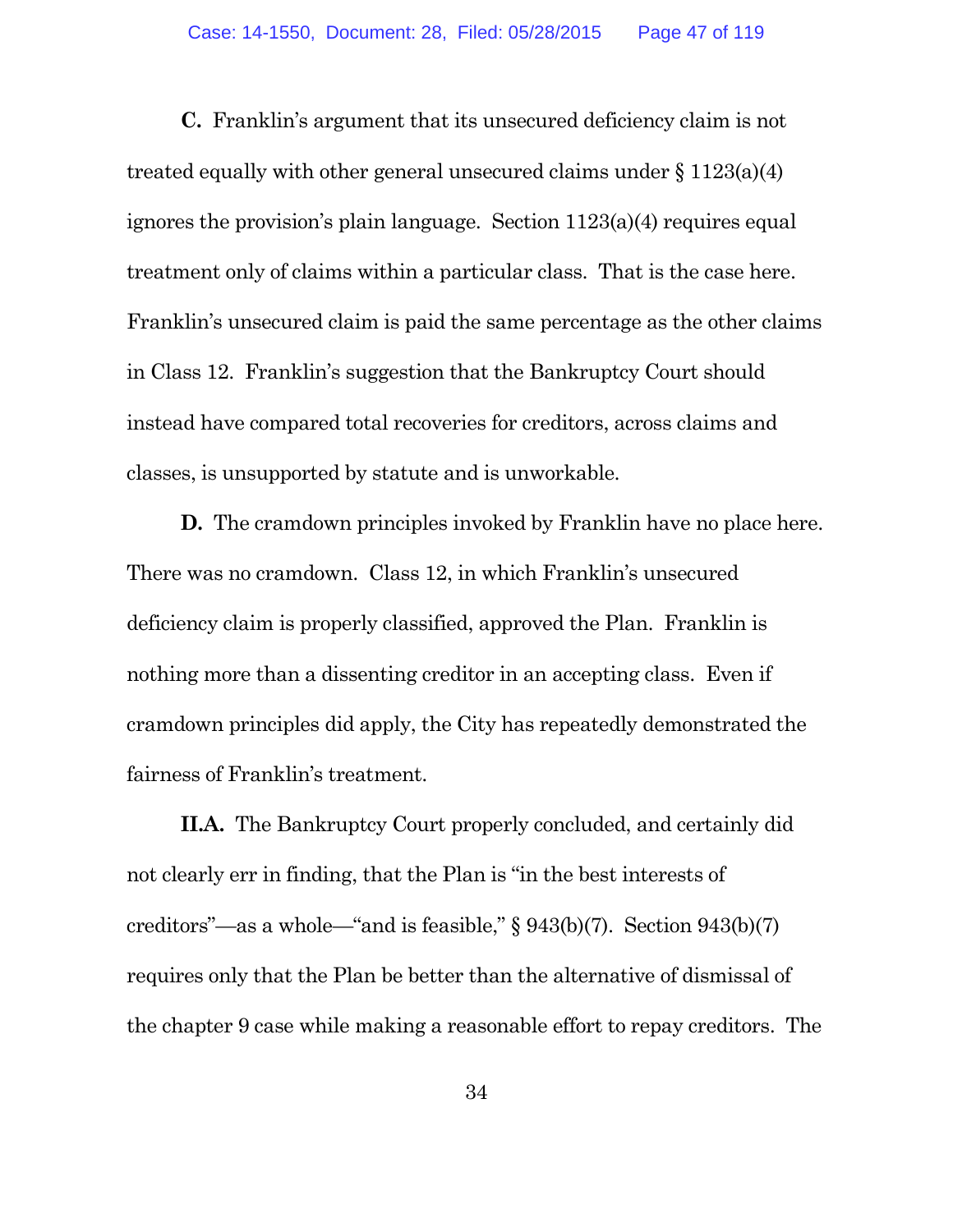**C.** Franklin's argument that its unsecured deficiency claim is not treated equally with other general unsecured claims under § 1123(a)(4) ignores the provision's plain language. Section 1123(a)(4) requires equal treatment only of claims within a particular class. That is the case here. Franklin's unsecured claim is paid the same percentage as the other claims in Class 12. Franklin's suggestion that the Bankruptcy Court should instead have compared total recoveries for creditors, across claims and classes, is unsupported by statute and is unworkable.

**D.** The cramdown principles invoked by Franklin have no place here. There was no cramdown. Class 12, in which Franklin's unsecured deficiency claim is properly classified, approved the Plan. Franklin is nothing more than a dissenting creditor in an accepting class. Even if cramdown principles did apply, the City has repeatedly demonstrated the fairness of Franklin's treatment.

**II.A.** The Bankruptcy Court properly concluded, and certainly did not clearly err in finding, that the Plan is "in the best interests of creditors"—as a whole—"and is feasible," § 943(b)(7). Section 943(b)(7) requires only that the Plan be better than the alternative of dismissal of the chapter 9 case while making a reasonable effort to repay creditors. The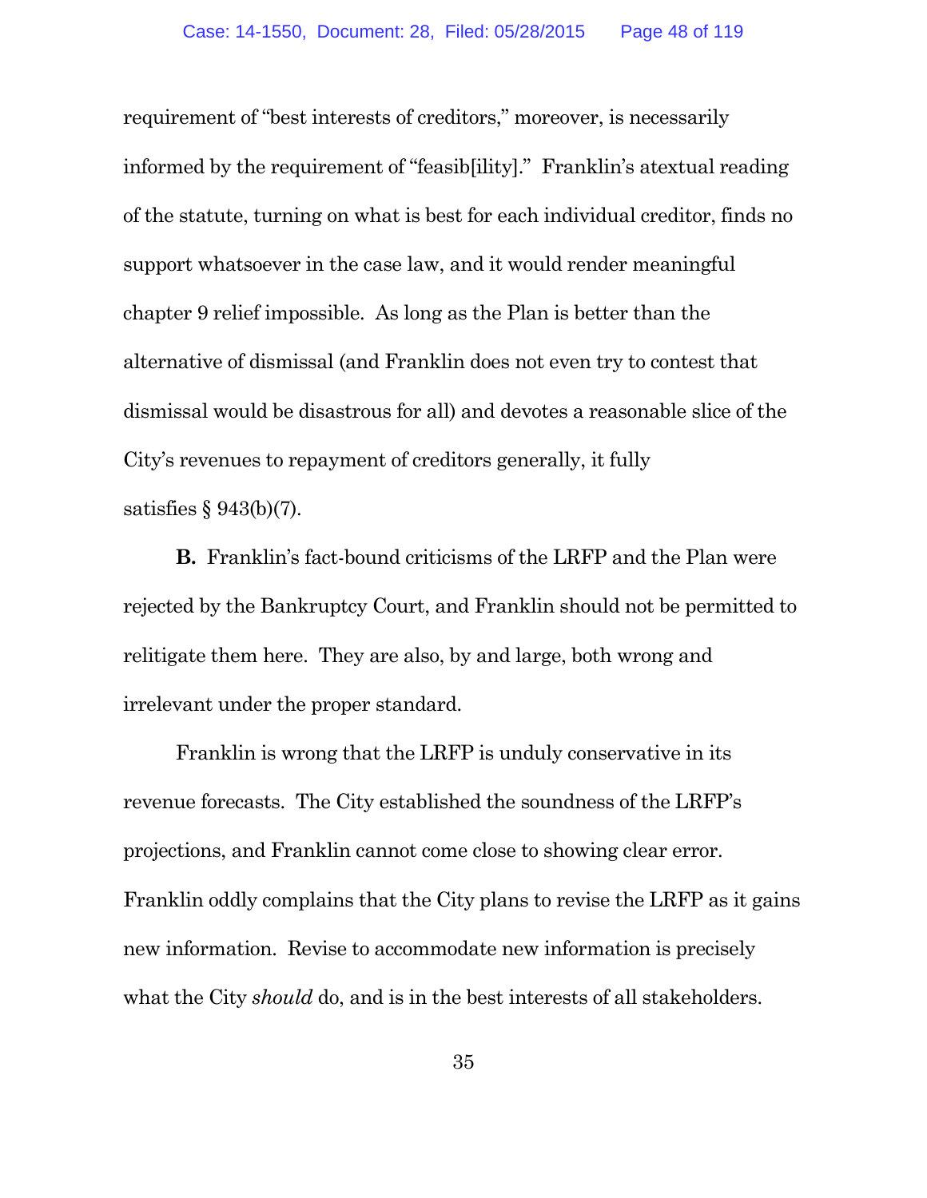requirement of "best interests of creditors," moreover, is necessarily informed by the requirement of "feasib[ility]." Franklin's atextual reading of the statute, turning on what is best for each individual creditor, finds no support whatsoever in the case law, and it would render meaningful chapter 9 relief impossible. As long as the Plan is better than the alternative of dismissal (and Franklin does not even try to contest that dismissal would be disastrous for all) and devotes a reasonable slice of the City's revenues to repayment of creditors generally, it fully satisfies § 943(b)(7).

**B.** Franklin's fact-bound criticisms of the LRFP and the Plan were rejected by the Bankruptcy Court, and Franklin should not be permitted to relitigate them here. They are also, by and large, both wrong and irrelevant under the proper standard.

Franklin is wrong that the LRFP is unduly conservative in its revenue forecasts. The City established the soundness of the LRFP's projections, and Franklin cannot come close to showing clear error. Franklin oddly complains that the City plans to revise the LRFP as it gains new information. Revise to accommodate new information is precisely what the City *should* do, and is in the best interests of all stakeholders.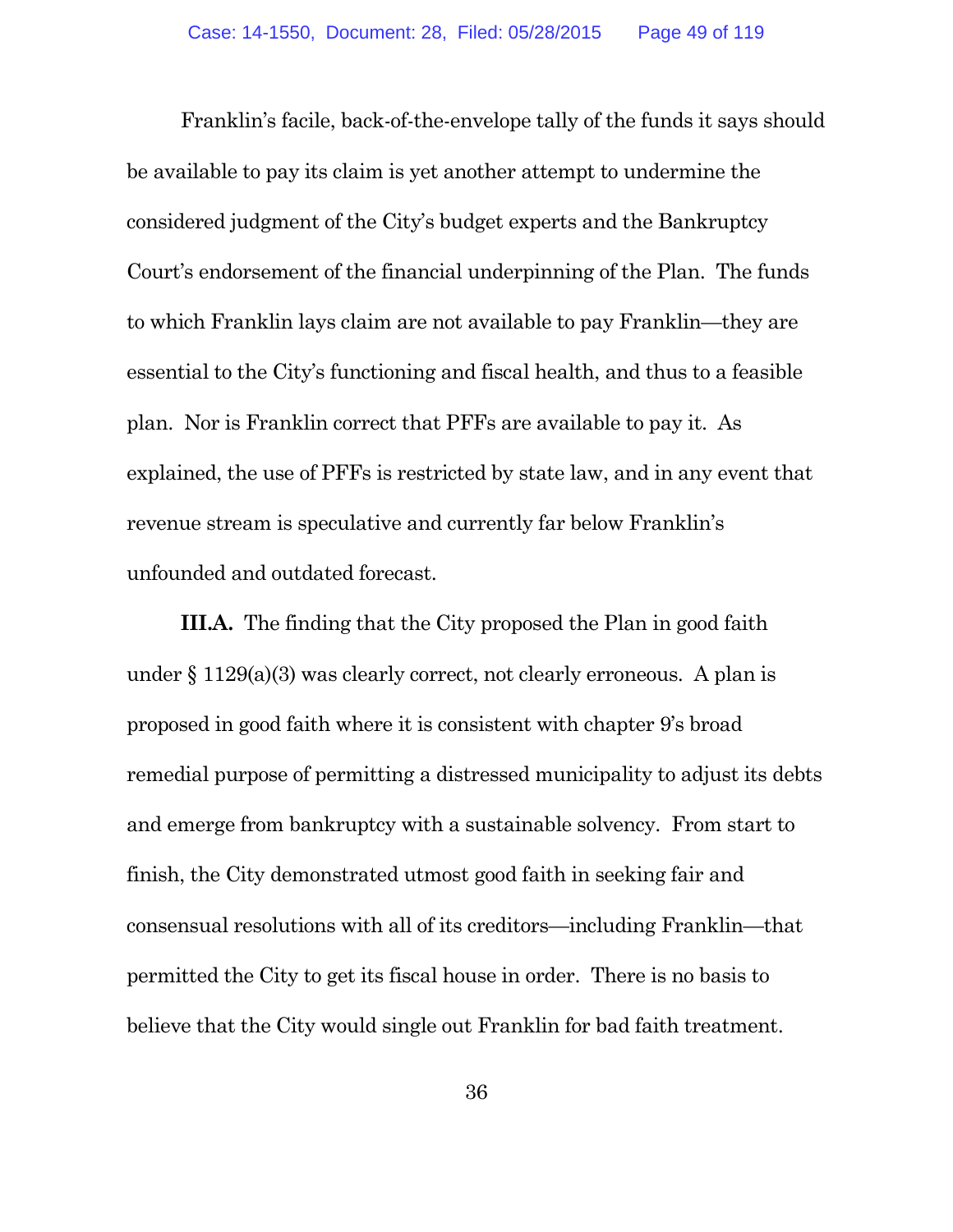Franklin's facile, back-of-the-envelope tally of the funds it says should be available to pay its claim is yet another attempt to undermine the considered judgment of the City's budget experts and the Bankruptcy Court's endorsement of the financial underpinning of the Plan. The funds to which Franklin lays claim are not available to pay Franklin—they are essential to the City's functioning and fiscal health, and thus to a feasible plan. Nor is Franklin correct that PFFs are available to pay it. As explained, the use of PFFs is restricted by state law, and in any event that revenue stream is speculative and currently far below Franklin's unfounded and outdated forecast.

**III.A.** The finding that the City proposed the Plan in good faith under § 1129(a)(3) was clearly correct, not clearly erroneous. A plan is proposed in good faith where it is consistent with chapter 9's broad remedial purpose of permitting a distressed municipality to adjust its debts and emerge from bankruptcy with a sustainable solvency. From start to finish, the City demonstrated utmost good faith in seeking fair and consensual resolutions with all of its creditors—including Franklin—that permitted the City to get its fiscal house in order. There is no basis to believe that the City would single out Franklin for bad faith treatment.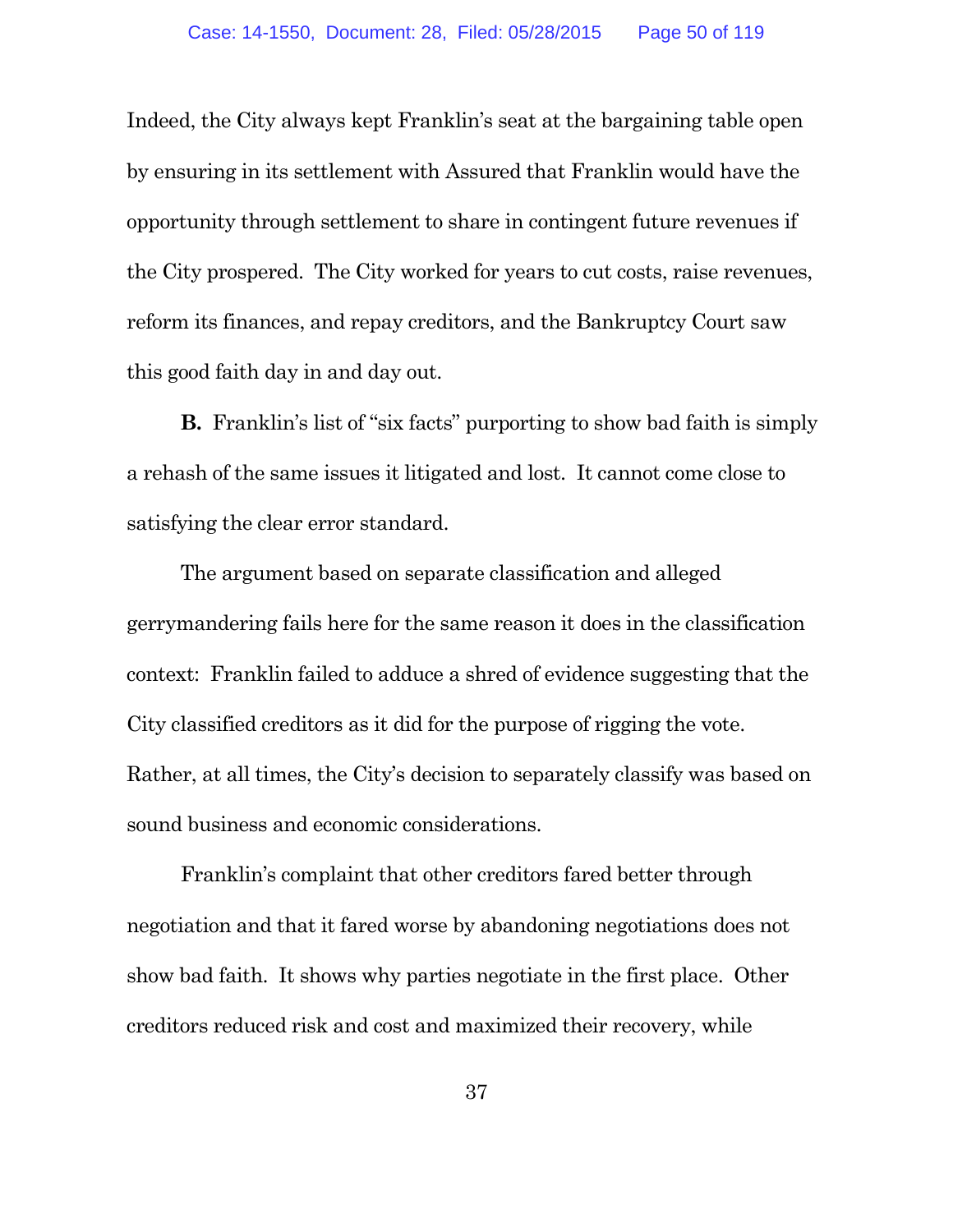Indeed, the City always kept Franklin's seat at the bargaining table open by ensuring in its settlement with Assured that Franklin would have the opportunity through settlement to share in contingent future revenues if the City prospered. The City worked for years to cut costs, raise revenues, reform its finances, and repay creditors, and the Bankruptcy Court saw this good faith day in and day out.

**B.** Franklin's list of "six facts" purporting to show bad faith is simply a rehash of the same issues it litigated and lost. It cannot come close to satisfying the clear error standard.

The argument based on separate classification and alleged gerrymandering fails here for the same reason it does in the classification context: Franklin failed to adduce a shred of evidence suggesting that the City classified creditors as it did for the purpose of rigging the vote. Rather, at all times, the City's decision to separately classify was based on sound business and economic considerations.

Franklin's complaint that other creditors fared better through negotiation and that it fared worse by abandoning negotiations does not show bad faith. It shows why parties negotiate in the first place. Other creditors reduced risk and cost and maximized their recovery, while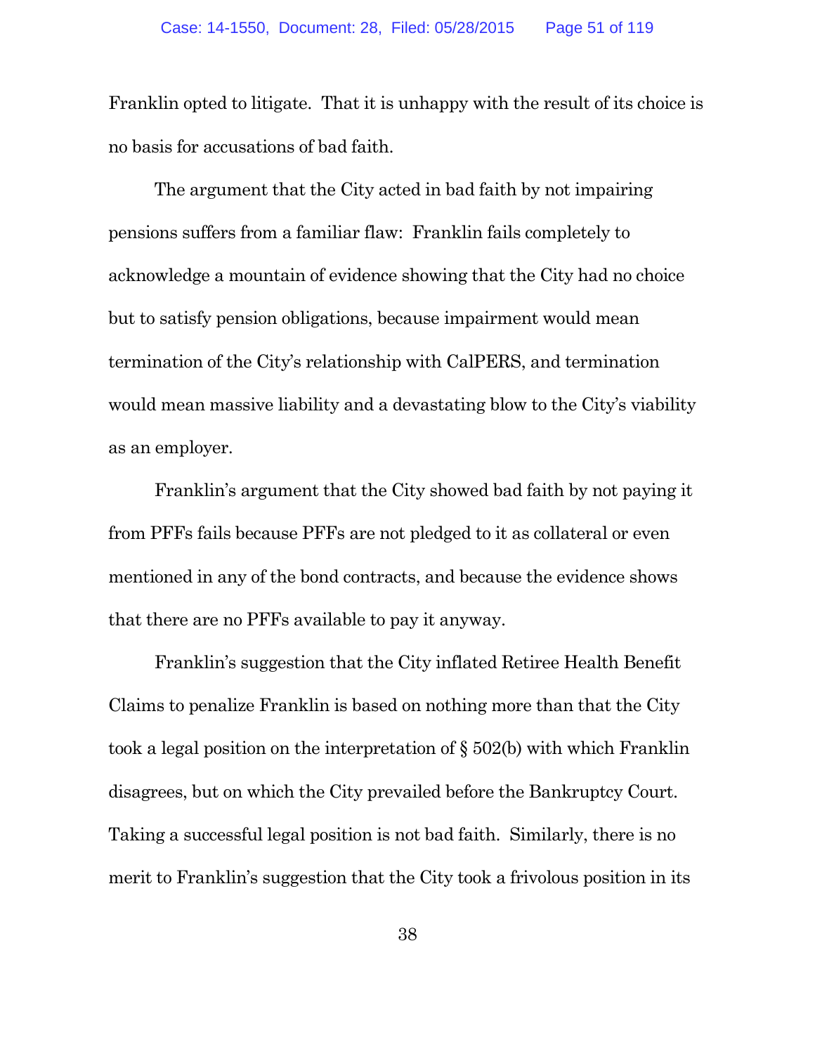Franklin opted to litigate. That it is unhappy with the result of its choice is no basis for accusations of bad faith.

The argument that the City acted in bad faith by not impairing pensions suffers from a familiar flaw: Franklin fails completely to acknowledge a mountain of evidence showing that the City had no choice but to satisfy pension obligations, because impairment would mean termination of the City's relationship with CalPERS, and termination would mean massive liability and a devastating blow to the City's viability as an employer.

Franklin's argument that the City showed bad faith by not paying it from PFFs fails because PFFs are not pledged to it as collateral or even mentioned in any of the bond contracts, and because the evidence shows that there are no PFFs available to pay it anyway.

Franklin's suggestion that the City inflated Retiree Health Benefit Claims to penalize Franklin is based on nothing more than that the City took a legal position on the interpretation of § 502(b) with which Franklin disagrees, but on which the City prevailed before the Bankruptcy Court. Taking a successful legal position is not bad faith. Similarly, there is no merit to Franklin's suggestion that the City took a frivolous position in its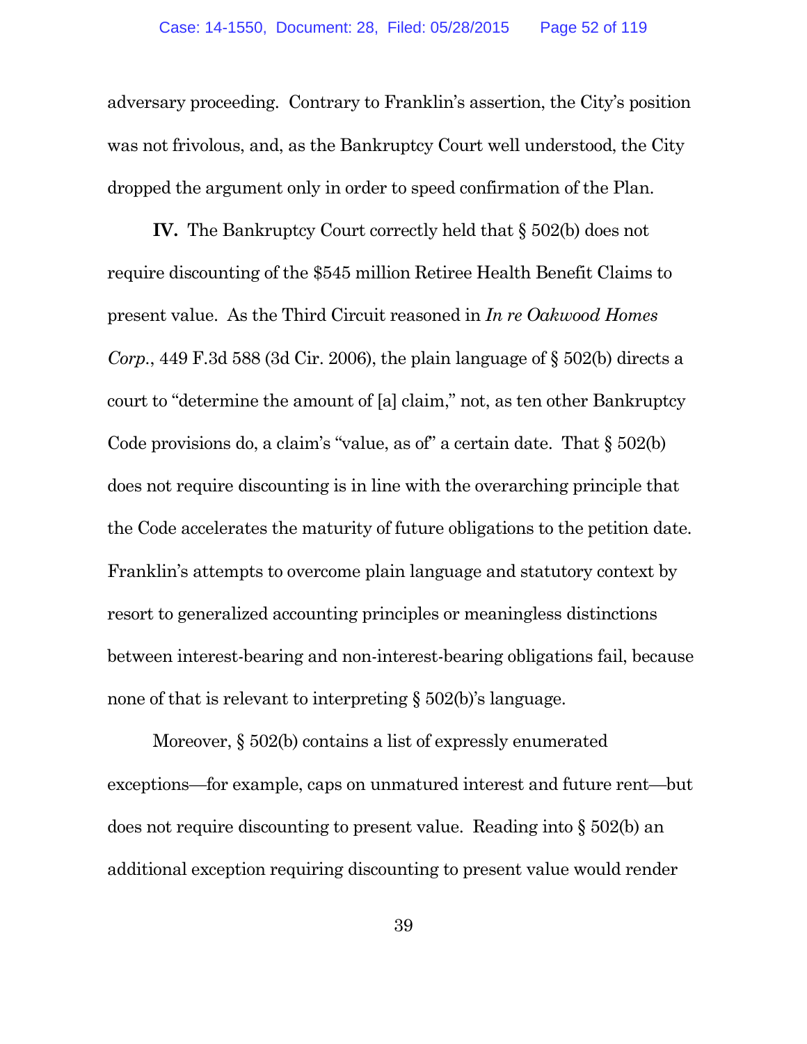adversary proceeding. Contrary to Franklin's assertion, the City's position was not frivolous, and, as the Bankruptcy Court well understood, the City dropped the argument only in order to speed confirmation of the Plan.

**IV.** The Bankruptcy Court correctly held that § 502(b) does not require discounting of the $545 million Retiree Health Benefit Claims to present value. As the Third Circuit reasoned in *In re Oakwood Homes Corp.*, 449 F.3d 588 (3d Cir. 2006), the plain language of § 502(b) directs a court to "determine the amount of [a] claim," not, as ten other Bankruptcy Code provisions do, a claim's "value, as of" a certain date. That § 502(b) does not require discounting is in line with the overarching principle that the Code accelerates the maturity of future obligations to the petition date. Franklin's attempts to overcome plain language and statutory context by resort to generalized accounting principles or meaningless distinctions between interest-bearing and non-interest-bearing obligations fail, because none of that is relevant to interpreting § 502(b)'s language.

Moreover, § 502(b) contains a list of expressly enumerated exceptions—for example, caps on unmatured interest and future rent—but does not require discounting to present value. Reading into § 502(b) an additional exception requiring discounting to present value would render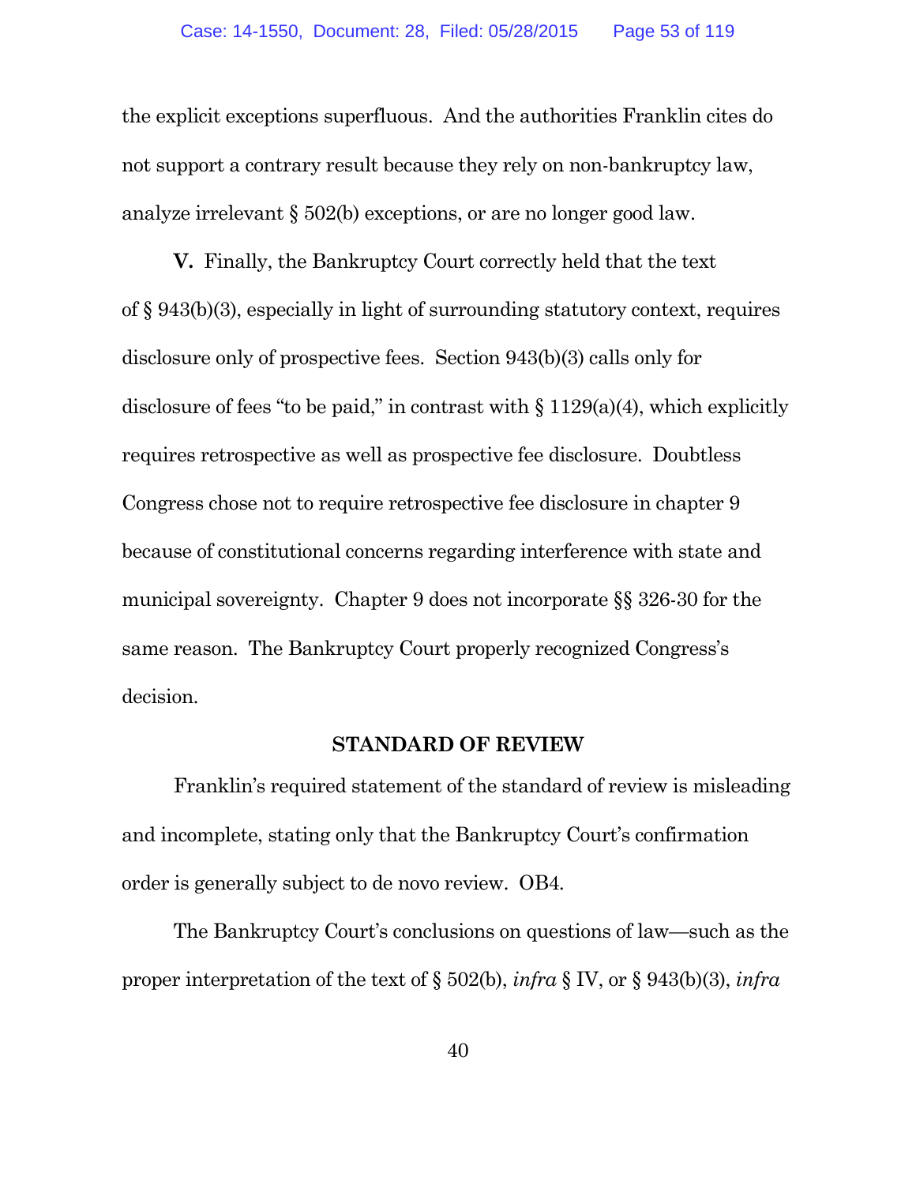the explicit exceptions superfluous. And the authorities Franklin cites do not support a contrary result because they rely on non-bankruptcy law, analyze irrelevant § 502(b) exceptions, or are no longer good law.

**V.** Finally, the Bankruptcy Court correctly held that the text of § 943(b)(3), especially in light of surrounding statutory context, requires disclosure only of prospective fees. Section 943(b)(3) calls only for disclosure of fees "to be paid," in contrast with § 1129(a)(4), which explicitly requires retrospective as well as prospective fee disclosure. Doubtless Congress chose not to require retrospective fee disclosure in chapter 9 because of constitutional concerns regarding interference with state and municipal sovereignty. Chapter 9 does not incorporate §§ 326-30 for the same reason. The Bankruptcy Court properly recognized Congress's decision.

## STANDARD OF REVIEW

Franklin's required statement of the standard of review is misleading and incomplete, stating only that the Bankruptcy Court's confirmation order is generally subject to de novo review. OB4.

The Bankruptcy Court's conclusions on questions of law—such as the proper interpretation of the text of § 502(b), *infra* § IV, or § 943(b)(3), *infra*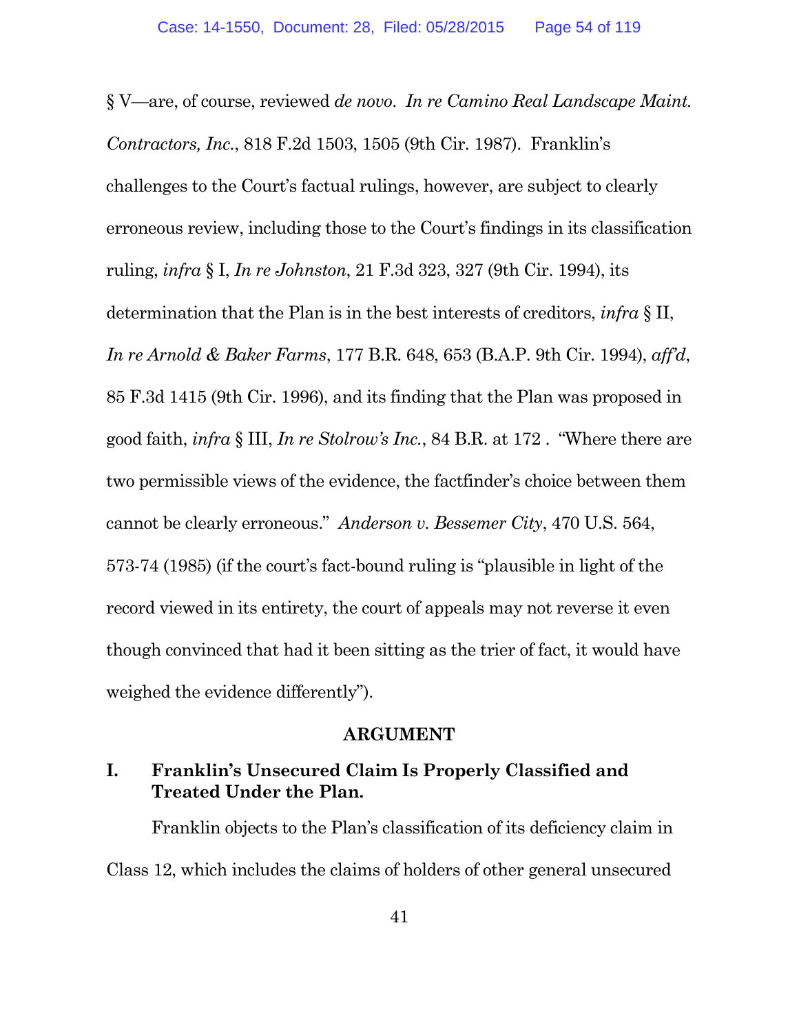§ V—are, of course, reviewed *de novo*. *In re Camino Real Landscape Maint. Contractors, Inc.*, 818 F.2d 1503, 1505 (9th Cir. 1987). Franklin's challenges to the Court's factual rulings, however, are subject to clearly erroneous review, including those to the Court's findings in its classification ruling, *infra* § I, *In re Johnston*, 21 F.3d 323, 327 (9th Cir. 1994), its determination that the Plan is in the best interests of creditors, *infra* § II, *In re Arnold & Baker Farms*, 177 B.R. 648, 653 (B.A.P. 9th Cir. 1994), *aff'd*, 85 F.3d 1415 (9th Cir. 1996), and its finding that the Plan was proposed in good faith, *infra* § III, *In re Stolrow's Inc.*, 84 B.R. at 172 . "Where there are two permissible views of the evidence, the factfinder's choice between them cannot be clearly erroneous." *Anderson v. Bessemer City*, 470 U.S. 564, 573-74 (1985) (if the court's fact-bound ruling is "plausible in light of the record viewed in its entirety, the court of appeals may not reverse it even though convinced that had it been sitting as the trier of fact, it would have weighed the evidence differently").

## ARGUMENT

### I. Franklin's Unsecured Claim Is Properly Classified and Treated Under the Plan.

Franklin objects to the Plan's classification of its deficiency claim in Class 12, which includes the claims of holders of other general unsecured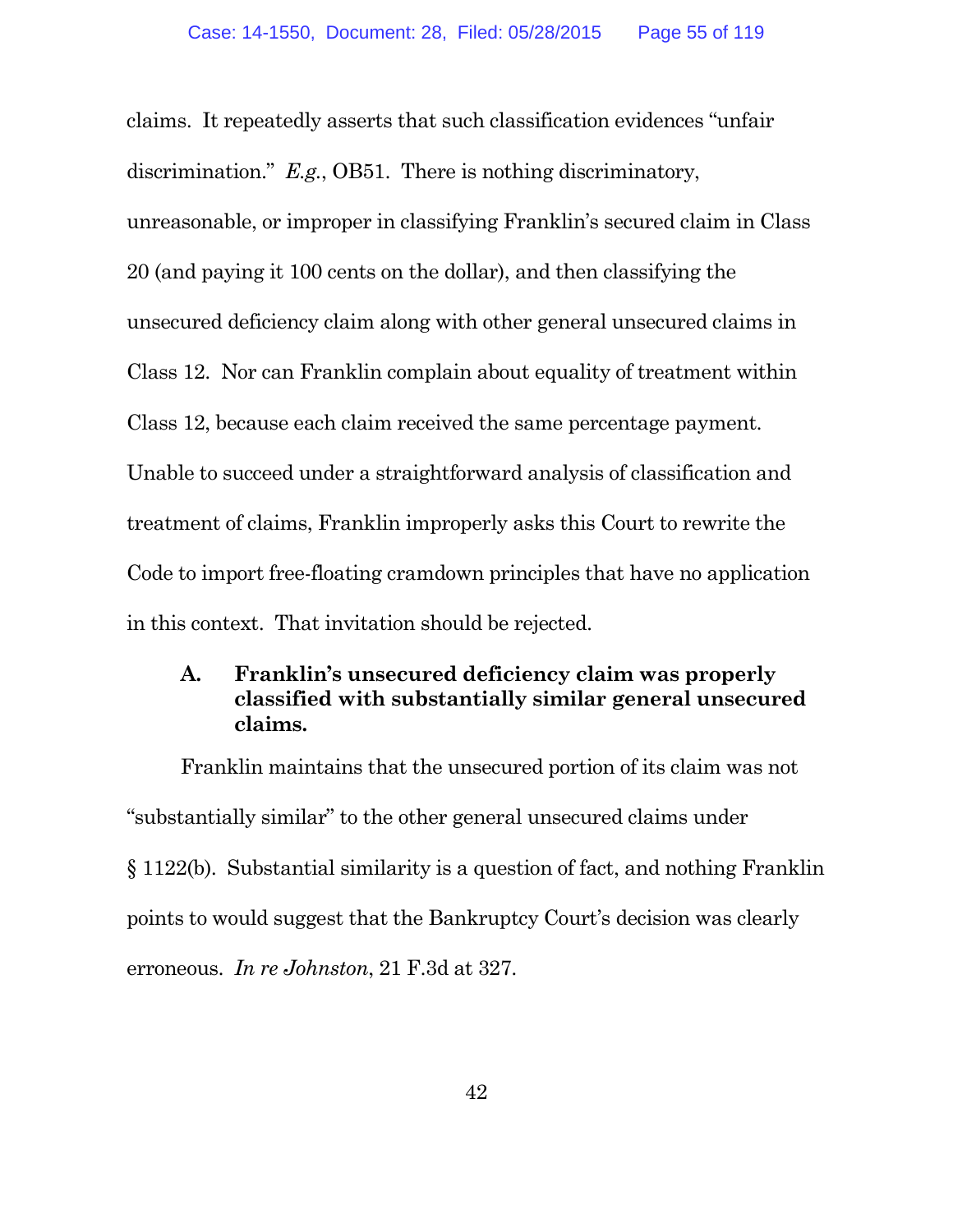claims. It repeatedly asserts that such classification evidences "unfair discrimination." *E.g.*, OB51. There is nothing discriminatory, unreasonable, or improper in classifying Franklin's secured claim in Class 20 (and paying it 100 cents on the dollar), and then classifying the unsecured deficiency claim along with other general unsecured claims in Class 12. Nor can Franklin complain about equality of treatment within Class 12, because each claim received the same percentage payment. Unable to succeed under a straightforward analysis of classification and treatment of claims, Franklin improperly asks this Court to rewrite the Code to import free-floating cramdown principles that have no application in this context. That invitation should be rejected.

### A. Franklin's unsecured deficiency claim was properly classified with substantially similar general unsecured claims.

Franklin maintains that the unsecured portion of its claim was not "substantially similar" to the other general unsecured claims under § 1122(b). Substantial similarity is a question of fact, and nothing Franklin points to would suggest that the Bankruptcy Court's decision was clearly erroneous. *In re Johnston*, 21 F.3d at 327.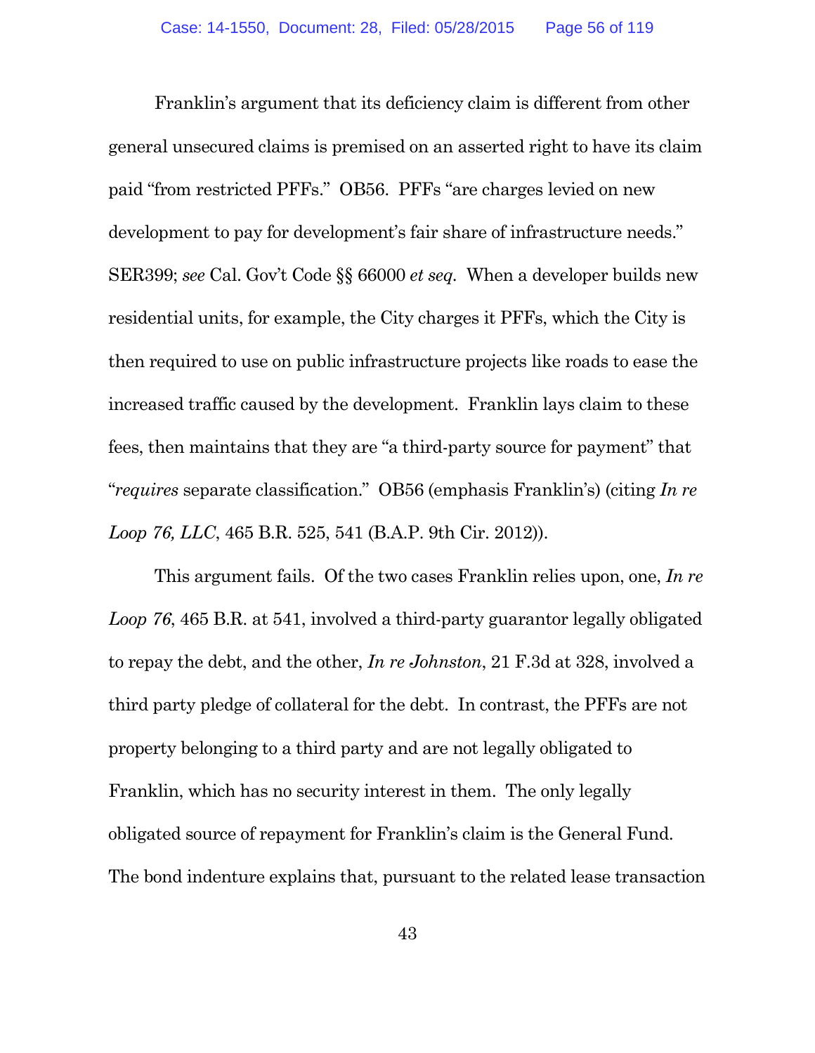Franklin's argument that its deficiency claim is different from other general unsecured claims is premised on an asserted right to have its claim paid "from restricted PFFs." OB56. PFFs "are charges levied on new development to pay for development's fair share of infrastructure needs." SER399; *see* Cal. Gov't Code §§ 66000 *et seq.* When a developer builds new residential units, for example, the City charges it PFFs, which the City is then required to use on public infrastructure projects like roads to ease the increased traffic caused by the development. Franklin lays claim to these fees, then maintains that they are "a third-party source for payment" that "*requires* separate classification." OB56 (emphasis Franklin's) (citing *In re Loop 76, LLC*, 465 B.R. 525, 541 (B.A.P. 9th Cir. 2012)).

This argument fails. Of the two cases Franklin relies upon, one, *In re Loop 76*, 465 B.R. at 541, involved a third-party guarantor legally obligated to repay the debt, and the other, *In re Johnston*, 21 F.3d at 328, involved a third party pledge of collateral for the debt. In contrast, the PFFs are not property belonging to a third party and are not legally obligated to Franklin, which has no security interest in them. The only legally obligated source of repayment for Franklin's claim is the General Fund. The bond indenture explains that, pursuant to the related lease transaction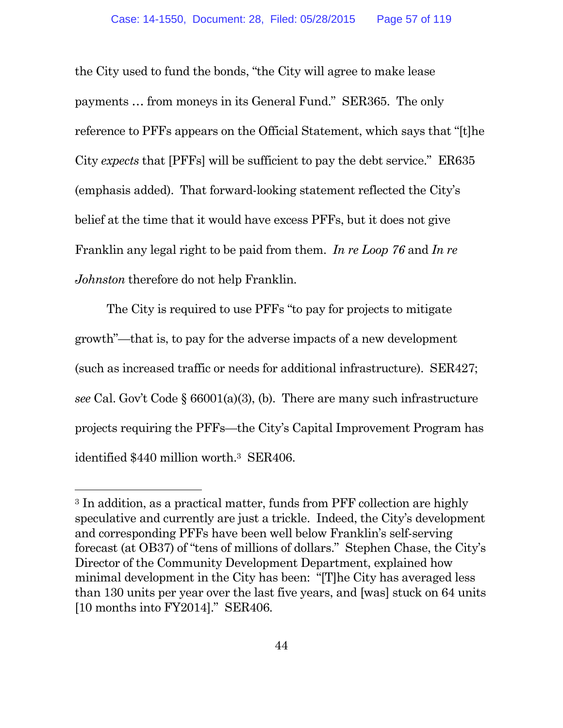the City used to fund the bonds, "the City will agree to make lease payments … from moneys in its General Fund." SER365. The only reference to PFFs appears on the Official Statement, which says that "[t]he City *expects* that [PFFs] will be sufficient to pay the debt service." ER635 (emphasis added). That forward-looking statement reflected the City's belief at the time that it would have excess PFFs, but it does not give Franklin any legal right to be paid from them. *In re Loop 76* and *In re Johnston* therefore do not help Franklin.

The City is required to use PFFs "to pay for projects to mitigate growth"—that is, to pay for the adverse impacts of a new development (such as increased traffic or needs for additional infrastructure). SER427; *see* Cal. Gov't Code § 66001(a)(3), (b). There are many such infrastructure projects requiring the PFFs—the City's Capital Improvement Program has identified $440 million worth.[3] SER406.

---

[3] In addition, as a practical matter, funds from PFF collection are highly speculative and currently are just a trickle. Indeed, the City's development and corresponding PFFs have been well below Franklin's self-serving forecast (at OB37) of "tens of millions of dollars." Stephen Chase, the City's Director of the Community Development Department, explained how minimal development in the City has been: "[T]he City has averaged less than 130 units per year over the last five years, and [was] stuck on 64 units [10 months into FY2014]." SER406.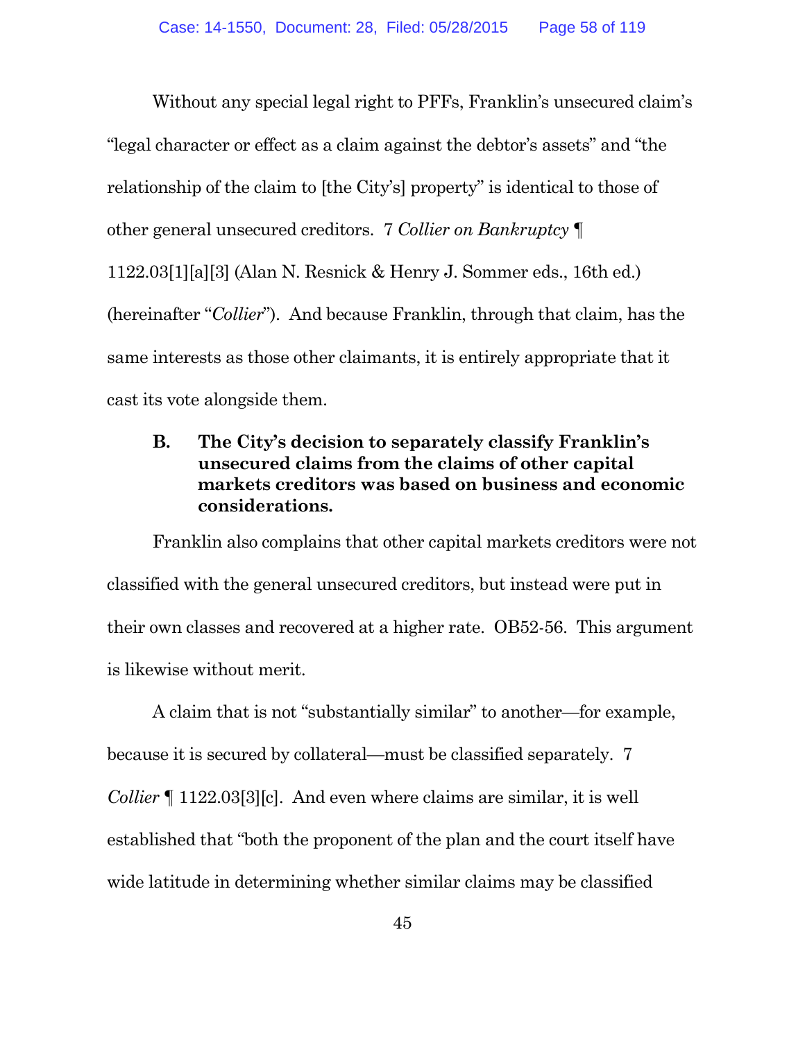Without any special legal right to PFFs, Franklin's unsecured claim's "legal character or effect as a claim against the debtor's assets" and "the relationship of the claim to [the City's] property" is identical to those of other general unsecured creditors. 7 *Collier on Bankruptcy* ¶ 1122.03[1][a][3] (Alan N. Resnick & Henry J. Sommer eds., 16th ed.) (hereinafter "*Collier*"). And because Franklin, through that claim, has the same interests as those other claimants, it is entirely appropriate that it cast its vote alongside them.

### B. The City's decision to separately classify Franklin's unsecured claims from the claims of other capital markets creditors was based on business and economic considerations.

Franklin also complains that other capital markets creditors were not classified with the general unsecured creditors, but instead were put in their own classes and recovered at a higher rate. OB52-56. This argument is likewise without merit.

A claim that is not "substantially similar" to another—for example, because it is secured by collateral—must be classified separately. 7 *Collier* ¶ 1122.03[3][c]. And even where claims are similar, it is well established that "both the proponent of the plan and the court itself have wide latitude in determining whether similar claims may be classified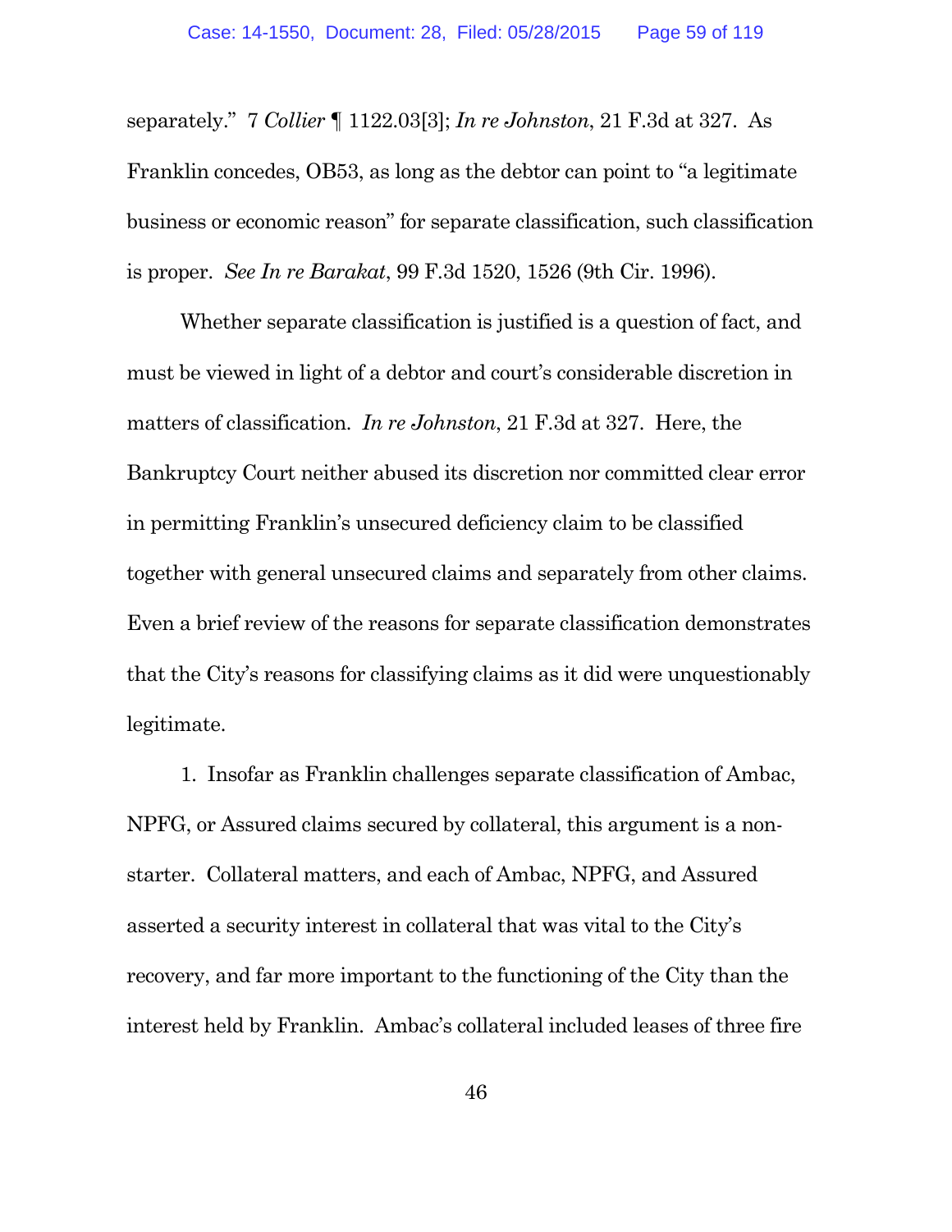separately." 7 *Collier* ¶ 1122.03[3]; *In re Johnston*, 21 F.3d at 327. As Franklin concedes, OB53, as long as the debtor can point to "a legitimate business or economic reason" for separate classification, such classification is proper. *See In re Barakat*, 99 F.3d 1520, 1526 (9th Cir. 1996).

Whether separate classification is justified is a question of fact, and must be viewed in light of a debtor and court's considerable discretion in matters of classification. *In re Johnston*, 21 F.3d at 327. Here, the Bankruptcy Court neither abused its discretion nor committed clear error in permitting Franklin's unsecured deficiency claim to be classified together with general unsecured claims and separately from other claims. Even a brief review of the reasons for separate classification demonstrates that the City's reasons for classifying claims as it did were unquestionably legitimate.

1. Insofar as Franklin challenges separate classification of Ambac, NPFG, or Assured claims secured by collateral, this argument is a non-starter. Collateral matters, and each of Ambac, NPFG, and Assured asserted a security interest in collateral that was vital to the City's recovery, and far more important to the functioning of the City than the interest held by Franklin. Ambac's collateral included leases of three fire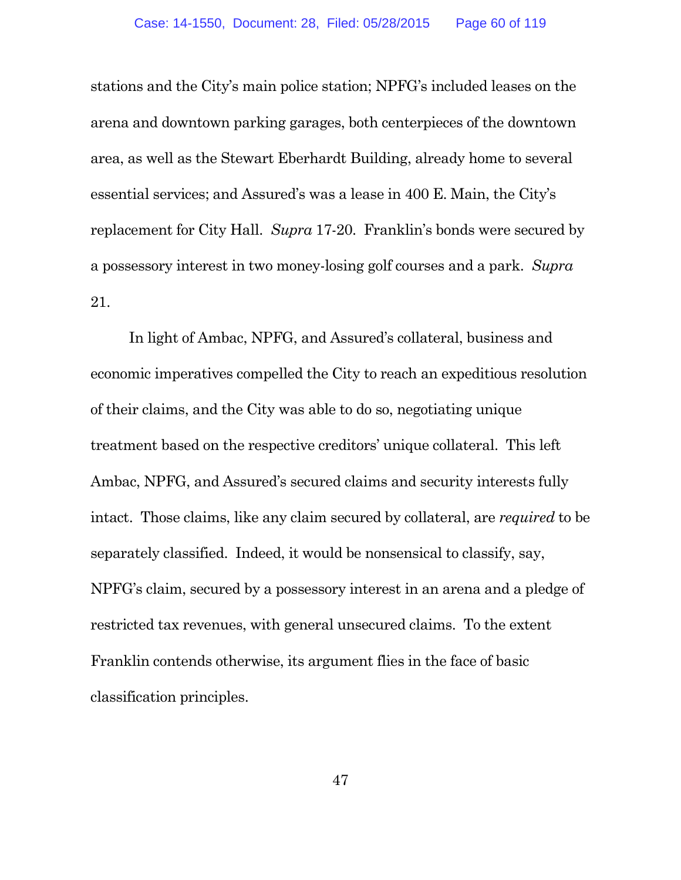stations and the City's main police station; NPFG's included leases on the arena and downtown parking garages, both centerpieces of the downtown area, as well as the Stewart Eberhardt Building, already home to several essential services; and Assured's was a lease in 400 E. Main, the City's replacement for City Hall. *Supra* 17-20. Franklin's bonds were secured by a possessory interest in two money-losing golf courses and a park. *Supra* 21.

In light of Ambac, NPFG, and Assured's collateral, business and economic imperatives compelled the City to reach an expeditious resolution of their claims, and the City was able to do so, negotiating unique treatment based on the respective creditors' unique collateral. This left Ambac, NPFG, and Assured's secured claims and security interests fully intact. Those claims, like any claim secured by collateral, are *required* to be separately classified. Indeed, it would be nonsensical to classify, say, NPFG's claim, secured by a possessory interest in an arena and a pledge of restricted tax revenues, with general unsecured claims. To the extent Franklin contends otherwise, its argument flies in the face of basic classification principles.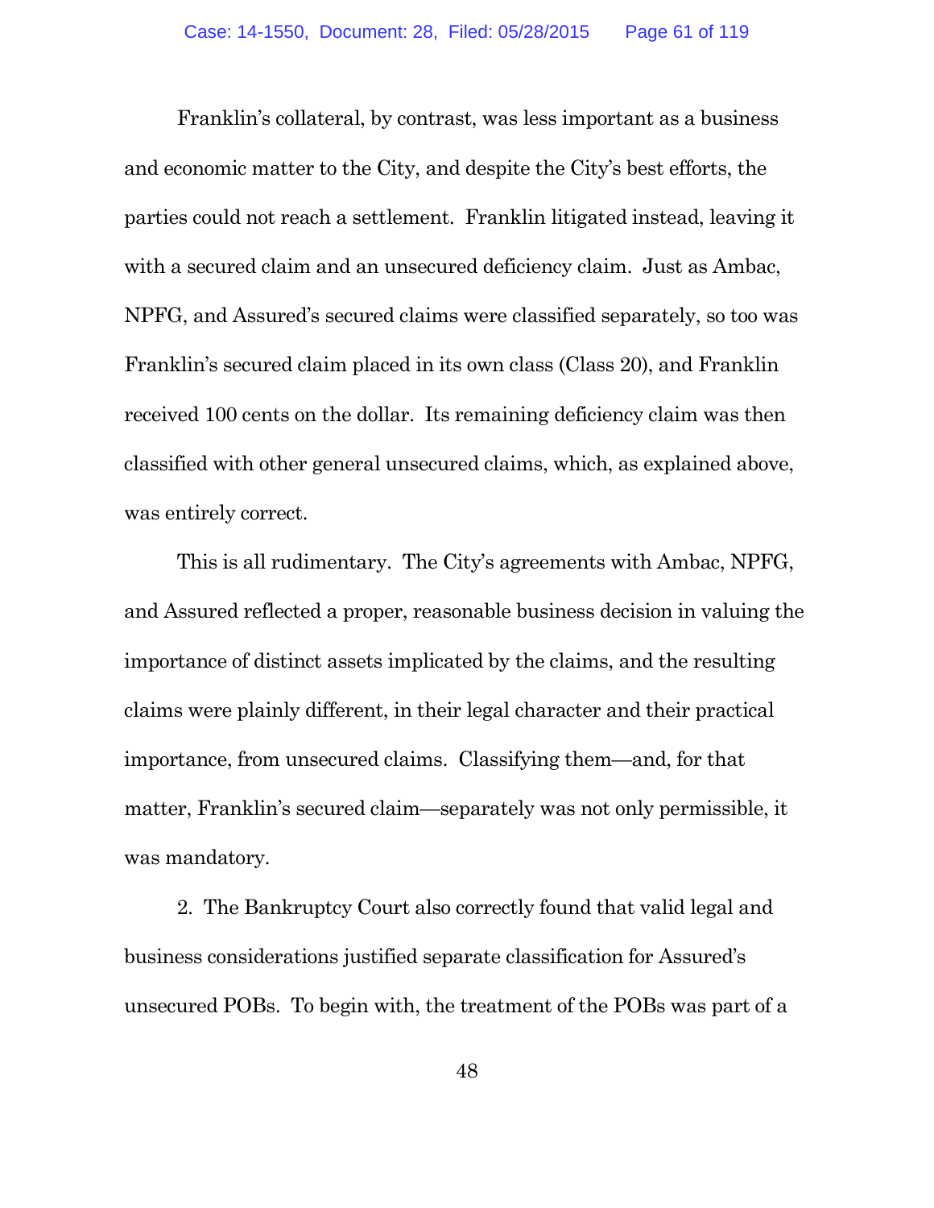Franklin's collateral, by contrast, was less important as a business and economic matter to the City, and despite the City's best efforts, the parties could not reach a settlement. Franklin litigated instead, leaving it with a secured claim and an unsecured deficiency claim. Just as Ambac, NPFG, and Assured's secured claims were classified separately, so too was Franklin's secured claim placed in its own class (Class 20), and Franklin received 100 cents on the dollar. Its remaining deficiency claim was then classified with other general unsecured claims, which, as explained above, was entirely correct.

This is all rudimentary. The City's agreements with Ambac, NPFG, and Assured reflected a proper, reasonable business decision in valuing the importance of distinct assets implicated by the claims, and the resulting claims were plainly different, in their legal character and their practical importance, from unsecured claims. Classifying them—and, for that matter, Franklin's secured claim—separately was not only permissible, it was mandatory.

2. The Bankruptcy Court also correctly found that valid legal and business considerations justified separate classification for Assured's unsecured POBs. To begin with, the treatment of the POBs was part of a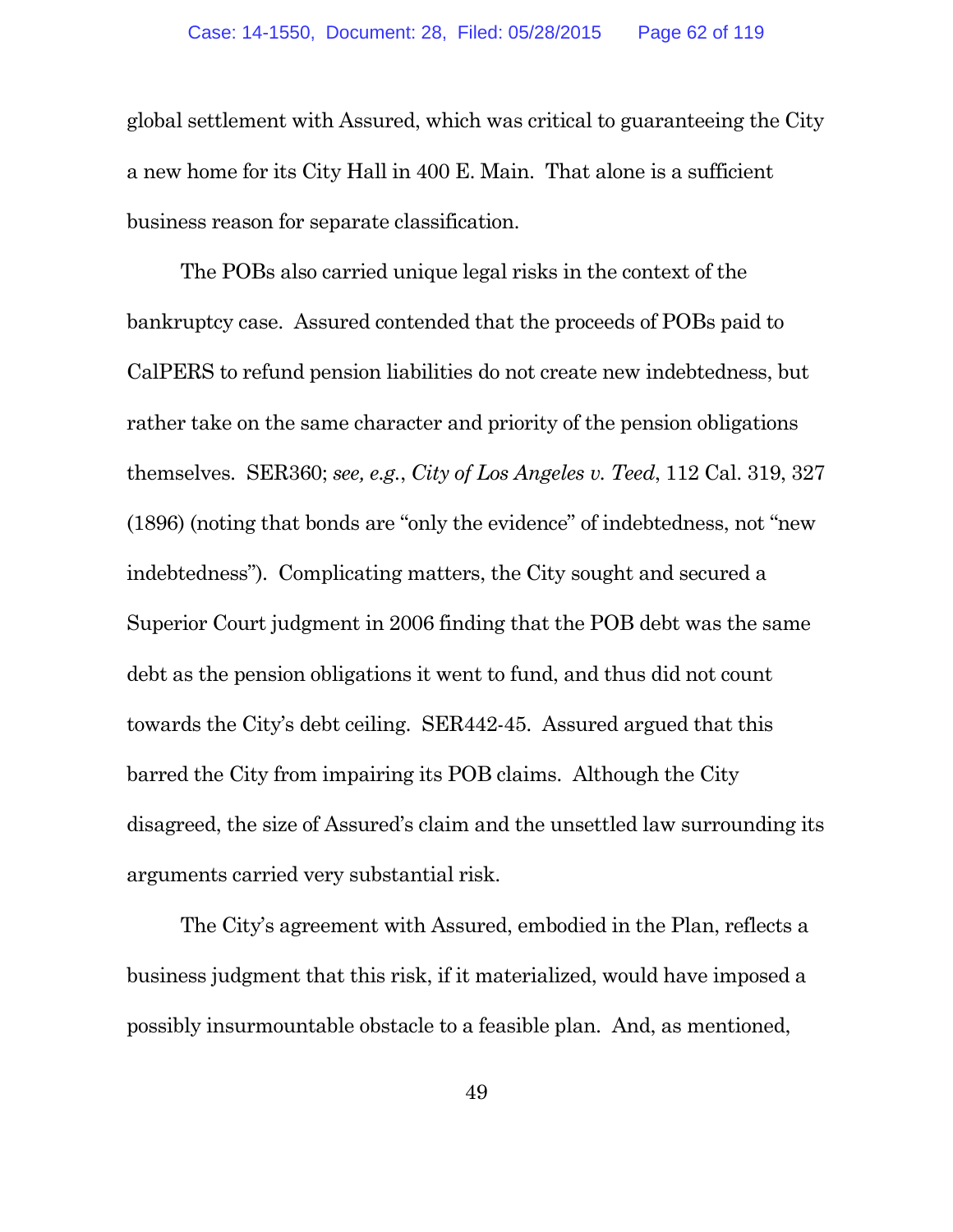global settlement with Assured, which was critical to guaranteeing the City a new home for its City Hall in 400 E. Main. That alone is a sufficient business reason for separate classification.

The POBs also carried unique legal risks in the context of the bankruptcy case. Assured contended that the proceeds of POBs paid to CalPERS to refund pension liabilities do not create new indebtedness, but rather take on the same character and priority of the pension obligations themselves. SER360; *see, e.g.*, *City of Los Angeles v. Teed*, 112 Cal. 319, 327 (1896) (noting that bonds are "only the evidence" of indebtedness, not "new indebtedness"). Complicating matters, the City sought and secured a Superior Court judgment in 2006 finding that the POB debt was the same debt as the pension obligations it went to fund, and thus did not count towards the City's debt ceiling. SER442-45. Assured argued that this barred the City from impairing its POB claims. Although the City disagreed, the size of Assured's claim and the unsettled law surrounding its arguments carried very substantial risk.

The City's agreement with Assured, embodied in the Plan, reflects a business judgment that this risk, if it materialized, would have imposed a possibly insurmountable obstacle to a feasible plan. And, as mentioned,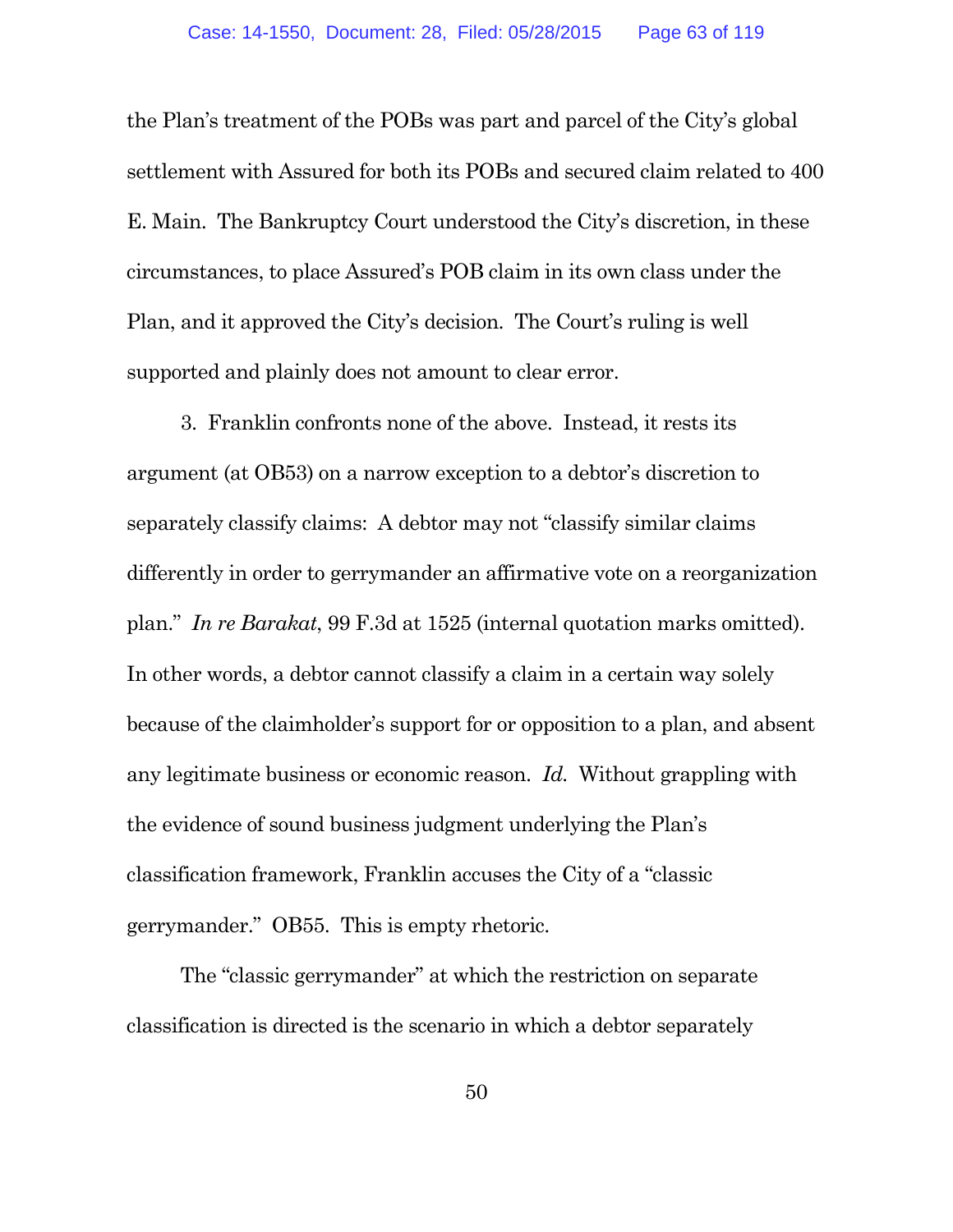the Plan's treatment of the POBs was part and parcel of the City's global settlement with Assured for both its POBs and secured claim related to 400 E. Main. The Bankruptcy Court understood the City's discretion, in these circumstances, to place Assured's POB claim in its own class under the Plan, and it approved the City's decision. The Court's ruling is well supported and plainly does not amount to clear error.

3. Franklin confronts none of the above. Instead, it rests its argument (at OB53) on a narrow exception to a debtor's discretion to separately classify claims: A debtor may not "classify similar claims differently in order to gerrymander an affirmative vote on a reorganization plan." *In re Barakat*, 99 F.3d at 1525 (internal quotation marks omitted). In other words, a debtor cannot classify a claim in a certain way solely because of the claimholder's support for or opposition to a plan, and absent any legitimate business or economic reason. *Id.* Without grappling with the evidence of sound business judgment underlying the Plan's classification framework, Franklin accuses the City of a "classic gerrymander." OB55. This is empty rhetoric.

The "classic gerrymander" at which the restriction on separate classification is directed is the scenario in which a debtor separately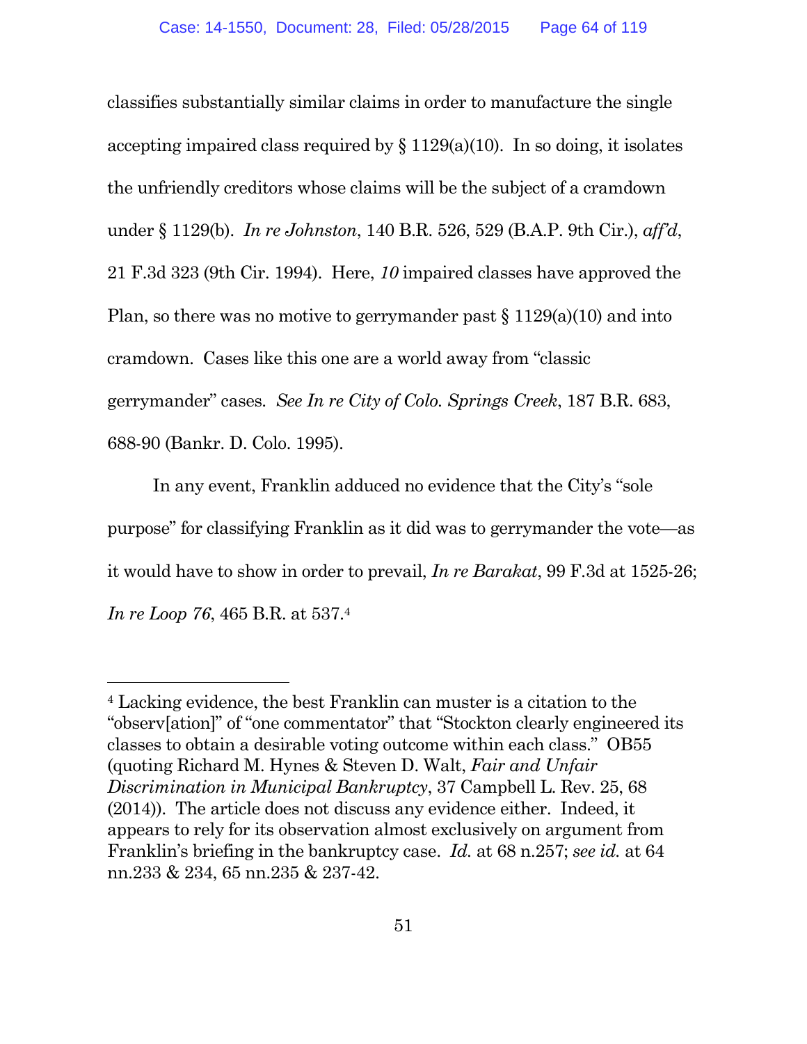classifies substantially similar claims in order to manufacture the single accepting impaired class required by § 1129(a)(10). In so doing, it isolates the unfriendly creditors whose claims will be the subject of a cramdown under § 1129(b). *In re Johnston*, 140 B.R. 526, 529 (B.A.P. 9th Cir.), *aff'd*, 21 F.3d 323 (9th Cir. 1994). Here, *10* impaired classes have approved the Plan, so there was no motive to gerrymander past § 1129(a)(10) and into cramdown. Cases like this one are a world away from "classic gerrymander" cases. *See In re City of Colo. Springs Creek*, 187 B.R. 683, 688-90 (Bankr. D. Colo. 1995).

In any event, Franklin adduced no evidence that the City's "sole purpose" for classifying Franklin as it did was to gerrymander the vote—as it would have to show in order to prevail, *In re Barakat*, 99 F.3d at 1525-26; *In re Loop 76*, 465 B.R. at 537.[4]

---

[4] Lacking evidence, the best Franklin can muster is a citation to the "observ[ation]" of "one commentator" that "Stockton clearly engineered its classes to obtain a desirable voting outcome within each class." OB55 (quoting Richard M. Hynes & Steven D. Walt, *Fair and Unfair Discrimination in Municipal Bankruptcy*, 37 Campbell L. Rev. 25, 68 (2014)). The article does not discuss any evidence either. Indeed, it appears to rely for its observation almost exclusively on argument from Franklin's briefing in the bankruptcy case. *Id.* at 68 n.257; *see id.* at 64 nn.233 & 234, 65 nn.235 & 237-42.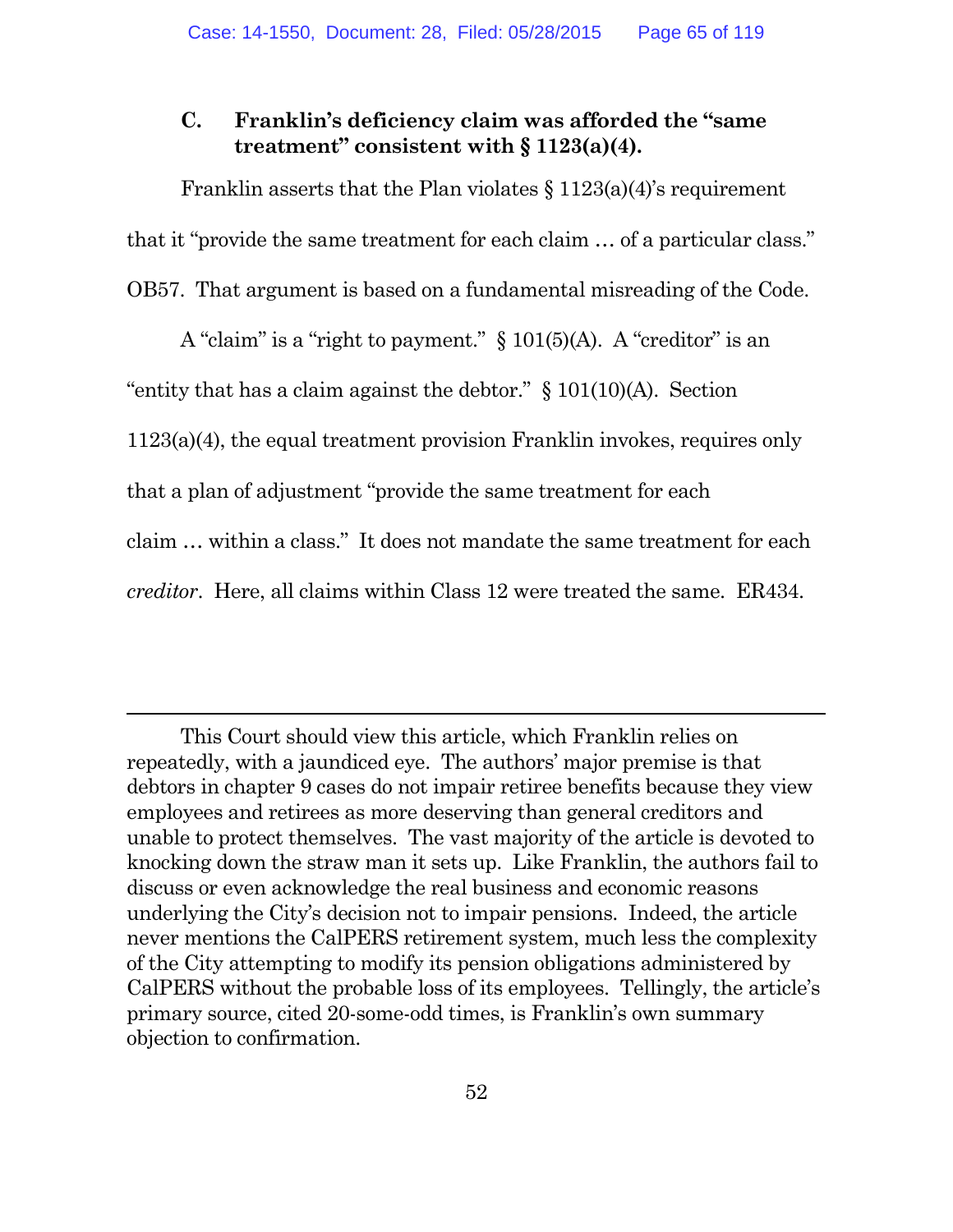### C. Franklin's deficiency claim was afforded the "same treatment" consistent with § 1123(a)(4).

Franklin asserts that the Plan violates § 1123(a)(4)'s requirement that it "provide the same treatment for each claim … of a particular class." OB57. That argument is based on a fundamental misreading of the Code.

A "claim" is a "right to payment." § 101(5)(A). A "creditor" is an "entity that has a claim against the debtor." § 101(10)(A). Section 1123(a)(4), the equal treatment provision Franklin invokes, requires only that a plan of adjustment "provide the same treatment for each claim … within a class." It does not mandate the same treatment for each *creditor*. Here, all claims within Class 12 were treated the same. ER434.

---

This Court should view this article, which Franklin relies on repeatedly, with a jaundiced eye. The authors' major premise is that debtors in chapter 9 cases do not impair retiree benefits because they view employees and retirees as more deserving than general creditors and unable to protect themselves. The vast majority of the article is devoted to knocking down the straw man it sets up. Like Franklin, the authors fail to discuss or even acknowledge the real business and economic reasons underlying the City's decision not to impair pensions. Indeed, the article never mentions the CalPERS retirement system, much less the complexity of the City attempting to modify its pension obligations administered by CalPERS without the probable loss of its employees. Tellingly, the article's primary source, cited 20-some-odd times, is Franklin's own summary objection to confirmation.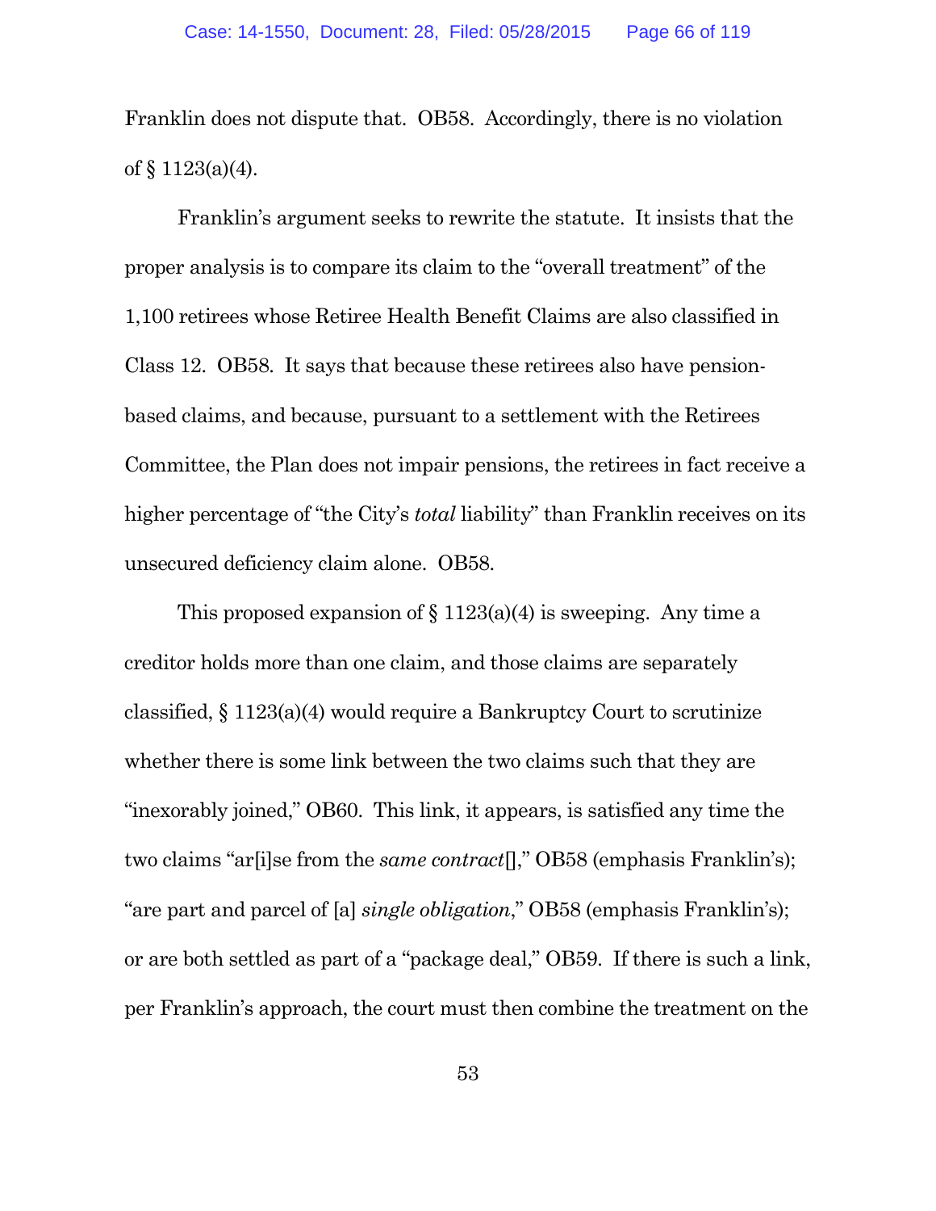Franklin does not dispute that. OB58. Accordingly, there is no violation of § 1123(a)(4).

Franklin's argument seeks to rewrite the statute. It insists that the proper analysis is to compare its claim to the "overall treatment" of the 1,100 retirees whose Retiree Health Benefit Claims are also classified in Class 12. OB58. It says that because these retirees also have pension-based claims, and because, pursuant to a settlement with the Retirees Committee, the Plan does not impair pensions, the retirees in fact receive a higher percentage of "the City's *total* liability" than Franklin receives on its unsecured deficiency claim alone. OB58.

This proposed expansion of § 1123(a)(4) is sweeping. Any time a creditor holds more than one claim, and those claims are separately classified, § 1123(a)(4) would require a Bankruptcy Court to scrutinize whether there is some link between the two claims such that they are "inexorably joined," OB60. This link, it appears, is satisfied any time the two claims "ar[i]se from the *same contract*[]," OB58 (emphasis Franklin's); "are part and parcel of [a] *single obligation*," OB58 (emphasis Franklin's); or are both settled as part of a "package deal," OB59. If there is such a link, per Franklin's approach, the court must then combine the treatment on the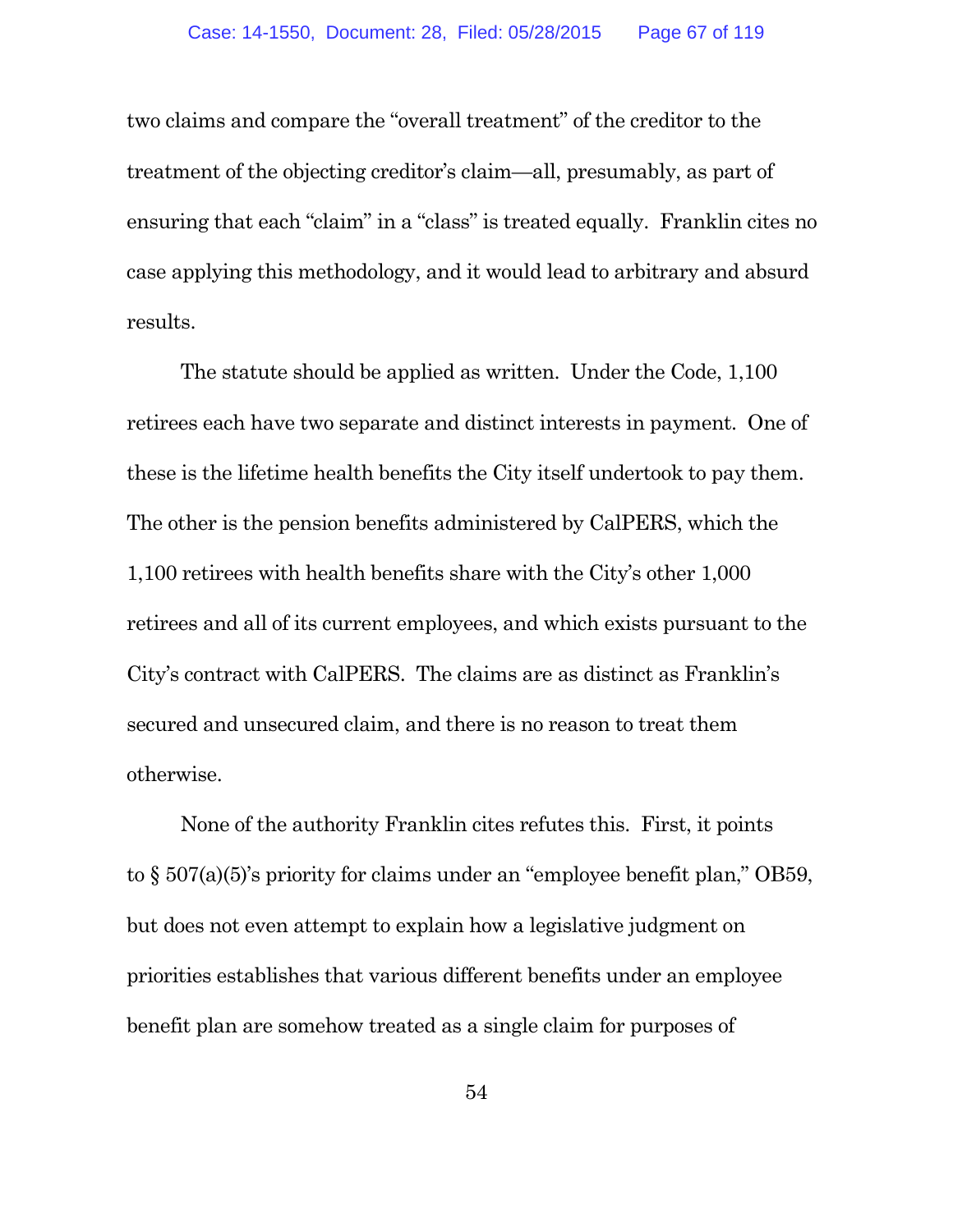two claims and compare the "overall treatment" of the creditor to the treatment of the objecting creditor's claim—all, presumably, as part of ensuring that each "claim" in a "class" is treated equally. Franklin cites no case applying this methodology, and it would lead to arbitrary and absurd results.

The statute should be applied as written. Under the Code, 1,100 retirees each have two separate and distinct interests in payment. One of these is the lifetime health benefits the City itself undertook to pay them. The other is the pension benefits administered by CalPERS, which the 1,100 retirees with health benefits share with the City's other 1,000 retirees and all of its current employees, and which exists pursuant to the City's contract with CalPERS. The claims are as distinct as Franklin's secured and unsecured claim, and there is no reason to treat them otherwise.

None of the authority Franklin cites refutes this. First, it points to § 507(a)(5)'s priority for claims under an "employee benefit plan," OB59, but does not even attempt to explain how a legislative judgment on priorities establishes that various different benefits under an employee benefit plan are somehow treated as a single claim for purposes of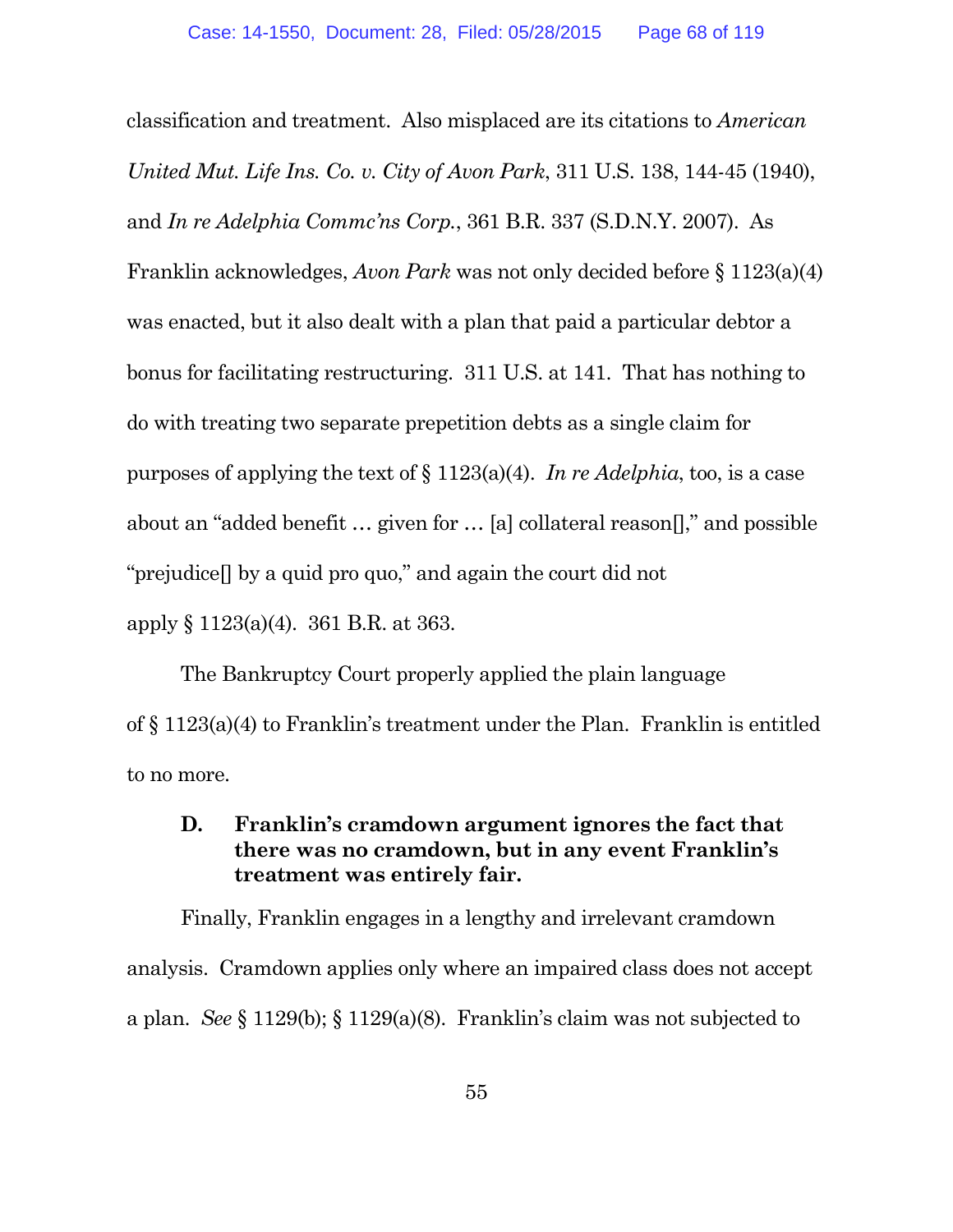classification and treatment. Also misplaced are its citations to *American United Mut. Life Ins. Co. v. City of Avon Park*, 311 U.S. 138, 144-45 (1940), and *In re Adelphia Commc'ns Corp.*, 361 B.R. 337 (S.D.N.Y. 2007). As Franklin acknowledges, *Avon Park* was not only decided before § 1123(a)(4) was enacted, but it also dealt with a plan that paid a particular debtor a bonus for facilitating restructuring. 311 U.S. at 141. That has nothing to do with treating two separate prepetition debts as a single claim for purposes of applying the text of § 1123(a)(4). *In re Adelphia*, too, is a case about an "added benefit … given for … [a] collateral reason[]," and possible "prejudice[] by a quid pro quo," and again the court did not apply § 1123(a)(4). 361 B.R. at 363.

The Bankruptcy Court properly applied the plain language of § 1123(a)(4) to Franklin's treatment under the Plan. Franklin is entitled to no more.

### D. Franklin's cramdown argument ignores the fact that there was no cramdown, but in any event Franklin's treatment was entirely fair.

Finally, Franklin engages in a lengthy and irrelevant cramdown analysis. Cramdown applies only where an impaired class does not accept a plan. *See* § 1129(b); § 1129(a)(8). Franklin's claim was not subjected to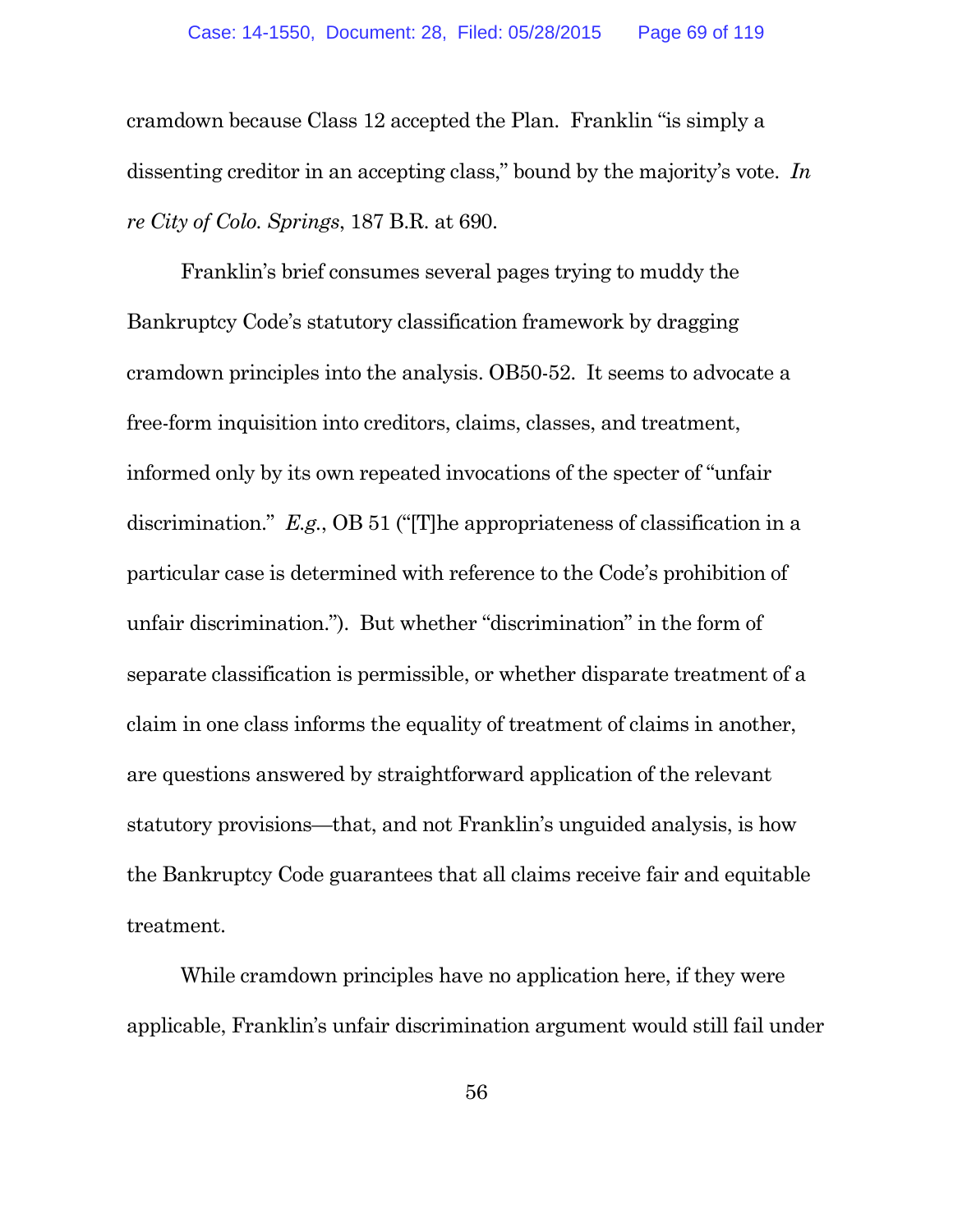cramdown because Class 12 accepted the Plan. Franklin "is simply a dissenting creditor in an accepting class," bound by the majority's vote. *In re City of Colo. Springs*, 187 B.R. at 690.

Franklin's brief consumes several pages trying to muddy the Bankruptcy Code's statutory classification framework by dragging cramdown principles into the analysis. OB50-52. It seems to advocate a free-form inquisition into creditors, claims, classes, and treatment, informed only by its own repeated invocations of the specter of "unfair discrimination." *E.g.*, OB 51 ("[T]he appropriateness of classification in a particular case is determined with reference to the Code's prohibition of unfair discrimination."). But whether "discrimination" in the form of separate classification is permissible, or whether disparate treatment of a claim in one class informs the equality of treatment of claims in another, are questions answered by straightforward application of the relevant statutory provisions—that, and not Franklin's unguided analysis, is how the Bankruptcy Code guarantees that all claims receive fair and equitable treatment.

While cramdown principles have no application here, if they were applicable, Franklin's unfair discrimination argument would still fail under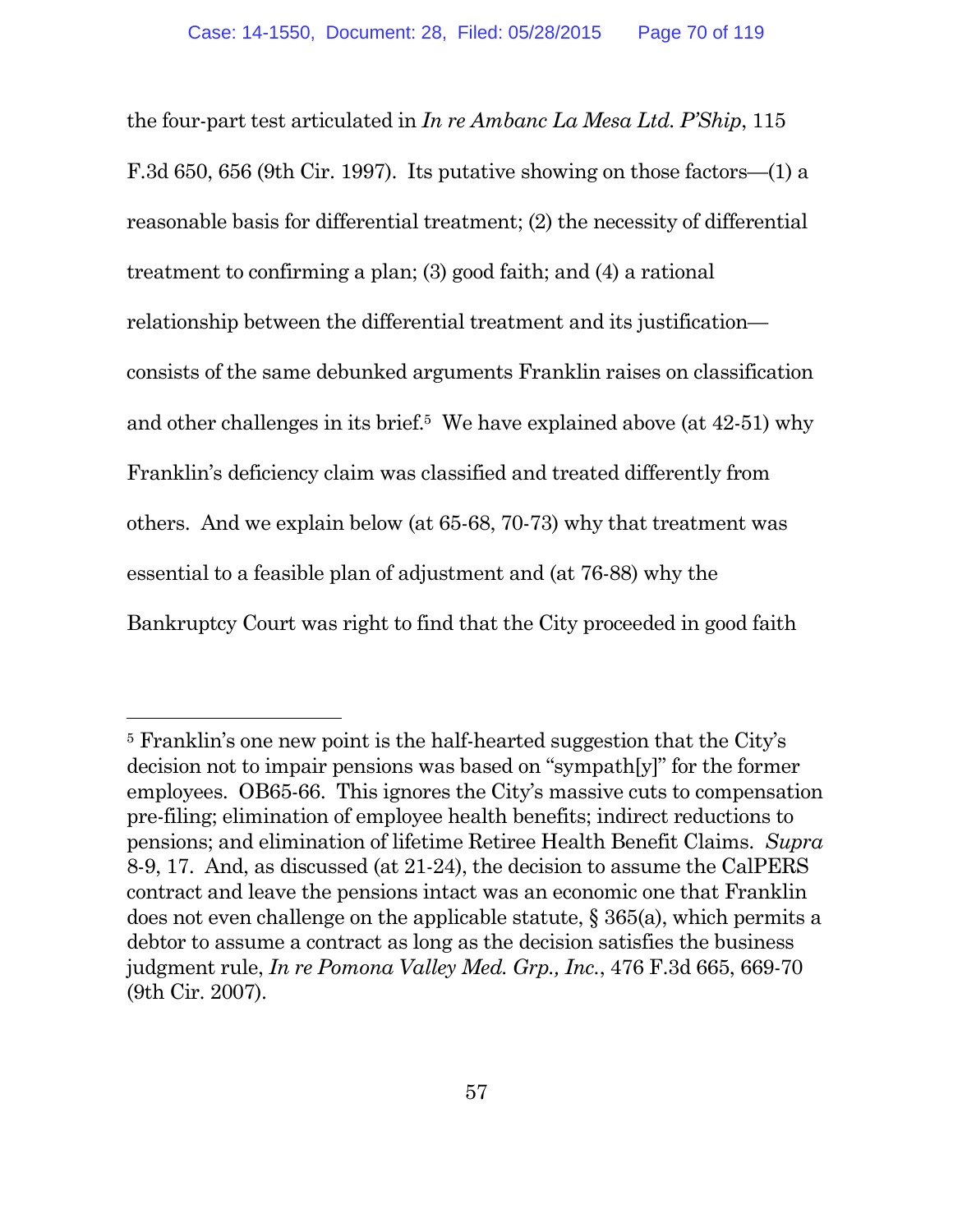the four-part test articulated in *In re Ambanc La Mesa Ltd. P'Ship*, 115 F.3d 650, 656 (9th Cir. 1997). Its putative showing on those factors—(1) a reasonable basis for differential treatment; (2) the necessity of differential treatment to confirming a plan; (3) good faith; and (4) a rational relationship between the differential treatment and its justification—consists of the same debunked arguments Franklin raises on classification and other challenges in its brief.[5] We have explained above (at 42-51) why Franklin's deficiency claim was classified and treated differently from others. And we explain below (at 65-68, 70-73) why that treatment was essential to a feasible plan of adjustment and (at 76-88) why the Bankruptcy Court was right to find that the City proceeded in good faith

---

[5] Franklin's one new point is the half-hearted suggestion that the City's decision not to impair pensions was based on "sympath[y]" for the former employees. OB65-66. This ignores the City's massive cuts to compensation pre-filing; elimination of employee health benefits; indirect reductions to pensions; and elimination of lifetime Retiree Health Benefit Claims. *Supra* 8-9, 17. And, as discussed (at 21-24), the decision to assume the CalPERS contract and leave the pensions intact was an economic one that Franklin does not even challenge on the applicable statute, § 365(a), which permits a debtor to assume a contract as long as the decision satisfies the business judgment rule, *In re Pomona Valley Med. Grp., Inc.*, 476 F.3d 665, 669-70 (9th Cir. 2007).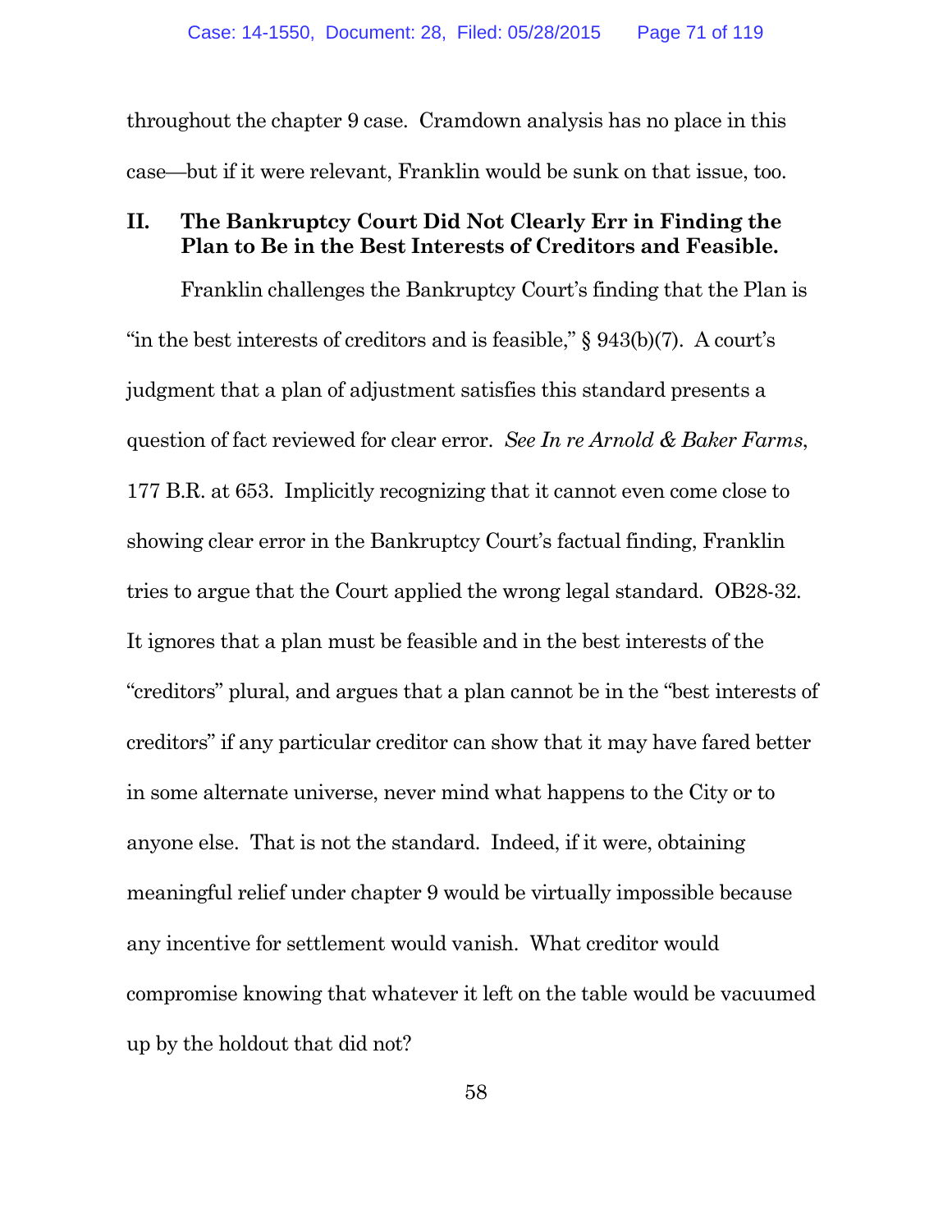throughout the chapter 9 case. Cramdown analysis has no place in this case—but if it were relevant, Franklin would be sunk on that issue, too.

## II. The Bankruptcy Court Did Not Clearly Err in Finding the Plan to Be in the Best Interests of Creditors and Feasible.

Franklin challenges the Bankruptcy Court's finding that the Plan is "in the best interests of creditors and is feasible," § 943(b)(7). A court's judgment that a plan of adjustment satisfies this standard presents a question of fact reviewed for clear error. *See In re Arnold & Baker Farms*, 177 B.R. at 653. Implicitly recognizing that it cannot even come close to showing clear error in the Bankruptcy Court's factual finding, Franklin tries to argue that the Court applied the wrong legal standard. OB28-32. It ignores that a plan must be feasible and in the best interests of the "creditors" plural, and argues that a plan cannot be in the "best interests of creditors" if any particular creditor can show that it may have fared better in some alternate universe, never mind what happens to the City or to anyone else. That is not the standard. Indeed, if it were, obtaining meaningful relief under chapter 9 would be virtually impossible because any incentive for settlement would vanish. What creditor would compromise knowing that whatever it left on the table would be vacuumed up by the holdout that did not?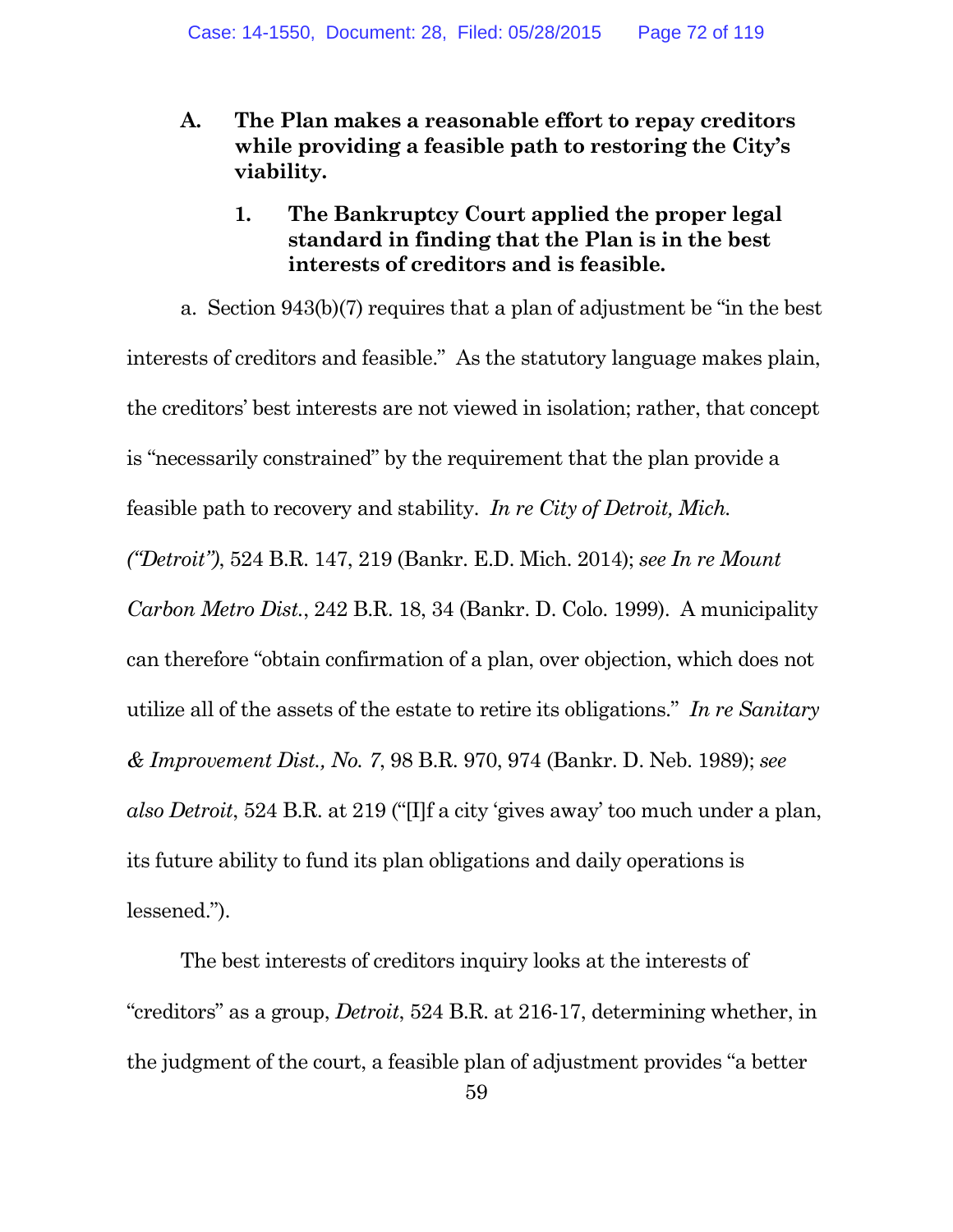### A. The Plan makes a reasonable effort to repay creditors while providing a feasible path to restoring the City's viability.

#### 1. The Bankruptcy Court applied the proper legal standard in finding that the Plan is in the best interests of creditors and is feasible.

a. Section 943(b)(7) requires that a plan of adjustment be "in the best interests of creditors and feasible." As the statutory language makes plain, the creditors' best interests are not viewed in isolation; rather, that concept is "necessarily constrained" by the requirement that the plan provide a feasible path to recovery and stability. *In re City of Detroit, Mich. ("Detroit")*, 524 B.R. 147, 219 (Bankr. E.D. Mich. 2014); *see In re Mount Carbon Metro Dist.*, 242 B.R. 18, 34 (Bankr. D. Colo. 1999). A municipality can therefore "obtain confirmation of a plan, over objection, which does not utilize all of the assets of the estate to retire its obligations." *In re Sanitary & Improvement Dist., No. 7*, 98 B.R. 970, 974 (Bankr. D. Neb. 1989); *see also Detroit*, 524 B.R. at 219 ("[I]f a city 'gives away' too much under a plan, its future ability to fund its plan obligations and daily operations is lessened.").

The best interests of creditors inquiry looks at the interests of "creditors" as a group, *Detroit*, 524 B.R. at 216-17, determining whether, in the judgment of the court, a feasible plan of adjustment provides "a better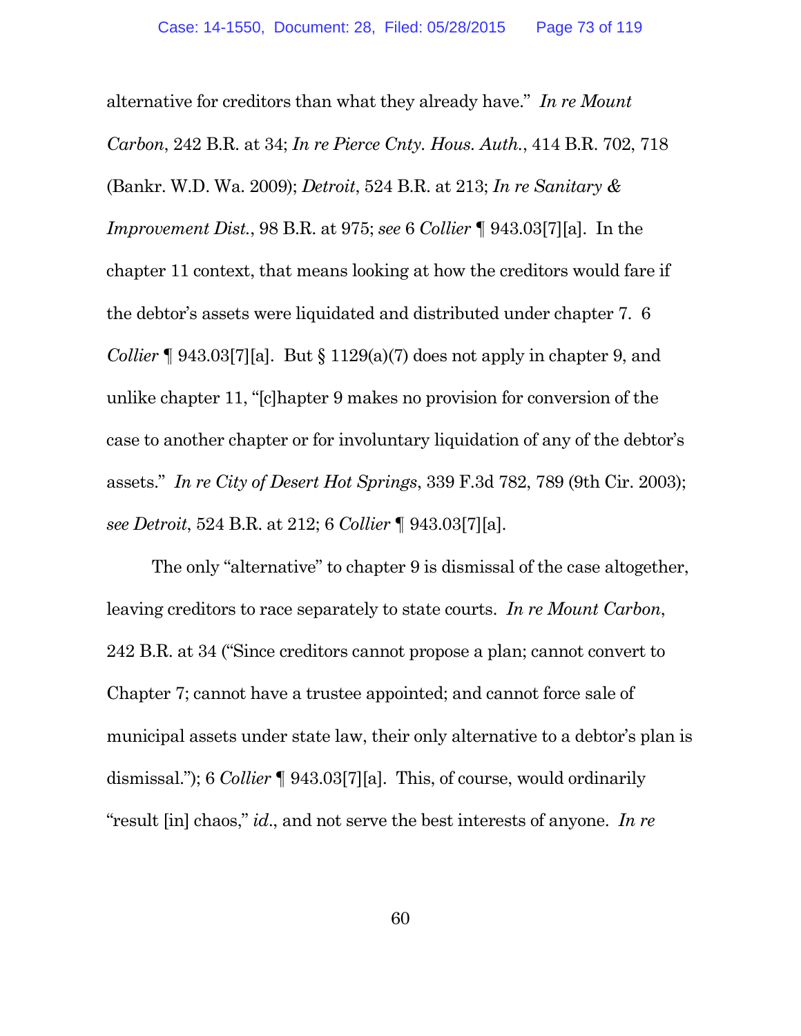alternative for creditors than what they already have." *In re Mount Carbon*, 242 B.R. at 34; *In re Pierce Cnty. Hous. Auth.*, 414 B.R. 702, 718 (Bankr. W.D. Wa. 2009); *Detroit*, 524 B.R. at 213; *In re Sanitary & Improvement Dist.*, 98 B.R. at 975; *see* 6 *Collier* ¶ 943.03[7][a]. In the chapter 11 context, that means looking at how the creditors would fare if the debtor's assets were liquidated and distributed under chapter 7. 6 *Collier* ¶ 943.03[7][a]. But § 1129(a)(7) does not apply in chapter 9, and unlike chapter 11, "[c]hapter 9 makes no provision for conversion of the case to another chapter or for involuntary liquidation of any of the debtor's assets." *In re City of Desert Hot Springs*, 339 F.3d 782, 789 (9th Cir. 2003); *see Detroit*, 524 B.R. at 212; 6 *Collier* ¶ 943.03[7][a].

The only "alternative" to chapter 9 is dismissal of the case altogether, leaving creditors to race separately to state courts. *In re Mount Carbon*, 242 B.R. at 34 ("Since creditors cannot propose a plan; cannot convert to Chapter 7; cannot have a trustee appointed; and cannot force sale of municipal assets under state law, their only alternative to a debtor's plan is dismissal."); 6 *Collier* ¶ 943.03[7][a]. This, of course, would ordinarily "result [in] chaos," *id.*, and not serve the best interests of anyone. *In re*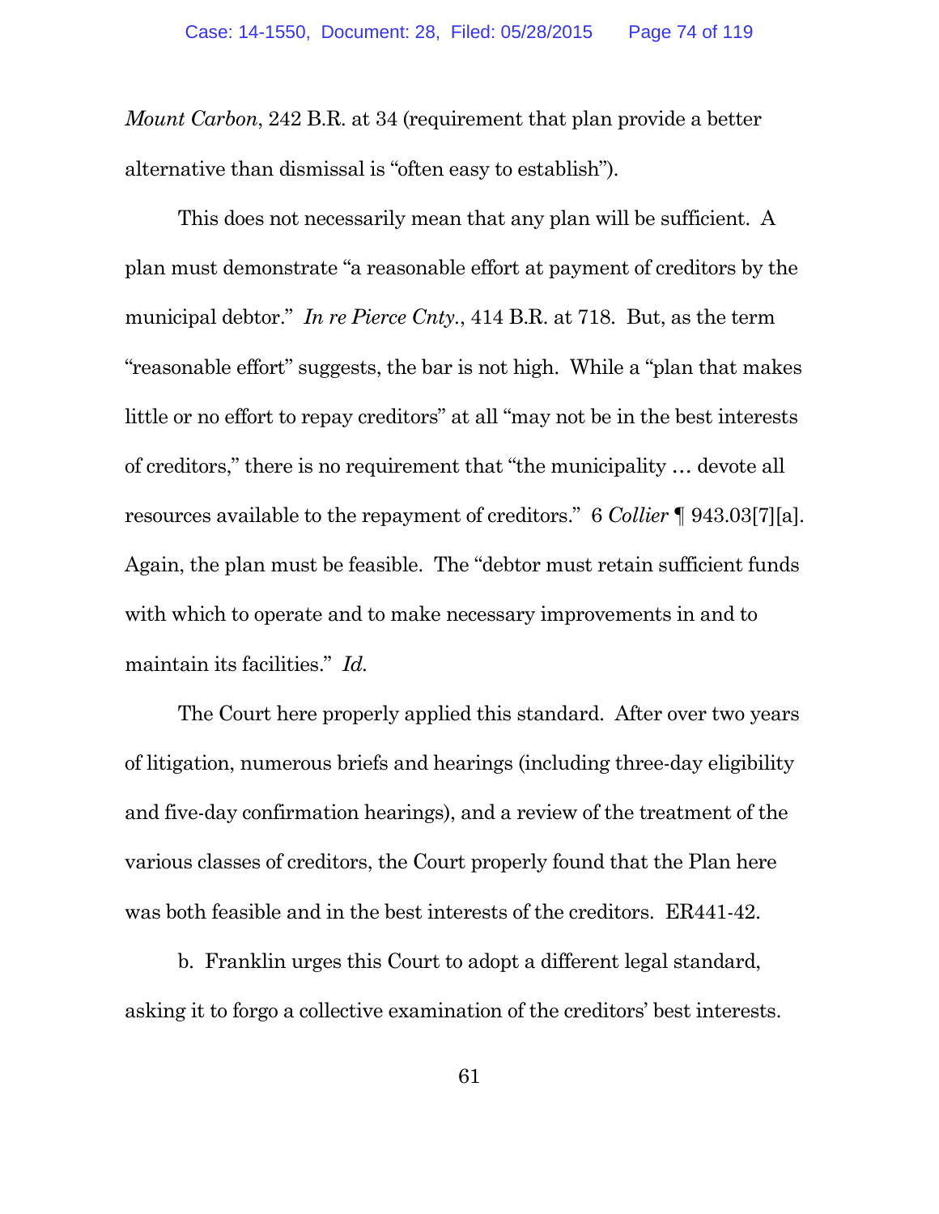*Mount Carbon*, 242 B.R. at 34 (requirement that plan provide a better alternative than dismissal is "often easy to establish").

This does not necessarily mean that any plan will be sufficient. A plan must demonstrate "a reasonable effort at payment of creditors by the municipal debtor." *In re Pierce Cnty.*, 414 B.R. at 718. But, as the term "reasonable effort" suggests, the bar is not high. While a "plan that makes little or no effort to repay creditors" at all "may not be in the best interests of creditors," there is no requirement that "the municipality … devote all resources available to the repayment of creditors." 6 *Collier* ¶ 943.03[7][a]. Again, the plan must be feasible. The "debtor must retain sufficient funds with which to operate and to make necessary improvements in and to maintain its facilities." *Id.*

The Court here properly applied this standard. After over two years of litigation, numerous briefs and hearings (including three-day eligibility and five-day confirmation hearings), and a review of the treatment of the various classes of creditors, the Court properly found that the Plan here was both feasible and in the best interests of the creditors. ER441-42.

b. Franklin urges this Court to adopt a different legal standard, asking it to forgo a collective examination of the creditors' best interests.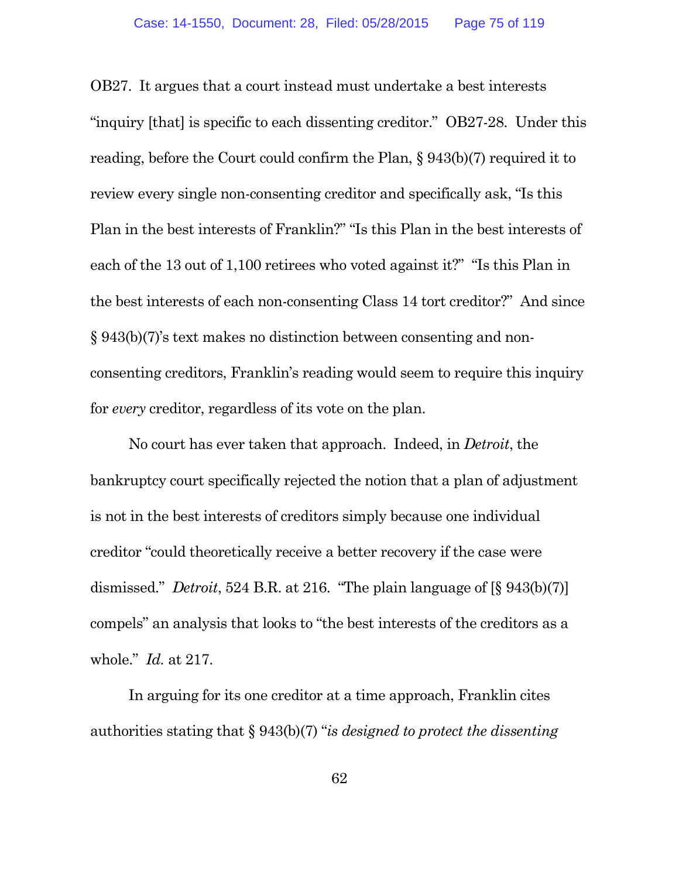OB27. It argues that a court instead must undertake a best interests "inquiry [that] is specific to each dissenting creditor." OB27-28. Under this reading, before the Court could confirm the Plan, § 943(b)(7) required it to review every single non-consenting creditor and specifically ask, "Is this Plan in the best interests of Franklin?" "Is this Plan in the best interests of each of the 13 out of 1,100 retirees who voted against it?" "Is this Plan in the best interests of each non-consenting Class 14 tort creditor?" And since § 943(b)(7)'s text makes no distinction between consenting and non-consenting creditors, Franklin's reading would seem to require this inquiry for *every* creditor, regardless of its vote on the plan.

No court has ever taken that approach. Indeed, in *Detroit*, the bankruptcy court specifically rejected the notion that a plan of adjustment is not in the best interests of creditors simply because one individual creditor "could theoretically receive a better recovery if the case were dismissed." *Detroit*, 524 B.R. at 216. "The plain language of [§ 943(b)(7)] compels" an analysis that looks to "the best interests of the creditors as a whole." *Id.* at 217.

In arguing for its one creditor at a time approach, Franklin cites authorities stating that § 943(b)(7) "*is designed to protect the dissenting*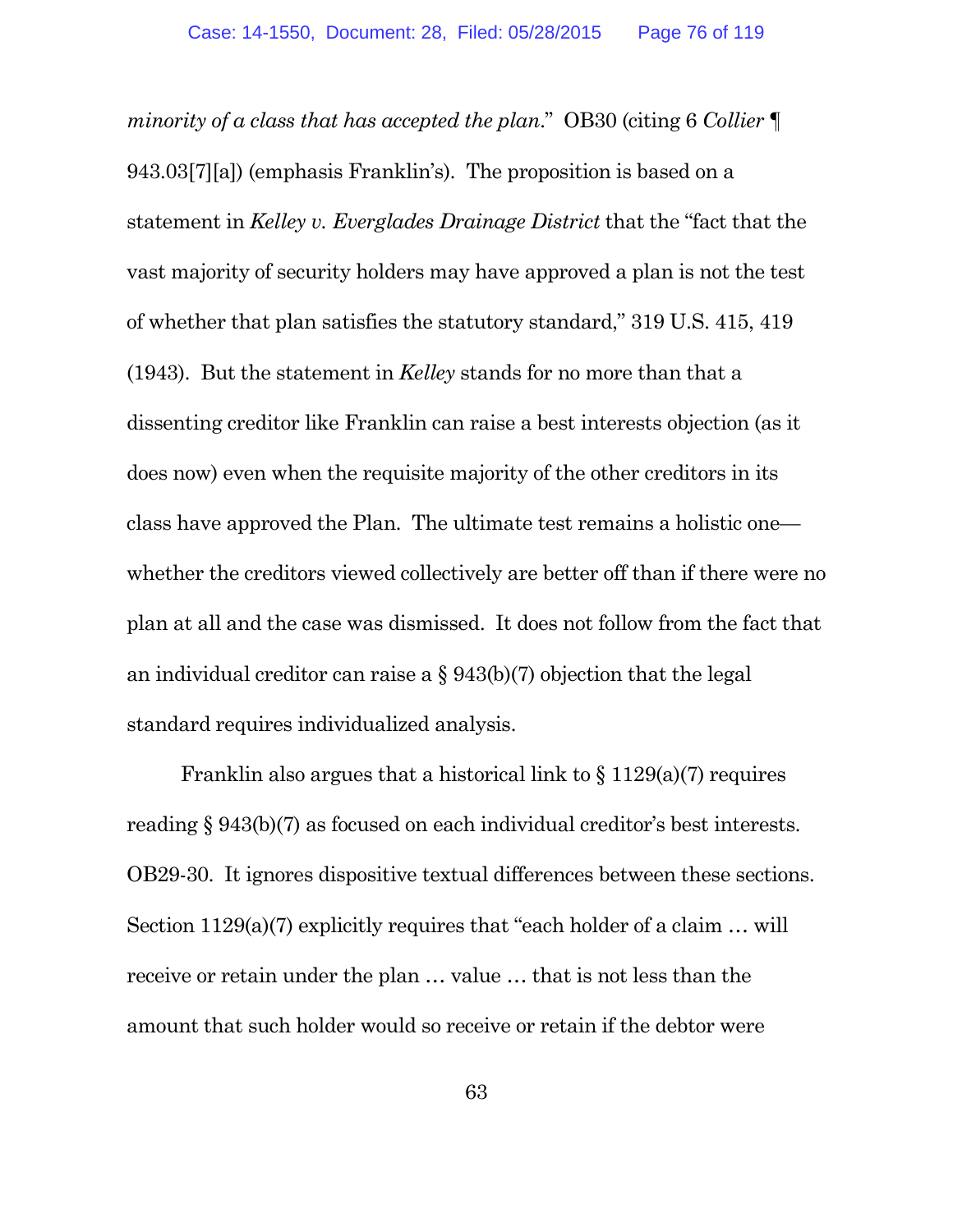*minority of a class that has accepted the plan*." OB30 (citing 6 *Collier* ¶ 943.03[7][a]) (emphasis Franklin's). The proposition is based on a statement in *Kelley v. Everglades Drainage District* that the "fact that the vast majority of security holders may have approved a plan is not the test of whether that plan satisfies the statutory standard," 319 U.S. 415, 419 (1943). But the statement in *Kelley* stands for no more than that a dissenting creditor like Franklin can raise a best interests objection (as it does now) even when the requisite majority of the other creditors in its class have approved the Plan. The ultimate test remains a holistic one—whether the creditors viewed collectively are better off than if there were no plan at all and the case was dismissed. It does not follow from the fact that an individual creditor can raise a § 943(b)(7) objection that the legal standard requires individualized analysis.

Franklin also argues that a historical link to § 1129(a)(7) requires reading § 943(b)(7) as focused on each individual creditor's best interests. OB29-30. It ignores dispositive textual differences between these sections. Section 1129(a)(7) explicitly requires that "each holder of a claim … will receive or retain under the plan … value … that is not less than the amount that such holder would so receive or retain if the debtor were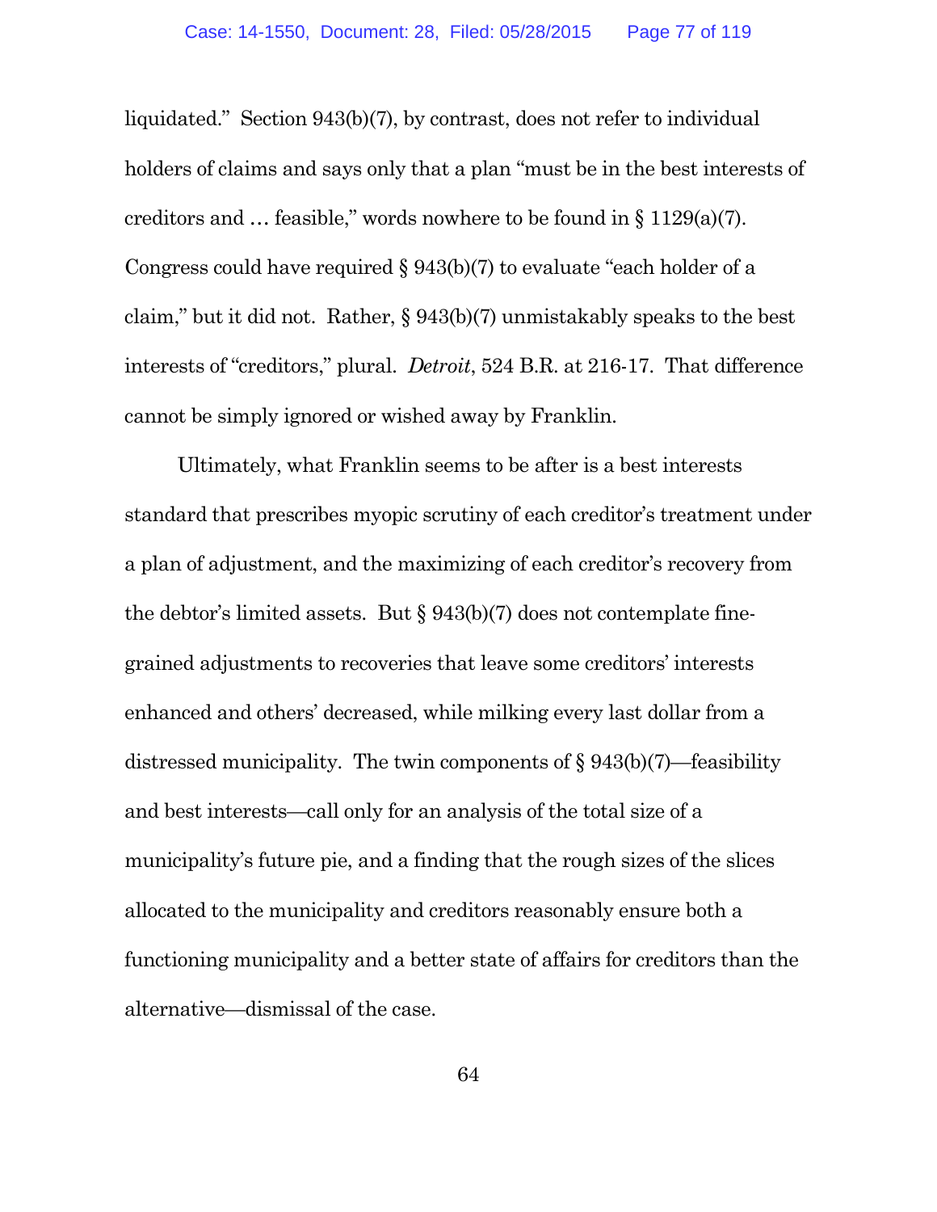liquidated." Section 943(b)(7), by contrast, does not refer to individual holders of claims and says only that a plan "must be in the best interests of creditors and … feasible," words nowhere to be found in § 1129(a)(7). Congress could have required § 943(b)(7) to evaluate "each holder of a claim," but it did not. Rather, § 943(b)(7) unmistakably speaks to the best interests of "creditors," plural. *Detroit*, 524 B.R. at 216-17. That difference cannot be simply ignored or wished away by Franklin.

Ultimately, what Franklin seems to be after is a best interests standard that prescribes myopic scrutiny of each creditor's treatment under a plan of adjustment, and the maximizing of each creditor's recovery from the debtor's limited assets. But § 943(b)(7) does not contemplate fine-grained adjustments to recoveries that leave some creditors' interests enhanced and others' decreased, while milking every last dollar from a distressed municipality. The twin components of § 943(b)(7)—feasibility and best interests—call only for an analysis of the total size of a municipality's future pie, and a finding that the rough sizes of the slices allocated to the municipality and creditors reasonably ensure both a functioning municipality and a better state of affairs for creditors than the alternative—dismissal of the case.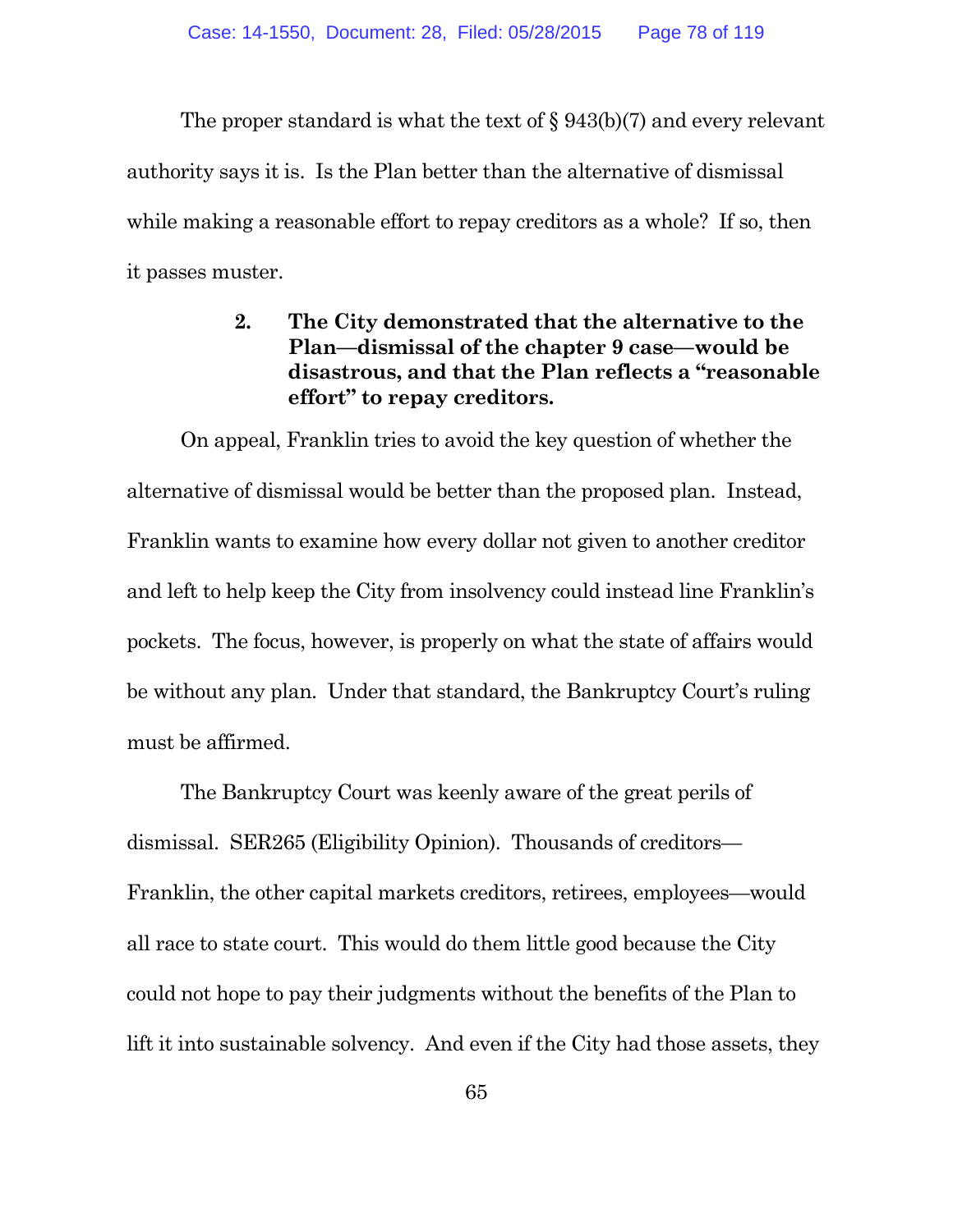The proper standard is what the text of § 943(b)(7) and every relevant authority says it is. Is the Plan better than the alternative of dismissal while making a reasonable effort to repay creditors as a whole? If so, then it passes muster.

### 2. The City demonstrated that the alternative to the Plan—dismissal of the chapter 9 case—would be disastrous, and that the Plan reflects a "reasonable effort" to repay creditors.

On appeal, Franklin tries to avoid the key question of whether the alternative of dismissal would be better than the proposed plan. Instead, Franklin wants to examine how every dollar not given to another creditor and left to help keep the City from insolvency could instead line Franklin's pockets. The focus, however, is properly on what the state of affairs would be without any plan. Under that standard, the Bankruptcy Court's ruling must be affirmed.

The Bankruptcy Court was keenly aware of the great perils of dismissal. SER265 (Eligibility Opinion). Thousands of creditors—Franklin, the other capital markets creditors, retirees, employees—would all race to state court. This would do them little good because the City could not hope to pay their judgments without the benefits of the Plan to lift it into sustainable solvency. And even if the City had those assets, they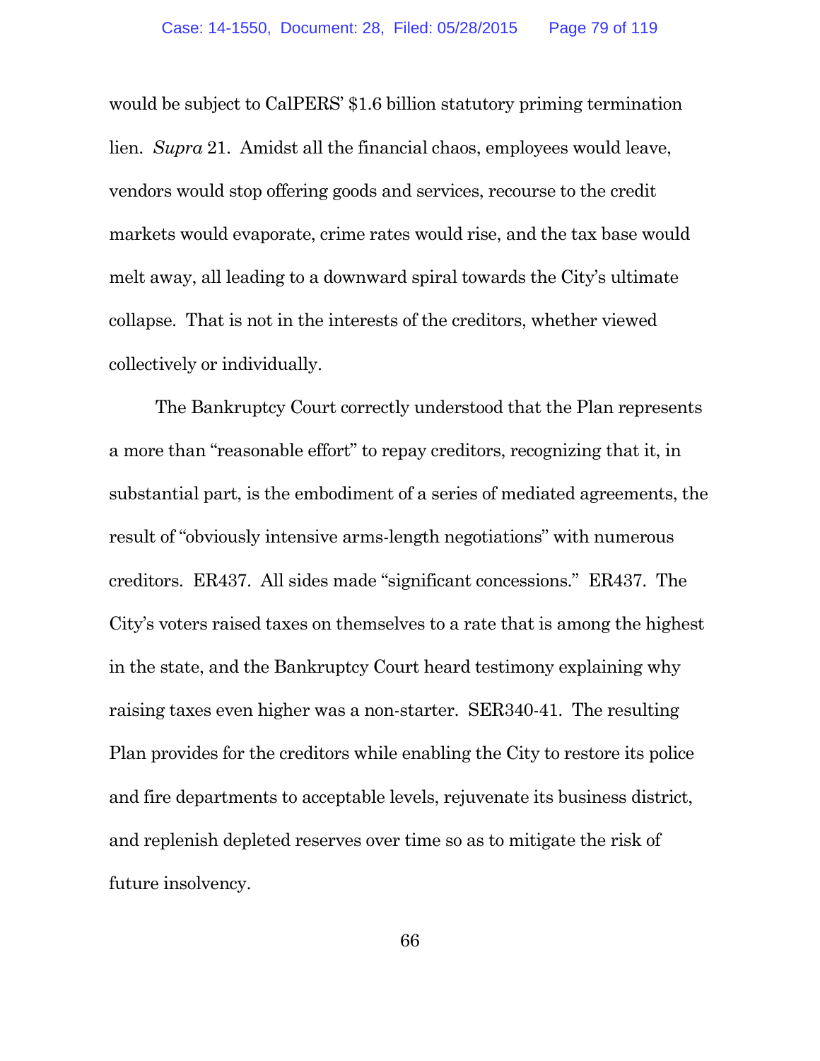would be subject to CalPERS' $1.6 billion statutory priming termination lien. *Supra* 21. Amidst all the financial chaos, employees would leave, vendors would stop offering goods and services, recourse to the credit markets would evaporate, crime rates would rise, and the tax base would melt away, all leading to a downward spiral towards the City's ultimate collapse. That is not in the interests of the creditors, whether viewed collectively or individually.

The Bankruptcy Court correctly understood that the Plan represents a more than "reasonable effort" to repay creditors, recognizing that it, in substantial part, is the embodiment of a series of mediated agreements, the result of "obviously intensive arms-length negotiations" with numerous creditors. ER437. All sides made "significant concessions." ER437. The City's voters raised taxes on themselves to a rate that is among the highest in the state, and the Bankruptcy Court heard testimony explaining why raising taxes even higher was a non-starter. SER340-41. The resulting Plan provides for the creditors while enabling the City to restore its police and fire departments to acceptable levels, rejuvenate its business district, and replenish depleted reserves over time so as to mitigate the risk of future insolvency.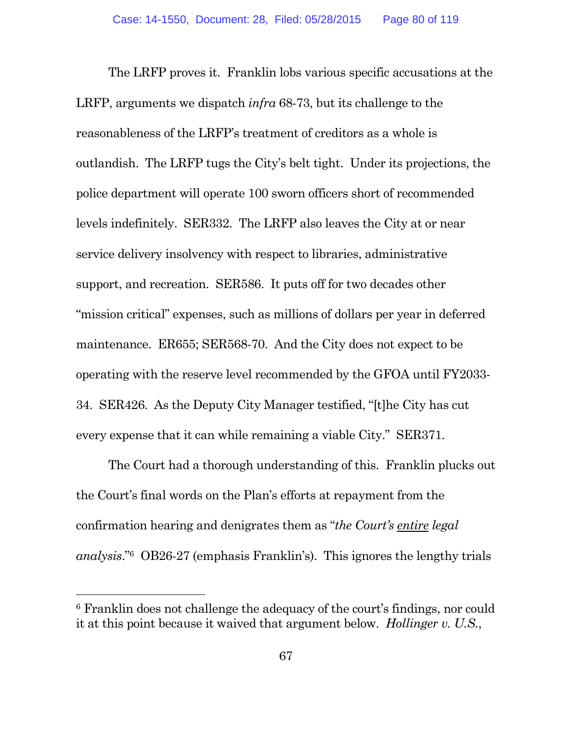The LRFP proves it. Franklin lobs various specific accusations at the LRFP, arguments we dispatch *infra* 68-73, but its challenge to the reasonableness of the LRFP's treatment of creditors as a whole is outlandish. The LRFP tugs the City's belt tight. Under its projections, the police department will operate 100 sworn officers short of recommended levels indefinitely. SER332. The LRFP also leaves the City at or near service delivery insolvency with respect to libraries, administrative support, and recreation. SER586. It puts off for two decades other "mission critical" expenses, such as millions of dollars per year in deferred maintenance. ER655; SER568-70. And the City does not expect to be operating with the reserve level recommended by the GFOA until FY2033-34. SER426. As the Deputy City Manager testified, "[t]he City has cut every expense that it can while remaining a viable City." SER371.

The Court had a thorough understanding of this. Franklin plucks out the Court's final words on the Plan's efforts at repayment from the confirmation hearing and denigrates them as "*the Court's* <u>*entire*</u> *legal analysis*."[6] OB26-27 (emphasis Franklin's). This ignores the lengthy trials

---

[6] Franklin does not challenge the adequacy of the court's findings, nor could it at this point because it waived that argument below. *Hollinger v. U.S.*,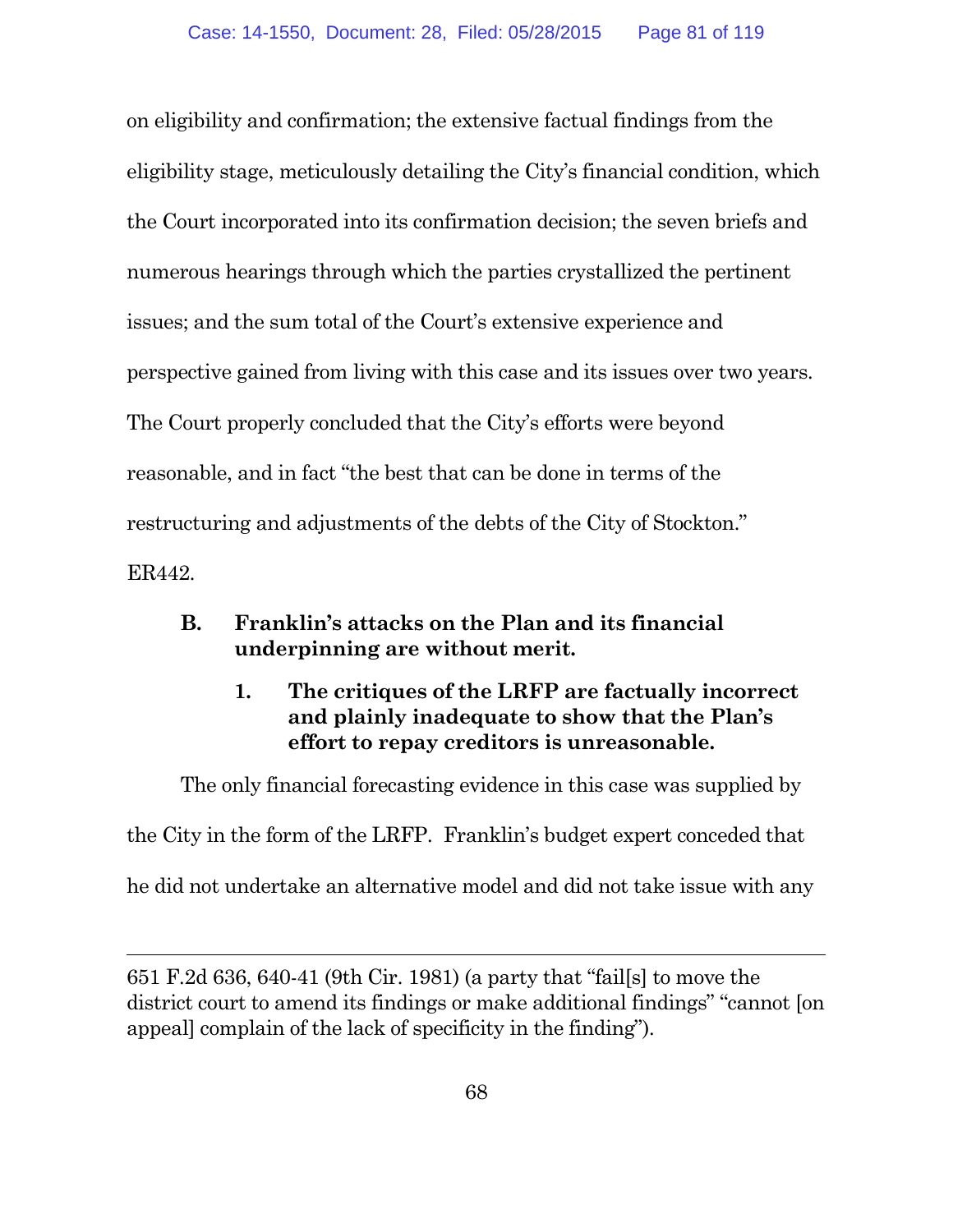on eligibility and confirmation; the extensive factual findings from the eligibility stage, meticulously detailing the City's financial condition, which the Court incorporated into its confirmation decision; the seven briefs and numerous hearings through which the parties crystallized the pertinent issues; and the sum total of the Court's extensive experience and perspective gained from living with this case and its issues over two years. The Court properly concluded that the City's efforts were beyond reasonable, and in fact "the best that can be done in terms of the restructuring and adjustments of the debts of the City of Stockton." ER442.

### B. Franklin's attacks on the Plan and its financial underpinning are without merit.

#### 1. The critiques of the LRFP are factually incorrect and plainly inadequate to show that the Plan's effort to repay creditors is unreasonable.

The only financial forecasting evidence in this case was supplied by the City in the form of the LRFP. Franklin's budget expert conceded that he did not undertake an alternative model and did not take issue with any

---

651 F.2d 636, 640-41 (9th Cir. 1981) (a party that "fail[s] to move the district court to amend its findings or make additional findings" "cannot [on appeal] complain of the lack of specificity in the finding").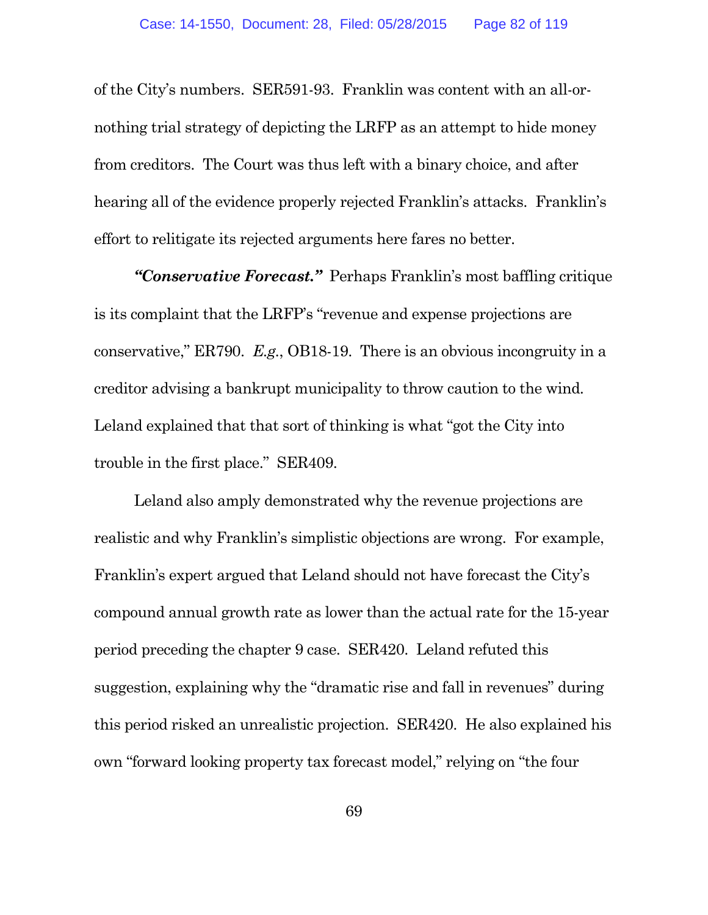of the City's numbers. SER591-93. Franklin was content with an all-or-nothing trial strategy of depicting the LRFP as an attempt to hide money from creditors. The Court was thus left with a binary choice, and after hearing all of the evidence properly rejected Franklin's attacks. Franklin's effort to relitigate its rejected arguments here fares no better.

***"Conservative Forecast."*** Perhaps Franklin's most baffling critique is its complaint that the LRFP's "revenue and expense projections are conservative," ER790. *E.g.*, OB18-19. There is an obvious incongruity in a creditor advising a bankrupt municipality to throw caution to the wind. Leland explained that that sort of thinking is what "got the City into trouble in the first place." SER409.

Leland also amply demonstrated why the revenue projections are realistic and why Franklin's simplistic objections are wrong. For example, Franklin's expert argued that Leland should not have forecast the City's compound annual growth rate as lower than the actual rate for the 15-year period preceding the chapter 9 case. SER420. Leland refuted this suggestion, explaining why the "dramatic rise and fall in revenues" during this period risked an unrealistic projection. SER420. He also explained his own "forward looking property tax forecast model," relying on "the four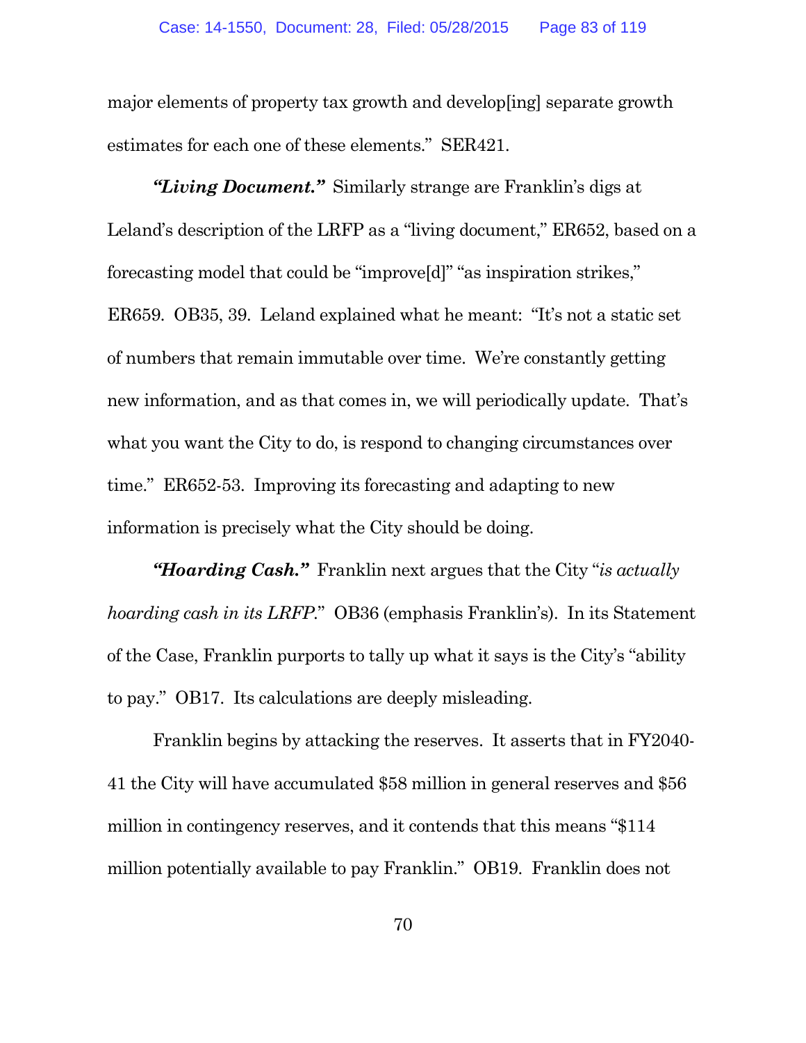major elements of property tax growth and develop[ing] separate growth estimates for each one of these elements." SER421.

***"Living Document."*** Similarly strange are Franklin's digs at Leland's description of the LRFP as a "living document," ER652, based on a forecasting model that could be "improve[d]" "as inspiration strikes," ER659. OB35, 39. Leland explained what he meant: "It's not a static set of numbers that remain immutable over time. We're constantly getting new information, and as that comes in, we will periodically update. That's what you want the City to do, is respond to changing circumstances over time." ER652-53. Improving its forecasting and adapting to new information is precisely what the City should be doing.

***"Hoarding Cash."*** Franklin next argues that the City "*is actually hoarding cash in its LRFP*." OB36 (emphasis Franklin's). In its Statement of the Case, Franklin purports to tally up what it says is the City's "ability to pay." OB17. Its calculations are deeply misleading.

Franklin begins by attacking the reserves. It asserts that in FY2040-41 the City will have accumulated $58 million in general reserves and $56 million in contingency reserves, and it contends that this means "$114 million potentially available to pay Franklin." OB19. Franklin does not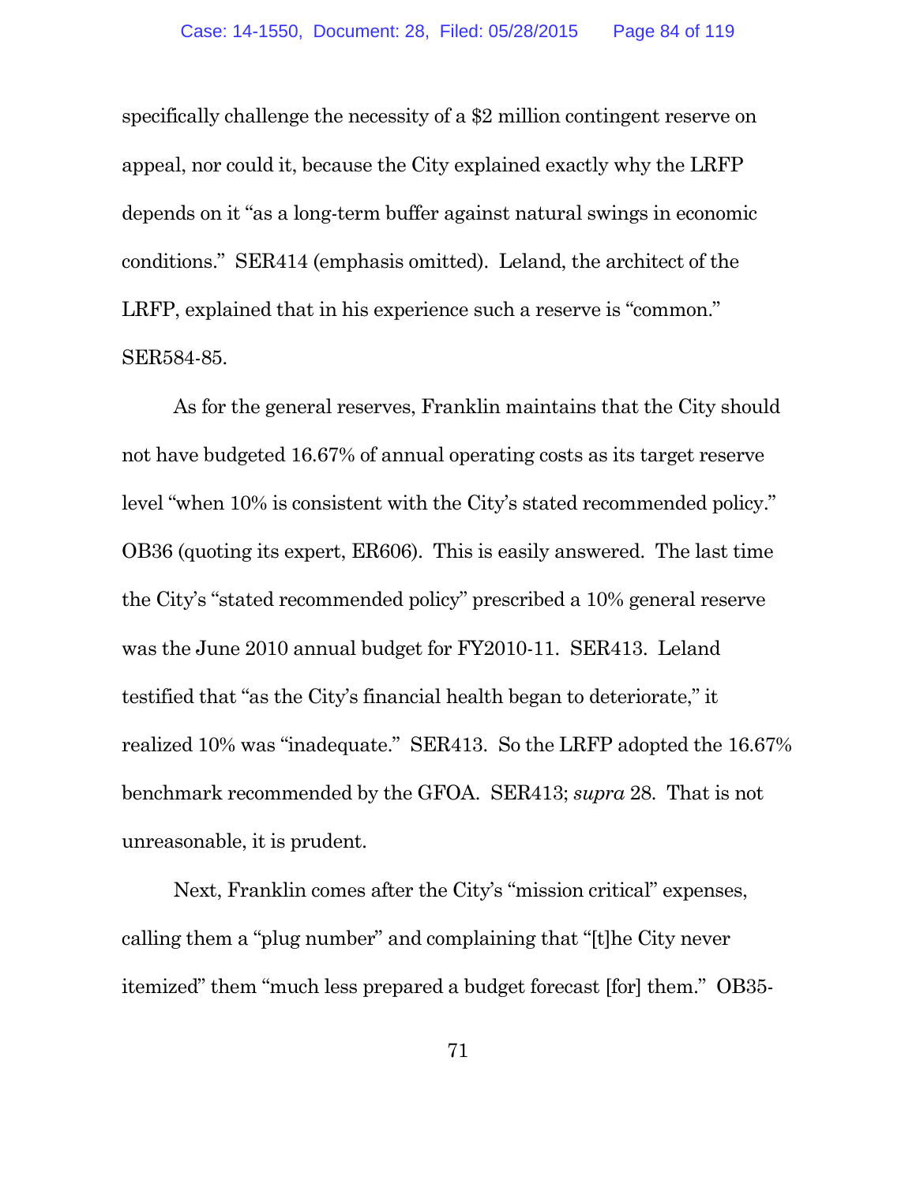specifically challenge the necessity of a $2 million contingent reserve on appeal, nor could it, because the City explained exactly why the LRFP depends on it "as a long-term buffer against natural swings in economic conditions." SER414 (emphasis omitted). Leland, the architect of the LRFP, explained that in his experience such a reserve is "common." SER584-85.

As for the general reserves, Franklin maintains that the City should not have budgeted 16.67% of annual operating costs as its target reserve level "when 10% is consistent with the City's stated recommended policy." OB36 (quoting its expert, ER606). This is easily answered. The last time the City's "stated recommended policy" prescribed a 10% general reserve was the June 2010 annual budget for FY2010-11. SER413. Leland testified that "as the City's financial health began to deteriorate," it realized 10% was "inadequate." SER413. So the LRFP adopted the 16.67% benchmark recommended by the GFOA. SER413; *supra* 28. That is not unreasonable, it is prudent.

Next, Franklin comes after the City's "mission critical" expenses, calling them a "plug number" and complaining that "[t]he City never itemized" them "much less prepared a budget forecast [for] them." OB35-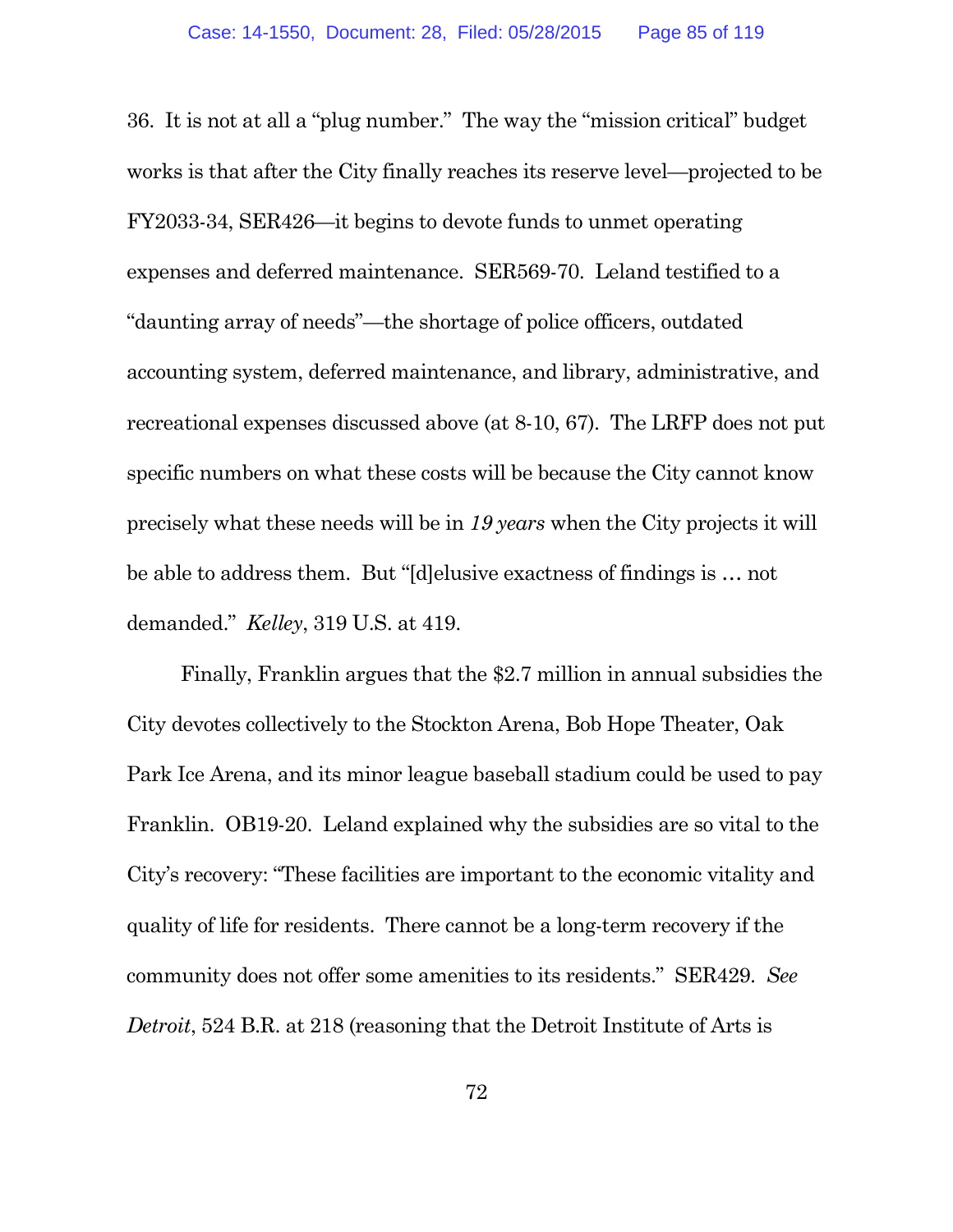36. It is not at all a "plug number." The way the "mission critical" budget works is that after the City finally reaches its reserve level—projected to be FY2033-34, SER426—it begins to devote funds to unmet operating expenses and deferred maintenance. SER569-70. Leland testified to a "daunting array of needs"—the shortage of police officers, outdated accounting system, deferred maintenance, and library, administrative, and recreational expenses discussed above (at 8-10, 67). The LRFP does not put specific numbers on what these costs will be because the City cannot know precisely what these needs will be in *19 years* when the City projects it will be able to address them. But "[d]elusive exactness of findings is … not demanded." *Kelley*, 319 U.S. at 419.

Finally, Franklin argues that the $2.7 million in annual subsidies the City devotes collectively to the Stockton Arena, Bob Hope Theater, Oak Park Ice Arena, and its minor league baseball stadium could be used to pay Franklin. OB19-20. Leland explained why the subsidies are so vital to the City's recovery: "These facilities are important to the economic vitality and quality of life for residents. There cannot be a long-term recovery if the community does not offer some amenities to its residents." SER429. *See Detroit*, 524 B.R. at 218 (reasoning that the Detroit Institute of Arts is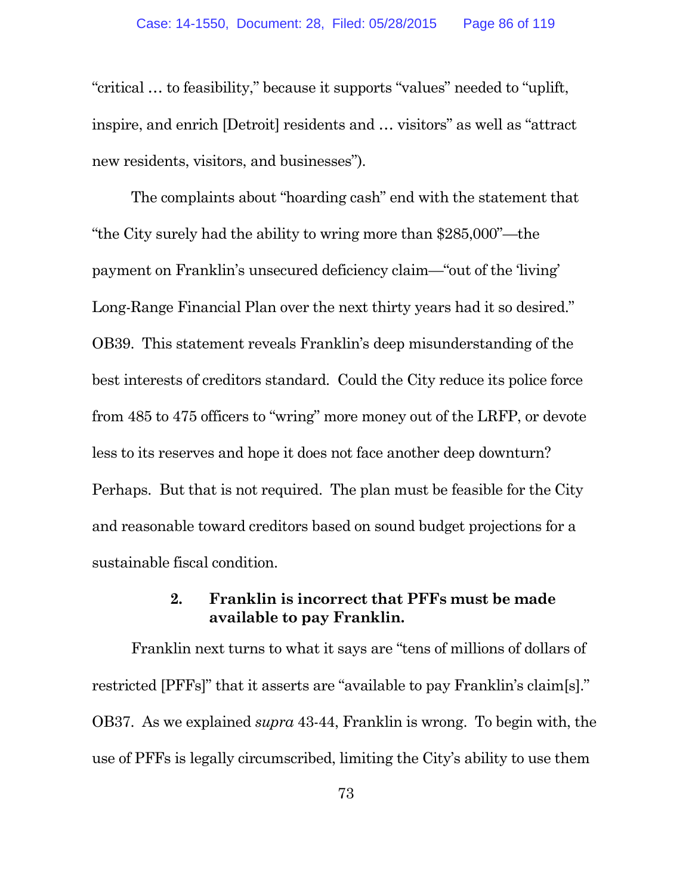"critical … to feasibility," because it supports "values" needed to "uplift, inspire, and enrich [Detroit] residents and … visitors" as well as "attract new residents, visitors, and businesses").

The complaints about "hoarding cash" end with the statement that "the City surely had the ability to wring more than $285,000"—the payment on Franklin's unsecured deficiency claim—"out of the 'living' Long-Range Financial Plan over the next thirty years had it so desired." OB39. This statement reveals Franklin's deep misunderstanding of the best interests of creditors standard. Could the City reduce its police force from 485 to 475 officers to "wring" more money out of the LRFP, or devote less to its reserves and hope it does not face another deep downturn? Perhaps. But that is not required. The plan must be feasible for the City and reasonable toward creditors based on sound budget projections for a sustainable fiscal condition.

### 2. Franklin is incorrect that PFFs must be made available to pay Franklin.

Franklin next turns to what it says are "tens of millions of dollars of restricted [PFFs]" that it asserts are "available to pay Franklin's claim[s]." OB37. As we explained *supra* 43-44, Franklin is wrong. To begin with, the use of PFFs is legally circumscribed, limiting the City's ability to use them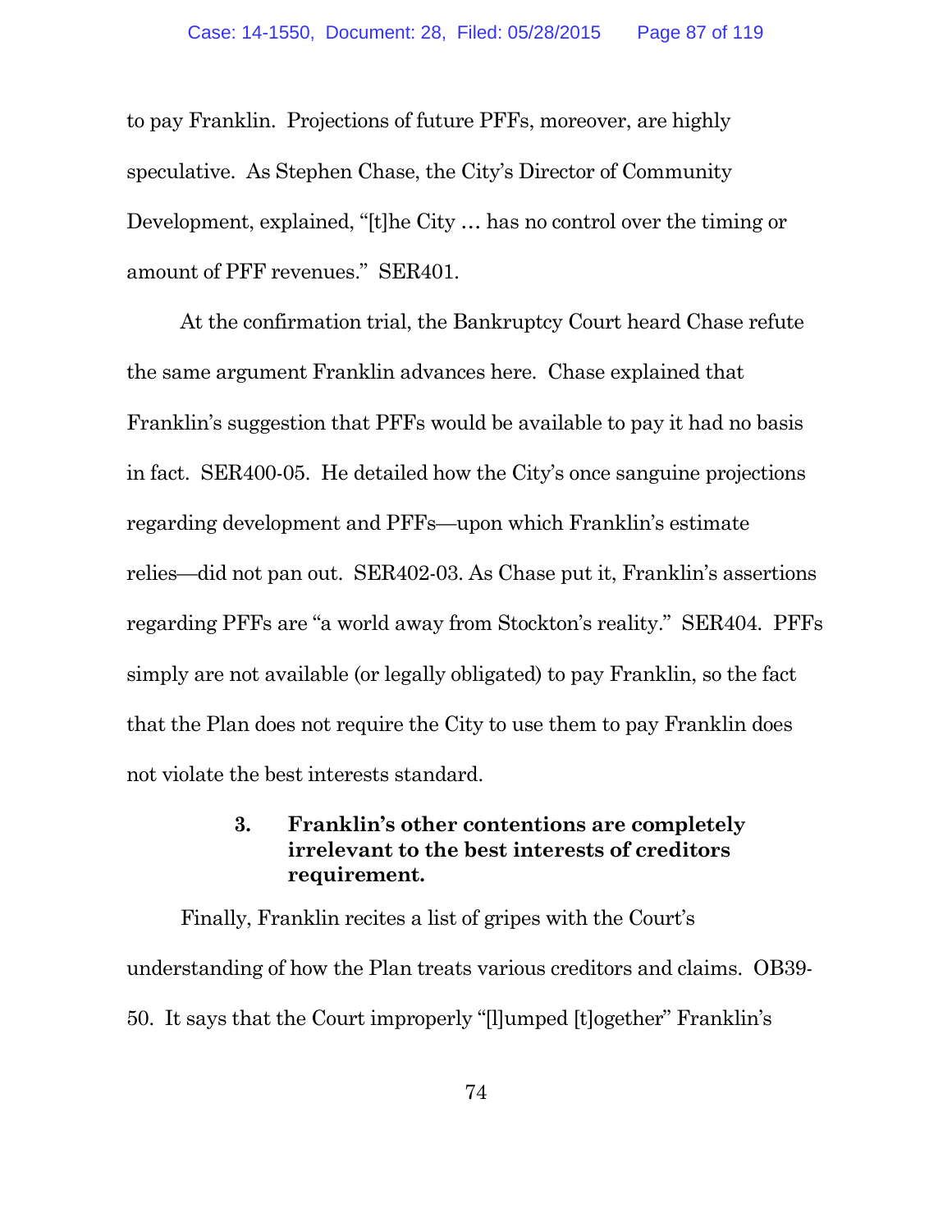to pay Franklin. Projections of future PFFs, moreover, are highly speculative. As Stephen Chase, the City's Director of Community Development, explained, "[t]he City … has no control over the timing or amount of PFF revenues." SER401.

At the confirmation trial, the Bankruptcy Court heard Chase refute the same argument Franklin advances here. Chase explained that Franklin's suggestion that PFFs would be available to pay it had no basis in fact. SER400-05. He detailed how the City's once sanguine projections regarding development and PFFs—upon which Franklin's estimate relies—did not pan out. SER402-03. As Chase put it, Franklin's assertions regarding PFFs are "a world away from Stockton's reality." SER404. PFFs simply are not available (or legally obligated) to pay Franklin, so the fact that the Plan does not require the City to use them to pay Franklin does not violate the best interests standard.

### 3. Franklin's other contentions are completely irrelevant to the best interests of creditors requirement.

Finally, Franklin recites a list of gripes with the Court's understanding of how the Plan treats various creditors and claims. OB39-50. It says that the Court improperly "[l]umped [t]ogether" Franklin's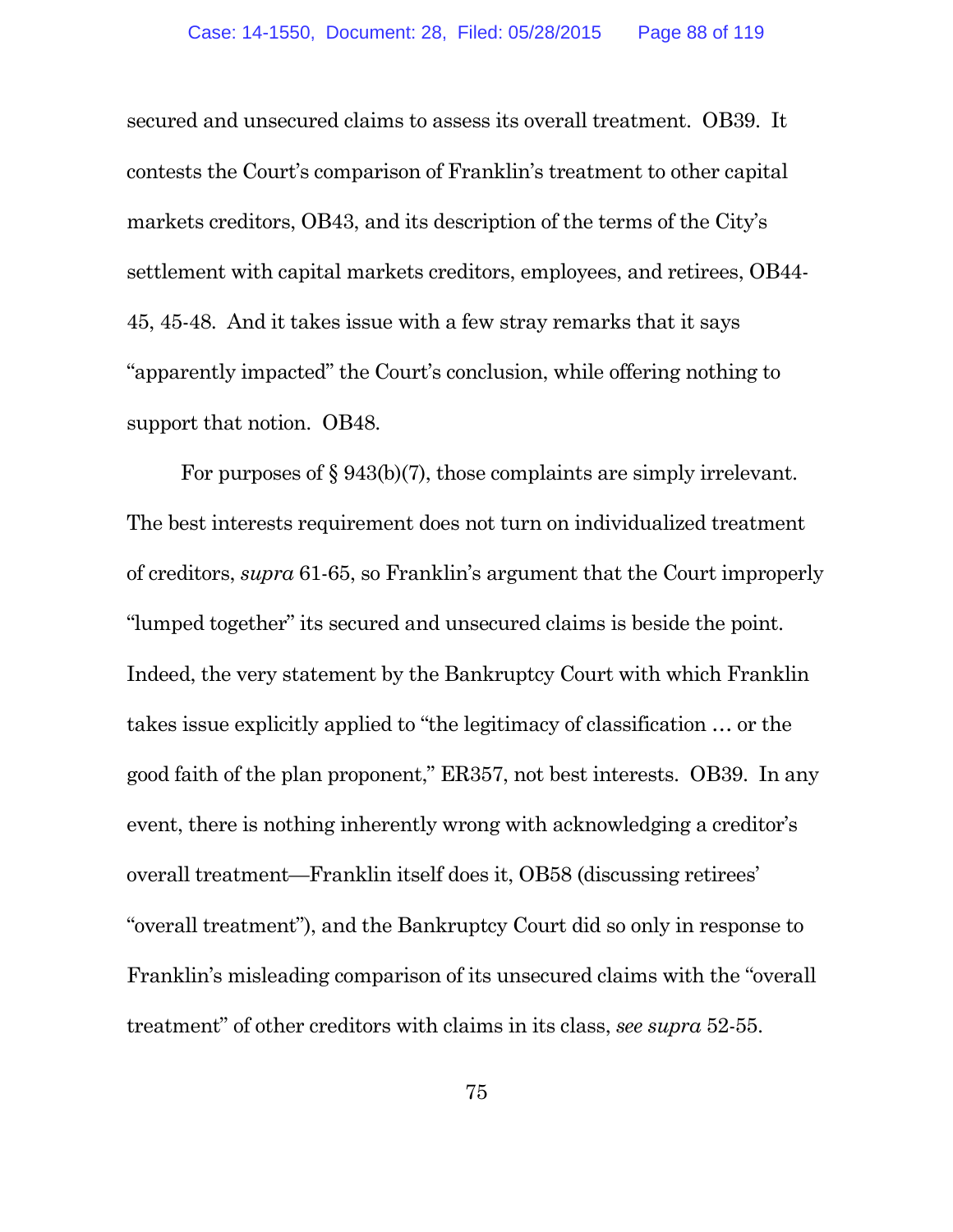secured and unsecured claims to assess its overall treatment. OB39. It contests the Court's comparison of Franklin's treatment to other capital markets creditors, OB43, and its description of the terms of the City's settlement with capital markets creditors, employees, and retirees, OB44-45, 45-48. And it takes issue with a few stray remarks that it says "apparently impacted" the Court's conclusion, while offering nothing to support that notion. OB48.

For purposes of § 943(b)(7), those complaints are simply irrelevant. The best interests requirement does not turn on individualized treatment of creditors, *supra* 61-65, so Franklin's argument that the Court improperly "lumped together" its secured and unsecured claims is beside the point. Indeed, the very statement by the Bankruptcy Court with which Franklin takes issue explicitly applied to "the legitimacy of classification … or the good faith of the plan proponent," ER357, not best interests. OB39. In any event, there is nothing inherently wrong with acknowledging a creditor's overall treatment—Franklin itself does it, OB58 (discussing retirees' "overall treatment"), and the Bankruptcy Court did so only in response to Franklin's misleading comparison of its unsecured claims with the "overall treatment" of other creditors with claims in its class, *see supra* 52-55.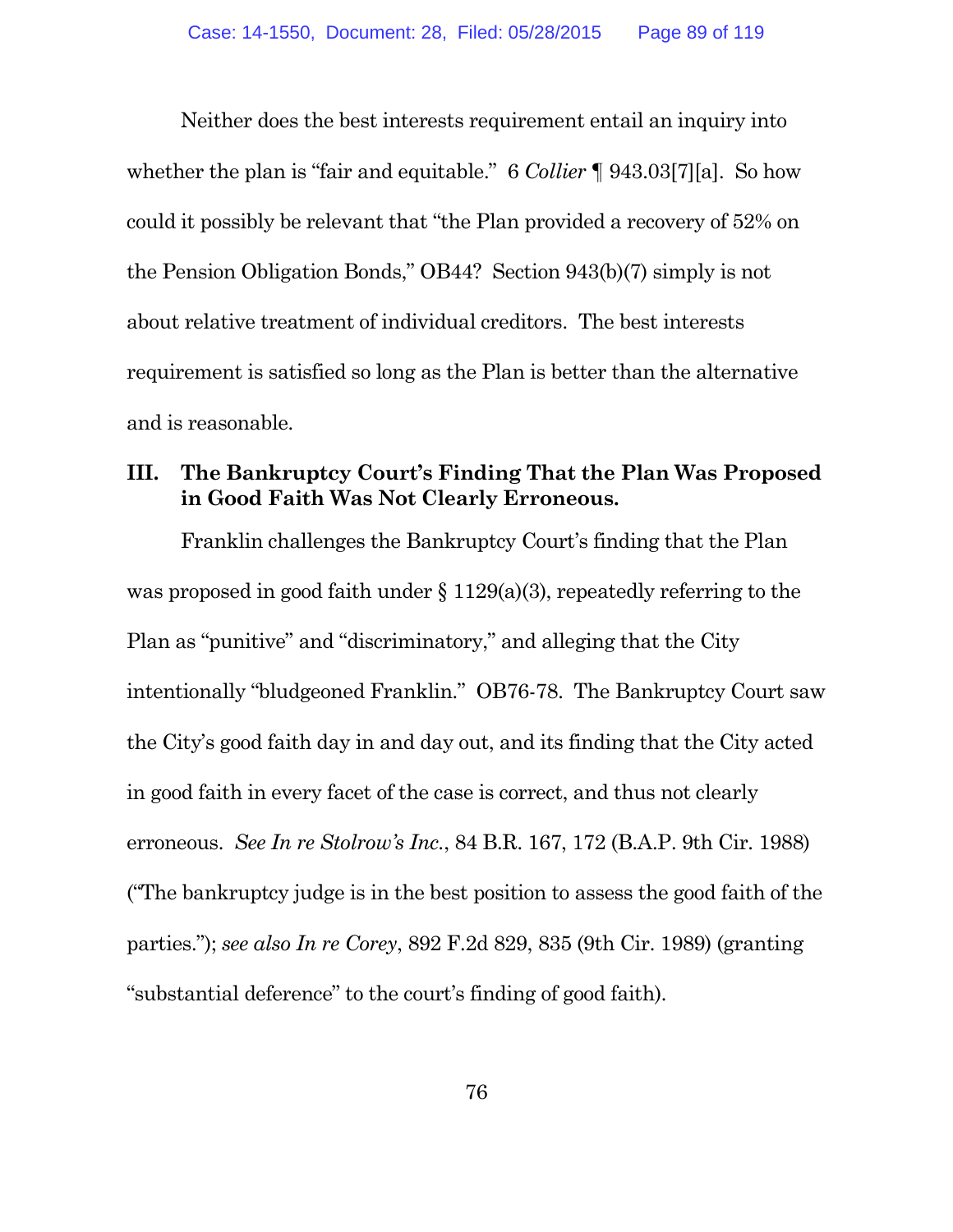Neither does the best interests requirement entail an inquiry into whether the plan is "fair and equitable." 6 *Collier* ¶ 943.03[7][a]. So how could it possibly be relevant that "the Plan provided a recovery of 52% on the Pension Obligation Bonds," OB44? Section 943(b)(7) simply is not about relative treatment of individual creditors. The best interests requirement is satisfied so long as the Plan is better than the alternative and is reasonable.

## III. The Bankruptcy Court's Finding That the Plan Was Proposed in Good Faith Was Not Clearly Erroneous.

Franklin challenges the Bankruptcy Court's finding that the Plan was proposed in good faith under § 1129(a)(3), repeatedly referring to the Plan as "punitive" and "discriminatory," and alleging that the City intentionally "bludgeoned Franklin." OB76-78. The Bankruptcy Court saw the City's good faith day in and day out, and its finding that the City acted in good faith in every facet of the case is correct, and thus not clearly erroneous. *See In re Stolrow's Inc.*, 84 B.R. 167, 172 (B.A.P. 9th Cir. 1988) ("The bankruptcy judge is in the best position to assess the good faith of the parties."); *see also In re Corey*, 892 F.2d 829, 835 (9th Cir. 1989) (granting "substantial deference" to the court's finding of good faith).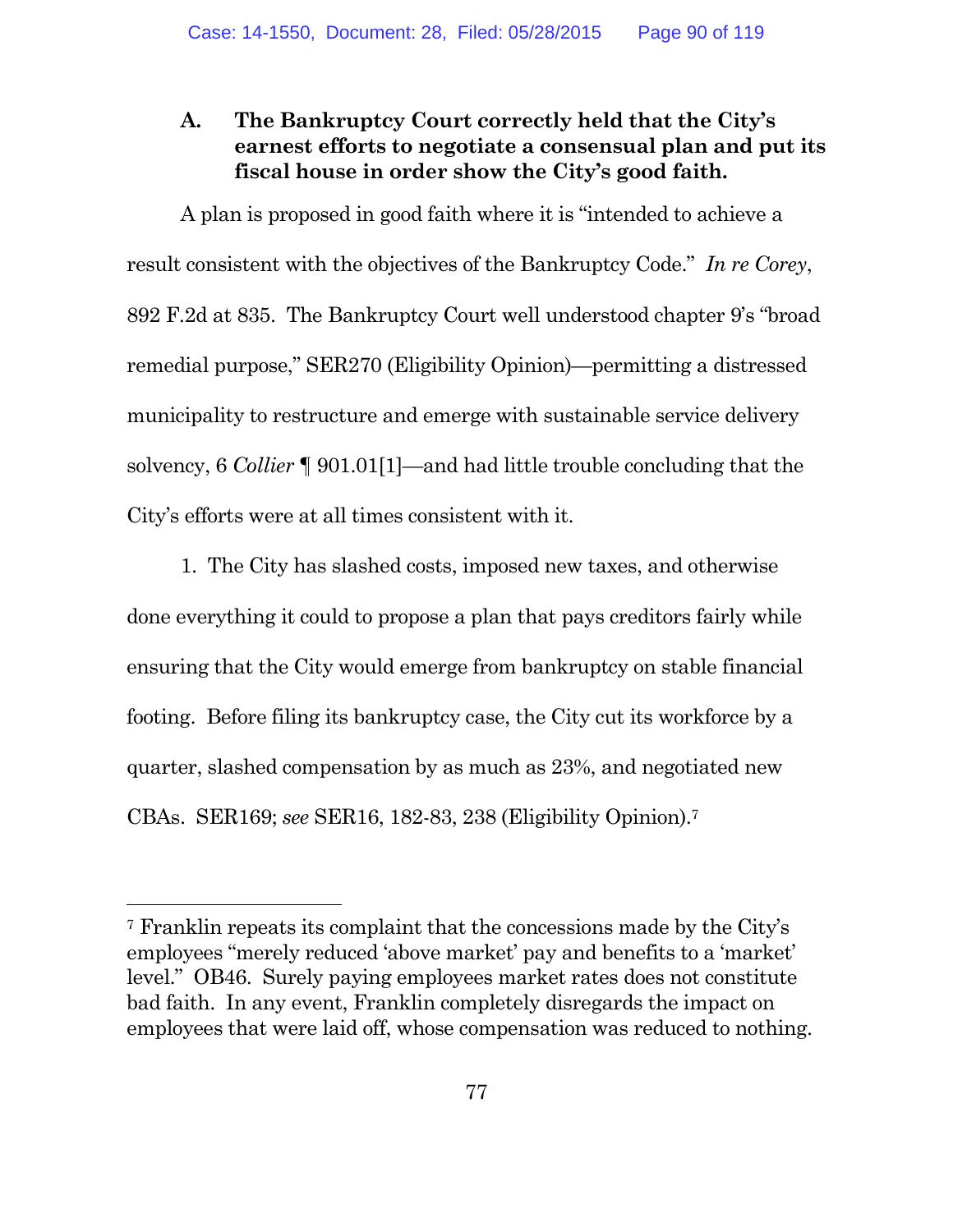### A. The Bankruptcy Court correctly held that the City's earnest efforts to negotiate a consensual plan and put its fiscal house in order show the City's good faith.

A plan is proposed in good faith where it is "intended to achieve a result consistent with the objectives of the Bankruptcy Code." *In re Corey*, 892 F.2d at 835. The Bankruptcy Court well understood chapter 9's "broad remedial purpose," SER270 (Eligibility Opinion)—permitting a distressed municipality to restructure and emerge with sustainable service delivery solvency, 6 *Collier* ¶ 901.01[1]—and had little trouble concluding that the City's efforts were at all times consistent with it.

1. The City has slashed costs, imposed new taxes, and otherwise done everything it could to propose a plan that pays creditors fairly while ensuring that the City would emerge from bankruptcy on stable financial footing. Before filing its bankruptcy case, the City cut its workforce by a quarter, slashed compensation by as much as 23%, and negotiated new CBAs. SER169; *see* SER16, 182-83, 238 (Eligibility Opinion).[7]

---

[7] Franklin repeats its complaint that the concessions made by the City's employees "merely reduced 'above market' pay and benefits to a 'market' level." OB46. Surely paying employees market rates does not constitute bad faith. In any event, Franklin completely disregards the impact on employees that were laid off, whose compensation was reduced to nothing.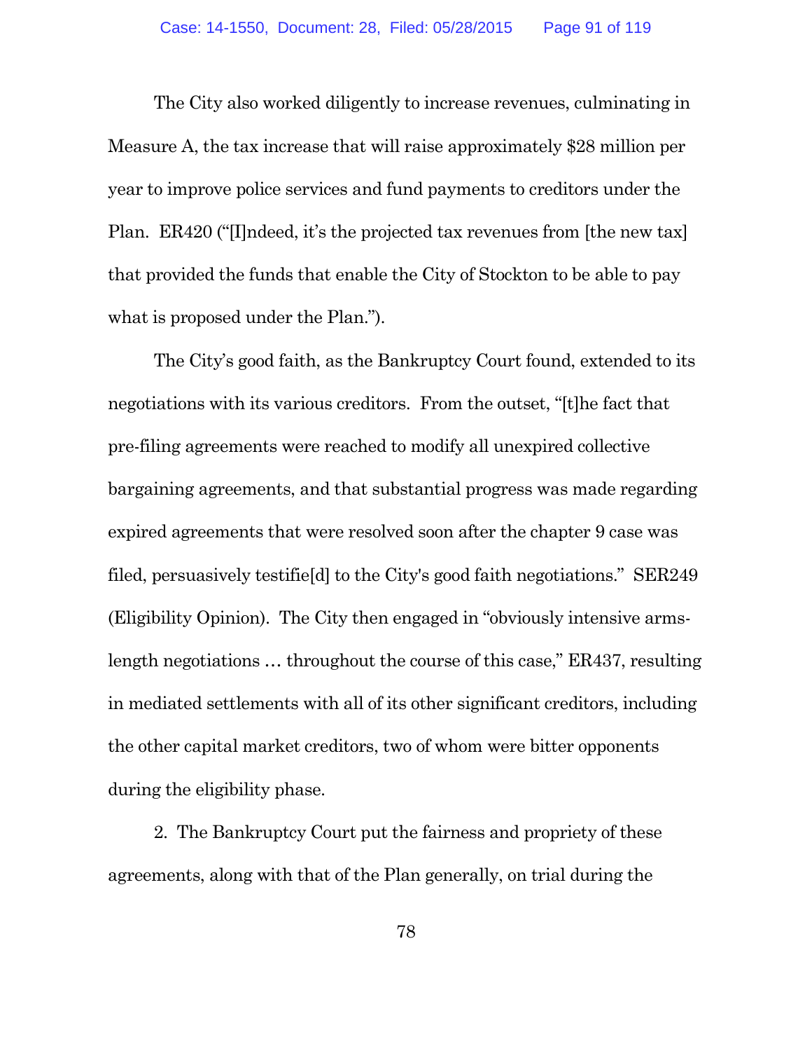The City also worked diligently to increase revenues, culminating in Measure A, the tax increase that will raise approximately $28 million per year to improve police services and fund payments to creditors under the Plan. ER420 ("[I]ndeed, it's the projected tax revenues from [the new tax] that provided the funds that enable the City of Stockton to be able to pay what is proposed under the Plan.").

The City's good faith, as the Bankruptcy Court found, extended to its negotiations with its various creditors. From the outset, "[t]he fact that pre-filing agreements were reached to modify all unexpired collective bargaining agreements, and that substantial progress was made regarding expired agreements that were resolved soon after the chapter 9 case was filed, persuasively testifie[d] to the City's good faith negotiations." SER249 (Eligibility Opinion). The City then engaged in "obviously intensive arms-length negotiations … throughout the course of this case," ER437, resulting in mediated settlements with all of its other significant creditors, including the other capital market creditors, two of whom were bitter opponents during the eligibility phase.

2. The Bankruptcy Court put the fairness and propriety of these agreements, along with that of the Plan generally, on trial during the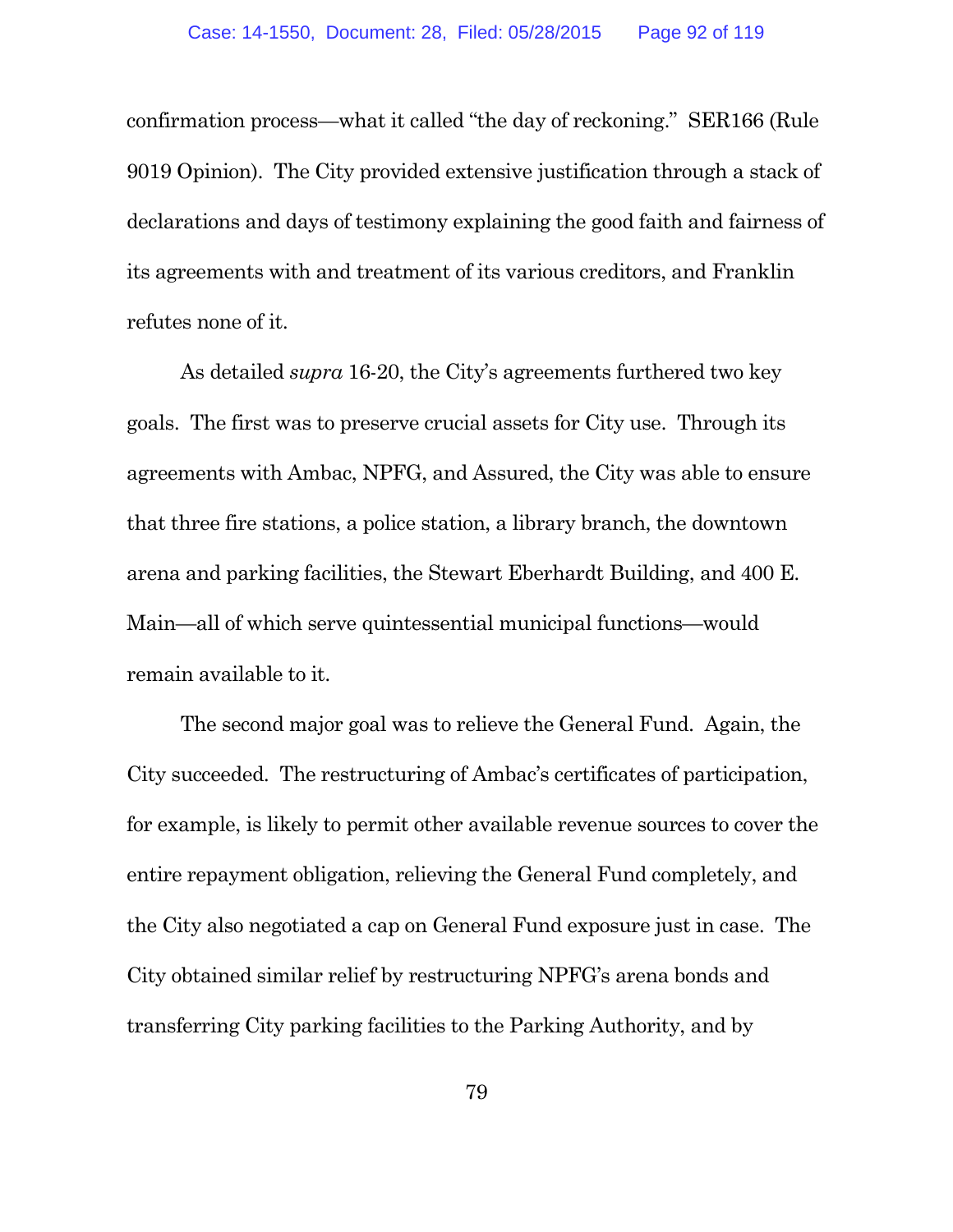confirmation process—what it called "the day of reckoning." SER166 (Rule 9019 Opinion). The City provided extensive justification through a stack of declarations and days of testimony explaining the good faith and fairness of its agreements with and treatment of its various creditors, and Franklin refutes none of it.

As detailed *supra* 16-20, the City's agreements furthered two key goals. The first was to preserve crucial assets for City use. Through its agreements with Ambac, NPFG, and Assured, the City was able to ensure that three fire stations, a police station, a library branch, the downtown arena and parking facilities, the Stewart Eberhardt Building, and 400 E. Main—all of which serve quintessential municipal functions—would remain available to it.

The second major goal was to relieve the General Fund. Again, the City succeeded. The restructuring of Ambac's certificates of participation, for example, is likely to permit other available revenue sources to cover the entire repayment obligation, relieving the General Fund completely, and the City also negotiated a cap on General Fund exposure just in case. The City obtained similar relief by restructuring NPFG's arena bonds and transferring City parking facilities to the Parking Authority, and by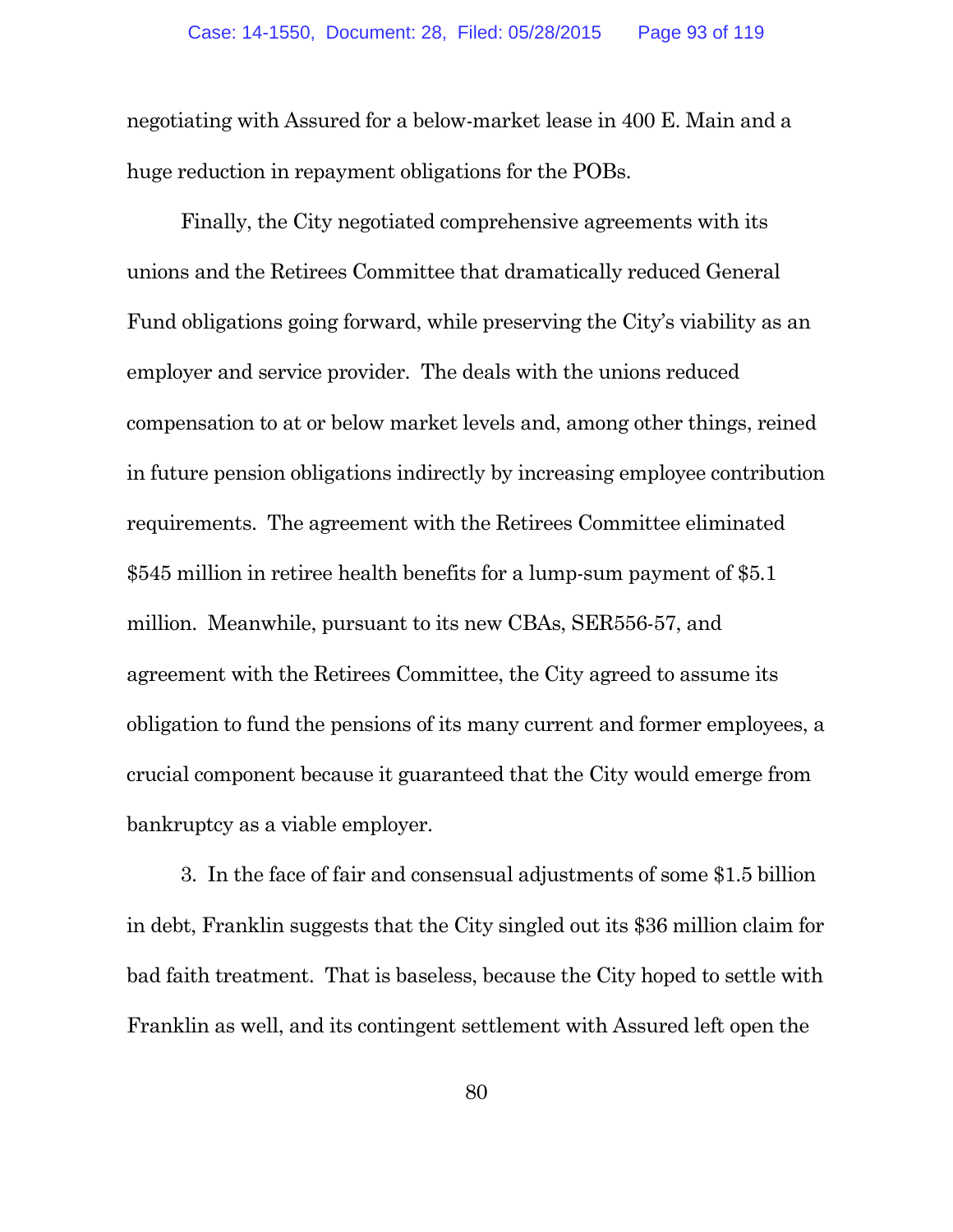negotiating with Assured for a below-market lease in 400 E. Main and a huge reduction in repayment obligations for the POBs.

Finally, the City negotiated comprehensive agreements with its unions and the Retirees Committee that dramatically reduced General Fund obligations going forward, while preserving the City's viability as an employer and service provider. The deals with the unions reduced compensation to at or below market levels and, among other things, reined in future pension obligations indirectly by increasing employee contribution requirements. The agreement with the Retirees Committee eliminated $545 million in retiree health benefits for a lump-sum payment of $5.1 million. Meanwhile, pursuant to its new CBAs, SER556-57, and agreement with the Retirees Committee, the City agreed to assume its obligation to fund the pensions of its many current and former employees, a crucial component because it guaranteed that the City would emerge from bankruptcy as a viable employer.

3. In the face of fair and consensual adjustments of some $1.5 billion in debt, Franklin suggests that the City singled out its $36 million claim for bad faith treatment. That is baseless, because the City hoped to settle with Franklin as well, and its contingent settlement with Assured left open the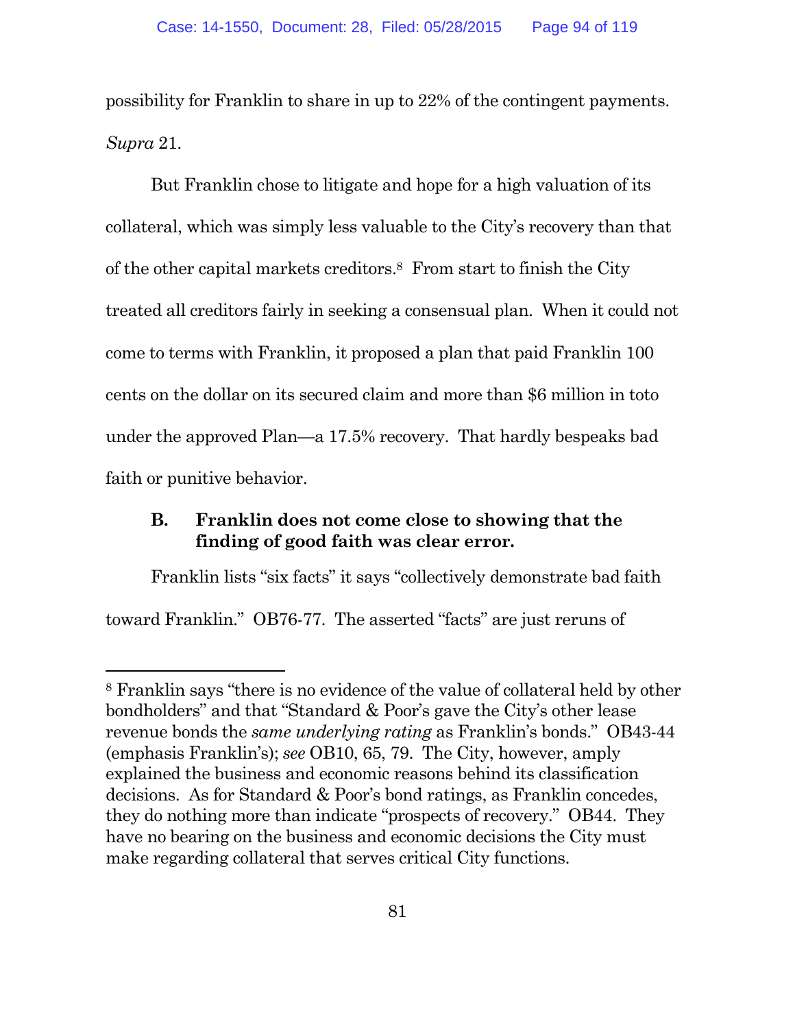possibility for Franklin to share in up to 22% of the contingent payments. *Supra* 21.

But Franklin chose to litigate and hope for a high valuation of its collateral, which was simply less valuable to the City's recovery than that of the other capital markets creditors.[8] From start to finish the City treated all creditors fairly in seeking a consensual plan. When it could not come to terms with Franklin, it proposed a plan that paid Franklin 100 cents on the dollar on its secured claim and more than $6 million in toto under the approved Plan—a 17.5% recovery. That hardly bespeaks bad faith or punitive behavior.

### B. Franklin does not come close to showing that the finding of good faith was clear error.

Franklin lists "six facts" it says "collectively demonstrate bad faith toward Franklin." OB76-77. The asserted "facts" are just reruns of

---

[8] Franklin says "there is no evidence of the value of collateral held by other bondholders" and that "Standard & Poor's gave the City's other lease revenue bonds the *same underlying rating* as Franklin's bonds." OB43-44 (emphasis Franklin's); *see* OB10, 65, 79. The City, however, amply explained the business and economic reasons behind its classification decisions. As for Standard & Poor's bond ratings, as Franklin concedes, they do nothing more than indicate "prospects of recovery." OB44. They have no bearing on the business and economic decisions the City must make regarding collateral that serves critical City functions.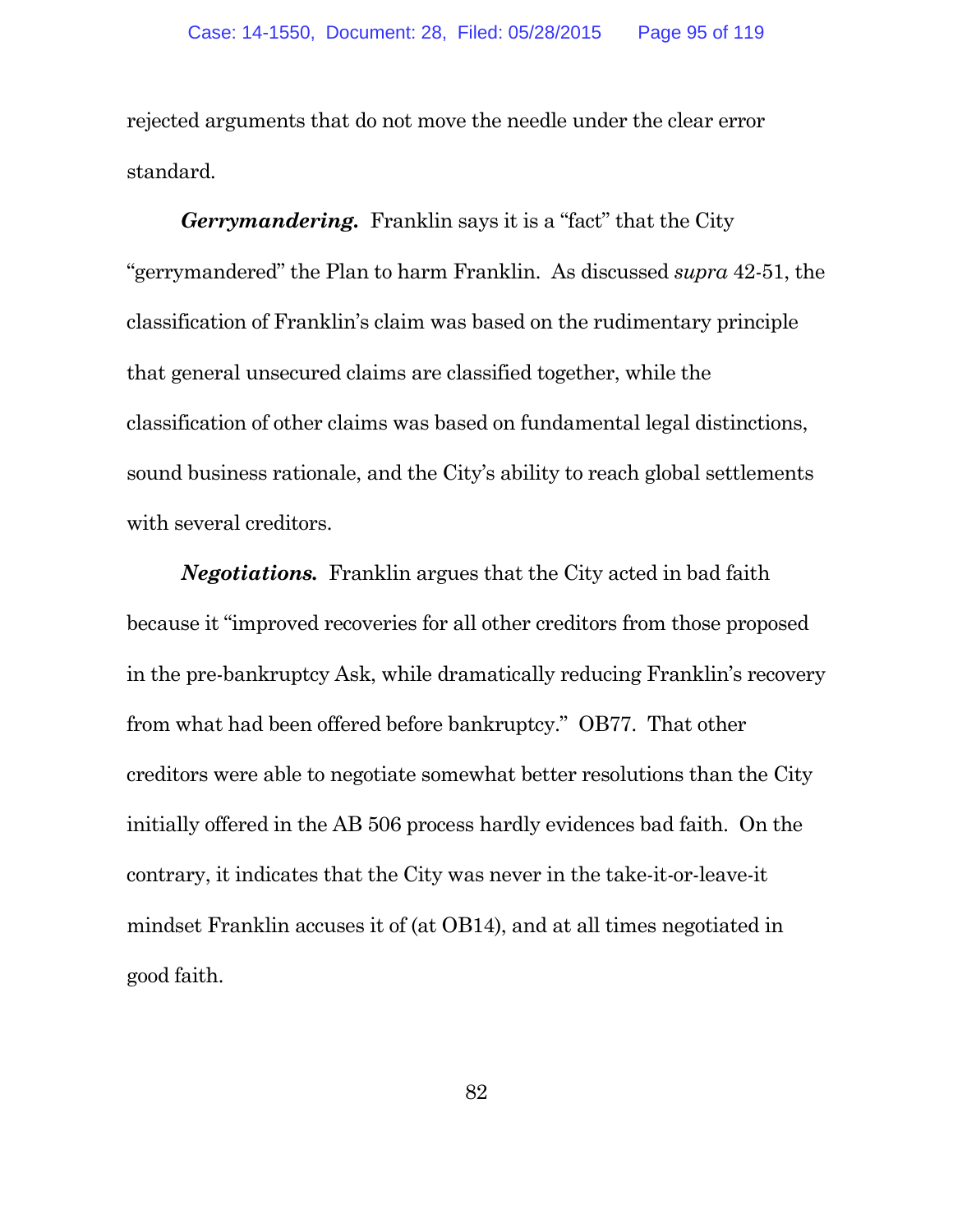rejected arguments that do not move the needle under the clear error standard.

***Gerrymandering.*** Franklin says it is a "fact" that the City "gerrymandered" the Plan to harm Franklin. As discussed *supra* 42-51, the classification of Franklin's claim was based on the rudimentary principle that general unsecured claims are classified together, while the classification of other claims was based on fundamental legal distinctions, sound business rationale, and the City's ability to reach global settlements with several creditors.

***Negotiations.*** Franklin argues that the City acted in bad faith because it "improved recoveries for all other creditors from those proposed in the pre-bankruptcy Ask, while dramatically reducing Franklin's recovery from what had been offered before bankruptcy." OB77. That other creditors were able to negotiate somewhat better resolutions than the City initially offered in the AB 506 process hardly evidences bad faith. On the contrary, it indicates that the City was never in the take-it-or-leave-it mindset Franklin accuses it of (at OB14), and at all times negotiated in good faith.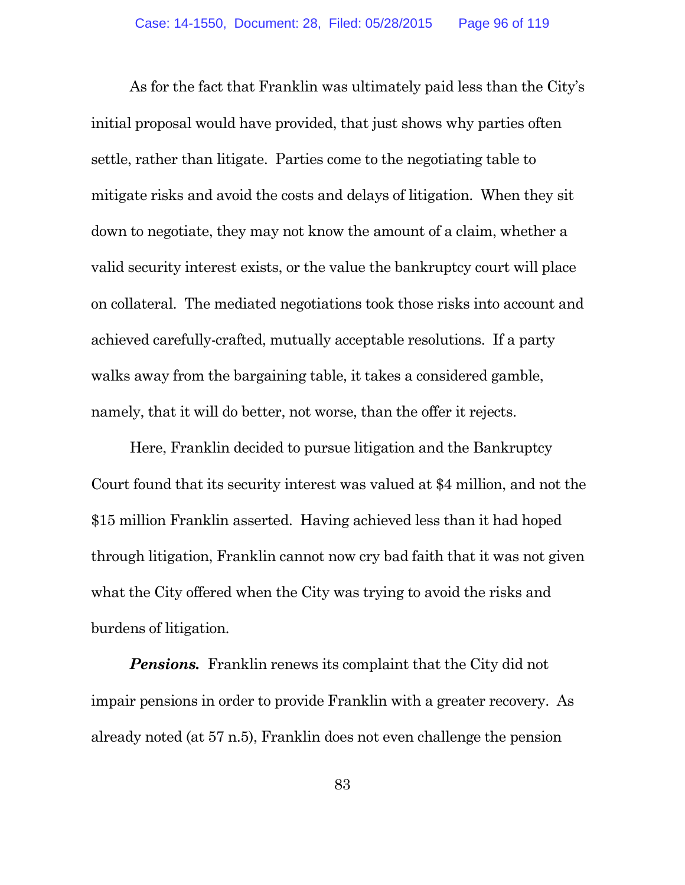As for the fact that Franklin was ultimately paid less than the City's initial proposal would have provided, that just shows why parties often settle, rather than litigate. Parties come to the negotiating table to mitigate risks and avoid the costs and delays of litigation. When they sit down to negotiate, they may not know the amount of a claim, whether a valid security interest exists, or the value the bankruptcy court will place on collateral. The mediated negotiations took those risks into account and achieved carefully-crafted, mutually acceptable resolutions. If a party walks away from the bargaining table, it takes a considered gamble, namely, that it will do better, not worse, than the offer it rejects.

Here, Franklin decided to pursue litigation and the Bankruptcy Court found that its security interest was valued at $4 million, and not the $15 million Franklin asserted. Having achieved less than it had hoped through litigation, Franklin cannot now cry bad faith that it was not given what the City offered when the City was trying to avoid the risks and burdens of litigation.

***Pensions.*** Franklin renews its complaint that the City did not impair pensions in order to provide Franklin with a greater recovery. As already noted (at 57 n.5), Franklin does not even challenge the pension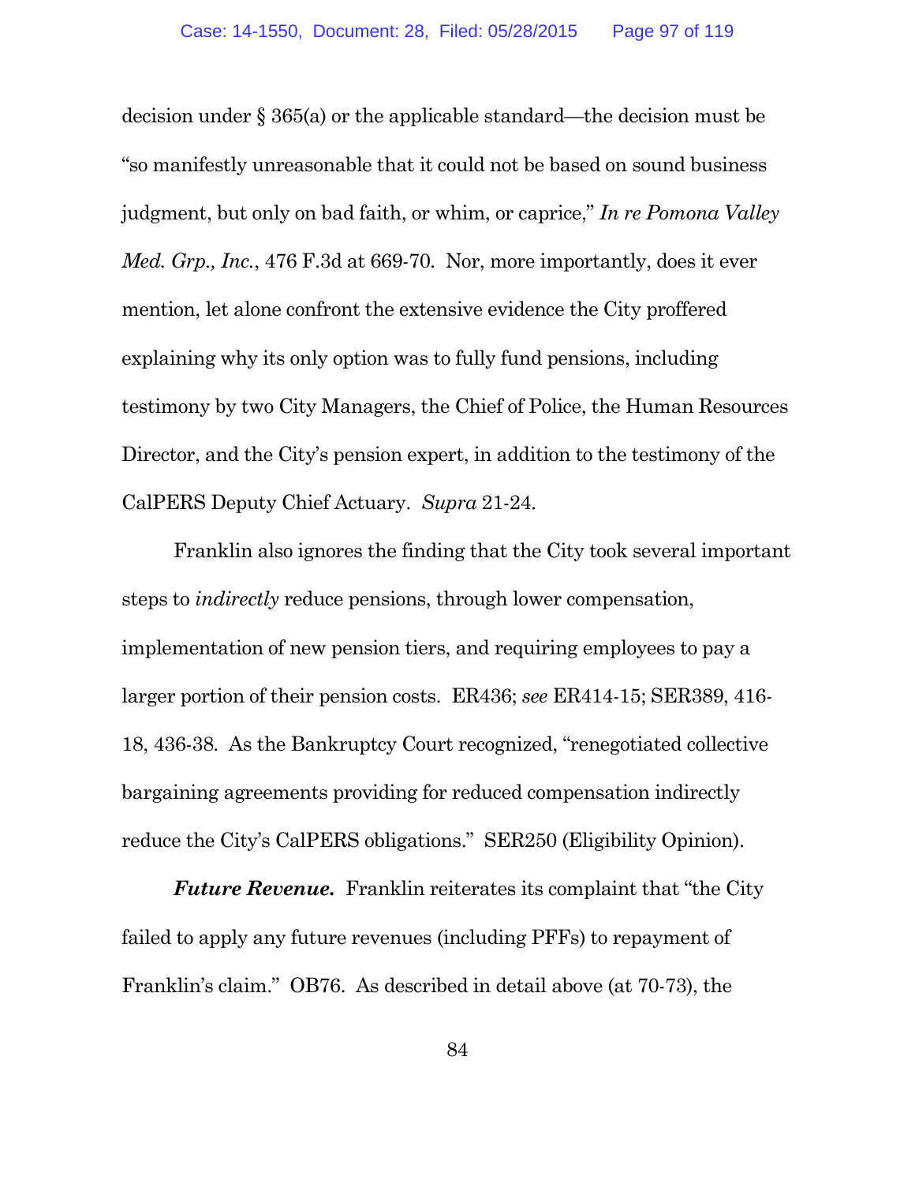decision under § 365(a) or the applicable standard—the decision must be "so manifestly unreasonable that it could not be based on sound business judgment, but only on bad faith, or whim, or caprice," *In re Pomona Valley Med. Grp., Inc.*, 476 F.3d at 669-70. Nor, more importantly, does it ever mention, let alone confront the extensive evidence the City proffered explaining why its only option was to fully fund pensions, including testimony by two City Managers, the Chief of Police, the Human Resources Director, and the City's pension expert, in addition to the testimony of the CalPERS Deputy Chief Actuary. *Supra* 21-24.

Franklin also ignores the finding that the City took several important steps to *indirectly* reduce pensions, through lower compensation, implementation of new pension tiers, and requiring employees to pay a larger portion of their pension costs. ER436; *see* ER414-15; SER389, 416-18, 436-38. As the Bankruptcy Court recognized, "renegotiated collective bargaining agreements providing for reduced compensation indirectly reduce the City's CalPERS obligations." SER250 (Eligibility Opinion).

***Future Revenue.*** Franklin reiterates its complaint that "the City failed to apply any future revenues (including PFFs) to repayment of Franklin's claim." OB76. As described in detail above (at 70-73), the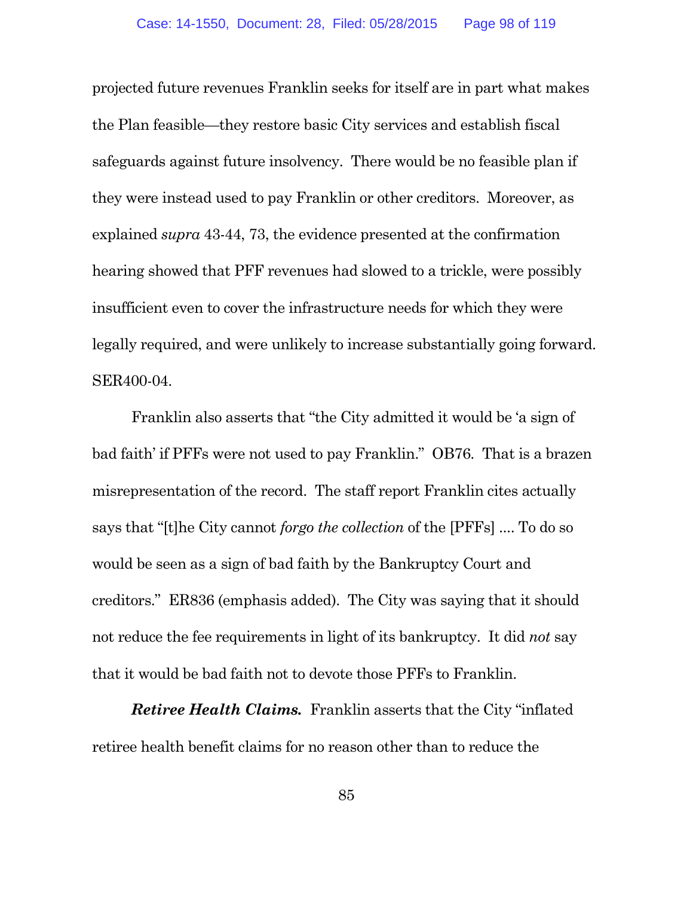projected future revenues Franklin seeks for itself are in part what makes the Plan feasible—they restore basic City services and establish fiscal safeguards against future insolvency. There would be no feasible plan if they were instead used to pay Franklin or other creditors. Moreover, as explained *supra* 43-44, 73, the evidence presented at the confirmation hearing showed that PFF revenues had slowed to a trickle, were possibly insufficient even to cover the infrastructure needs for which they were legally required, and were unlikely to increase substantially going forward. SER400-04.

Franklin also asserts that "the City admitted it would be 'a sign of bad faith' if PFFs were not used to pay Franklin." OB76. That is a brazen misrepresentation of the record. The staff report Franklin cites actually says that "[t]he City cannot *forgo the collection* of the [PFFs] .... To do so would be seen as a sign of bad faith by the Bankruptcy Court and creditors." ER836 (emphasis added). The City was saying that it should not reduce the fee requirements in light of its bankruptcy. It did *not* say that it would be bad faith not to devote those PFFs to Franklin.

***Retiree Health Claims.*** Franklin asserts that the City "inflated retiree health benefit claims for no reason other than to reduce the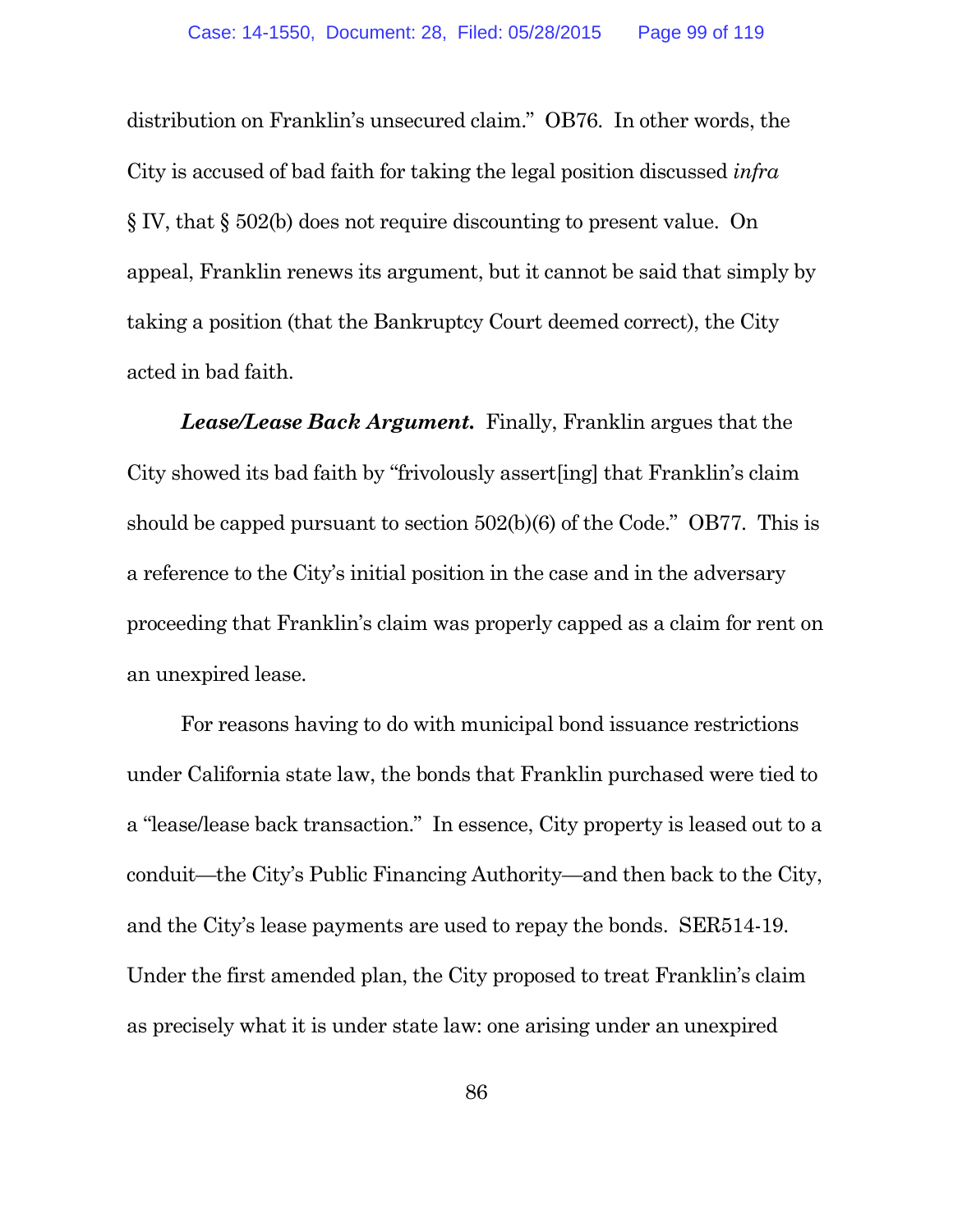distribution on Franklin's unsecured claim." OB76. In other words, the City is accused of bad faith for taking the legal position discussed *infra* § IV, that § 502(b) does not require discounting to present value. On appeal, Franklin renews its argument, but it cannot be said that simply by taking a position (that the Bankruptcy Court deemed correct), the City acted in bad faith.

***Lease/Lease Back Argument.*** Finally, Franklin argues that the City showed its bad faith by "frivolously assert[ing] that Franklin's claim should be capped pursuant to section 502(b)(6) of the Code." OB77. This is a reference to the City's initial position in the case and in the adversary proceeding that Franklin's claim was properly capped as a claim for rent on an unexpired lease.

For reasons having to do with municipal bond issuance restrictions under California state law, the bonds that Franklin purchased were tied to a "lease/lease back transaction." In essence, City property is leased out to a conduit—the City's Public Financing Authority—and then back to the City, and the City's lease payments are used to repay the bonds. SER514-19. Under the first amended plan, the City proposed to treat Franklin's claim as precisely what it is under state law: one arising under an unexpired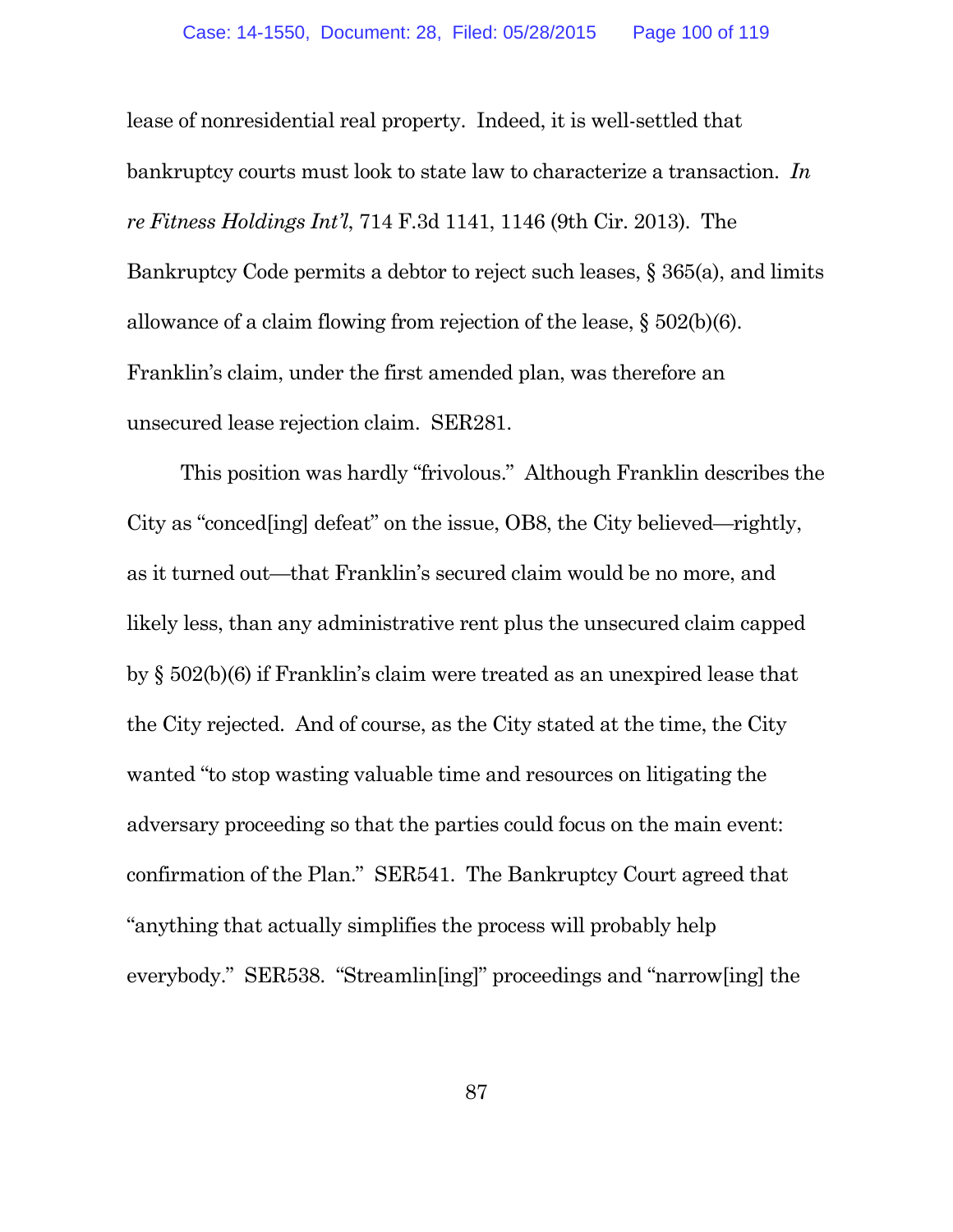lease of nonresidential real property. Indeed, it is well-settled that bankruptcy courts must look to state law to characterize a transaction. *In re Fitness Holdings Int'l*, 714 F.3d 1141, 1146 (9th Cir. 2013). The Bankruptcy Code permits a debtor to reject such leases, § 365(a), and limits allowance of a claim flowing from rejection of the lease, § 502(b)(6). Franklin's claim, under the first amended plan, was therefore an unsecured lease rejection claim. SER281.

This position was hardly "frivolous." Although Franklin describes the City as "conced[ing] defeat" on the issue, OB8, the City believed—rightly, as it turned out—that Franklin's secured claim would be no more, and likely less, than any administrative rent plus the unsecured claim capped by § 502(b)(6) if Franklin's claim were treated as an unexpired lease that the City rejected. And of course, as the City stated at the time, the City wanted "to stop wasting valuable time and resources on litigating the adversary proceeding so that the parties could focus on the main event: confirmation of the Plan." SER541. The Bankruptcy Court agreed that "anything that actually simplifies the process will probably help everybody." SER538. "Streamlin[ing]" proceedings and "narrow[ing] the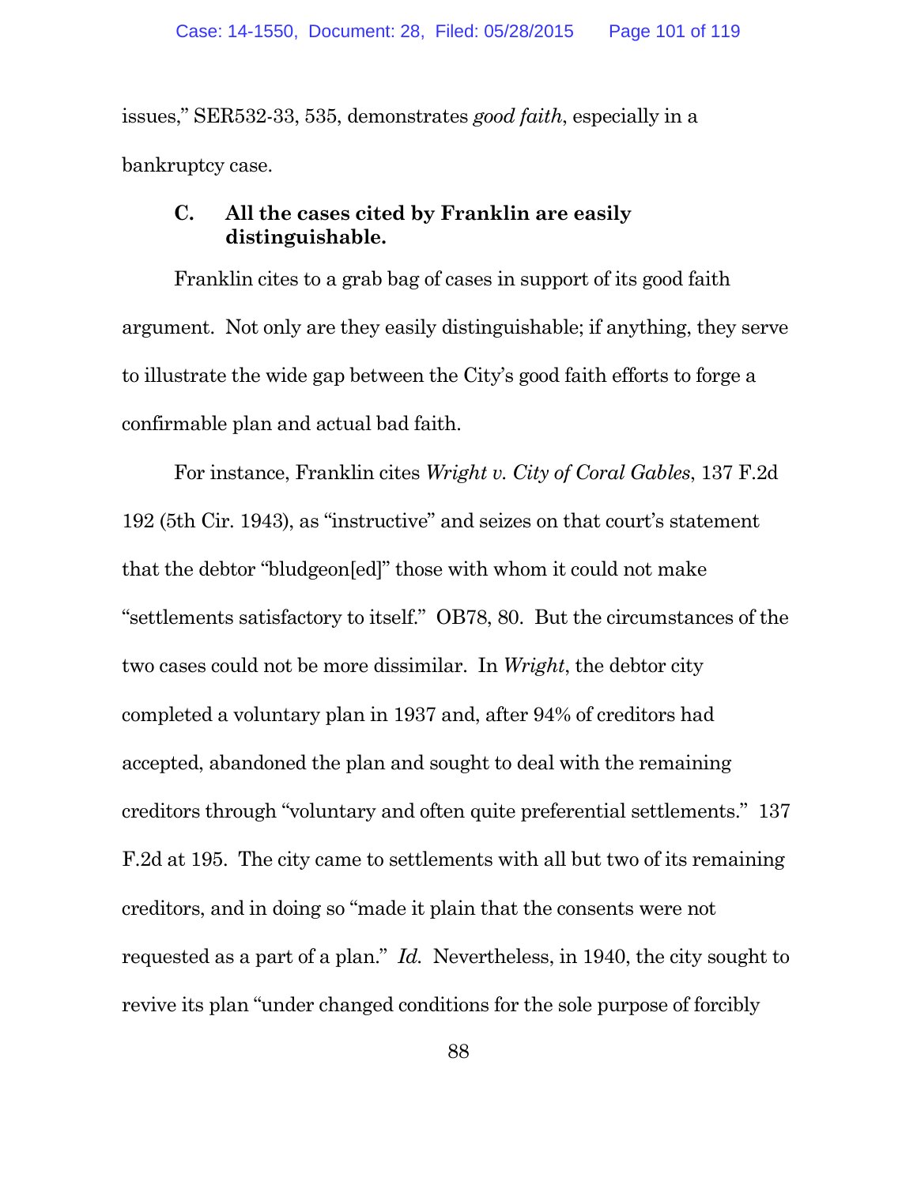issues," SER532-33, 535, demonstrates *good faith*, especially in a bankruptcy case.

### C. All the cases cited by Franklin are easily distinguishable.

Franklin cites to a grab bag of cases in support of its good faith argument. Not only are they easily distinguishable; if anything, they serve to illustrate the wide gap between the City's good faith efforts to forge a confirmable plan and actual bad faith.

For instance, Franklin cites *Wright v. City of Coral Gables*, 137 F.2d 192 (5th Cir. 1943), as "instructive" and seizes on that court's statement that the debtor "bludgeon[ed]" those with whom it could not make "settlements satisfactory to itself." OB78, 80. But the circumstances of the two cases could not be more dissimilar. In *Wright*, the debtor city completed a voluntary plan in 1937 and, after 94% of creditors had accepted, abandoned the plan and sought to deal with the remaining creditors through "voluntary and often quite preferential settlements." 137 F.2d at 195. The city came to settlements with all but two of its remaining creditors, and in doing so "made it plain that the consents were not requested as a part of a plan." *Id.* Nevertheless, in 1940, the city sought to revive its plan "under changed conditions for the sole purpose of forcibly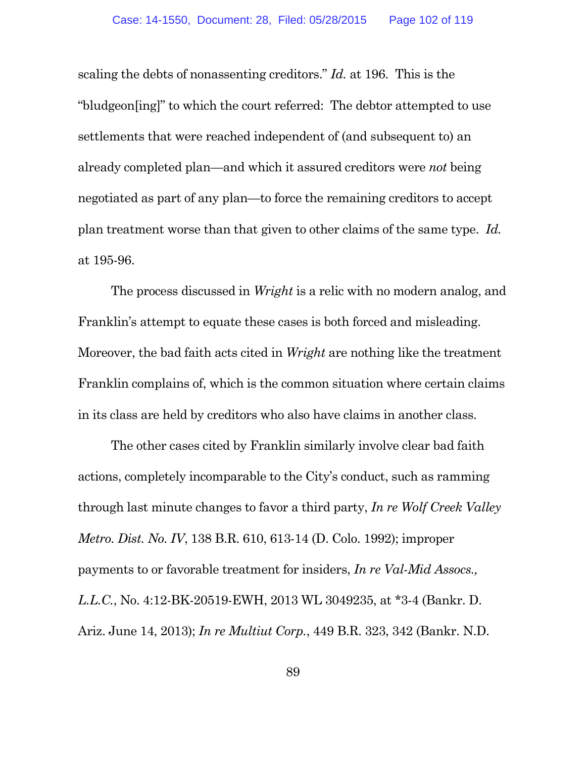scaling the debts of nonassenting creditors." *Id.* at 196. This is the "bludgeon[ing]" to which the court referred: The debtor attempted to use settlements that were reached independent of (and subsequent to) an already completed plan—and which it assured creditors were *not* being negotiated as part of any plan—to force the remaining creditors to accept plan treatment worse than that given to other claims of the same type. *Id.* at 195-96.

The process discussed in *Wright* is a relic with no modern analog, and Franklin's attempt to equate these cases is both forced and misleading. Moreover, the bad faith acts cited in *Wright* are nothing like the treatment Franklin complains of, which is the common situation where certain claims in its class are held by creditors who also have claims in another class.

The other cases cited by Franklin similarly involve clear bad faith actions, completely incomparable to the City's conduct, such as ramming through last minute changes to favor a third party, *In re Wolf Creek Valley Metro. Dist. No. IV*, 138 B.R. 610, 613-14 (D. Colo. 1992); improper payments to or favorable treatment for insiders, *In re Val-Mid Assocs., L.L.C.*, No. 4:12-BK-20519-EWH, 2013 WL 3049235, at *3-4 (Bankr. D. Ariz. June 14, 2013); *In re Multiut Corp.*, 449 B.R. 323, 342 (Bankr. N.D.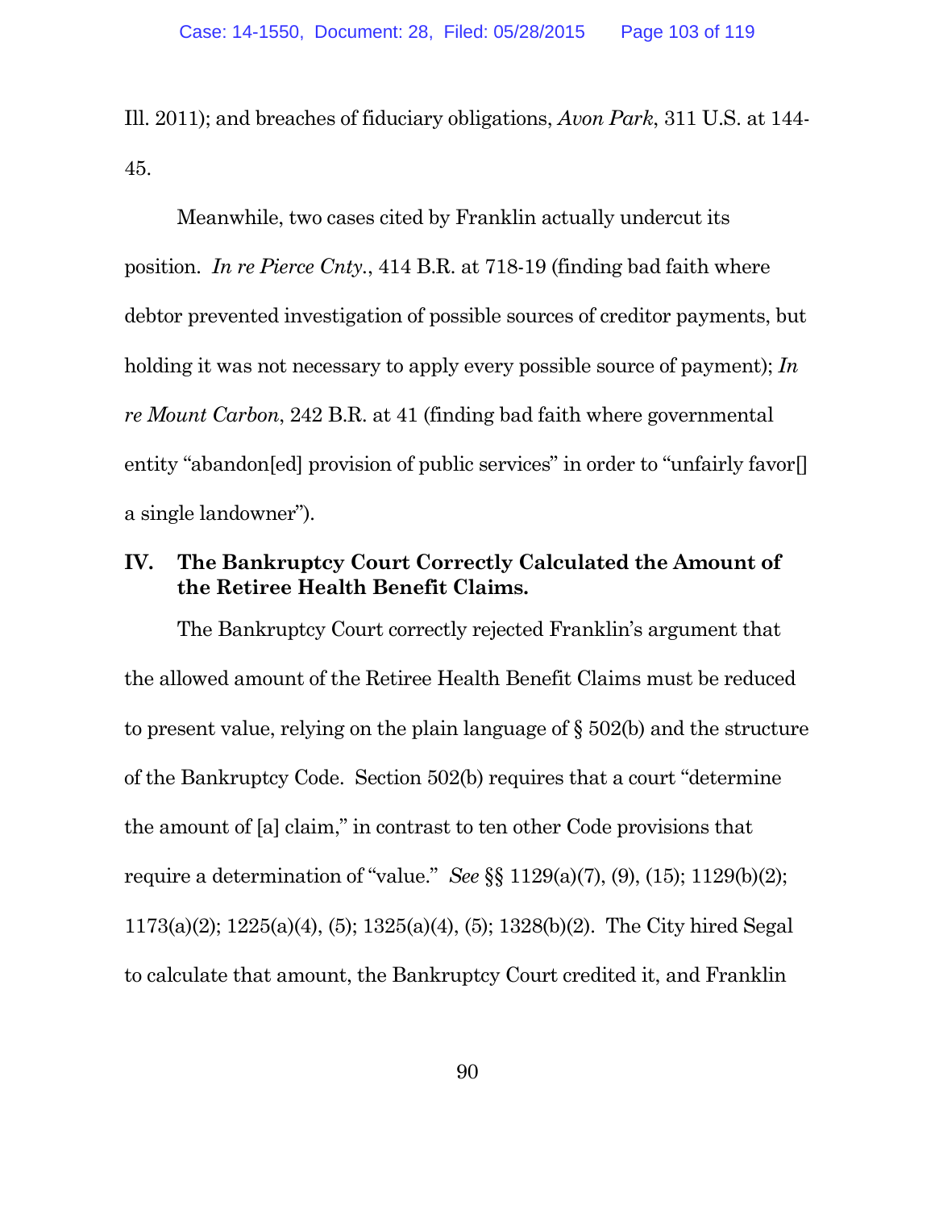Ill. 2011); and breaches of fiduciary obligations, *Avon Park*, 311 U.S. at 144-45.

Meanwhile, two cases cited by Franklin actually undercut its position. *In re Pierce Cnty.*, 414 B.R. at 718-19 (finding bad faith where debtor prevented investigation of possible sources of creditor payments, but holding it was not necessary to apply every possible source of payment); *In re Mount Carbon*, 242 B.R. at 41 (finding bad faith where governmental entity "abandon[ed] provision of public services" in order to "unfairly favor[] a single landowner").

## IV. The Bankruptcy Court Correctly Calculated the Amount of the Retiree Health Benefit Claims.

The Bankruptcy Court correctly rejected Franklin's argument that the allowed amount of the Retiree Health Benefit Claims must be reduced to present value, relying on the plain language of § 502(b) and the structure of the Bankruptcy Code. Section 502(b) requires that a court "determine the amount of [a] claim," in contrast to ten other Code provisions that require a determination of "value." *See* §§ 1129(a)(7), (9), (15); 1129(b)(2); 1173(a)(2); 1225(a)(4), (5); 1325(a)(4), (5); 1328(b)(2). The City hired Segal to calculate that amount, the Bankruptcy Court credited it, and Franklin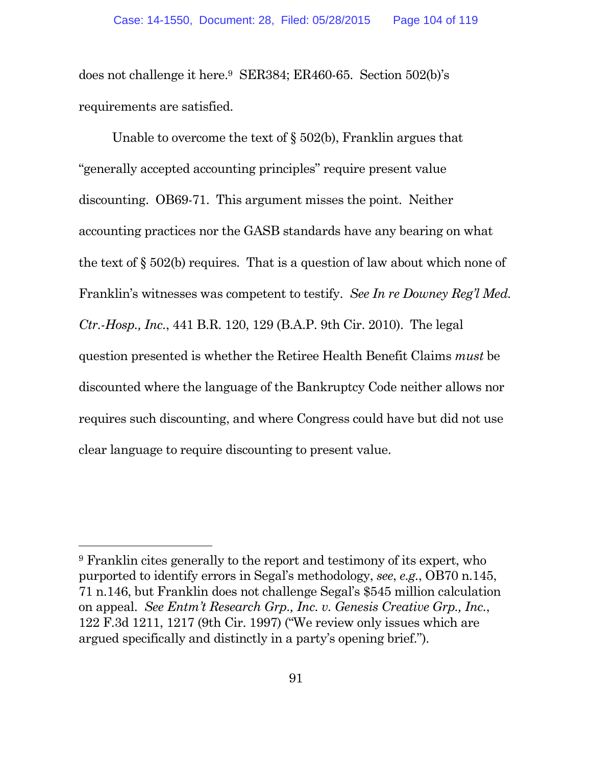does not challenge it here.[9] SER384; ER460-65. Section 502(b)'s requirements are satisfied.

Unable to overcome the text of § 502(b), Franklin argues that "generally accepted accounting principles" require present value discounting. OB69-71. This argument misses the point. Neither accounting practices nor the GASB standards have any bearing on what the text of § 502(b) requires. That is a question of law about which none of Franklin's witnesses was competent to testify. *See In re Downey Reg'l Med. Ctr.-Hosp., Inc.*, 441 B.R. 120, 129 (B.A.P. 9th Cir. 2010). The legal question presented is whether the Retiree Health Benefit Claims *must* be discounted where the language of the Bankruptcy Code neither allows nor requires such discounting, and where Congress could have but did not use clear language to require discounting to present value.

---

[9] Franklin cites generally to the report and testimony of its expert, who purported to identify errors in Segal's methodology, *see*, *e.g.*, OB70 n.145, 71 n.146, but Franklin does not challenge Segal's $545 million calculation on appeal. *See Entm't Research Grp., Inc. v. Genesis Creative Grp., Inc.*, 122 F.3d 1211, 1217 (9th Cir. 1997) ("We review only issues which are argued specifically and distinctly in a party's opening brief.").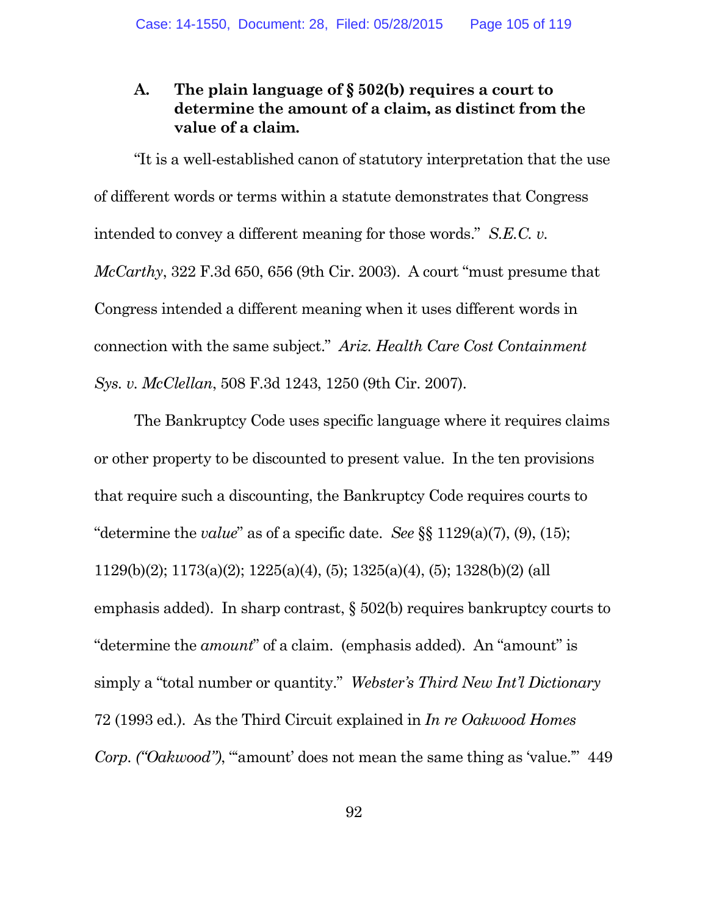### A. The plain language of § 502(b) requires a court to determine the amount of a claim, as distinct from the value of a claim.

"It is a well-established canon of statutory interpretation that the use of different words or terms within a statute demonstrates that Congress intended to convey a different meaning for those words." *S.E.C. v. McCarthy*, 322 F.3d 650, 656 (9th Cir. 2003). A court "must presume that Congress intended a different meaning when it uses different words in connection with the same subject." *Ariz. Health Care Cost Containment Sys. v. McClellan*, 508 F.3d 1243, 1250 (9th Cir. 2007).

The Bankruptcy Code uses specific language where it requires claims or other property to be discounted to present value. In the ten provisions that require such a discounting, the Bankruptcy Code requires courts to "determine the *value*" as of a specific date. *See* §§ 1129(a)(7), (9), (15); 1129(b)(2); 1173(a)(2); 1225(a)(4), (5); 1325(a)(4), (5); 1328(b)(2) (all emphasis added). In sharp contrast, § 502(b) requires bankruptcy courts to "determine the *amount*" of a claim. (emphasis added). An "amount" is simply a "total number or quantity." *Webster's Third New Int'l Dictionary* 72 (1993 ed.). As the Third Circuit explained in *In re Oakwood Homes Corp. ("Oakwood")*, "'amount' does not mean the same thing as 'value.'" 449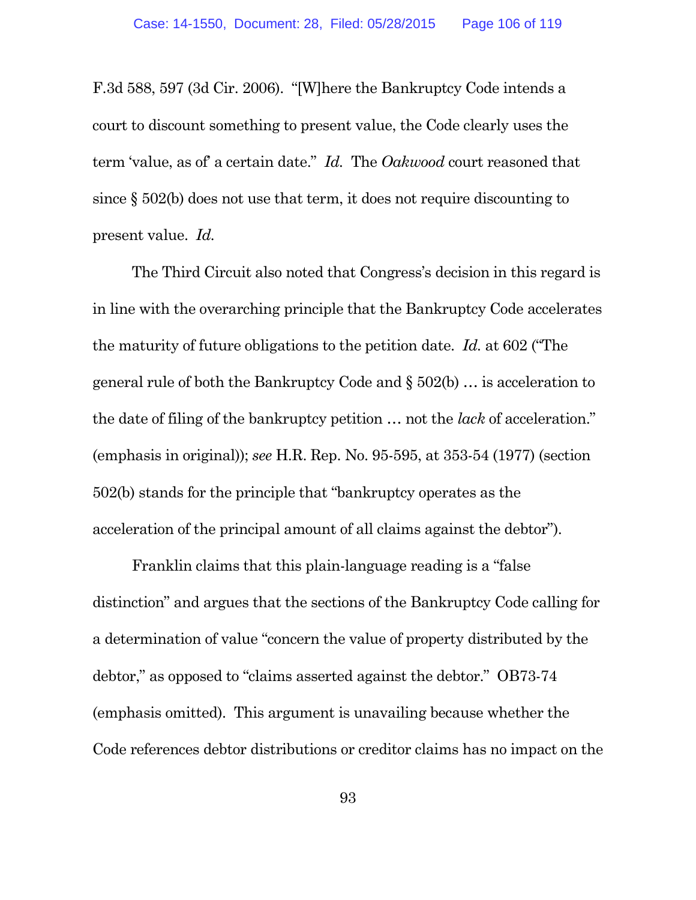F.3d 588, 597 (3d Cir. 2006). "[W]here the Bankruptcy Code intends a court to discount something to present value, the Code clearly uses the term 'value, as of' a certain date." *Id.* The *Oakwood* court reasoned that since § 502(b) does not use that term, it does not require discounting to present value. *Id.*

The Third Circuit also noted that Congress's decision in this regard is in line with the overarching principle that the Bankruptcy Code accelerates the maturity of future obligations to the petition date. *Id.* at 602 ("The general rule of both the Bankruptcy Code and § 502(b) … is acceleration to the date of filing of the bankruptcy petition … not the *lack* of acceleration." (emphasis in original)); *see* H.R. Rep. No. 95-595, at 353-54 (1977) (section 502(b) stands for the principle that "bankruptcy operates as the acceleration of the principal amount of all claims against the debtor").

Franklin claims that this plain-language reading is a "false distinction" and argues that the sections of the Bankruptcy Code calling for a determination of value "concern the value of property distributed by the debtor," as opposed to "claims asserted against the debtor." OB73-74 (emphasis omitted). This argument is unavailing because whether the Code references debtor distributions or creditor claims has no impact on the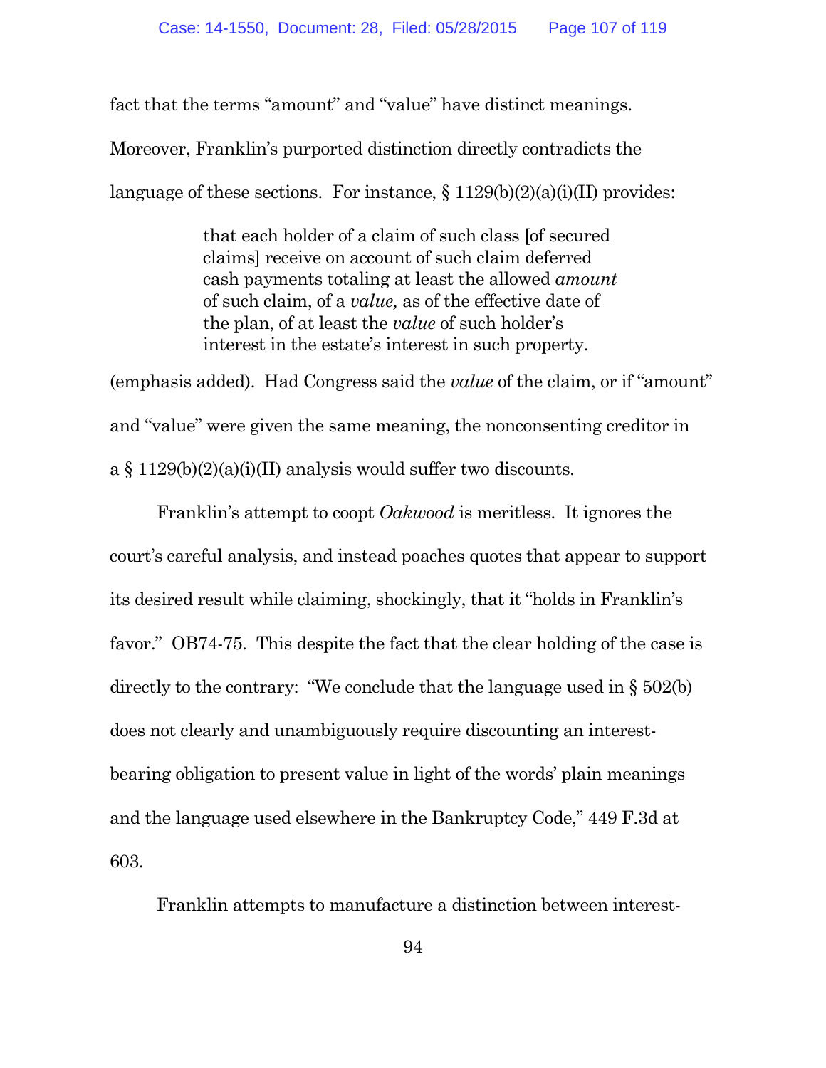fact that the terms "amount" and "value" have distinct meanings. Moreover, Franklin's purported distinction directly contradicts the language of these sections. For instance, § 1129(b)(2)(a)(i)(II) provides:

> that each holder of a claim of such class [of secured claims] receive on account of such claim deferred cash payments totaling at least the allowed *amount* of such claim, of a *value,* as of the effective date of the plan, of at least the *value* of such holder's interest in the estate's interest in such property.

(emphasis added). Had Congress said the *value* of the claim, or if "amount" and "value" were given the same meaning, the nonconsenting creditor in a § 1129(b)(2)(a)(i)(II) analysis would suffer two discounts.

Franklin's attempt to coopt *Oakwood* is meritless. It ignores the court's careful analysis, and instead poaches quotes that appear to support its desired result while claiming, shockingly, that it "holds in Franklin's favor." OB74-75. This despite the fact that the clear holding of the case is directly to the contrary: "We conclude that the language used in § 502(b) does not clearly and unambiguously require discounting an interest-bearing obligation to present value in light of the words' plain meanings and the language used elsewhere in the Bankruptcy Code," 449 F.3d at 603.

Franklin attempts to manufacture a distinction between interest-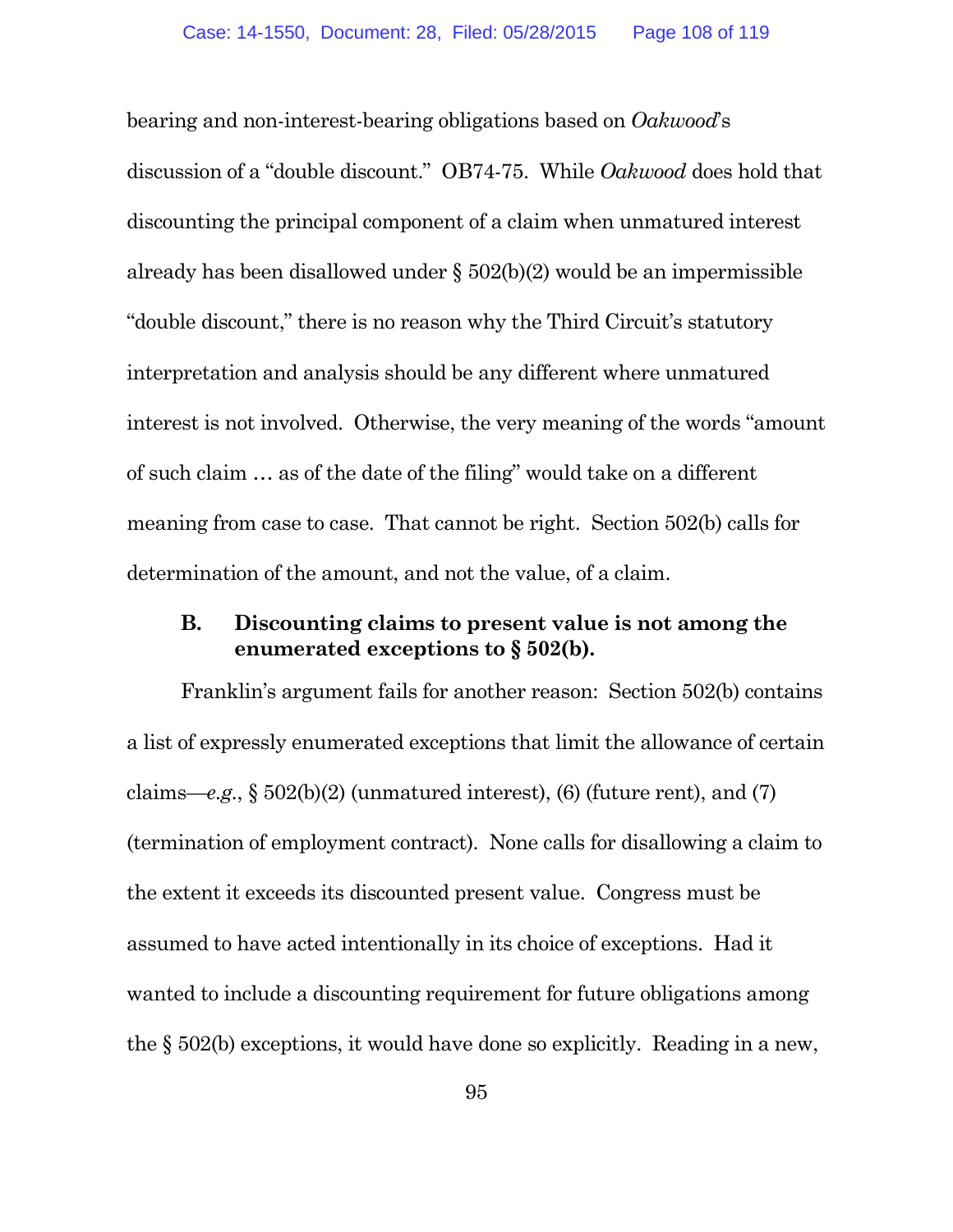bearing and non-interest-bearing obligations based on *Oakwood*'s discussion of a "double discount." OB74-75. While *Oakwood* does hold that discounting the principal component of a claim when unmatured interest already has been disallowed under § 502(b)(2) would be an impermissible "double discount," there is no reason why the Third Circuit's statutory interpretation and analysis should be any different where unmatured interest is not involved. Otherwise, the very meaning of the words "amount of such claim … as of the date of the filing" would take on a different meaning from case to case. That cannot be right. Section 502(b) calls for determination of the amount, and not the value, of a claim.

### B. Discounting claims to present value is not among the enumerated exceptions to § 502(b).

Franklin's argument fails for another reason: Section 502(b) contains a list of expressly enumerated exceptions that limit the allowance of certain claims—*e.g.*, § 502(b)(2) (unmatured interest), (6) (future rent), and (7) (termination of employment contract). None calls for disallowing a claim to the extent it exceeds its discounted present value. Congress must be assumed to have acted intentionally in its choice of exceptions. Had it wanted to include a discounting requirement for future obligations among the § 502(b) exceptions, it would have done so explicitly. Reading in a new,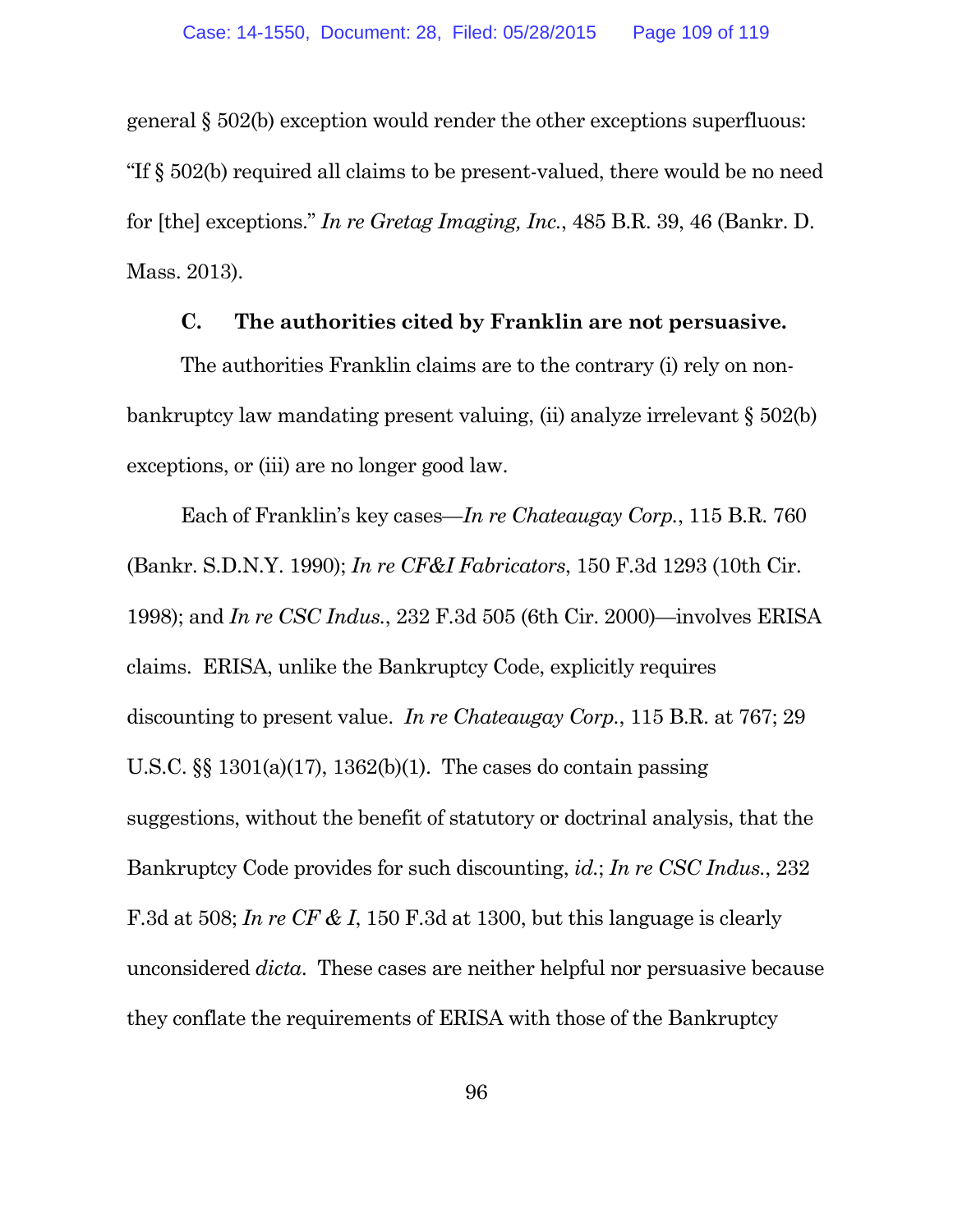general § 502(b) exception would render the other exceptions superfluous: "If § 502(b) required all claims to be present-valued, there would be no need for [the] exceptions." *In re Gretag Imaging, Inc.*, 485 B.R. 39, 46 (Bankr. D. Mass. 2013).

### C. The authorities cited by Franklin are not persuasive.

The authorities Franklin claims are to the contrary (i) rely on non-bankruptcy law mandating present valuing, (ii) analyze irrelevant § 502(b) exceptions, or (iii) are no longer good law.

Each of Franklin's key cases—*In re Chateaugay Corp.*, 115 B.R. 760 (Bankr. S.D.N.Y. 1990); *In re CF&I Fabricators*, 150 F.3d 1293 (10th Cir. 1998); and *In re CSC Indus.*, 232 F.3d 505 (6th Cir. 2000)—involves ERISA claims. ERISA, unlike the Bankruptcy Code, explicitly requires discounting to present value. *In re Chateaugay Corp.*, 115 B.R. at 767; 29 U.S.C. §§ 1301(a)(17), 1362(b)(1). The cases do contain passing suggestions, without the benefit of statutory or doctrinal analysis, that the Bankruptcy Code provides for such discounting, *id.*; *In re CSC Indus.*, 232 F.3d at 508; *In re CF & I*, 150 F.3d at 1300, but this language is clearly unconsidered *dicta*. These cases are neither helpful nor persuasive because they conflate the requirements of ERISA with those of the Bankruptcy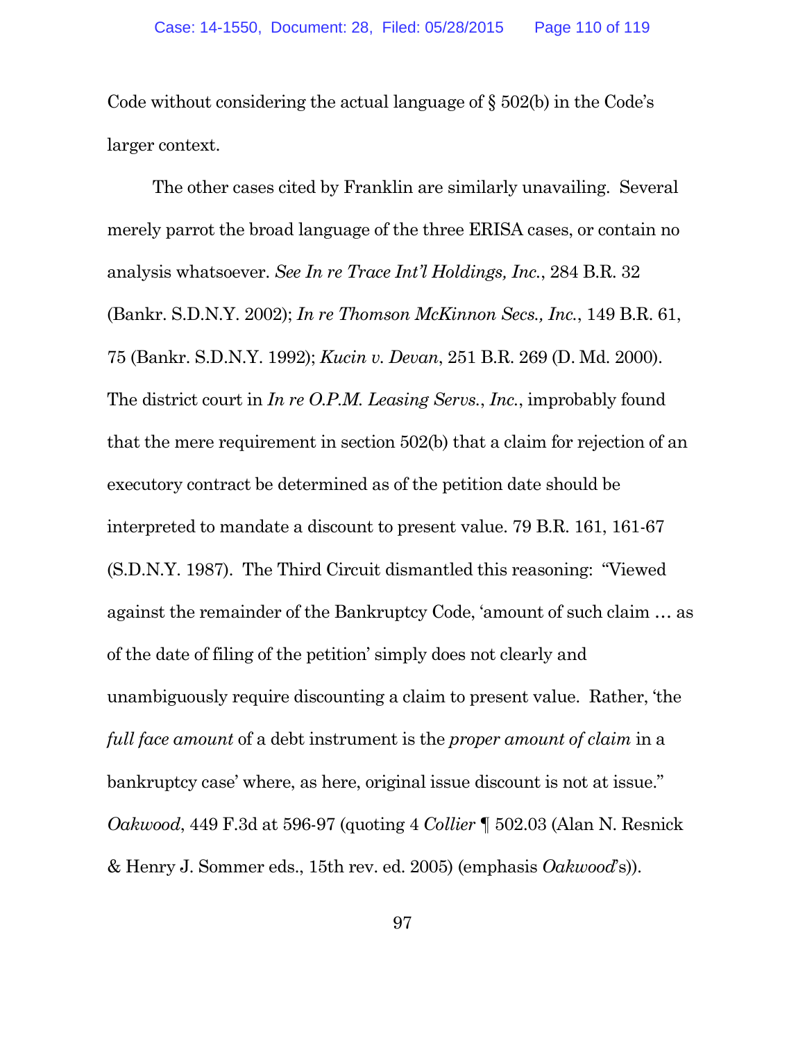Code without considering the actual language of § 502(b) in the Code's larger context.

The other cases cited by Franklin are similarly unavailing. Several merely parrot the broad language of the three ERISA cases, or contain no analysis whatsoever. *See In re Trace Int'l Holdings, Inc.*, 284 B.R. 32 (Bankr. S.D.N.Y. 2002); *In re Thomson McKinnon Secs., Inc.*, 149 B.R. 61, 75 (Bankr. S.D.N.Y. 1992); *Kucin v. Devan*, 251 B.R. 269 (D. Md. 2000). The district court in *In re O.P.M. Leasing Servs., Inc.*, improbably found that the mere requirement in section 502(b) that a claim for rejection of an executory contract be determined as of the petition date should be interpreted to mandate a discount to present value. 79 B.R. 161, 161-67 (S.D.N.Y. 1987). The Third Circuit dismantled this reasoning: "Viewed against the remainder of the Bankruptcy Code, 'amount of such claim … as of the date of filing of the petition' simply does not clearly and unambiguously require discounting a claim to present value. Rather, 'the *full face amount* of a debt instrument is the *proper amount of claim* in a bankruptcy case' where, as here, original issue discount is not at issue." *Oakwood*, 449 F.3d at 596-97 (quoting 4 *Collier* ¶ 502.03 (Alan N. Resnick & Henry J. Sommer eds., 15th rev. ed. 2005) (emphasis *Oakwood*'s)).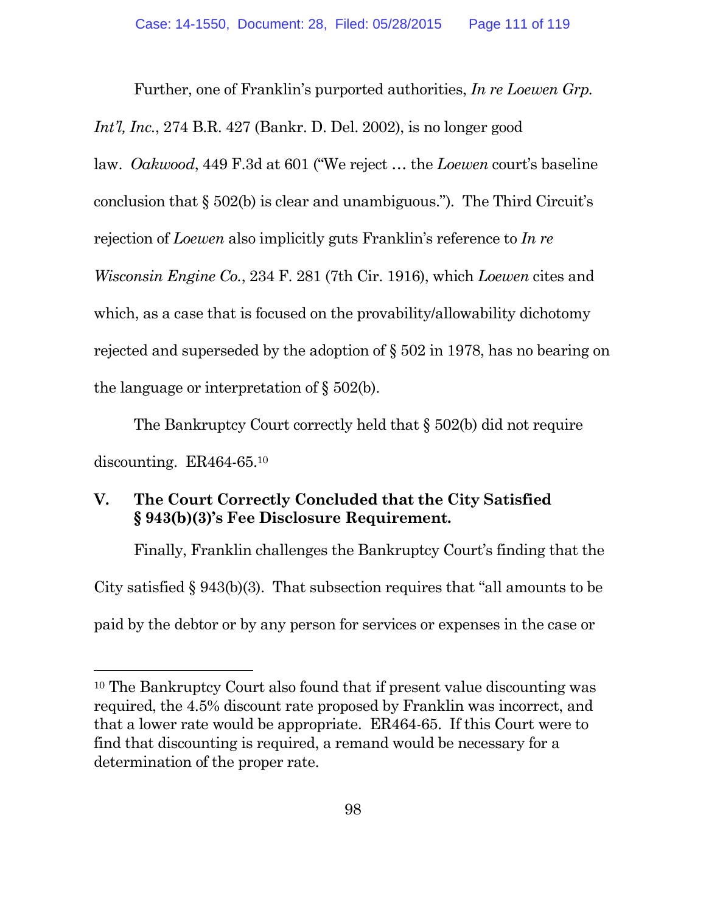Further, one of Franklin's purported authorities, *In re Loewen Grp. Int'l, Inc.*, 274 B.R. 427 (Bankr. D. Del. 2002), is no longer good law. *Oakwood*, 449 F.3d at 601 ("We reject … the *Loewen* court's baseline conclusion that § 502(b) is clear and unambiguous."). The Third Circuit's rejection of *Loewen* also implicitly guts Franklin's reference to *In re Wisconsin Engine Co.*, 234 F. 281 (7th Cir. 1916), which *Loewen* cites and which, as a case that is focused on the provability/allowability dichotomy rejected and superseded by the adoption of § 502 in 1978, has no bearing on the language or interpretation of § 502(b).

The Bankruptcy Court correctly held that § 502(b) did not require discounting. ER464-65.[10]

## V. The Court Correctly Concluded that the City Satisfied § 943(b)(3)'s Fee Disclosure Requirement.

Finally, Franklin challenges the Bankruptcy Court's finding that the City satisfied § 943(b)(3). That subsection requires that "all amounts to be paid by the debtor or by any person for services or expenses in the case or

---

[10] The Bankruptcy Court also found that if present value discounting was required, the 4.5% discount rate proposed by Franklin was incorrect, and that a lower rate would be appropriate. ER464-65. If this Court were to find that discounting is required, a remand would be necessary for a determination of the proper rate.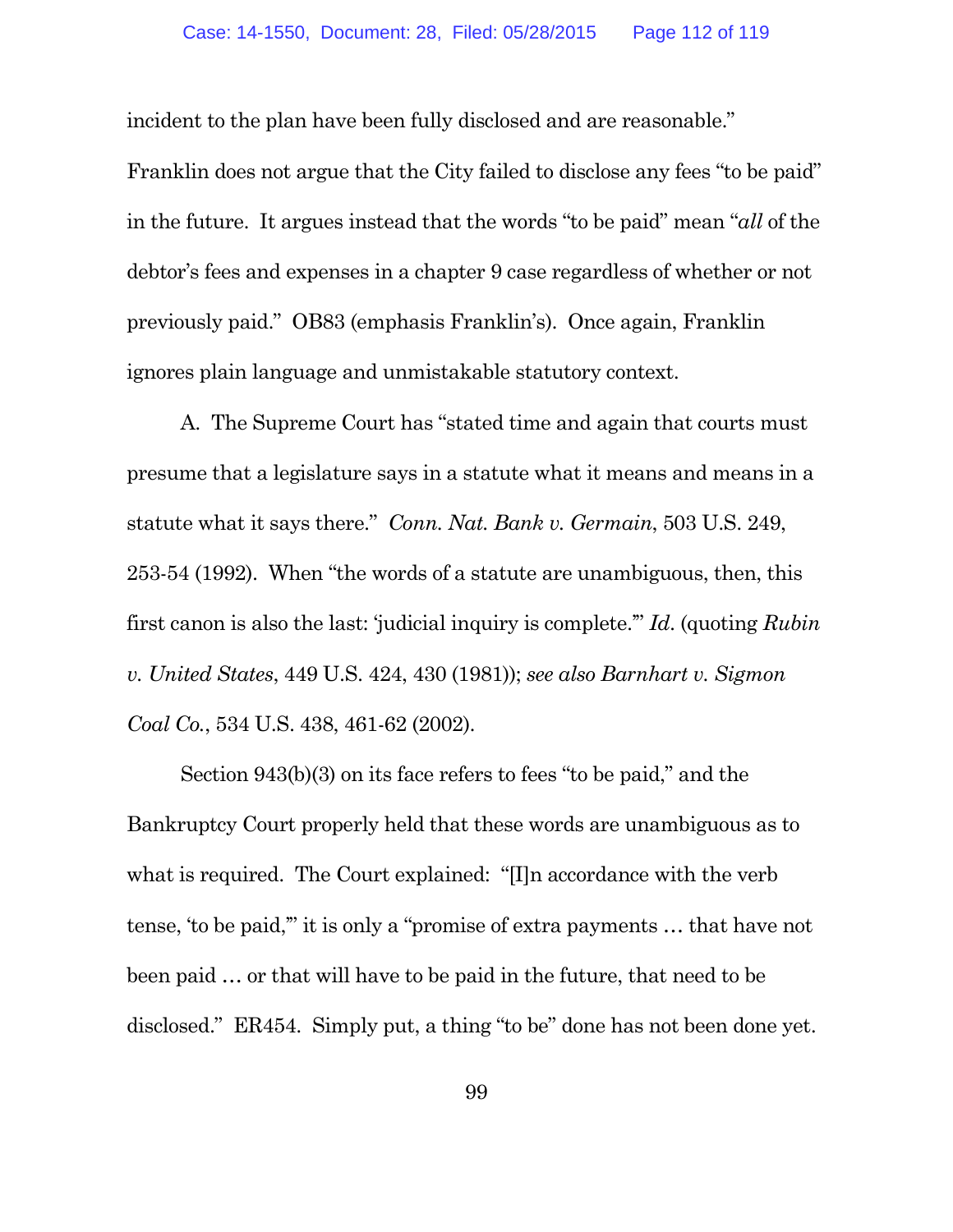incident to the plan have been fully disclosed and are reasonable." Franklin does not argue that the City failed to disclose any fees "to be paid" in the future. It argues instead that the words "to be paid" mean "*all* of the debtor's fees and expenses in a chapter 9 case regardless of whether or not previously paid." OB83 (emphasis Franklin's). Once again, Franklin ignores plain language and unmistakable statutory context.

A. The Supreme Court has "stated time and again that courts must presume that a legislature says in a statute what it means and means in a statute what it says there." *Conn. Nat. Bank v. Germain*, 503 U.S. 249, 253-54 (1992). When "the words of a statute are unambiguous, then, this first canon is also the last: 'judicial inquiry is complete.'" *Id.* (quoting *Rubin v. United States*, 449 U.S. 424, 430 (1981)); *see also Barnhart v. Sigmon Coal Co.*, 534 U.S. 438, 461-62 (2002).

Section 943(b)(3) on its face refers to fees "to be paid," and the Bankruptcy Court properly held that these words are unambiguous as to what is required. The Court explained: "[I]n accordance with the verb tense, 'to be paid,'" it is only a "promise of extra payments … that have not been paid … or that will have to be paid in the future, that need to be disclosed." ER454. Simply put, a thing "to be" done has not been done yet.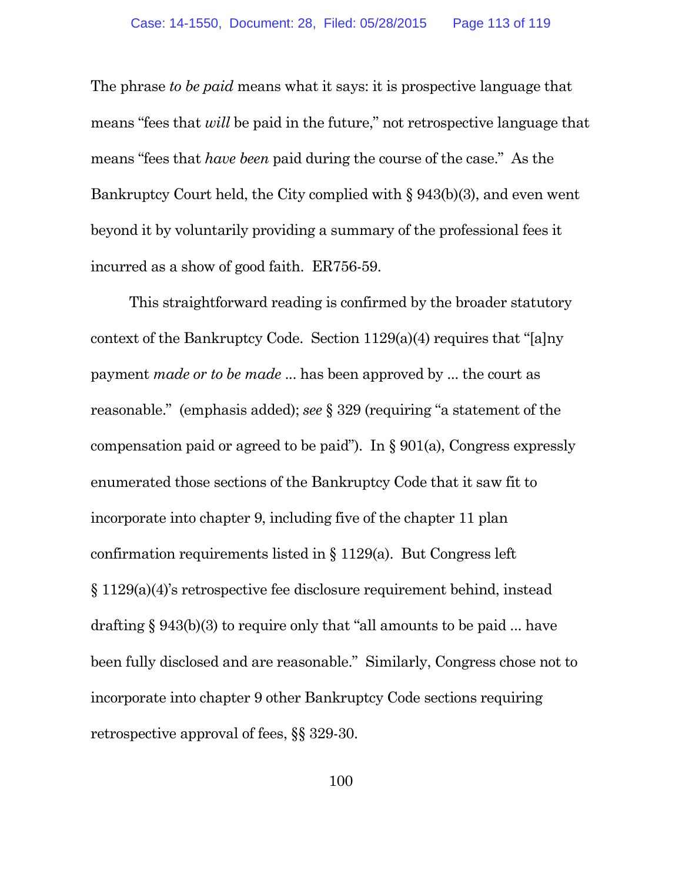The phrase *to be paid* means what it says: it is prospective language that means "fees that *will* be paid in the future," not retrospective language that means "fees that *have been* paid during the course of the case." As the Bankruptcy Court held, the City complied with § 943(b)(3), and even went beyond it by voluntarily providing a summary of the professional fees it incurred as a show of good faith. ER756-59.

This straightforward reading is confirmed by the broader statutory context of the Bankruptcy Code. Section 1129(a)(4) requires that "[a]ny payment *made or to be made* ... has been approved by ... the court as reasonable." (emphasis added); *see* § 329 (requiring "a statement of the compensation paid or agreed to be paid"). In § 901(a), Congress expressly enumerated those sections of the Bankruptcy Code that it saw fit to incorporate into chapter 9, including five of the chapter 11 plan confirmation requirements listed in § 1129(a). But Congress left § 1129(a)(4)'s retrospective fee disclosure requirement behind, instead drafting § 943(b)(3) to require only that "all amounts to be paid ... have been fully disclosed and are reasonable." Similarly, Congress chose not to incorporate into chapter 9 other Bankruptcy Code sections requiring retrospective approval of fees, §§ 329-30.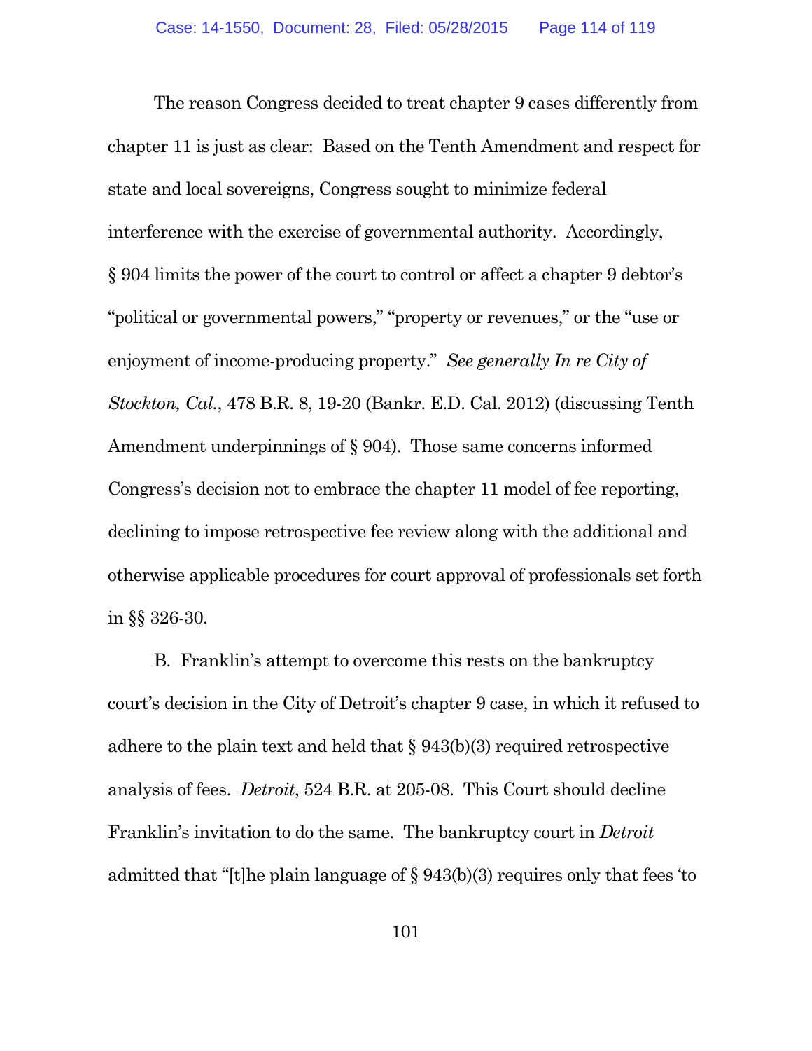The reason Congress decided to treat chapter 9 cases differently from chapter 11 is just as clear: Based on the Tenth Amendment and respect for state and local sovereigns, Congress sought to minimize federal interference with the exercise of governmental authority. Accordingly, § 904 limits the power of the court to control or affect a chapter 9 debtor's "political or governmental powers," "property or revenues," or the "use or enjoyment of income-producing property." *See generally In re City of Stockton, Cal.*, 478 B.R. 8, 19-20 (Bankr. E.D. Cal. 2012) (discussing Tenth Amendment underpinnings of § 904). Those same concerns informed Congress's decision not to embrace the chapter 11 model of fee reporting, declining to impose retrospective fee review along with the additional and otherwise applicable procedures for court approval of professionals set forth in §§ 326-30.

B. Franklin's attempt to overcome this rests on the bankruptcy court's decision in the City of Detroit's chapter 9 case, in which it refused to adhere to the plain text and held that § 943(b)(3) required retrospective analysis of fees. *Detroit*, 524 B.R. at 205-08. This Court should decline Franklin's invitation to do the same. The bankruptcy court in *Detroit* admitted that "[t]he plain language of § 943(b)(3) requires only that fees 'to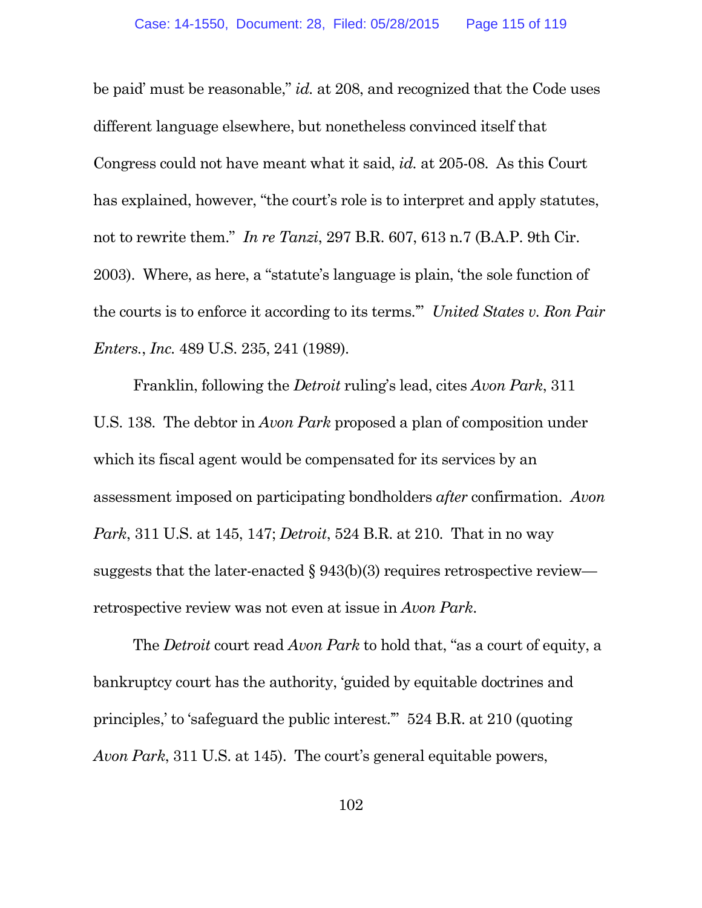be paid' must be reasonable," *id.* at 208, and recognized that the Code uses different language elsewhere, but nonetheless convinced itself that Congress could not have meant what it said, *id.* at 205-08. As this Court has explained, however, "the court's role is to interpret and apply statutes, not to rewrite them." *In re Tanzi*, 297 B.R. 607, 613 n.7 (B.A.P. 9th Cir. 2003). Where, as here, a "statute's language is plain, 'the sole function of the courts is to enforce it according to its terms.'" *United States v. Ron Pair Enters.*, *Inc.* 489 U.S. 235, 241 (1989).

Franklin, following the *Detroit* ruling's lead, cites *Avon Park*, 311 U.S. 138. The debtor in *Avon Park* proposed a plan of composition under which its fiscal agent would be compensated for its services by an assessment imposed on participating bondholders *after* confirmation. *Avon Park*, 311 U.S. at 145, 147; *Detroit*, 524 B.R. at 210. That in no way suggests that the later-enacted § 943(b)(3) requires retrospective review—retrospective review was not even at issue in *Avon Park*.

The *Detroit* court read *Avon Park* to hold that, "as a court of equity, a bankruptcy court has the authority, 'guided by equitable doctrines and principles,' to 'safeguard the public interest.'" 524 B.R. at 210 (quoting *Avon Park*, 311 U.S. at 145). The court's general equitable powers,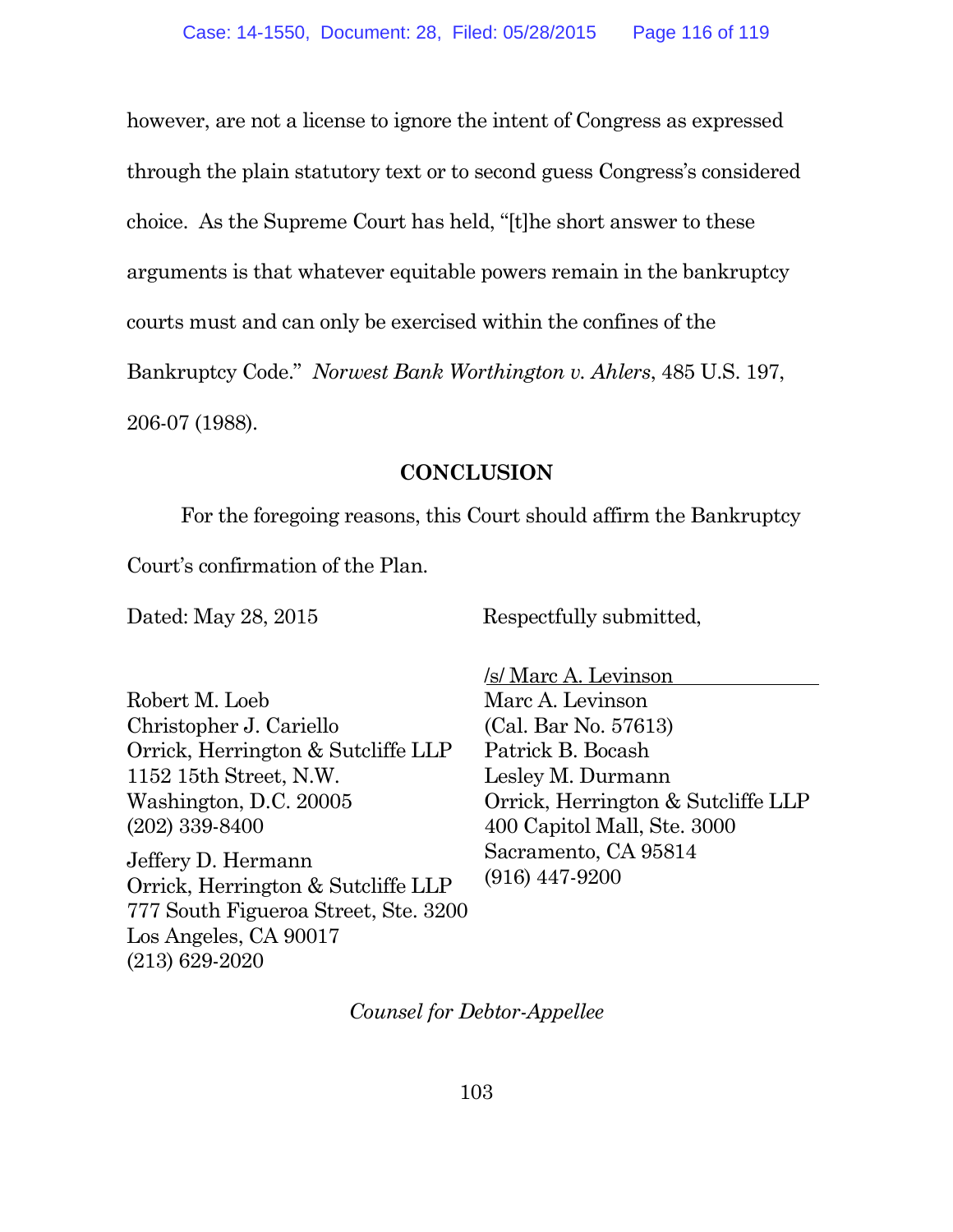however, are not a license to ignore the intent of Congress as expressed through the plain statutory text or to second guess Congress's considered choice. As the Supreme Court has held, "[t]he short answer to these arguments is that whatever equitable powers remain in the bankruptcy courts must and can only be exercised within the confines of the Bankruptcy Code." *Norwest Bank Worthington v. Ahlers*, 485 U.S. 197, 206-07 (1988).

## CONCLUSION

For the foregoing reasons, this Court should affirm the Bankruptcy Court's confirmation of the Plan.

Dated: May 28, 2015

Respectfully submitted,

/s/ Marc A. Levinson
Marc A. Levinson
(Cal. Bar No. 57613)
Patrick B. Bocash
Lesley M. Durmann
Orrick, Herrington & Sutcliffe LLP
400 Capitol Mall, Ste. 3000
Sacramento, CA 95814
(916) 447-9200

Robert M. Loeb
Christopher J. Cariello
Orrick, Herrington & Sutcliffe LLP
1152 15th Street, N.W.
Washington, D.C. 20005
(202) 339-8400

Jeffery D. Hermann
Orrick, Herrington & Sutcliffe LLP
777 South Figueroa Street, Ste. 3200
Los Angeles, CA 90017
(213) 629-2020

*Counsel for Debtor-Appellee*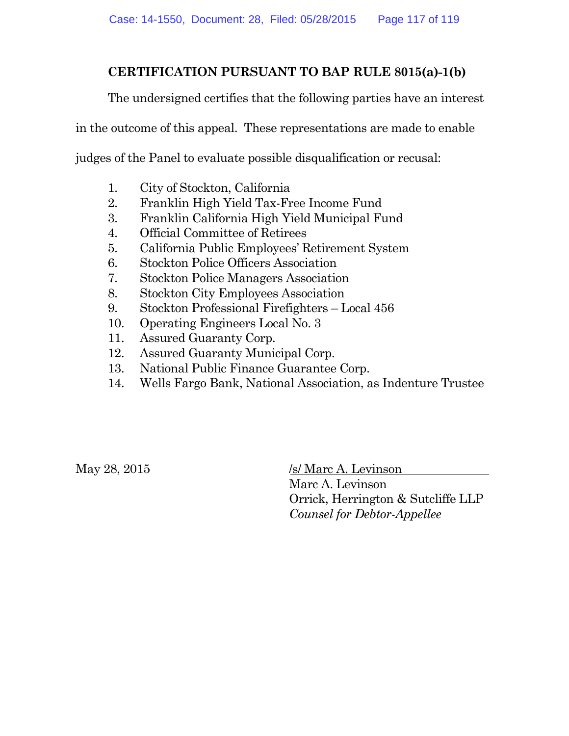## CERTIFICATION PURSUANT TO BAP RULE 8015(a)-1(b)

The undersigned certifies that the following parties have an interest in the outcome of this appeal. These representations are made to enable judges of the Panel to evaluate possible disqualification or recusal:

1. City of Stockton, California
2. Franklin High Yield Tax-Free Income Fund
3. Franklin California High Yield Municipal Fund
4. Official Committee of Retirees
5. California Public Employees' Retirement System
6. Stockton Police Officers Association
7. Stockton Police Managers Association
8. Stockton City Employees Association
9. Stockton Professional Firefighters – Local 456
10. Operating Engineers Local No. 3
11. Assured Guaranty Corp.
12. Assured Guaranty Municipal Corp.
13. National Public Finance Guarantee Corp.
14. Wells Fargo Bank, National Association, as Indenture Trustee

May 28, 2015

/s/ Marc A. Levinson
Marc A. Levinson
Orrick, Herrington & Sutcliffe LLP
*Counsel for Debtor-Appellee*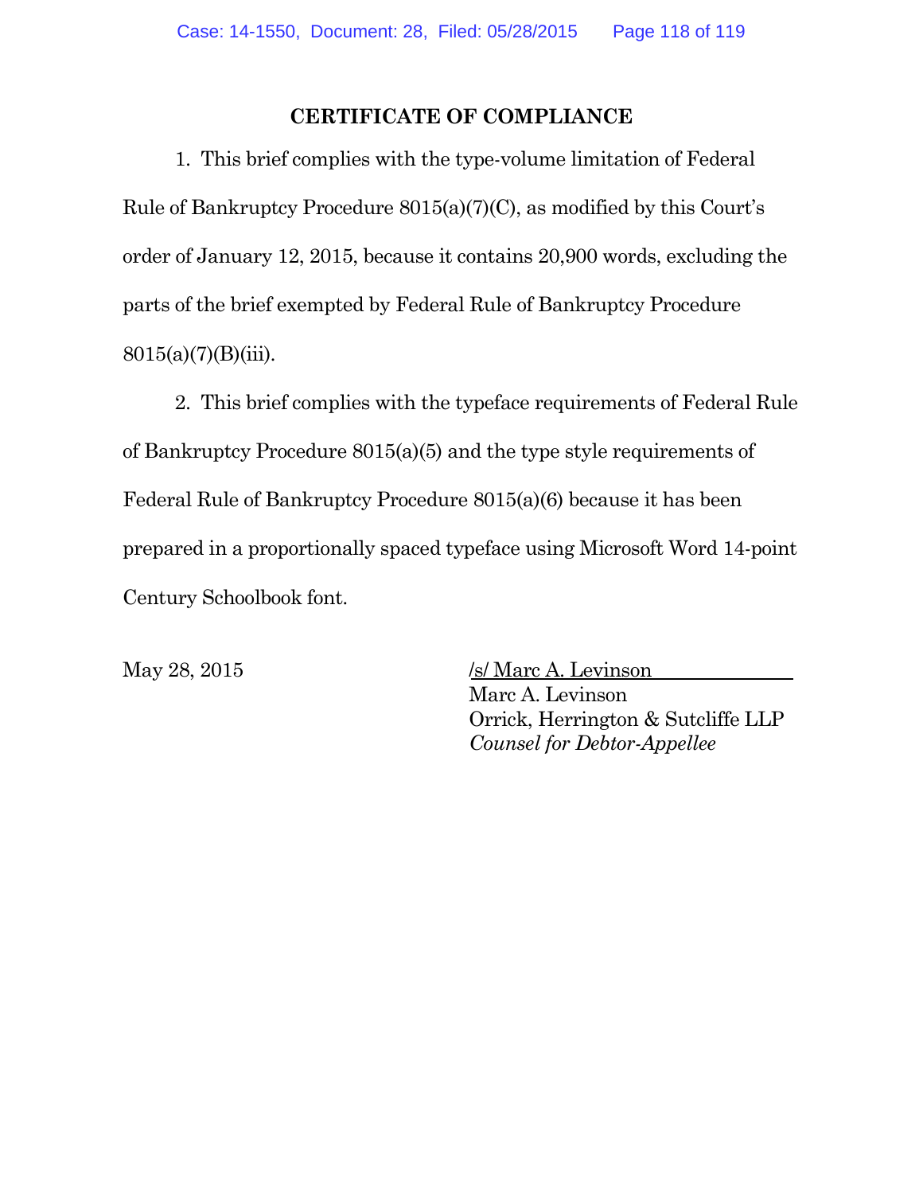## CERTIFICATE OF COMPLIANCE

1. This brief complies with the type-volume limitation of Federal Rule of Bankruptcy Procedure 8015(a)(7)(C), as modified by this Court's order of January 12, 2015, because it contains 20,900 words, excluding the parts of the brief exempted by Federal Rule of Bankruptcy Procedure 8015(a)(7)(B)(iii).

2. This brief complies with the typeface requirements of Federal Rule of Bankruptcy Procedure 8015(a)(5) and the type style requirements of Federal Rule of Bankruptcy Procedure 8015(a)(6) because it has been prepared in a proportionally spaced typeface using Microsoft Word 14-point Century Schoolbook font.

May 28, 2015

/s/ Marc A. Levinson
Marc A. Levinson
Orrick, Herrington & Sutcliffe LLP
*Counsel for Debtor-Appellee*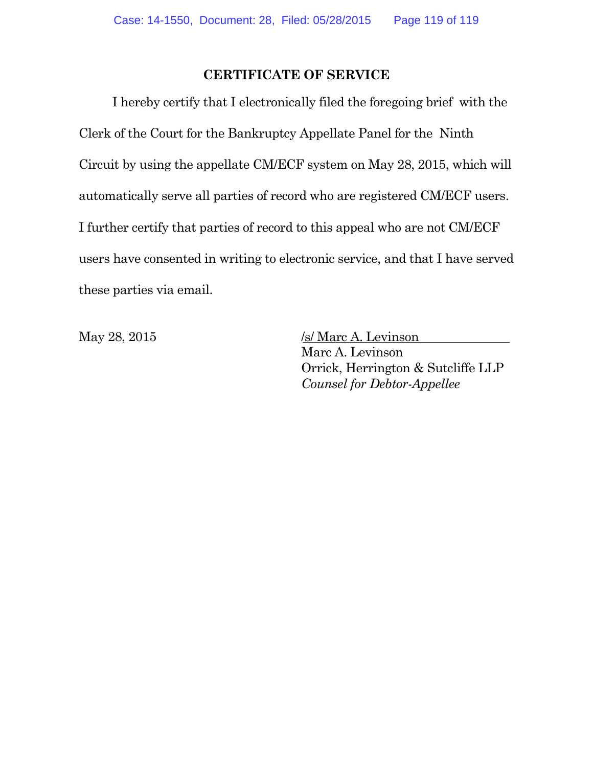## CERTIFICATE OF SERVICE

I hereby certify that I electronically filed the foregoing brief with the Clerk of the Court for the Bankruptcy Appellate Panel for the Ninth Circuit by using the appellate CM/ECF system on May 28, 2015, which will automatically serve all parties of record who are registered CM/ECF users. I further certify that parties of record to this appeal who are not CM/ECF users have consented in writing to electronic service, and that I have served these parties via email.

May 28, 2015

/s/ Marc A. Levinson
Marc A. Levinson
Orrick, Herrington & Sutcliffe LLP
*Counsel for Debtor-Appellee*